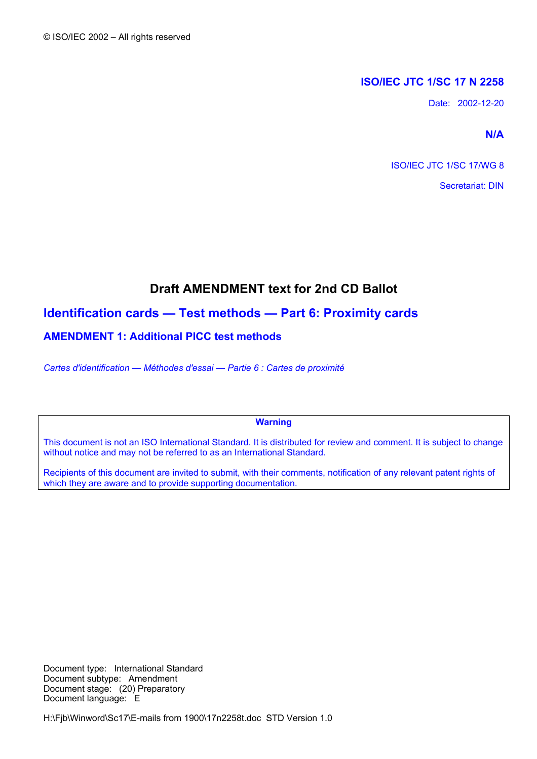© ISO/IEC 2002 – All rights reserved

**ISO/IEC JTC 1/SC 17 N 2258**

Date: 2002-12-20

**N/A**

ISO/IEC JTC 1/SC 17/WG 8

Secretariat: DIN

# Draft AMENDMENT text for 2nd CD Ballot

## Identification cards — Test methods — Part 6: Proximity cards

### AMENDMENT 1: Additional PICC test methods

*Cartes d'identification — Méthodes d'essai — Partie 6 : Cartes de proximité*

**Warning**

This document is not an ISO International Standard. It is distributed for review and comment. It is subject to change without notice and may not be referred to as an International Standard.

Recipients of this document are invited to submit, with their comments, notification of any relevant patent rights of which they are aware and to provide supporting documentation.

Document type: International Standard
Document subtype: Amendment
Document stage: (20) Preparatory
Document language: E

H:\Fjb\Winword\Sc17\E-mails from 1900\17n2258t.doc STD Version 1.0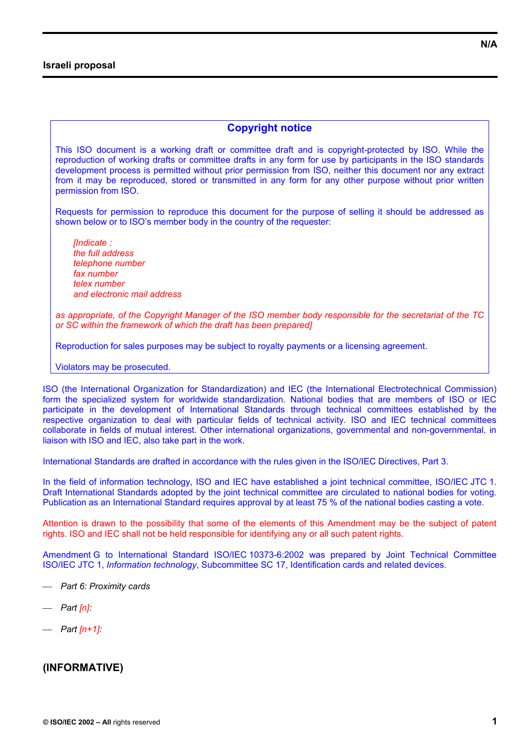**Israeli proposal**

**N/A**

## Copyright notice

This ISO document is a working draft or committee draft and is copyright-protected by ISO. While the reproduction of working drafts or committee drafts in any form for use by participants in the ISO standards development process is permitted without prior permission from ISO, neither this document nor any extract from it may be reproduced, stored or transmitted in any form for any other purpose without prior written permission from ISO.

Requests for permission to reproduce this document for the purpose of selling it should be addressed as shown below or to ISO's member body in the country of the requester:

*[Indicate :*
*the full address*
*telephone number*
*fax number*
*telex number*
*and electronic mail address*

*as appropriate, of the Copyright Manager of the ISO member body responsible for the secretariat of the TC or SC within the framework of which the draft has been prepared]*

Reproduction for sales purposes may be subject to royalty payments or a licensing agreement.

Violators may be prosecuted.

ISO (the International Organization for Standardization) and IEC (the International Electrotechnical Commission) form the specialized system for worldwide standardization. National bodies that are members of ISO or IEC participate in the development of International Standards through technical committees established by the respective organization to deal with particular fields of technical activity. ISO and IEC technical committees collaborate in fields of mutual interest. Other international organizations, governmental and non-governmental, in liaison with ISO and IEC, also take part in the work.

International Standards are drafted in accordance with the rules given in the ISO/IEC Directives, Part 3.

In the field of information technology, ISO and IEC have established a joint technical committee, ISO/IEC JTC 1. Draft International Standards adopted by the joint technical committee are circulated to national bodies for voting. Publication as an International Standard requires approval by at least 75 % of the national bodies casting a vote.

Attention is drawn to the possibility that some of the elements of this Amendment may be the subject of patent rights. ISO and IEC shall not be held responsible for identifying any or all such patent rights.

Amendment G to International Standard ISO/IEC 10373-6:2002 was prepared by Joint Technical Committee ISO/IEC JTC 1, *Information technology*, Subcommittee SC 17, Identification cards and related devices.

- *Part 6: Proximity cards*
- *Part [n]:*
- *Part [n+1]:*

**(INFORMATIVE)**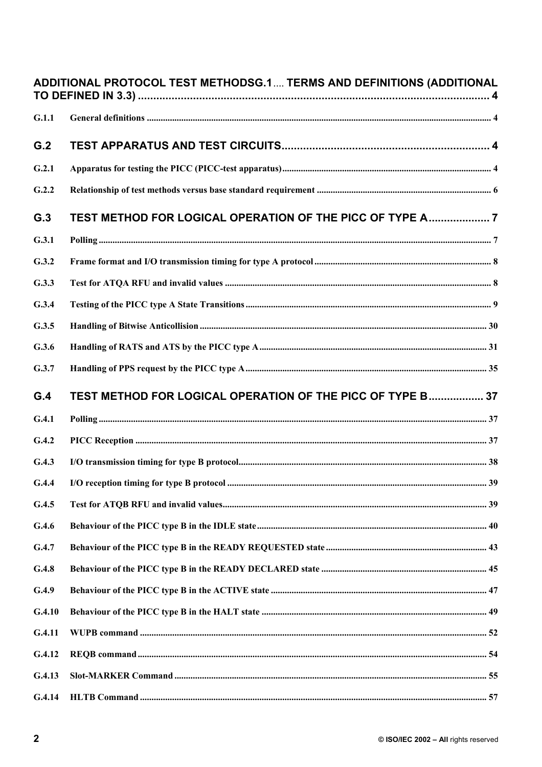ADDITIONAL PROTOCOL TEST METHODSG.1 .... TERMS AND DEFINITIONS (ADDITIONAL TO DEFINED IN 3.3) .................................................................................................................... 4

G.1.1 General definitions .................................................................................................................................... 4

G.2 TEST APPARATUS AND TEST CIRCUITS ..................................................................... 4

G.2.1 Apparatus for testing the PICC (PICC-test apparatus) .......................................................................... 4

G.2.2 Relationship of test methods versus base standard requirement ........................................................... 6

G.3 TEST METHOD FOR LOGICAL OPERATION OF THE PICC OF TYPE A .................... 7

G.3.1 Polling ........................................................................................................................................................ 7

G.3.2 Frame format and I/O transmission timing for type A protocol ............................................................ 8

G.3.3 Test for ATQA RFU and invalid values ................................................................................................... 8

G.3.4 Testing of the PICC type A State Transitions .......................................................................................... 9

G.3.5 Handling of Bitwise Anticollision ........................................................................................................... 30

G.3.6 Handling of RATS and ATS by the PICC type A .................................................................................. 31

G.3.7 Handling of PPS request by the PICC type A ........................................................................................ 35

G.4 TEST METHOD FOR LOGICAL OPERATION OF THE PICC OF TYPE B .................. 37

G.4.1 Polling ...................................................................................................................................................... 37

G.4.2 PICC Reception ....................................................................................................................................... 37

G.4.3 I/O transmission timing for type B protocol ........................................................................................... 38

G.4.4 I/O reception timing for type B protocol ................................................................................................ 39

G.4.5 Test for ATQB RFU and invalid values .................................................................................................. 39

G.4.6 Behaviour of the PICC type B in the IDLE state ................................................................................... 40

G.4.7 Behaviour of the PICC type B in the READY REQUESTED state ..................................................... 43

G.4.8 Behaviour of the PICC type B in the READY DECLARED state ........................................................ 45

G.4.9 Behaviour of the PICC type B in the ACTIVE state ............................................................................. 47

G.4.10 Behaviour of the PICC type B in the HALT state ................................................................................. 49

G.4.11 WUPB command .................................................................................................................................... 52

G.4.12 REQB command ..................................................................................................................................... 54

G.4.13 Slot-MARKER Command ...................................................................................................................... 55

G.4.14 HLTB Command .................................................................................................................................... 57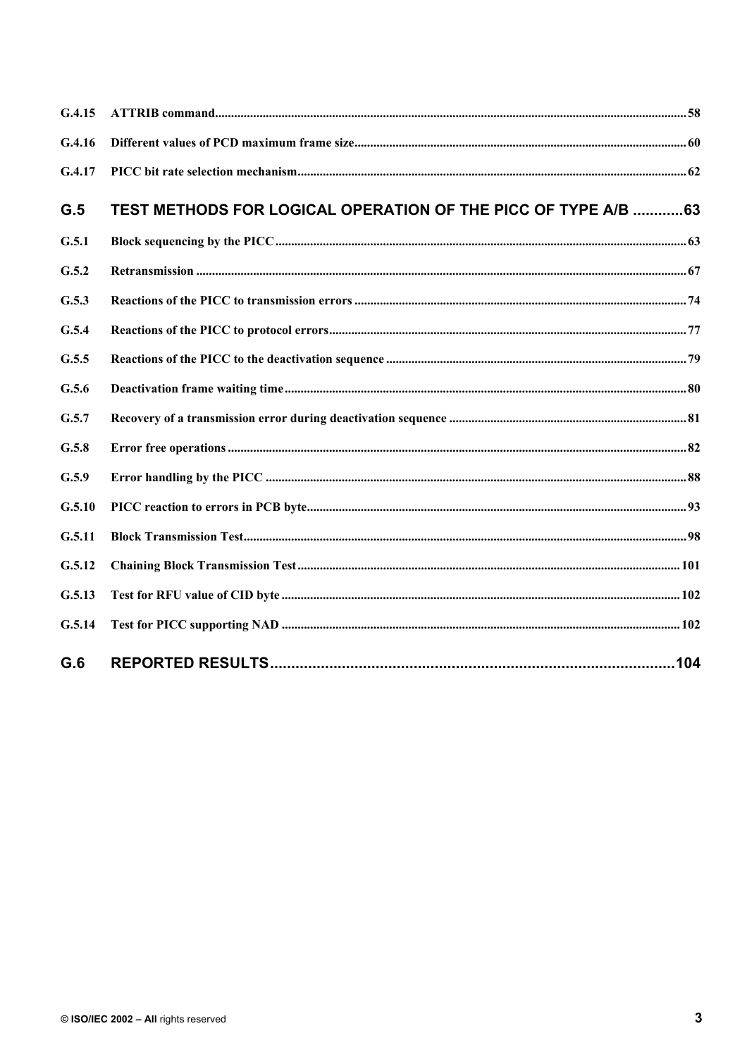G.4.15 ATTRIB command.......................................................................................................................................58

G.4.16 Different values of PCD maximum frame size........................................................................................................60

G.4.17 PICC bit rate selection mechanism...........................................................................................................................62

**G.5 TEST METHODS FOR LOGICAL OPERATION OF THE PICC OF TYPE A/B ............63**

G.5.1 Block sequencing by the PICC.................................................................................................................................63

G.5.2 Retransmission ..........................................................................................................................................................67

G.5.3 Reactions of the PICC to transmission errors .........................................................................................................74

G.5.4 Reactions of the PICC to protocol errors.................................................................................................................77

G.5.5 Reactions of the PICC to the deactivation sequence ...............................................................................................79

G.5.6 Deactivation frame waiting time..............................................................................................................................80

G.5.7 Recovery of a transmission error during deactivation sequence ...........................................................................81

G.5.8 Error free operations ................................................................................................................................................82

G.5.9 Error handling by the PICC ....................................................................................................................................88

G.5.10 PICC reaction to errors in PCB byte.......................................................................................................................93

G.5.11 Block Transmission Test...........................................................................................................................................98

G.5.12 Chaining Block Transmission Test........................................................................................................................101

G.5.13 Test for RFU value of CID byte .............................................................................................................................102

G.5.14 Test for PICC supporting NAD .............................................................................................................................102

**G.6 REPORTED RESULTS...............................................................................................104**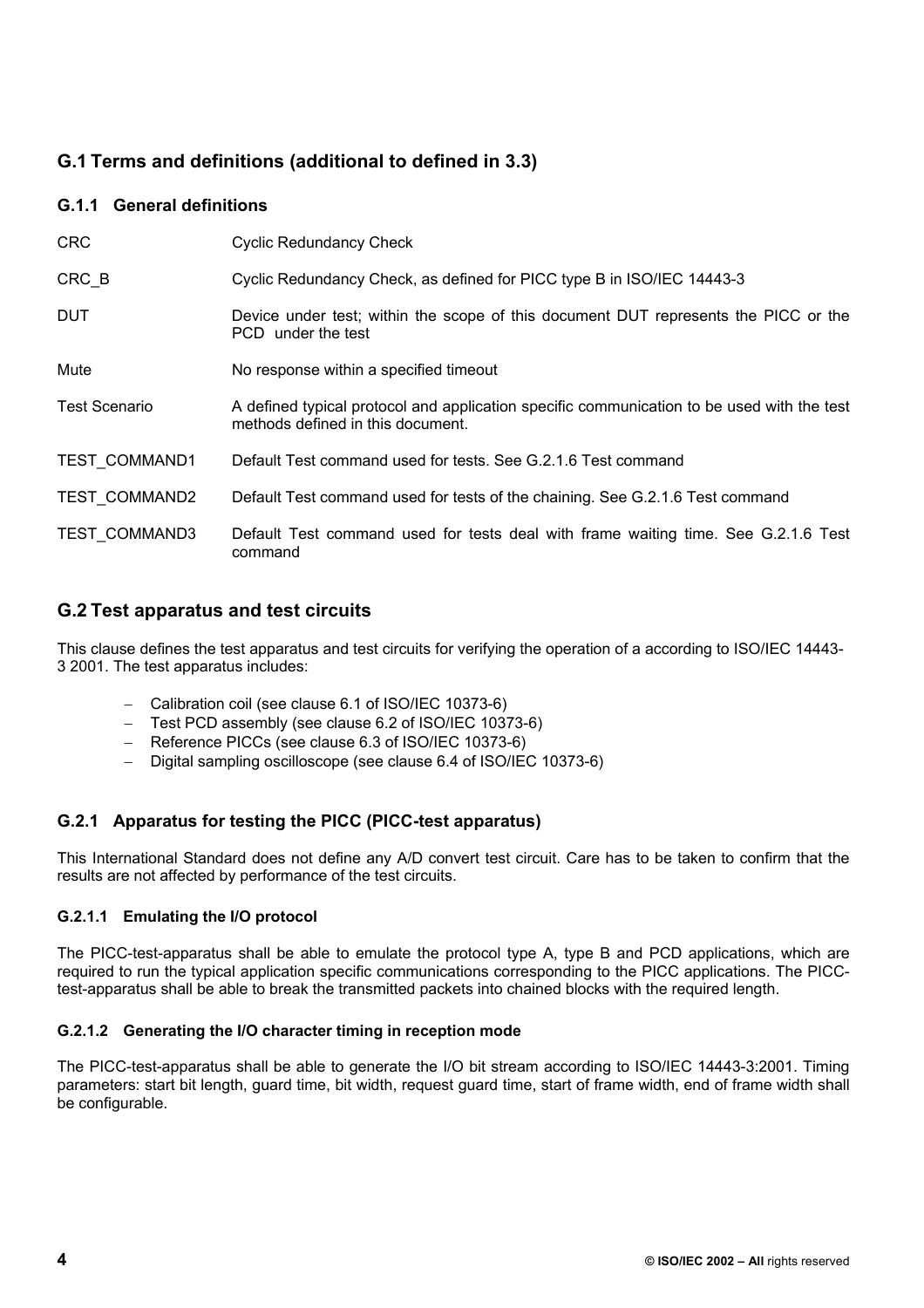## G.1 Terms and definitions (additional to defined in 3.3)

### G.1.1 General definitions

| | |
|---|---|
| CRC | Cyclic Redundancy Check |
| CRC_B | Cyclic Redundancy Check, as defined for PICC type B in ISO/IEC 14443-3 |
| DUT | Device under test; within the scope of this document DUT represents the PICC or the PCD under the test |
| Mute | No response within a specified timeout |
| Test Scenario | A defined typical protocol and application specific communication to be used with the test methods defined in this document. |
| TEST_COMMAND1 | Default Test command used for tests. See G.2.1.6 Test command |
| TEST_COMMAND2 | Default Test command used for tests of the chaining. See G.2.1.6 Test command |
| TEST_COMMAND3 | Default Test command used for tests deal with frame waiting time. See G.2.1.6 Test command |

## G.2 Test apparatus and test circuits

This clause defines the test apparatus and test circuits for verifying the operation of a according to ISO/IEC 14443-3 2001. The test apparatus includes:

- Calibration coil (see clause 6.1 of ISO/IEC 10373-6)
- Test PCD assembly (see clause 6.2 of ISO/IEC 10373-6)
- Reference PICCs (see clause 6.3 of ISO/IEC 10373-6)
- Digital sampling oscilloscope (see clause 6.4 of ISO/IEC 10373-6)

### G.2.1 Apparatus for testing the PICC (PICC-test apparatus)

This International Standard does not define any A/D convert test circuit. Care has to be taken to confirm that the results are not affected by performance of the test circuits.

#### G.2.1.1 Emulating the I/O protocol

The PICC-test-apparatus shall be able to emulate the protocol type A, type B and PCD applications, which are required to run the typical application specific communications corresponding to the PICC applications. The PICC-test-apparatus shall be able to break the transmitted packets into chained blocks with the required length.

#### G.2.1.2 Generating the I/O character timing in reception mode

The PICC-test-apparatus shall be able to generate the I/O bit stream according to ISO/IEC 14443-3:2001. Timing parameters: start bit length, guard time, bit width, request guard time, start of frame width, end of frame width shall be configurable.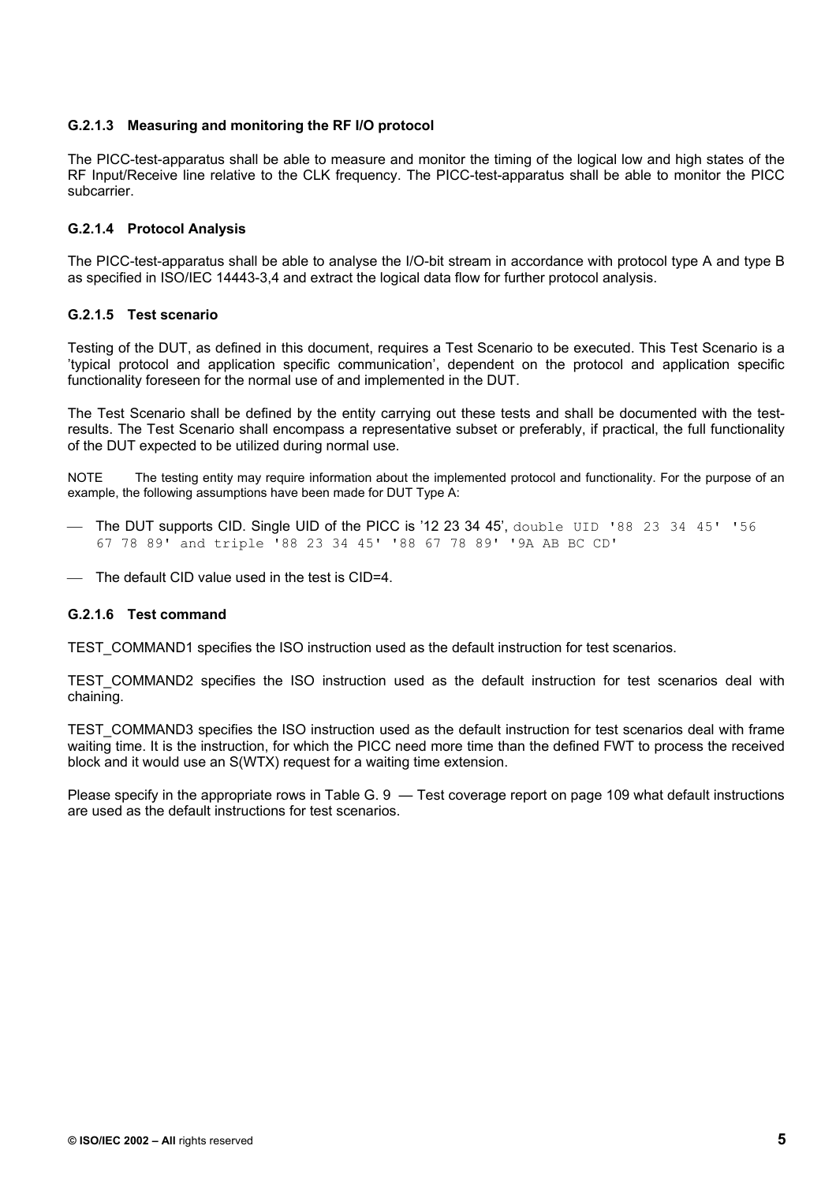#### G.2.1.3 Measuring and monitoring the RF I/O protocol

The PICC-test-apparatus shall be able to measure and monitor the timing of the logical low and high states of the RF Input/Receive line relative to the CLK frequency. The PICC-test-apparatus shall be able to monitor the PICC subcarrier.

#### G.2.1.4 Protocol Analysis

The PICC-test-apparatus shall be able to analyse the I/O-bit stream in accordance with protocol type A and type B as specified in ISO/IEC 14443-3,4 and extract the logical data flow for further protocol analysis.

#### G.2.1.5 Test scenario

Testing of the DUT, as defined in this document, requires a Test Scenario to be executed. This Test Scenario is a 'typical protocol and application specific communication', dependent on the protocol and application specific functionality foreseen for the normal use of and implemented in the DUT.

The Test Scenario shall be defined by the entity carrying out these tests and shall be documented with the test-results. The Test Scenario shall encompass a representative subset or preferably, if practical, the full functionality of the DUT expected to be utilized during normal use.

NOTE The testing entity may require information about the implemented protocol and functionality. For the purpose of an example, the following assumptions have been made for DUT Type A:

- The DUT supports CID. Single UID of the PICC is '12 23 34 45', double UID '88 23 34 45' '56 67 78 89' and triple '88 23 34 45' '88 67 78 89' '9A AB BC CD'
- The default CID value used in the test is CID=4.

#### G.2.1.6 Test command

TEST_COMMAND1 specifies the ISO instruction used as the default instruction for test scenarios.

TEST_COMMAND2 specifies the ISO instruction used as the default instruction for test scenarios deal with chaining.

TEST_COMMAND3 specifies the ISO instruction used as the default instruction for test scenarios deal with frame waiting time. It is the instruction, for which the PICC need more time than the defined FWT to process the received block and it would use an S(WTX) request for a waiting time extension.

Please specify in the appropriate rows in Table G. 9 — Test coverage report on page 109 what default instructions are used as the default instructions for test scenarios.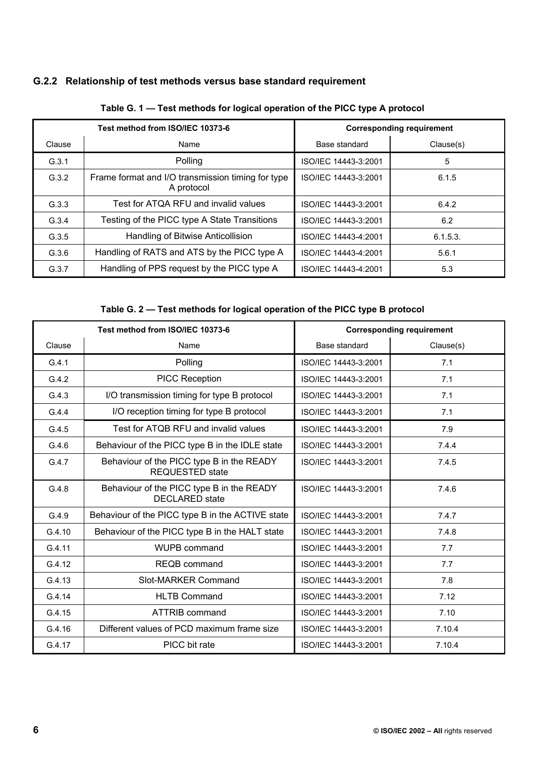### G.2.2 Relationship of test methods versus base standard requirement

**Table G. 1 — Test methods for logical operation of the PICC type A protocol**

| Test method from ISO/IEC 10373-6 | | Corresponding requirement | |
|---|---|---|---|
| Clause | Name | Base standard | Clause(s) |
| G.3.1 | Polling | ISO/IEC 14443-3:2001 | 5 |
| G.3.2 | Frame format and I/O transmission timing for type A protocol | ISO/IEC 14443-3:2001 | 6.1.5 |
| G.3.3 | Test for ATQA RFU and invalid values | ISO/IEC 14443-3:2001 | 6.4.2 |
| G.3.4 | Testing of the PICC type A State Transitions | ISO/IEC 14443-3:2001 | 6.2 |
| G.3.5 | Handling of Bitwise Anticollision | ISO/IEC 14443-4:2001 | 6.1.5.3. |
| G.3.6 | Handling of RATS and ATS by the PICC type A | ISO/IEC 14443-4:2001 | 5.6.1 |
| G.3.7 | Handling of PPS request by the PICC type A | ISO/IEC 14443-4:2001 | 5.3 |

**Table G. 2 — Test methods for logical operation of the PICC type B protocol**

| Test method from ISO/IEC 10373-6 | | Corresponding requirement | |
|---|---|---|---|
| Clause | Name | Base standard | Clause(s) |
| G.4.1 | Polling | ISO/IEC 14443-3:2001 | 7.1 |
| G.4.2 | PICC Reception | ISO/IEC 14443-3:2001 | 7.1 |
| G.4.3 | I/O transmission timing for type B protocol | ISO/IEC 14443-3:2001 | 7.1 |
| G.4.4 | I/O reception timing for type B protocol | ISO/IEC 14443-3:2001 | 7.1 |
| G.4.5 | Test for ATQB RFU and invalid values | ISO/IEC 14443-3:2001 | 7.9 |
| G.4.6 | Behaviour of the PICC type B in the IDLE state | ISO/IEC 14443-3:2001 | 7.4.4 |
| G.4.7 | Behaviour of the PICC type B in the READY REQUESTED state | ISO/IEC 14443-3:2001 | 7.4.5 |
| G.4.8 | Behaviour of the PICC type B in the READY DECLARED state | ISO/IEC 14443-3:2001 | 7.4.6 |
| G.4.9 | Behaviour of the PICC type B in the ACTIVE state | ISO/IEC 14443-3:2001 | 7.4.7 |
| G.4.10 | Behaviour of the PICC type B in the HALT state | ISO/IEC 14443-3:2001 | 7.4.8 |
| G.4.11 | WUPB command | ISO/IEC 14443-3:2001 | 7.7 |
| G.4.12 | REQB command | ISO/IEC 14443-3:2001 | 7.7 |
| G.4.13 | Slot-MARKER Command | ISO/IEC 14443-3:2001 | 7.8 |
| G.4.14 | HLTB Command | ISO/IEC 14443-3:2001 | 7.12 |
| G.4.15 | ATTRIB command | ISO/IEC 14443-3:2001 | 7.10 |
| G.4.16 | Different values of PCD maximum frame size | ISO/IEC 14443-3:2001 | 7.10.4 |
| G.4.17 | PICC bit rate | ISO/IEC 14443-3:2001 | 7.10.4 |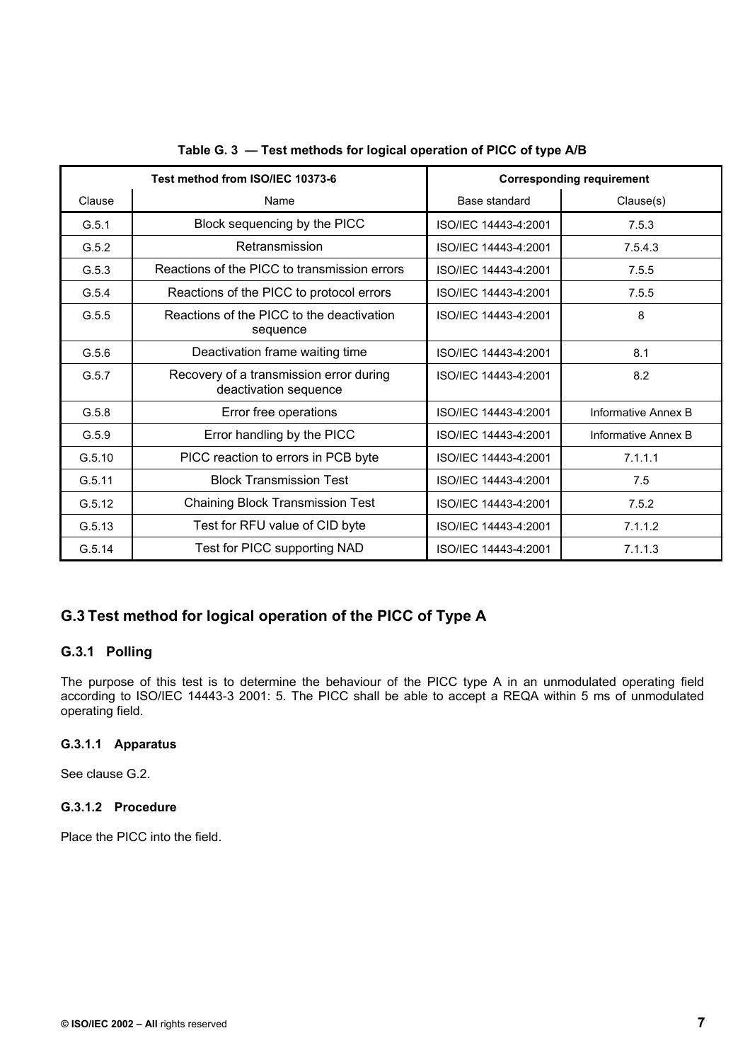**Table G. 3 — Test methods for logical operation of PICC of type A/B**

| Test method from ISO/IEC 10373-6 | | Corresponding requirement | |
|---|---|---|---|
| Clause | Name | Base standard | Clause(s) |
| G.5.1 | Block sequencing by the PICC | ISO/IEC 14443-4:2001 | 7.5.3 |
| G.5.2 | Retransmission | ISO/IEC 14443-4:2001 | 7.5.4.3 |
| G.5.3 | Reactions of the PICC to transmission errors | ISO/IEC 14443-4:2001 | 7.5.5 |
| G.5.4 | Reactions of the PICC to protocol errors | ISO/IEC 14443-4:2001 | 7.5.5 |
| G.5.5 | Reactions of the PICC to the deactivation sequence | ISO/IEC 14443-4:2001 | 8 |
| G.5.6 | Deactivation frame waiting time | ISO/IEC 14443-4:2001 | 8.1 |
| G.5.7 | Recovery of a transmission error during deactivation sequence | ISO/IEC 14443-4:2001 | 8.2 |
| G.5.8 | Error free operations | ISO/IEC 14443-4:2001 | Informative Annex B |
| G.5.9 | Error handling by the PICC | ISO/IEC 14443-4:2001 | Informative Annex B |
| G.5.10 | PICC reaction to errors in PCB byte | ISO/IEC 14443-4:2001 | 7.1.1.1 |
| G.5.11 | Block Transmission Test | ISO/IEC 14443-4:2001 | 7.5 |
| G.5.12 | Chaining Block Transmission Test | ISO/IEC 14443-4:2001 | 7.5.2 |
| G.5.13 | Test for RFU value of CID byte | ISO/IEC 14443-4:2001 | 7.1.1.2 |
| G.5.14 | Test for PICC supporting NAD | ISO/IEC 14443-4:2001 | 7.1.1.3 |

## G.3 Test method for logical operation of the PICC of Type A

### G.3.1 Polling

The purpose of this test is to determine the behaviour of the PICC type A in an unmodulated operating field according to ISO/IEC 14443-3 2001: 5. The PICC shall be able to accept a REQA within 5 ms of unmodulated operating field.

#### G.3.1.1 Apparatus

See clause G.2.

#### G.3.1.2 Procedure

Place the PICC into the field.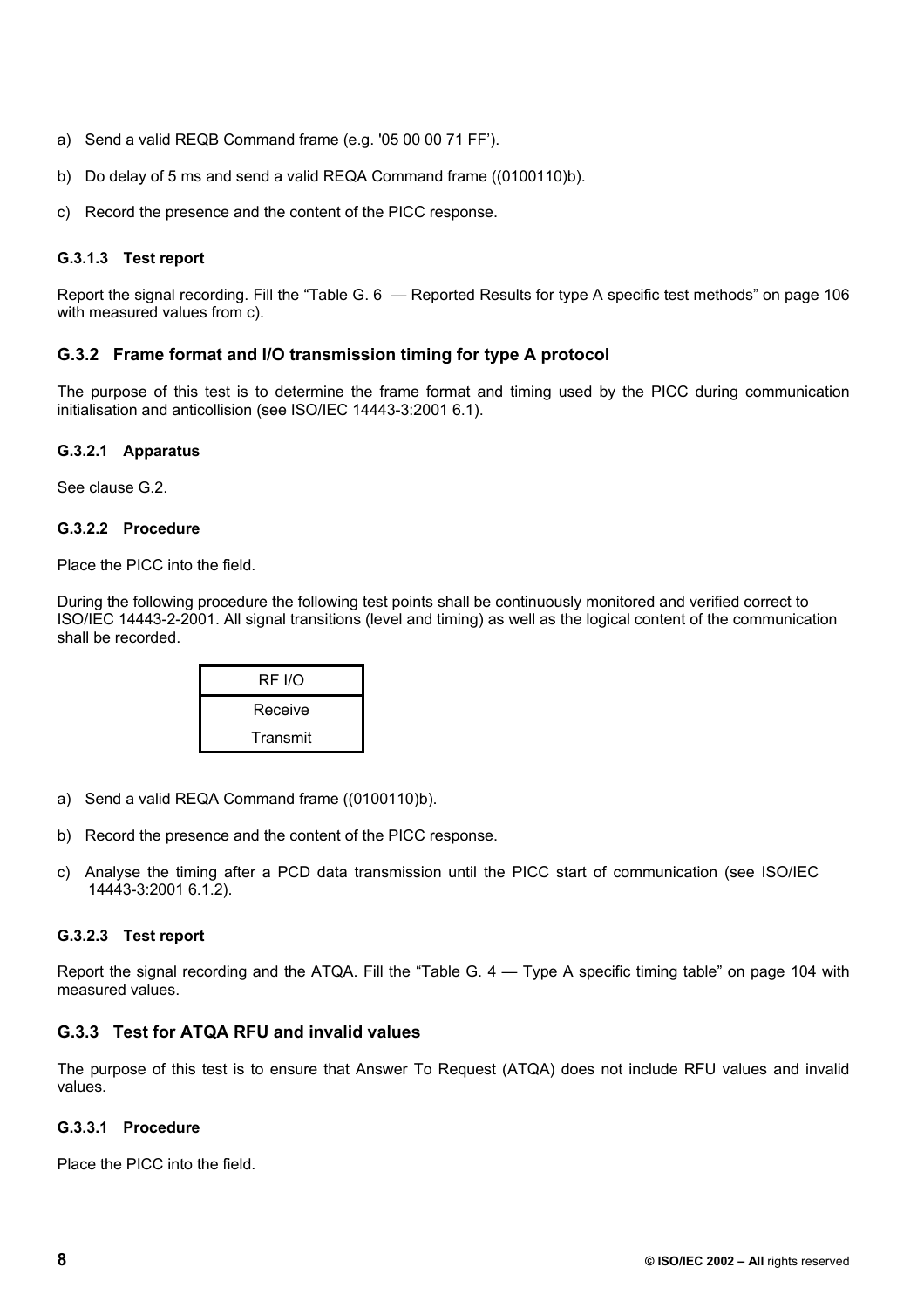a) Send a valid REQB Command frame (e.g. '05 00 00 71 FF').

b) Do delay of 5 ms and send a valid REQA Command frame ((0100110)b).

c) Record the presence and the content of the PICC response.

#### G.3.1.3 Test report

Report the signal recording. Fill the "Table G. 6 — Reported Results for type A specific test methods" on page 106 with measured values from c).

### G.3.2 Frame format and I/O transmission timing for type A protocol

The purpose of this test is to determine the frame format and timing used by the PICC during communication initialisation and anticollision (see ISO/IEC 14443-3:2001 6.1).

#### G.3.2.1 Apparatus

See clause G.2.

#### G.3.2.2 Procedure

Place the PICC into the field.

During the following procedure the following test points shall be continuously monitored and verified correct to ISO/IEC 14443-2-2001. All signal transitions (level and timing) as well as the logical content of the communication shall be recorded.

| RF I/O |
|---|
| Receive |
| Transmit |

a) Send a valid REQA Command frame ((0100110)b).

b) Record the presence and the content of the PICC response.

c) Analyse the timing after a PCD data transmission until the PICC start of communication (see ISO/IEC 14443-3:2001 6.1.2).

#### G.3.2.3 Test report

Report the signal recording and the ATQA. Fill the "Table G. 4 — Type A specific timing table" on page 104 with measured values.

### G.3.3 Test for ATQA RFU and invalid values

The purpose of this test is to ensure that Answer To Request (ATQA) does not include RFU values and invalid values.

#### G.3.3.1 Procedure

Place the PICC into the field.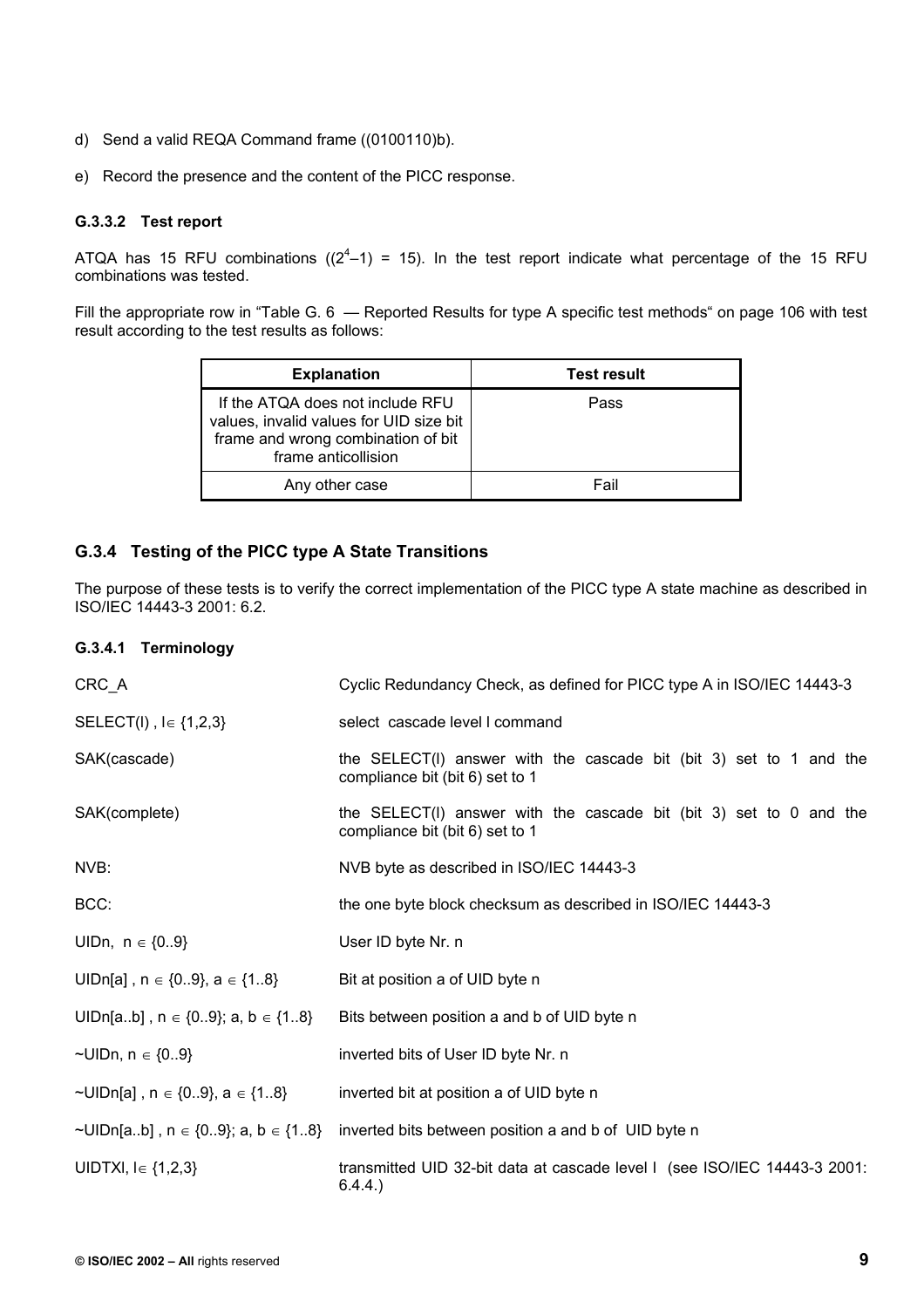d) Send a valid REQA Command frame ((0100110)b).

e) Record the presence and the content of the PICC response.

#### G.3.3.2 Test report

ATQA has 15 RFU combinations (($2^4$–1) = 15). In the test report indicate what percentage of the 15 RFU combinations was tested.

Fill the appropriate row in "Table G. 6 — Reported Results for type A specific test methods" on page 106 with test result according to the test results as follows:

| Explanation | Test result |
|---|---|
| If the ATQA does not include RFU values, invalid values for UID size bit frame and wrong combination of bit frame anticollision | Pass |
| Any other case | Fail |

### G.3.4 Testing of the PICC type A State Transitions

The purpose of these tests is to verify the correct implementation of the PICC type A state machine as described in ISO/IEC 14443-3 2001: 6.2.

#### G.3.4.1 Terminology

| | |
|---|---|
| CRC_A | Cyclic Redundancy Check, as defined for PICC type A in ISO/IEC 14443-3 |
| SELECT(l) , $l \in \{1,2,3\}$ | select cascade level l command |
| SAK(cascade) | the SELECT(l) answer with the cascade bit (bit 3) set to 1 and the compliance bit (bit 6) set to 1 |
| SAK(complete) | the SELECT(l) answer with the cascade bit (bit 3) set to 0 and the compliance bit (bit 6) set to 1 |
| NVB: | NVB byte as described in ISO/IEC 14443-3 |
| BCC: | the one byte block checksum as described in ISO/IEC 14443-3 |
| UIDn, $n \in \{0..9\}$ | User ID byte Nr. n |
| UIDn[a] , $n \in \{0..9\}$, $a \in \{1..8\}$ | Bit at position a of UID byte n |
| UIDn[a..b] , $n \in \{0..9\}$; a, $b \in \{1..8\}$ | Bits between position a and b of UID byte n |
| ~UIDn, $n \in \{0..9\}$ | inverted bits of User ID byte Nr. n |
| ~UIDn[a] , $n \in \{0..9\}$, $a \in \{1..8\}$ | inverted bit at position a of UID byte n |
| ~UIDn[a..b] , $n \in \{0..9\}$; a, $b \in \{1..8\}$ | inverted bits between position a and b of UID byte n |
| UIDTXl, $l \in \{1,2,3\}$ | transmitted UID 32-bit data at cascade level l (see ISO/IEC 14443-3 2001: 6.4.4.) |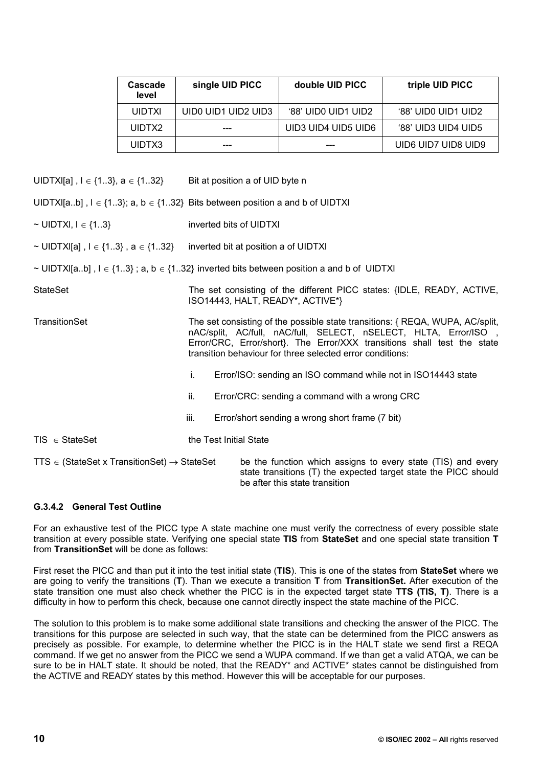| Cascade level | single UID PICC | double UID PICC | triple UID PICC |
|---|---|---|---|
| UIDTXl | UID0 UID1 UID2 UID3 | '88' UID0 UID1 UID2 | '88' UID0 UID1 UID2 |
| UIDTX2 | --- | UID3 UID4 UID5 UID6 | '88' UID3 UID4 UID5 |
| UIDTX3 | --- | --- | UID6 UID7 UID8 UID9 |

UIDTXl[a] , $l \in \{1..3\}$, $a \in \{1..32\}$ — Bit at position a of UID byte n

UIDTXl[a..b] , $l \in \{1..3\}$; a, b $\in \{1..32\}$ — Bits between position a and b of UIDTXl

~ UIDTXl, $l \in \{1..3\}$ — inverted bits of UIDTXl

~ UIDTXl[a] , $l \in \{1..3\}$ , $a \in \{1..32\}$ — inverted bit at position a of UIDTXl

~ UIDTXl[a..b] , $l \in \{1..3\}$ ; a, b $\in \{1..32\}$ — inverted bits between position a and b of UIDTXl

StateSet — The set consisting of the different PICC states: {IDLE, READY, ACTIVE, ISO14443, HALT, READY*, ACTIVE*}

TransitionSet — The set consisting of the possible state transitions: { REQA, WUPA, AC/split, nAC/split, AC/full, nAC/full, SELECT, nSELECT, HLTA, Error/ISO , Error/CRC, Error/short}. The Error/XXX transitions shall test the state transition behaviour for three selected error conditions:

i. Error/ISO: sending an ISO command while not in ISO14443 state

ii. Error/CRC: sending a command with a wrong CRC

iii. Error/short sending a wrong short frame (7 bit)

TIS $\in$ StateSet — the Test Initial State

TTS $\in$ (StateSet x TransitionSet) $\rightarrow$ StateSet — be the function which assigns to every state (TIS) and every state transitions (T) the expected target state the PICC should be after this state transition

#### G.3.4.2 General Test Outline

For an exhaustive test of the PICC type A state machine one must verify the correctness of every possible state transition at every possible state. Verifying one special state **TIS** from **StateSet** and one special state transition **T** from **TransitionSet** will be done as follows:

First reset the PICC and than put it into the test initial state (**TIS**). This is one of the states from **StateSet** where we are going to verify the transitions (**T**). Than we execute a transition **T** from **TransitionSet.** After execution of the state transition one must also check whether the PICC is in the expected target state **TTS (TIS, T)**. There is a difficulty in how to perform this check, because one cannot directly inspect the state machine of the PICC.

The solution to this problem is to make some additional state transitions and checking the answer of the PICC. The transitions for this purpose are selected in such way, that the state can be determined from the PICC answers as precisely as possible. For example, to determine whether the PICC is in the HALT state we send first a REQA command. If we get no answer from the PICC we send a WUPA command. If we than get a valid ATQA, we can be sure to be in HALT state. It should be noted, that the READY* and ACTIVE* states cannot be distinguished from the ACTIVE and READY states by this method. However this will be acceptable for our purposes.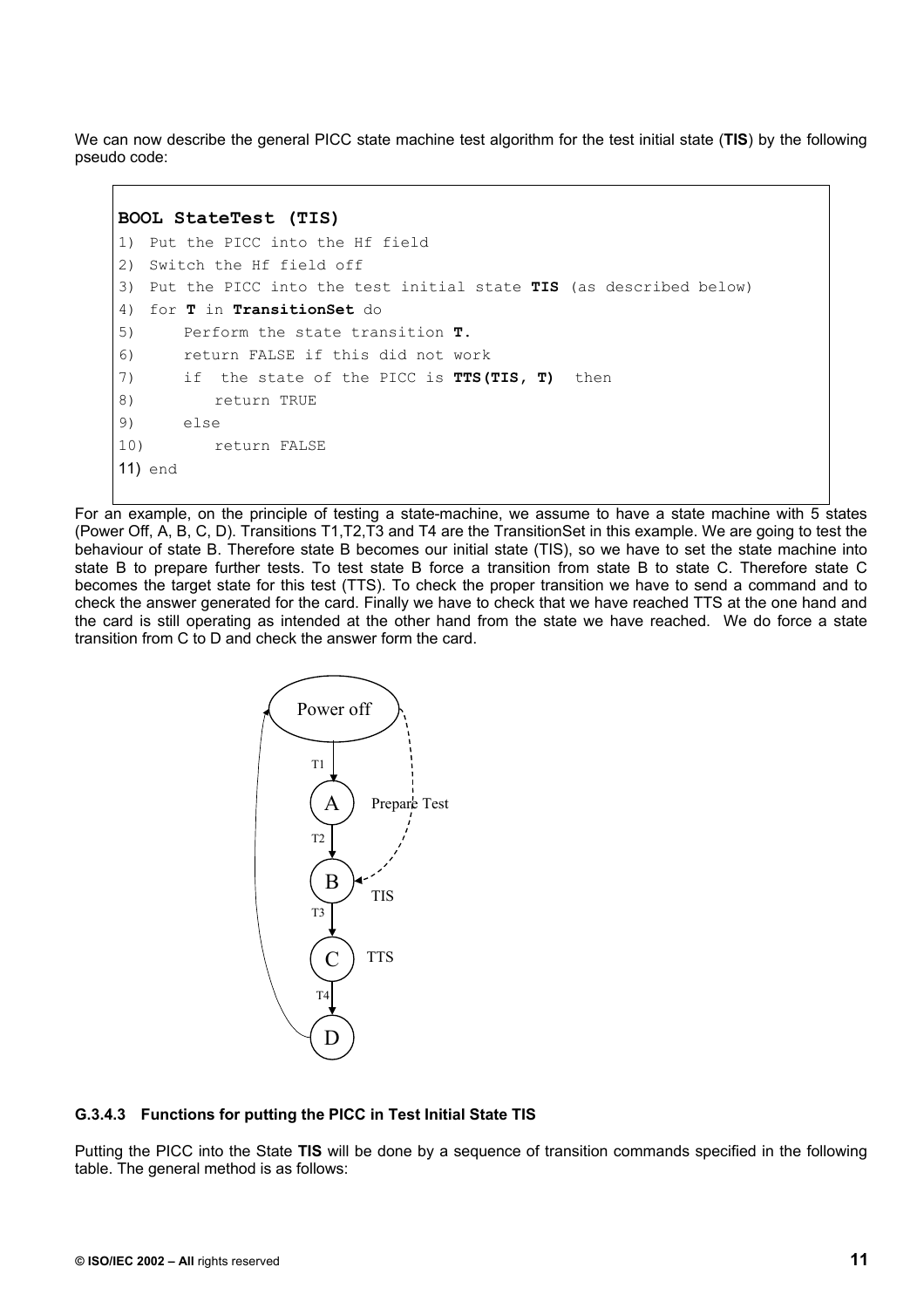We can now describe the general PICC state machine test algorithm for the test initial state (**TIS**) by the following pseudo code:

```
BOOL StateTest (TIS)
1)  Put the PICC into the Hf field
2)  Switch the Hf field off
3)  Put the PICC into the test initial state TIS (as described below)
4)  for T in TransitionSet do
5)       Perform the state transition T.
6)       return FALSE if this did not work
7)       if  the state of the PICC is TTS(TIS, T)  then
8)          return TRUE
9)       else
10)         return FALSE
11) end
```

For an example, on the principle of testing a state-machine, we assume to have a state machine with 5 states (Power Off, A, B, C, D). Transitions T1,T2,T3 and T4 are the TransitionSet in this example. We are going to test the behaviour of state B. Therefore state B becomes our initial state (TIS), so we have to set the state machine into state B to prepare further tests. To test state B force a transition from state B to state C. Therefore state C becomes the target state for this test (TTS). To check the proper transition we have to send a command and to check the answer generated for the card. Finally we have to check that we have reached TTS at the one hand and the card is still operating as intended at the other hand from the state we have reached. We do force a state transition from C to D and check the answer form the card.

### G.3.4.3 Functions for putting the PICC in Test Initial State TIS

Putting the PICC into the State **TIS** will be done by a sequence of transition commands specified in the following table. The general method is as follows: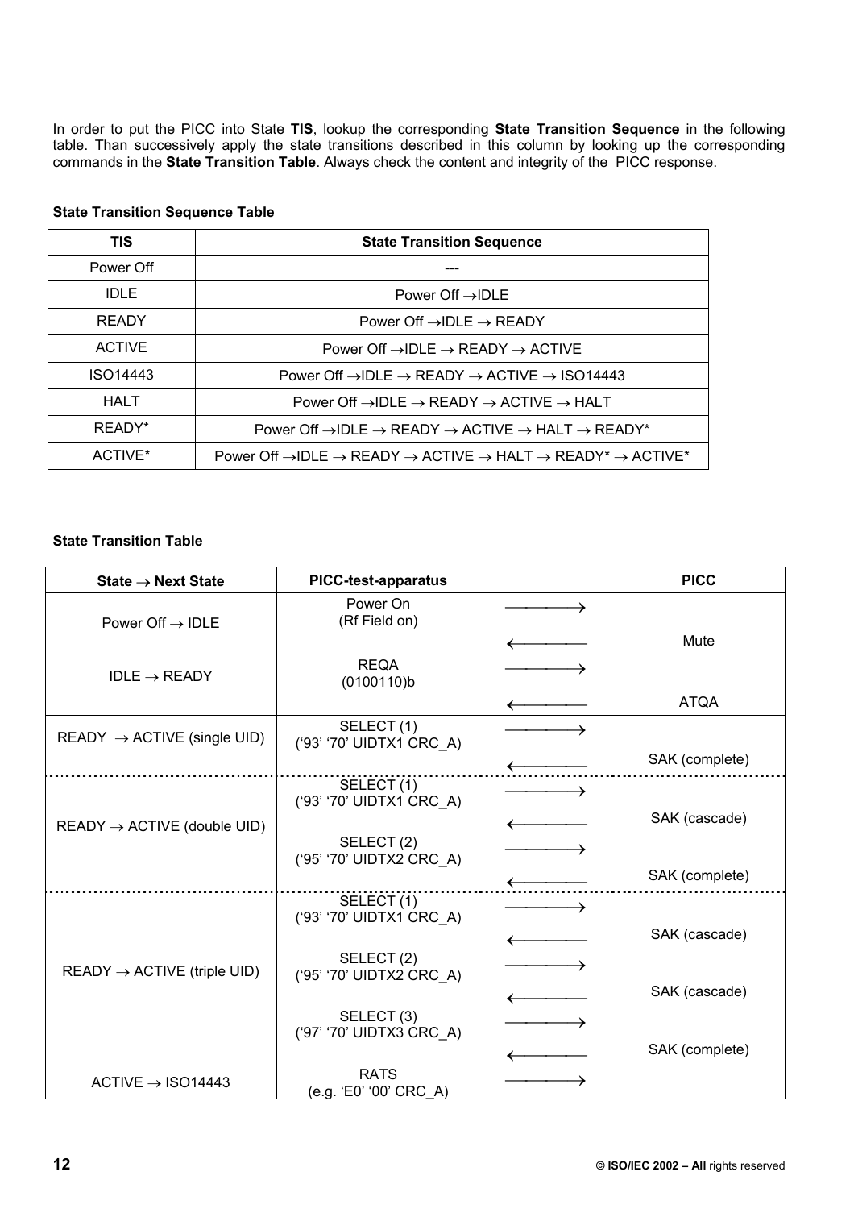In order to put the PICC into State **TIS**, lookup the corresponding **State Transition Sequence** in the following table. Than successively apply the state transitions described in this column by looking up the corresponding commands in the **State Transition Table**. Always check the content and integrity of the PICC response.

**State Transition Sequence Table**

| TIS | State Transition Sequence |
|---|---|
| Power Off | --- |
| IDLE | Power Off →IDLE |
| READY | Power Off →IDLE → READY |
| ACTIVE | Power Off →IDLE → READY → ACTIVE |
| ISO14443 | Power Off →IDLE → READY → ACTIVE → ISO14443 |
| HALT | Power Off →IDLE → READY → ACTIVE → HALT |
| READY* | Power Off →IDLE → READY → ACTIVE → HALT → READY* |
| ACTIVE* | Power Off →IDLE → READY → ACTIVE → HALT → READY* → ACTIVE* |

**State Transition Table**

| State → Next State | PICC-test-apparatus | | PICC |
|---|---|---|---|
| Power Off → IDLE | Power On (Rf Field on) | ⟶ | |
| | | ⟵ | Mute |
| IDLE → READY | REQA (0100110)b | ⟶ | |
| | | ⟵ | ATQA |
| READY → ACTIVE (single UID) | SELECT (1) ('93' '70' UIDTX1 CRC_A) | ⟶ | |
| | | ⟵ | SAK (complete) |
| READY → ACTIVE (double UID) | SELECT (1) ('93' '70' UIDTX1 CRC_A) | ⟶ | |
| | | ⟵ | SAK (cascade) |
| | SELECT (2) ('95' '70' UIDTX2 CRC_A) | ⟶ | |
| | | ⟵ | SAK (complete) |
| READY → ACTIVE (triple UID) | SELECT (1) ('93' '70' UIDTX1 CRC_A) | ⟶ | |
| | | ⟵ | SAK (cascade) |
| | SELECT (2) ('95' '70' UIDTX2 CRC_A) | ⟶ | |
| | | ⟵ | SAK (cascade) |
| | SELECT (3) ('97' '70' UIDTX3 CRC_A) | ⟶ | |
| | | ⟵ | SAK (complete) |
| ACTIVE → ISO14443 | RATS (e.g. 'E0' '00' CRC_A) | ⟶ | |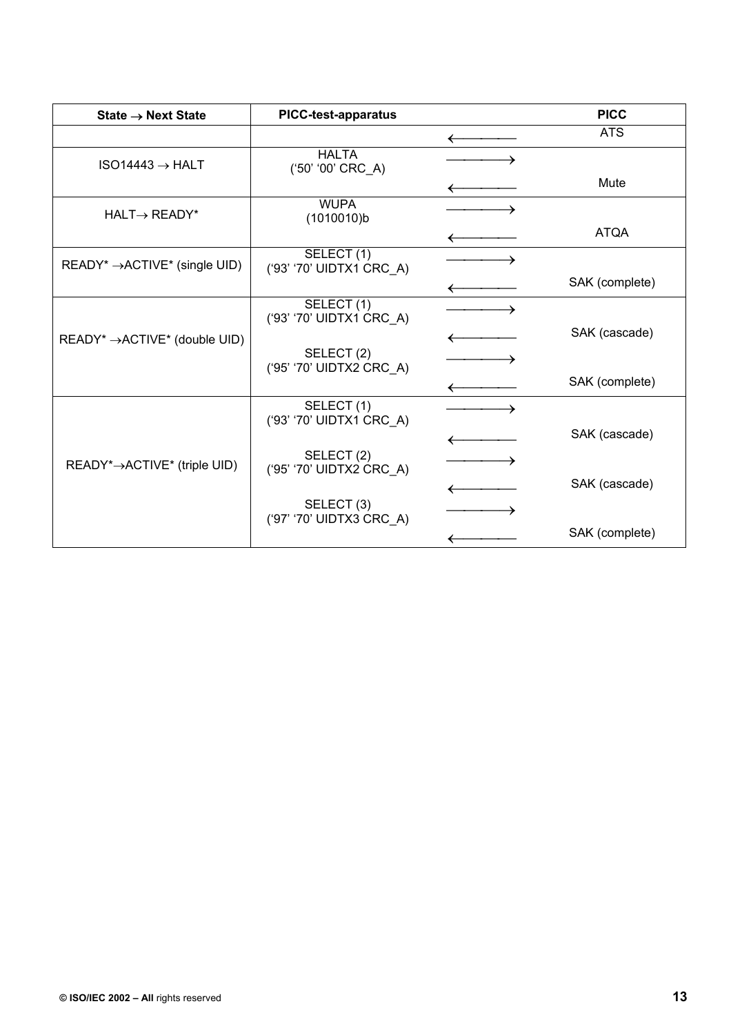| State → Next State | PICC-test-apparatus | | PICC |
|---|---|---|---|
| | | ← | ATS |
| ISO14443 → HALT | HALTA<br>('50' '00' CRC_A) | →<br>← | <br>Mute |
| HALT→ READY* | WUPA<br>(1010010)b | →<br>← | <br>ATQA |
| READY* →ACTIVE* (single UID) | SELECT (1)<br>('93' '70' UIDTX1 CRC_A) | →<br>← | <br>SAK (complete) |
| READY* →ACTIVE* (double UID) | SELECT (1)<br>('93' '70' UIDTX1 CRC_A)<br>SELECT (2)<br>('95' '70' UIDTX2 CRC_A) | →<br>←<br>→<br>← | <br>SAK (cascade)<br><br>SAK (complete) |
| READY*→ACTIVE* (triple UID) | SELECT (1)<br>('93' '70' UIDTX1 CRC_A)<br>SELECT (2)<br>('95' '70' UIDTX2 CRC_A)<br>SELECT (3)<br>('97' '70' UIDTX3 CRC_A) | →<br>←<br>→<br>←<br>→<br>← | <br>SAK (cascade)<br><br>SAK (cascade)<br><br>SAK (complete) |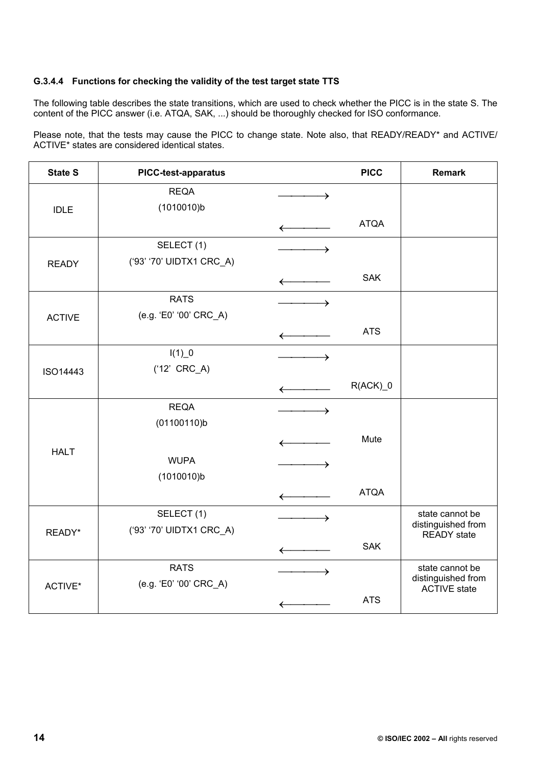#### G.3.4.4 Functions for checking the validity of the test target state TTS

The following table describes the state transitions, which are used to check whether the PICC is in the state S. The content of the PICC answer (i.e. ATQA, SAK, ...) should be thoroughly checked for ISO conformance.

Please note, that the tests may cause the PICC to change state. Note also, that READY/READY* and ACTIVE/ ACTIVE* states are considered identical states.

| State S | PICC-test-apparatus | | PICC | Remark |
|---|---|---|---|---|
| IDLE | REQA (1010010)b | ⟶ | | |
| | | ⟵ | ATQA | |
| READY | SELECT (1) (‘93’ ‘70’ UIDTX1 CRC_A) | ⟶ | | |
| | | ⟵ | SAK | |
| ACTIVE | RATS (e.g. ‘E0’ ‘00’ CRC_A) | ⟶ | | |
| | | ⟵ | ATS | |
| ISO14443 | I(1)_0 (‘12’ CRC_A) | ⟶ | | |
| | | ⟵ | R(ACK)_0 | |
| HALT | REQA (01100110)b | ⟶ | | |
| | | ⟵ | Mute | |
| | WUPA (1010010)b | ⟶ | | |
| | | ⟵ | ATQA | |
| READY* | SELECT (1) (‘93’ ‘70’ UIDTX1 CRC_A) | ⟶ | | state cannot be distinguished from READY state |
| | | ⟵ | SAK | |
| ACTIVE* | RATS (e.g. ‘E0’ ‘00’ CRC_A) | ⟶ | | state cannot be distinguished from ACTIVE state |
| | | ⟵ | ATS | |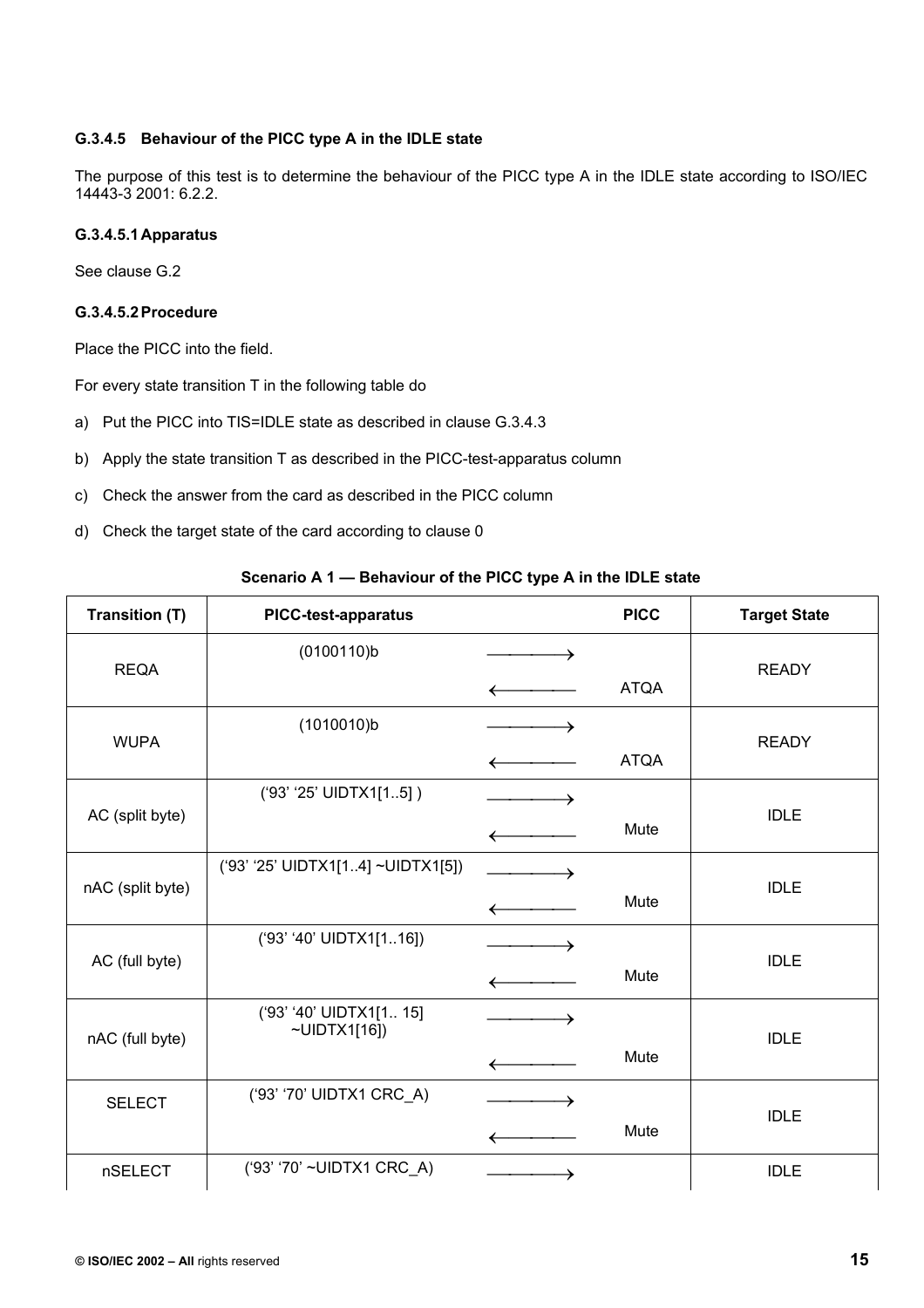#### G.3.4.5 Behaviour of the PICC type A in the IDLE state

The purpose of this test is to determine the behaviour of the PICC type A in the IDLE state according to ISO/IEC 14443-3 2001: 6.2.2.

##### G.3.4.5.1 Apparatus

See clause G.2

##### G.3.4.5.2 Procedure

Place the PICC into the field.

For every state transition T in the following table do

a) Put the PICC into TIS=IDLE state as described in clause G.3.4.3

b) Apply the state transition T as described in the PICC-test-apparatus column

c) Check the answer from the card as described in the PICC column

d) Check the target state of the card according to clause 0

**Scenario A 1 — Behaviour of the PICC type A in the IDLE state**

| Transition (T) | PICC-test-apparatus | | PICC | Target State |
|---|---|---|---|---|
| REQA | (0100110)b | ⟶ | | READY |
| | | ⟵ | ATQA | |
| WUPA | (1010010)b | ⟶ | | READY |
| | | ⟵ | ATQA | |
| AC (split byte) | (‘93’ ‘25’ UIDTX1[1..5] ) | ⟶ | | IDLE |
| | | ⟵ | Mute | |
| nAC (split byte) | (‘93’ ‘25’ UIDTX1[1..4] ~UIDTX1[5]) | ⟶ | | IDLE |
| | | ⟵ | Mute | |
| AC (full byte) | (‘93’ ‘40’ UIDTX1[1..16]) | ⟶ | | IDLE |
| | | ⟵ | Mute | |
| nAC (full byte) | (‘93’ ‘40’ UIDTX1[1.. 15] ~UIDTX1[16]) | ⟶ | | IDLE |
| | | ⟵ | Mute | |
| SELECT | (‘93’ ‘70’ UIDTX1 CRC_A) | ⟶ | | IDLE |
| | | ⟵ | Mute | |
| nSELECT | (‘93’ ‘70’ ~UIDTX1 CRC_A) | ⟶ | | IDLE |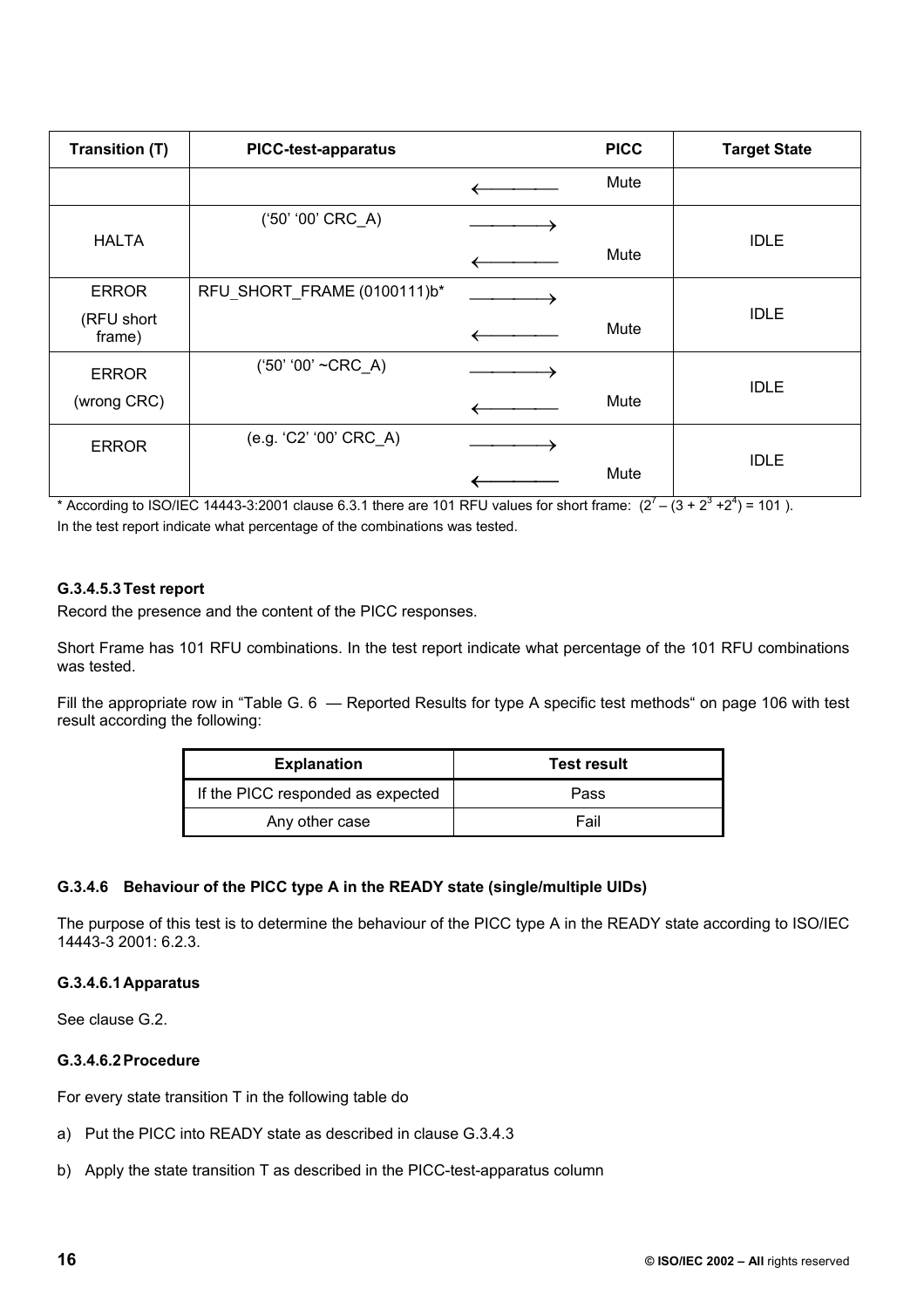| Transition (T) | PICC-test-apparatus | | PICC | Target State |
|---|---|---|---|---|
| | | ⟵ | Mute | |
| HALTA | ('50' '00' CRC_A) | ⟶ | | IDLE |
| | | ⟵ | Mute | |
| ERROR (RFU short frame) | RFU_SHORT_FRAME (0100111)b* | ⟶ | | IDLE |
| | | ⟵ | Mute | |
| ERROR (wrong CRC) | ('50' '00' ~CRC_A) | ⟶ | | IDLE |
| | | ⟵ | Mute | |
| ERROR | (e.g. 'C2' '00' CRC_A) | ⟶ | | IDLE |
| | | ⟵ | Mute | |

* According to ISO/IEC 14443-3:2001 clause 6.3.1 there are 101 RFU values for short frame: $(2^7 - (3 + 2^3 + 2^4) = 101)$.

In the test report indicate what percentage of the combinations was tested.

#### G.3.4.5.3 Test report

Record the presence and the content of the PICC responses.

Short Frame has 101 RFU combinations. In the test report indicate what percentage of the 101 RFU combinations was tested.

Fill the appropriate row in "Table G. 6 — Reported Results for type A specific test methods" on page 106 with test result according the following:

| Explanation | Test result |
|---|---|
| If the PICC responded as expected | Pass |
| Any other case | Fail |

### G.3.4.6 Behaviour of the PICC type A in the READY state (single/multiple UIDs)

The purpose of this test is to determine the behaviour of the PICC type A in the READY state according to ISO/IEC 14443-3 2001: 6.2.3.

#### G.3.4.6.1 Apparatus

See clause G.2.

#### G.3.4.6.2 Procedure

For every state transition T in the following table do

a) Put the PICC into READY state as described in clause G.3.4.3

b) Apply the state transition T as described in the PICC-test-apparatus column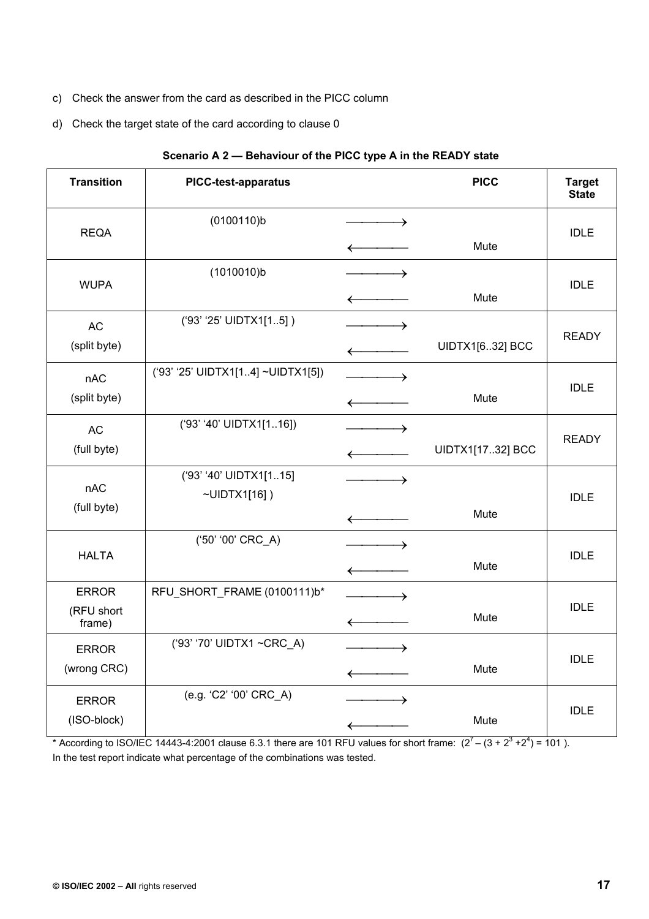c) Check the answer from the card as described in the PICC column

d) Check the target state of the card according to clause 0

**Scenario A 2 — Behaviour of the PICC type A in the READY state**

| Transition | PICC-test-apparatus | | PICC | Target State |
|---|---|---|---|---|
| REQA | (0100110)b | ⟶<br>⟵ | Mute | IDLE |
| WUPA | (1010010)b | ⟶<br>⟵ | Mute | IDLE |
| AC<br>(split byte) | (‘93’ ‘25’ UIDTX1[1..5] ) | ⟶<br>⟵ | UIDTX1[6..32] BCC | READY |
| nAC<br>(split byte) | (‘93’ ‘25’ UIDTX1[1..4] ~UIDTX1[5]) | ⟶<br>⟵ | Mute | IDLE |
| AC<br>(full byte) | (‘93’ ‘40’ UIDTX1[1..16]) | ⟶<br>⟵ | UIDTX1[17..32] BCC | READY |
| nAC<br>(full byte) | (‘93’ ‘40’ UIDTX1[1..15] ~UIDTX1[16] ) | ⟶<br>⟵ | Mute | IDLE |
| HALTA | (‘50’ ‘00’ CRC_A) | ⟶<br>⟵ | Mute | IDLE |
| ERROR<br>(RFU short frame) | RFU_SHORT_FRAME (0100111)b* | ⟶<br>⟵ | Mute | IDLE |
| ERROR<br>(wrong CRC) | (‘93’ ‘70’ UIDTX1 ~CRC_A) | ⟶<br>⟵ | Mute | IDLE |
| ERROR<br>(ISO-block) | (e.g. ‘C2’ ‘00’ CRC_A) | ⟶<br>⟵ | Mute | IDLE |

* According to ISO/IEC 14443-4:2001 clause 6.3.1 there are 101 RFU values for short frame: $(2^7 – (3 + 2^3 + 2^4) = 101)$.

In the test report indicate what percentage of the combinations was tested.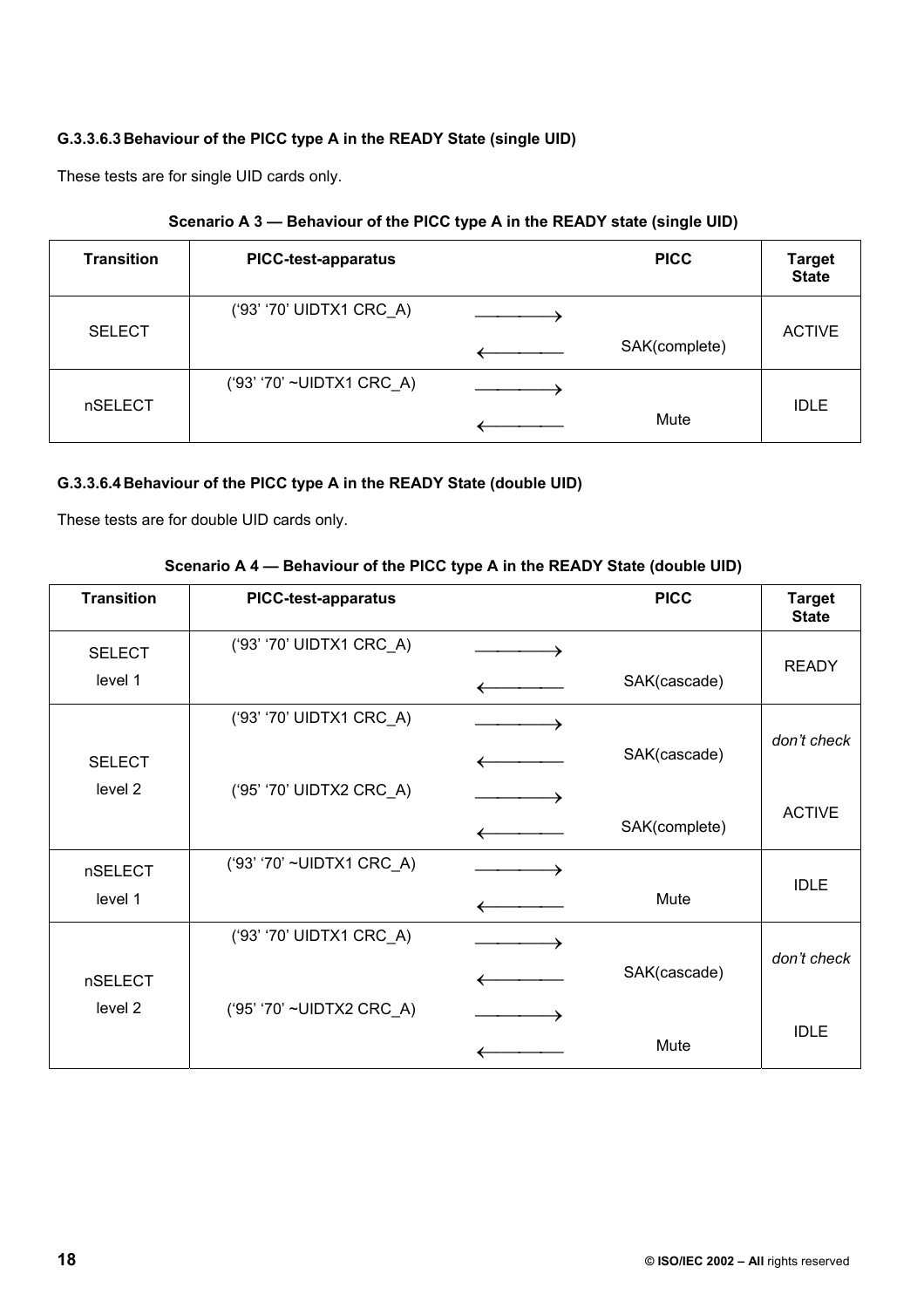#### G.3.3.6.3 Behaviour of the PICC type A in the READY State (single UID)

These tests are for single UID cards only.

**Scenario A 3 — Behaviour of the PICC type A in the READY state (single UID)**

| Transition | PICC-test-apparatus | | PICC | Target State |
|---|---|---|---|---|
| SELECT | ('93' '70' UIDTX1 CRC_A) | ⟶ | | ACTIVE |
| | | ⟵ | SAK(complete) | |
| nSELECT | ('93' '70' ~UIDTX1 CRC_A) | ⟶ | | IDLE |
| | | ⟵ | Mute | |

#### G.3.3.6.4 Behaviour of the PICC type A in the READY State (double UID)

These tests are for double UID cards only.

**Scenario A 4 — Behaviour of the PICC type A in the READY State (double UID)**

| Transition | PICC-test-apparatus | | PICC | Target State |
|---|---|---|---|---|
| SELECT level 1 | ('93' '70' UIDTX1 CRC_A) | ⟶ | | READY |
| | | ⟵ | SAK(cascade) | |
| SELECT level 2 | ('93' '70' UIDTX1 CRC_A) | ⟶ | | *don't check* |
| | | ⟵ | SAK(cascade) | |
| | ('95' '70' UIDTX2 CRC_A) | ⟶ | | ACTIVE |
| | | ⟵ | SAK(complete) | |
| nSELECT level 1 | ('93' '70' ~UIDTX1 CRC_A) | ⟶ | | IDLE |
| | | ⟵ | Mute | |
| nSELECT level 2 | ('93' '70' UIDTX1 CRC_A) | ⟶ | | *don't check* |
| | | ⟵ | SAK(cascade) | |
| | ('95' '70' ~UIDTX2 CRC_A) | ⟶ | | IDLE |
| | | ⟵ | Mute | |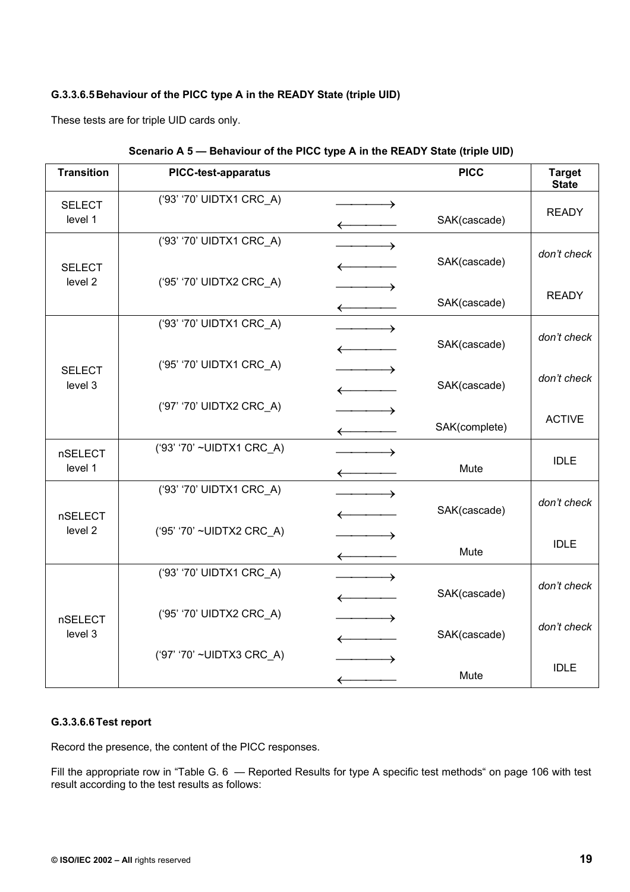#### G.3.3.6.5 Behaviour of the PICC type A in the READY State (triple UID)

These tests are for triple UID cards only.

**Scenario A 5 — Behaviour of the PICC type A in the READY State (triple UID)**

| Transition | PICC-test-apparatus | | PICC | Target State |
|---|---|---|---|---|
| SELECT level 1 | ('93' '70' UIDTX1 CRC_A) | ⟶ | | READY |
| | | ⟵ | SAK(cascade) | |
| SELECT level 2 | ('93' '70' UIDTX1 CRC_A) | ⟶ | | *don't check* |
| | | ⟵ | SAK(cascade) | |
| | ('95' '70' UIDTX2 CRC_A) | ⟶ | | READY |
| | | ⟵ | SAK(cascade) | |
| SELECT level 3 | ('93' '70' UIDTX1 CRC_A) | ⟶ | | *don't check* |
| | | ⟵ | SAK(cascade) | |
| | ('95' '70' UIDTX1 CRC_A) | ⟶ | | *don't check* |
| | | ⟵ | SAK(cascade) | |
| | ('97' '70' UIDTX2 CRC_A) | ⟶ | | ACTIVE |
| | | ⟵ | SAK(complete) | |
| nSELECT level 1 | ('93' '70' ~UIDTX1 CRC_A) | ⟶ | | IDLE |
| | | ⟵ | Mute | |
| nSELECT level 2 | ('93' '70' UIDTX1 CRC_A) | ⟶ | | *don't check* |
| | | ⟵ | SAK(cascade) | |
| | ('95' '70' ~UIDTX2 CRC_A) | ⟶ | | IDLE |
| | | ⟵ | Mute | |
| nSELECT level 3 | ('93' '70' UIDTX1 CRC_A) | ⟶ | | *don't check* |
| | | ⟵ | SAK(cascade) | |
| | ('95' '70' UIDTX2 CRC_A) | ⟶ | | *don't check* |
| | | ⟵ | SAK(cascade) | |
| | ('97' '70' ~UIDTX3 CRC_A) | ⟶ | | IDLE |
| | | ⟵ | Mute | |

#### G.3.3.6.6 Test report

Record the presence, the content of the PICC responses.

Fill the appropriate row in "Table G. 6 — Reported Results for type A specific test methods" on page 106 with test result according to the test results as follows: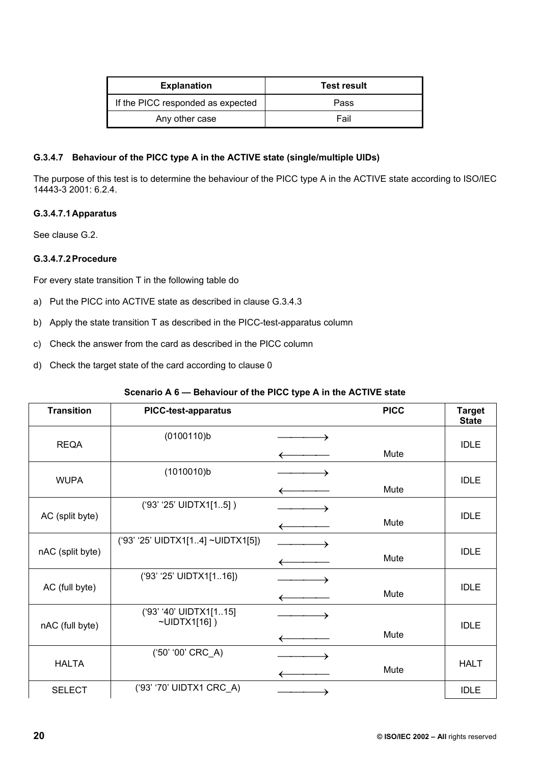| Explanation | Test result |
|---|---|
| If the PICC responded as expected | Pass |
| Any other case | Fail |

### G.3.4.7 Behaviour of the PICC type A in the ACTIVE state (single/multiple UIDs)

The purpose of this test is to determine the behaviour of the PICC type A in the ACTIVE state according to ISO/IEC 14443-3 2001: 6.2.4.

#### G.3.4.7.1 Apparatus

See clause G.2.

#### G.3.4.7.2 Procedure

For every state transition T in the following table do

a) Put the PICC into ACTIVE state as described in clause G.3.4.3

b) Apply the state transition T as described in the PICC-test-apparatus column

c) Check the answer from the card as described in the PICC column

d) Check the target state of the card according to clause 0

**Scenario A 6 — Behaviour of the PICC type A in the ACTIVE state**

| Transition | PICC-test-apparatus | | PICC | Target State |
|---|---|---|---|---|
| REQA | (0100110)b | ⟶ | | IDLE |
| | | ⟵ | Mute | |
| WUPA | (1010010)b | ⟶ | | IDLE |
| | | ⟵ | Mute | |
| AC (split byte) | ('93' '25' UIDTX1[1..5] ) | ⟶ | | IDLE |
| | | ⟵ | Mute | |
| nAC (split byte) | ('93' '25' UIDTX1[1..4] ~UIDTX1[5]) | ⟶ | | IDLE |
| | | ⟵ | Mute | |
| AC (full byte) | ('93' '25' UIDTX1[1..16]) | ⟶ | | IDLE |
| | | ⟵ | Mute | |
| nAC (full byte) | ('93' '40' UIDTX1[1..15] ~UIDTX1[16] ) | ⟶ | | IDLE |
| | | ⟵ | Mute | |
| HALTA | ('50' '00' CRC_A) | ⟶ | | HALT |
| | | ⟵ | Mute | |
| SELECT | ('93' '70' UIDTX1 CRC_A) | ⟶ | | IDLE |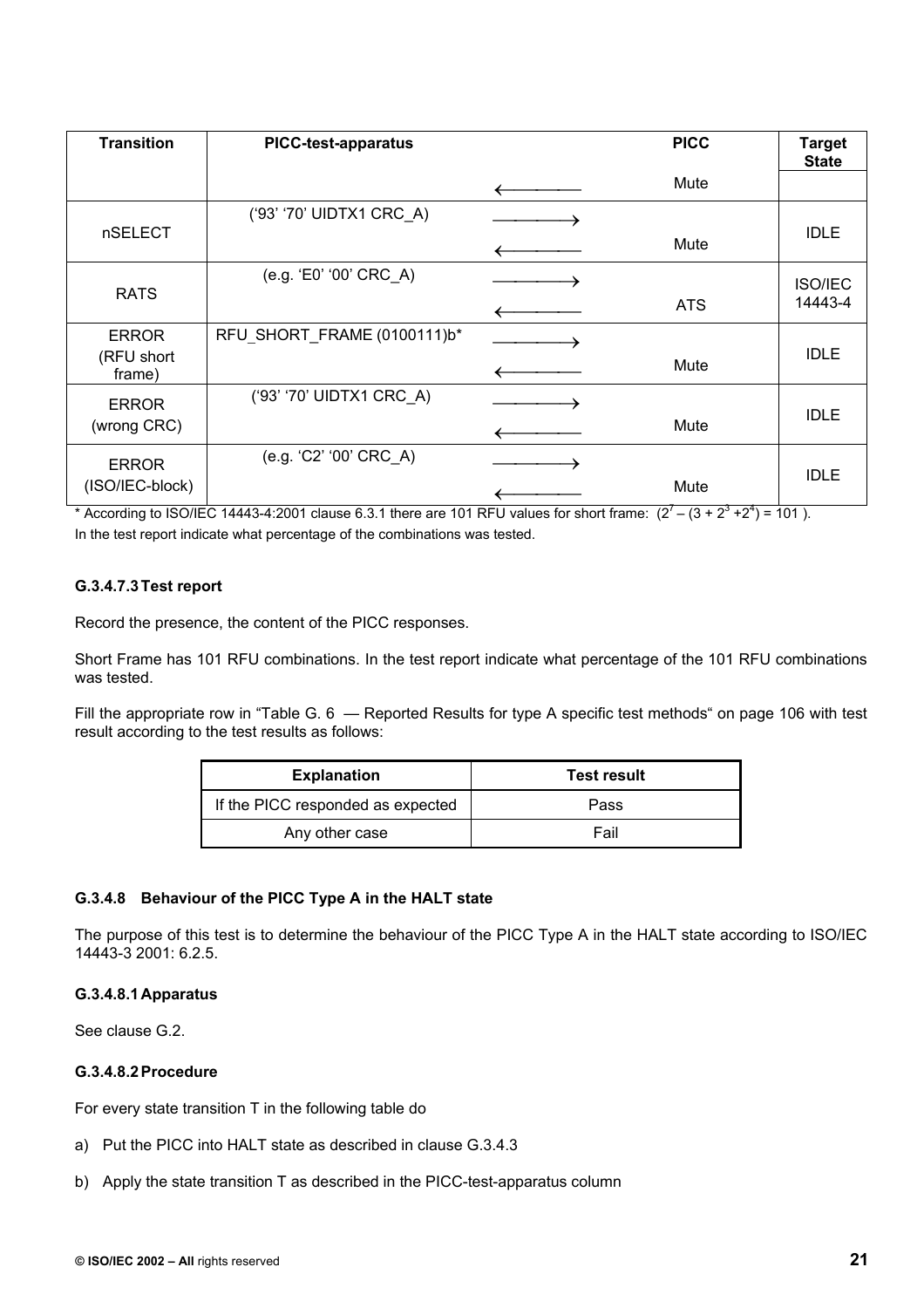| Transition | PICC-test-apparatus | | PICC | Target State |
|---|---|---|---|---|
| | | ⟵ | Mute | |
| nSELECT | (‘93’ ‘70’ UIDTX1 CRC_A) | ⟶ ⟵ | Mute | IDLE |
| RATS | (e.g. ‘E0’ ‘00’ CRC_A) | ⟶ ⟵ | ATS | ISO/IEC 14443-4 |
| ERROR (RFU short frame) | RFU_SHORT_FRAME (0100111)b* | ⟶ ⟵ | Mute | IDLE |
| ERROR (wrong CRC) | (‘93’ ‘70’ UIDTX1 CRC_A) | ⟶ ⟵ | Mute | IDLE |
| ERROR (ISO/IEC-block) | (e.g. ‘C2’ ‘00’ CRC_A) | ⟶ ⟵ | Mute | IDLE |

* According to ISO/IEC 14443-4:2001 clause 6.3.1 there are 101 RFU values for short frame: $(2^7 – (3 + 2^3 + 2^4) = 101)$.
In the test report indicate what percentage of the combinations was tested.

#### G.3.4.7.3 Test report

Record the presence, the content of the PICC responses.

Short Frame has 101 RFU combinations. In the test report indicate what percentage of the 101 RFU combinations was tested.

Fill the appropriate row in “Table G. 6 — Reported Results for type A specific test methods“ on page 106 with test result according to the test results as follows:

| Explanation | Test result |
|---|---|
| If the PICC responded as expected | Pass |
| Any other case | Fail |

### G.3.4.8 Behaviour of the PICC Type A in the HALT state

The purpose of this test is to determine the behaviour of the PICC Type A in the HALT state according to ISO/IEC 14443-3 2001: 6.2.5.

#### G.3.4.8.1 Apparatus

See clause G.2.

#### G.3.4.8.2 Procedure

For every state transition T in the following table do

a) Put the PICC into HALT state as described in clause G.3.4.3

b) Apply the state transition T as described in the PICC-test-apparatus column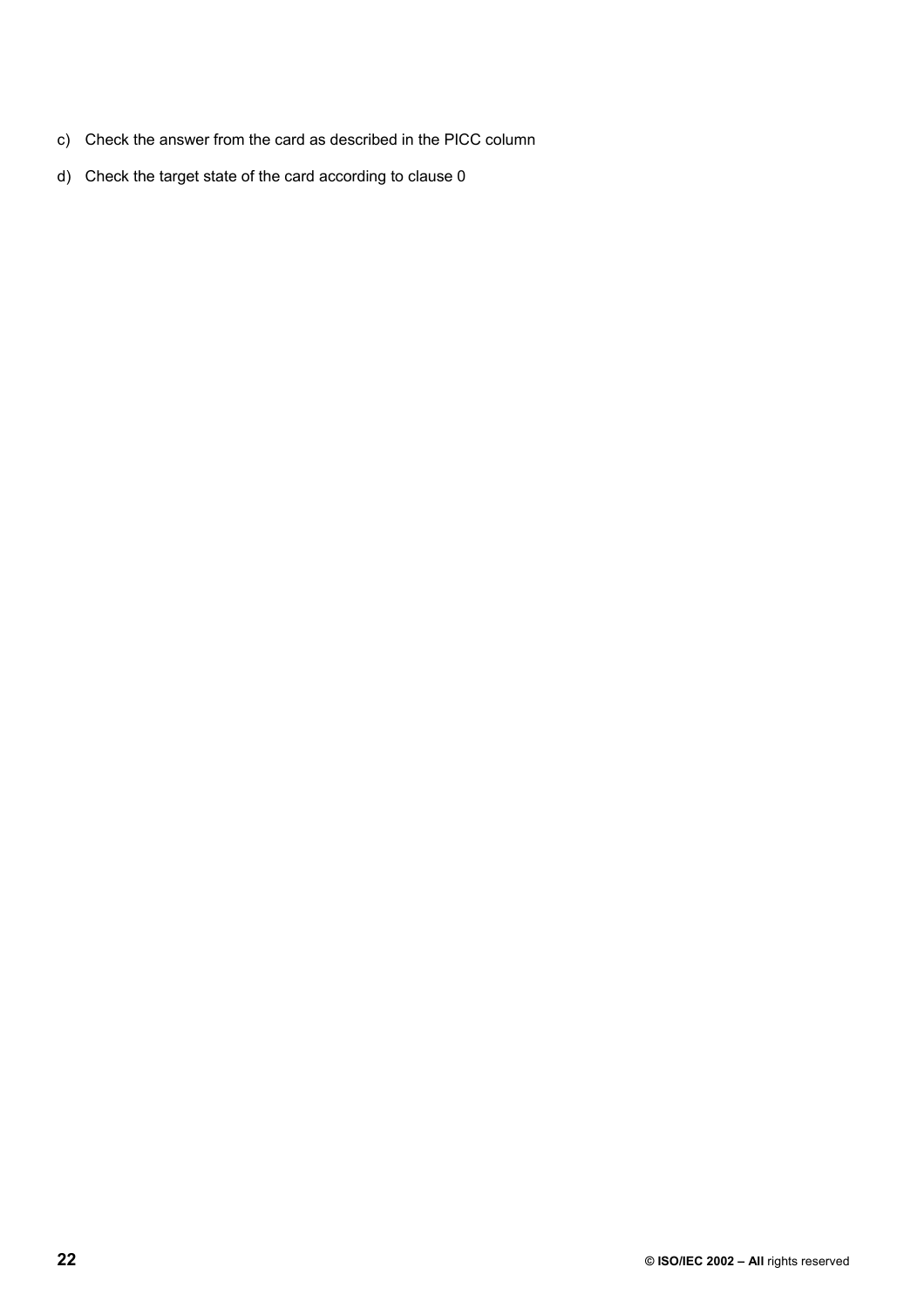c) Check the answer from the card as described in the PICC column

d) Check the target state of the card according to clause 0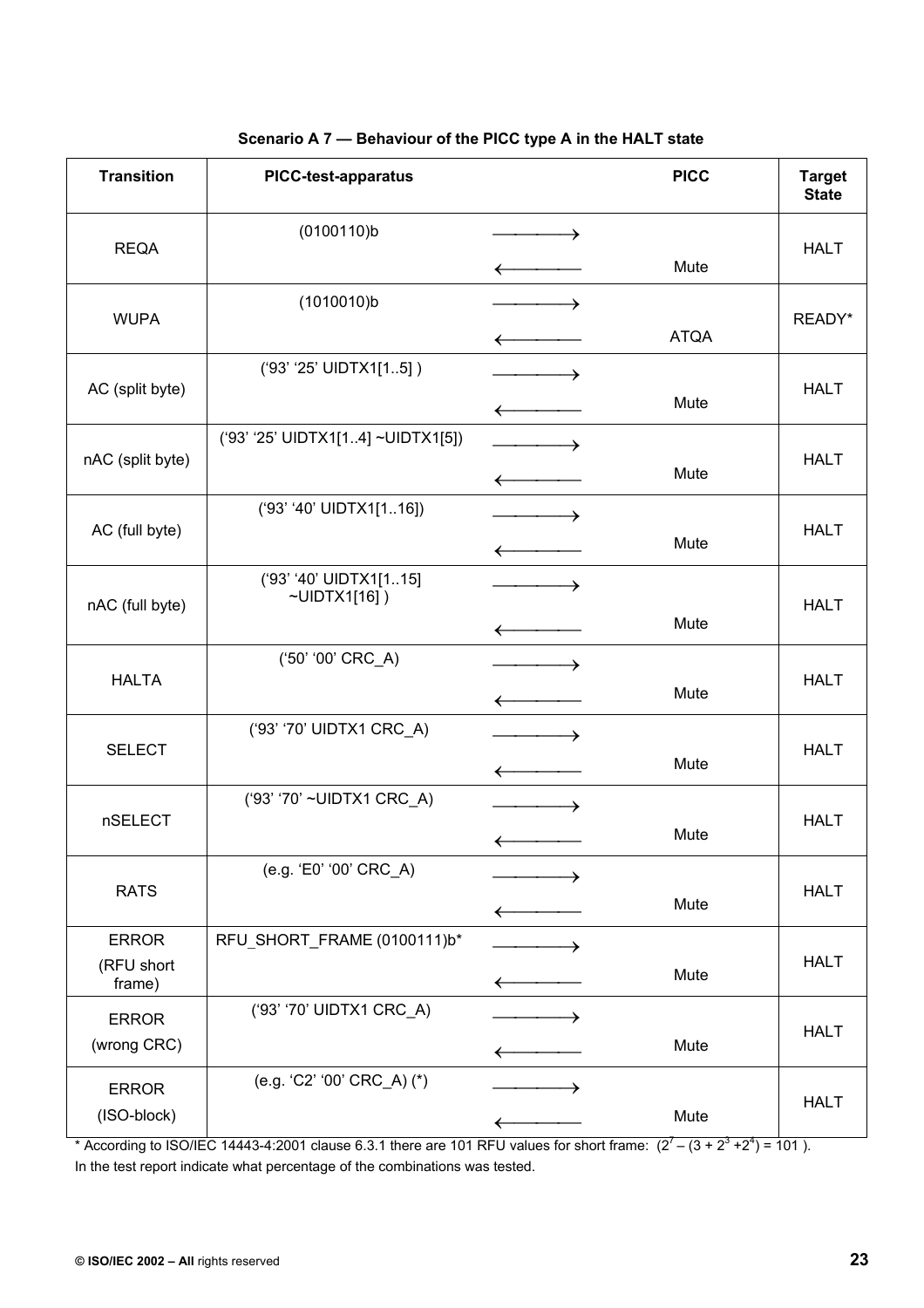**Scenario A 7 — Behaviour of the PICC type A in the HALT state**

| Transition | PICC-test-apparatus | | PICC | Target State |
|---|---|---|---|---|
| REQA | (0100110)b | ⟶ | | HALT |
| | | ⟵ | Mute | |
| WUPA | (1010010)b | ⟶ | | READY* |
| | | ⟵ | ATQA | |
| AC (split byte) | ('93' '25' UIDTX1[1..5] ) | ⟶ | | HALT |
| | | ⟵ | Mute | |
| nAC (split byte) | ('93' '25' UIDTX1[1..4] ~UIDTX1[5]) | ⟶ | | HALT |
| | | ⟵ | Mute | |
| AC (full byte) | ('93' '40' UIDTX1[1..16]) | ⟶ | | HALT |
| | | ⟵ | Mute | |
| nAC (full byte) | ('93' '40' UIDTX1[1..15] ~UIDTX1[16] ) | ⟶ | | HALT |
| | | ⟵ | Mute | |
| HALTA | ('50' '00' CRC_A) | ⟶ | | HALT |
| | | ⟵ | Mute | |
| SELECT | ('93' '70' UIDTX1 CRC_A) | ⟶ | | HALT |
| | | ⟵ | Mute | |
| nSELECT | ('93' '70' ~UIDTX1 CRC_A) | ⟶ | | HALT |
| | | ⟵ | Mute | |
| RATS | (e.g. 'E0' '00' CRC_A) | ⟶ | | HALT |
| | | ⟵ | Mute | |
| ERROR (RFU short frame) | RFU_SHORT_FRAME (0100111)b* | ⟶ | | HALT |
| | | ⟵ | Mute | |
| ERROR (wrong CRC) | ('93' '70' UIDTX1 CRC_A) | ⟶ | | HALT |
| | | ⟵ | Mute | |
| ERROR (ISO-block) | (e.g. 'C2' '00' CRC_A) (*) | ⟶ | | HALT |
| | | ⟵ | Mute | |

* According to ISO/IEC 14443-4:2001 clause 6.3.1 there are 101 RFU values for short frame: $(2^7 - (3 + 2^3 + 2^4) = 101)$.

In the test report indicate what percentage of the combinations was tested.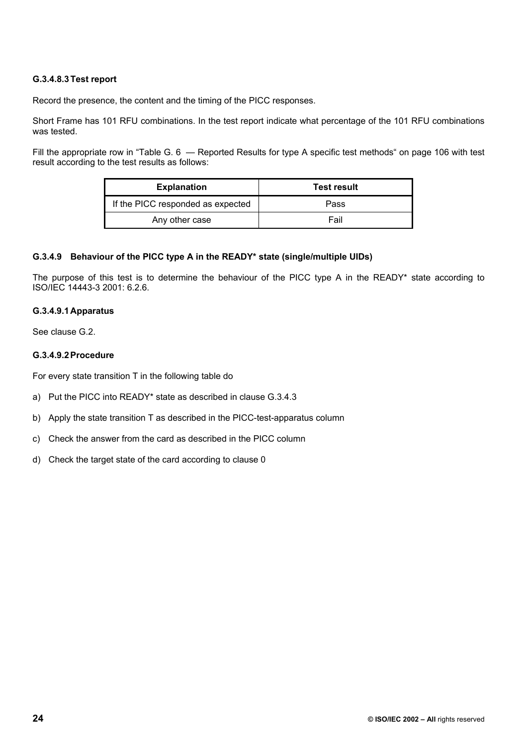#### G.3.4.8.3 Test report

Record the presence, the content and the timing of the PICC responses.

Short Frame has 101 RFU combinations. In the test report indicate what percentage of the 101 RFU combinations was tested.

Fill the appropriate row in "Table G. 6 — Reported Results for type A specific test methods" on page 106 with test result according to the test results as follows:

| Explanation | Test result |
|---|---|
| If the PICC responded as expected | Pass |
| Any other case | Fail |

### G.3.4.9 Behaviour of the PICC type A in the READY* state (single/multiple UIDs)

The purpose of this test is to determine the behaviour of the PICC type A in the READY* state according to ISO/IEC 14443-3 2001: 6.2.6.

#### G.3.4.9.1 Apparatus

See clause G.2.

#### G.3.4.9.2 Procedure

For every state transition T in the following table do

a) Put the PICC into READY* state as described in clause G.3.4.3

b) Apply the state transition T as described in the PICC-test-apparatus column

c) Check the answer from the card as described in the PICC column

d) Check the target state of the card according to clause 0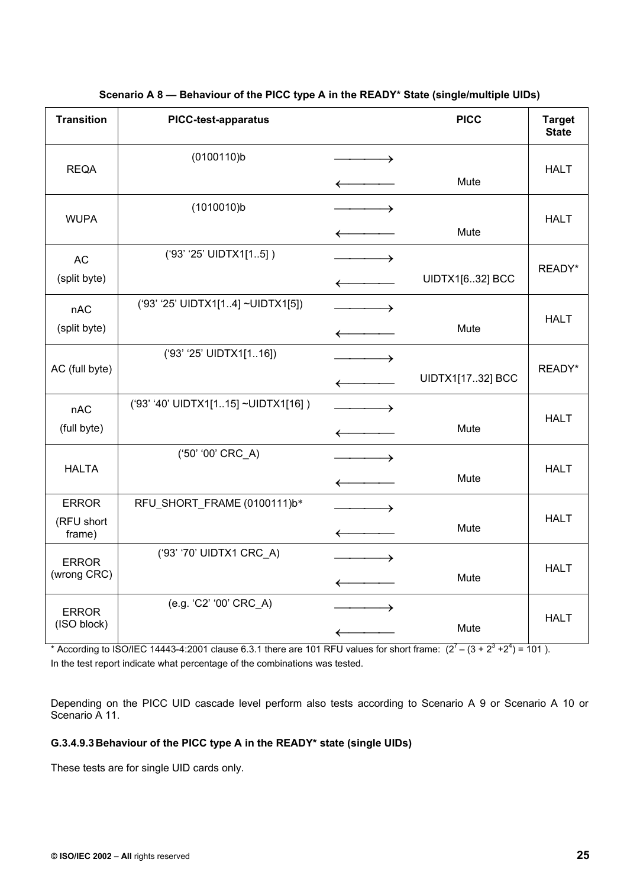**Scenario A 8 — Behaviour of the PICC type A in the READY* State (single/multiple UIDs)**

| Transition | PICC-test-apparatus | | PICC | Target State |
|---|---|---|---|---|
| REQA | (0100110)b | ⟶ | | HALT |
| | | ⟵ | Mute | |
| WUPA | (1010010)b | ⟶ | | HALT |
| | | ⟵ | Mute | |
| AC (split byte) | ('93' '25' UIDTX1[1..5] ) | ⟶ | | READY* |
| | | ⟵ | UIDTX1[6..32] BCC | |
| nAC (split byte) | ('93' '25' UIDTX1[1..4] ~UIDTX1[5]) | ⟶ | | HALT |
| | | ⟵ | Mute | |
| AC (full byte) | ('93' '25' UIDTX1[1..16]) | ⟶ | | READY* |
| | | ⟵ | UIDTX1[17..32] BCC | |
| nAC (full byte) | ('93' '40' UIDTX1[1..15] ~UIDTX1[16] ) | ⟶ | | HALT |
| | | ⟵ | Mute | |
| HALTA | ('50' '00' CRC_A) | ⟶ | | HALT |
| | | ⟵ | Mute | |
| ERROR (RFU short frame) | RFU_SHORT_FRAME (0100111)b* | ⟶ | | HALT |
| | | ⟵ | Mute | |
| ERROR (wrong CRC) | ('93' '70' UIDTX1 CRC_A) | ⟶ | | HALT |
| | | ⟵ | Mute | |
| ERROR (ISO block) | (e.g. 'C2' '00' CRC_A) | ⟶ | | HALT |
| | | ⟵ | Mute | |

* According to ISO/IEC 14443-4:2001 clause 6.3.1 there are 101 RFU values for short frame: $(2^7 – (3 + 2^3 + 2^4) = 101)$.
In the test report indicate what percentage of the combinations was tested.

Depending on the PICC UID cascade level perform also tests according to Scenario A 9 or Scenario A 10 or Scenario A 11.

#### G.3.4.9.3 Behaviour of the PICC type A in the READY* state (single UIDs)

These tests are for single UID cards only.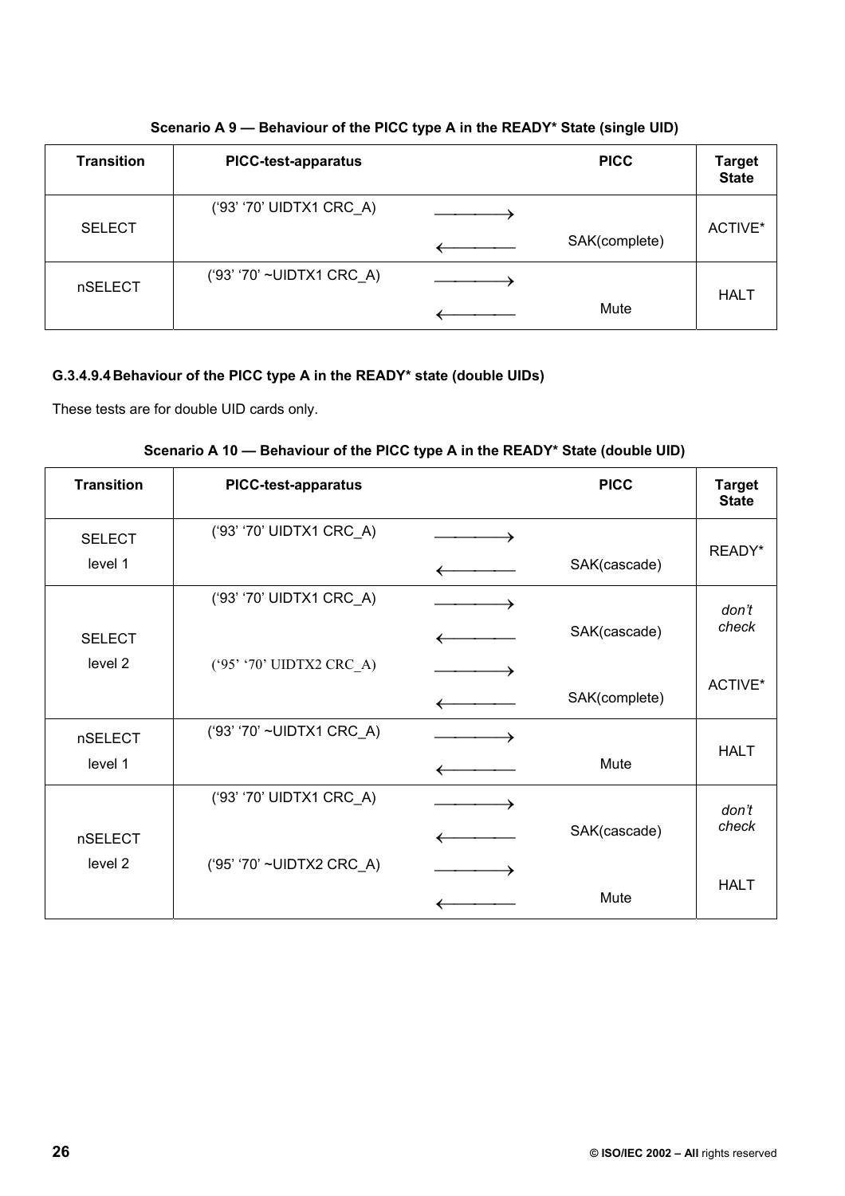**Scenario A 9 — Behaviour of the PICC type A in the READY* State (single UID)**

| Transition | PICC-test-apparatus | | PICC | Target State |
|---|---|---|---|---|
| SELECT | ('93' '70' UIDTX1 CRC_A) | ⟶ | | ACTIVE* |
| | | ⟵ | SAK(complete) | |
| nSELECT | ('93' '70' ~UIDTX1 CRC_A) | ⟶ | | HALT |
| | | ⟵ | Mute | |

### G.3.4.9.4 Behaviour of the PICC type A in the READY* state (double UIDs)

These tests are for double UID cards only.

**Scenario A 10 — Behaviour of the PICC type A in the READY* State (double UID)**

| Transition | PICC-test-apparatus | | PICC | Target State |
|---|---|---|---|---|
| SELECT level 1 | ('93' '70' UIDTX1 CRC_A) | ⟶ | | READY* |
| | | ⟵ | SAK(cascade) | |
| SELECT level 2 | ('93' '70' UIDTX1 CRC_A) | ⟶ | | *don't check* |
| | | ⟵ | SAK(cascade) | |
| | ('95' '70' UIDTX2 CRC_A) | ⟶ | | ACTIVE* |
| | | ⟵ | SAK(complete) | |
| nSELECT level 1 | ('93' '70' ~UIDTX1 CRC_A) | ⟶ | | HALT |
| | | ⟵ | Mute | |
| nSELECT level 2 | ('93' '70' UIDTX1 CRC_A) | ⟶ | | *don't check* |
| | | ⟵ | SAK(cascade) | |
| | ('95' '70' ~UIDTX2 CRC_A) | ⟶ | | HALT |
| | | ⟵ | Mute | |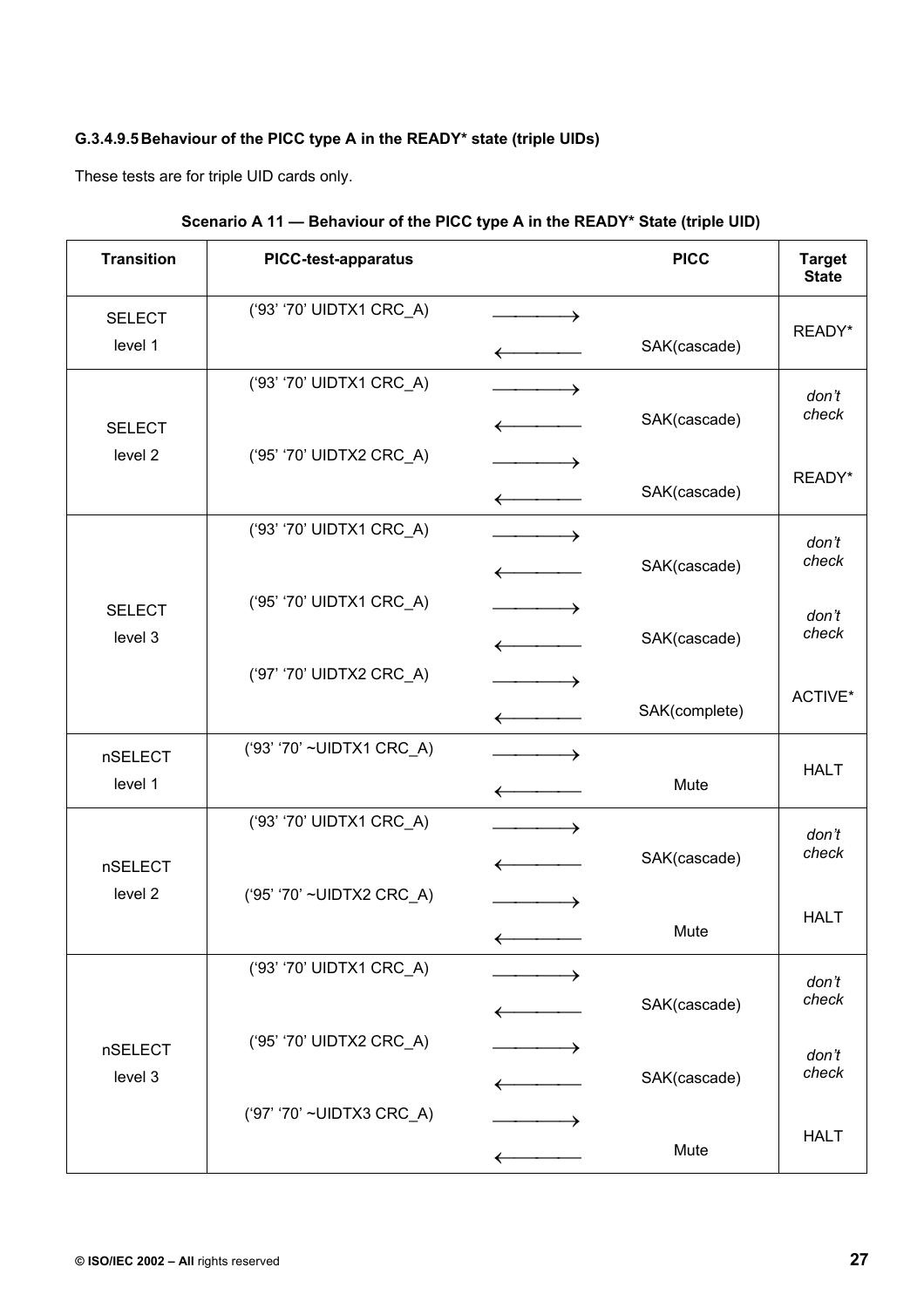#### G.3.4.9.5 Behaviour of the PICC type A in the READY* state (triple UIDs)

These tests are for triple UID cards only.

**Scenario A 11 — Behaviour of the PICC type A in the READY* State (triple UID)**

| Transition | PICC-test-apparatus | | PICC | Target State |
|---|---|---|---|---|
| SELECT level 1 | ('93' '70' UIDTX1 CRC_A) | ⟶ | | READY* |
| | | ⟵ | SAK(cascade) | |
| SELECT level 2 | ('93' '70' UIDTX1 CRC_A) | ⟶ | | *don't check* |
| | | ⟵ | SAK(cascade) | |
| | ('95' '70' UIDTX2 CRC_A) | ⟶ | | READY* |
| | | ⟵ | SAK(cascade) | |
| SELECT level 3 | ('93' '70' UIDTX1 CRC_A) | ⟶ | | *don't check* |
| | | ⟵ | SAK(cascade) | |
| | ('95' '70' UIDTX1 CRC_A) | ⟶ | | *don't check* |
| | | ⟵ | SAK(cascade) | |
| | ('97' '70' UIDTX2 CRC_A) | ⟶ | | ACTIVE* |
| | | ⟵ | SAK(complete) | |
| nSELECT level 1 | ('93' '70' ~UIDTX1 CRC_A) | ⟶ | | HALT |
| | | ⟵ | Mute | |
| nSELECT level 2 | ('93' '70' UIDTX1 CRC_A) | ⟶ | | *don't check* |
| | | ⟵ | SAK(cascade) | |
| | ('95' '70' ~UIDTX2 CRC_A) | ⟶ | | HALT |
| | | ⟵ | Mute | |
| nSELECT level 3 | ('93' '70' UIDTX1 CRC_A) | ⟶ | | *don't check* |
| | | ⟵ | SAK(cascade) | |
| | ('95' '70' UIDTX2 CRC_A) | ⟶ | | *don't check* |
| | | ⟵ | SAK(cascade) | |
| | ('97' '70' ~UIDTX3 CRC_A) | ⟶ | | HALT |
| | | ⟵ | Mute | |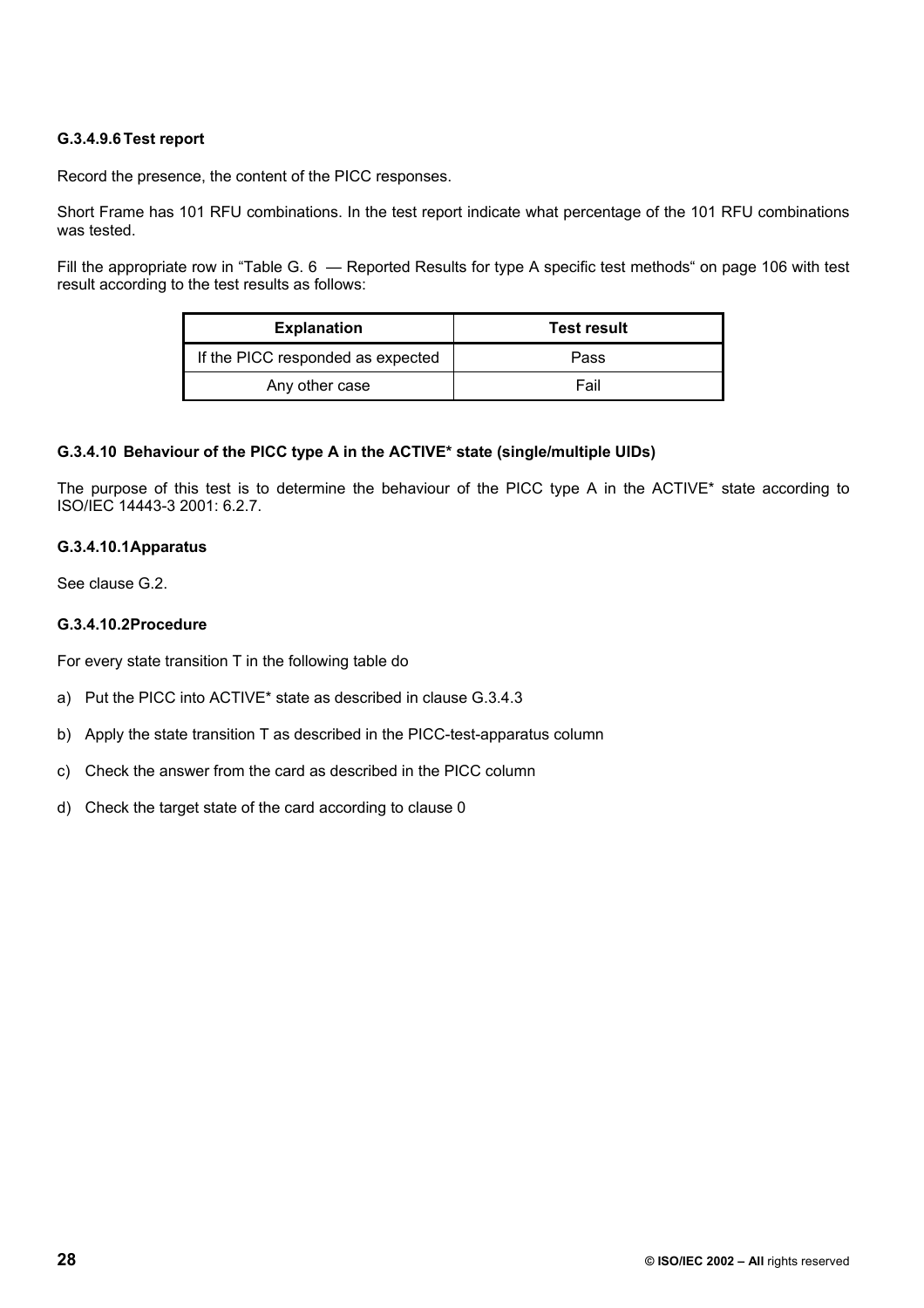#### G.3.4.9.6 Test report

Record the presence, the content of the PICC responses.

Short Frame has 101 RFU combinations. In the test report indicate what percentage of the 101 RFU combinations was tested.

Fill the appropriate row in "Table G. 6 — Reported Results for type A specific test methods" on page 106 with test result according to the test results as follows:

| Explanation | Test result |
|---|---|
| If the PICC responded as expected | Pass |
| Any other case | Fail |

### G.3.4.10 Behaviour of the PICC type A in the ACTIVE* state (single/multiple UIDs)

The purpose of this test is to determine the behaviour of the PICC type A in the ACTIVE* state according to ISO/IEC 14443-3 2001: 6.2.7.

#### G.3.4.10.1 Apparatus

See clause G.2.

#### G.3.4.10.2 Procedure

For every state transition T in the following table do

a) Put the PICC into ACTIVE* state as described in clause G.3.4.3

b) Apply the state transition T as described in the PICC-test-apparatus column

c) Check the answer from the card as described in the PICC column

d) Check the target state of the card according to clause 0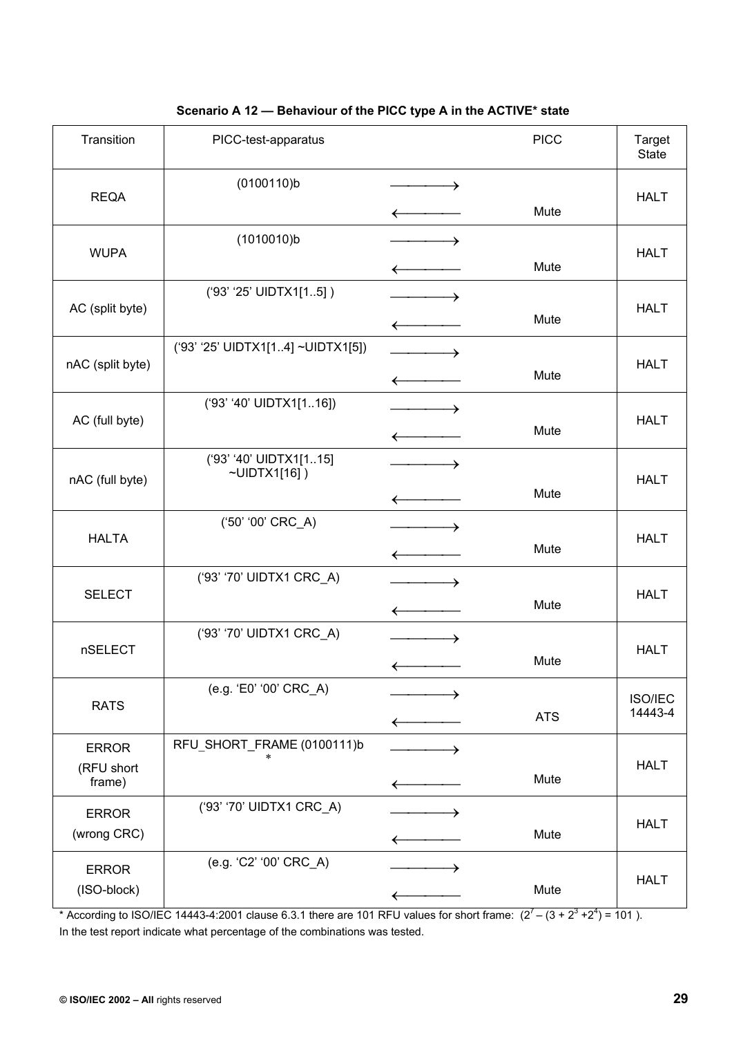**Scenario A 12 — Behaviour of the PICC type A in the ACTIVE* state**

| Transition | PICC-test-apparatus | | PICC | Target State |
|---|---|---|---|---|
| REQA | (0100110)b | ⟶<br>⟵ | Mute | HALT |
| WUPA | (1010010)b | ⟶<br>⟵ | Mute | HALT |
| AC (split byte) | (‘93’ ‘25’ UIDTX1[1..5] ) | ⟶<br>⟵ | Mute | HALT |
| nAC (split byte) | (‘93’ ‘25’ UIDTX1[1..4] ~UIDTX1[5]) | ⟶<br>⟵ | Mute | HALT |
| AC (full byte) | (‘93’ ‘40’ UIDTX1[1..16]) | ⟶<br>⟵ | Mute | HALT |
| nAC (full byte) | (‘93’ ‘40’ UIDTX1[1..15] ~UIDTX1[16] ) | ⟶<br>⟵ | Mute | HALT |
| HALTA | (‘50’ ‘00’ CRC_A) | ⟶<br>⟵ | Mute | HALT |
| SELECT | (‘93’ ‘70’ UIDTX1 CRC_A) | ⟶<br>⟵ | Mute | HALT |
| nSELECT | (‘93’ ‘70’ UIDTX1 CRC_A) | ⟶<br>⟵ | Mute | HALT |
| RATS | (e.g. ‘E0’ ‘00’ CRC_A) | ⟶<br>⟵ | ATS | ISO/IEC 14443-4 |
| ERROR (RFU short frame) | RFU_SHORT_FRAME (0100111)b * | ⟶<br>⟵ | Mute | HALT |
| ERROR (wrong CRC) | (‘93’ ‘70’ UIDTX1 CRC_A) | ⟶<br>⟵ | Mute | HALT |
| ERROR (ISO-block) | (e.g. ‘C2’ ‘00’ CRC_A) | ⟶<br>⟵ | Mute | HALT |

* According to ISO/IEC 14443-4:2001 clause 6.3.1 there are 101 RFU values for short frame: $(2^7 – (3 + 2^3 + 2^4) = 101$ ).

In the test report indicate what percentage of the combinations was tested.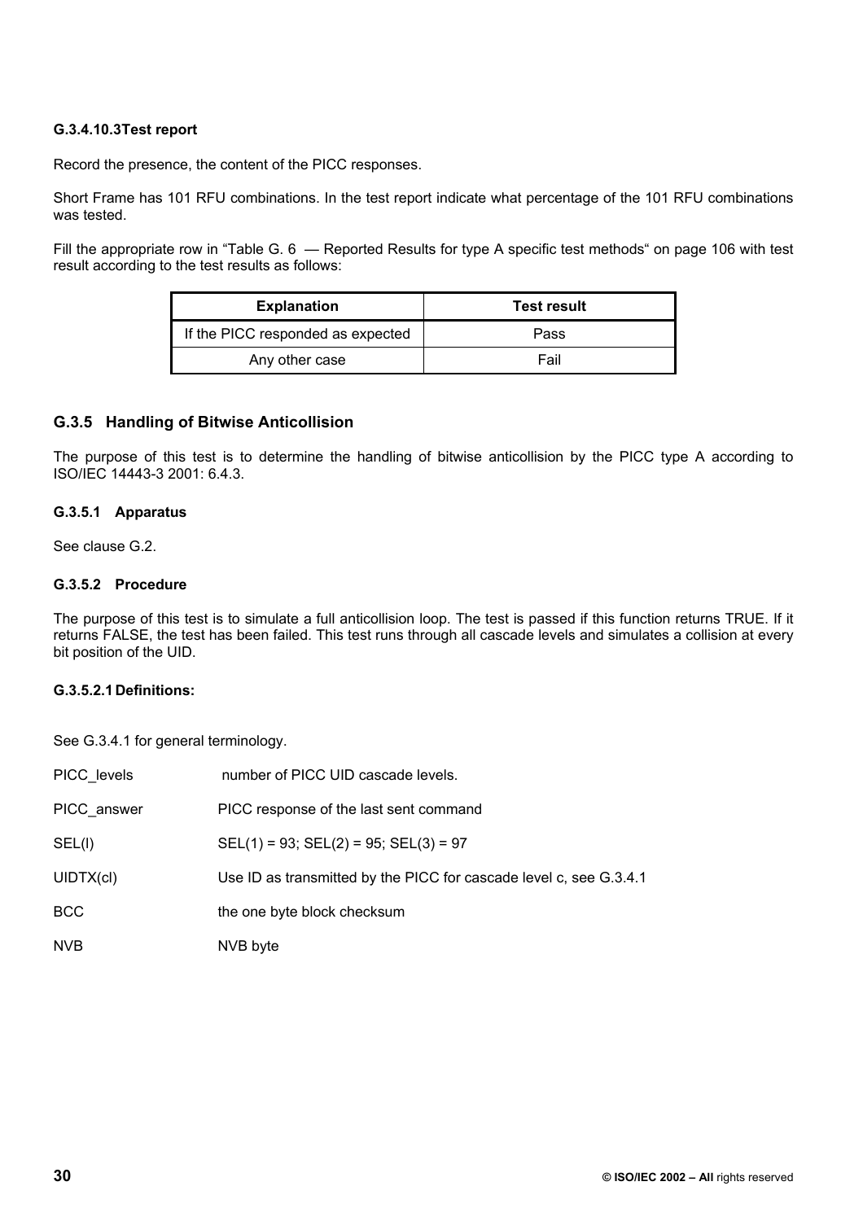#### G.3.4.10.3 Test report

Record the presence, the content of the PICC responses.

Short Frame has 101 RFU combinations. In the test report indicate what percentage of the 101 RFU combinations was tested.

Fill the appropriate row in "Table G. 6 — Reported Results for type A specific test methods" on page 106 with test result according to the test results as follows:

| Explanation | Test result |
|---|---|
| If the PICC responded as expected | Pass |
| Any other case | Fail |

## G.3.5 Handling of Bitwise Anticollision

The purpose of this test is to determine the handling of bitwise anticollision by the PICC type A according to ISO/IEC 14443-3 2001: 6.4.3.

### G.3.5.1 Apparatus

See clause G.2.

### G.3.5.2 Procedure

The purpose of this test is to simulate a full anticollision loop. The test is passed if this function returns TRUE. If it returns FALSE, the test has been failed. This test runs through all cascade levels and simulates a collision at every bit position of the UID.

#### G.3.5.2.1 Definitions:

See G.3.4.1 for general terminology.

PICC_levels number of PICC UID cascade levels.

PICC_answer PICC response of the last sent command

SEL(l) SEL(1) = 93; SEL(2) = 95; SEL(3) = 97

UIDTX(cl) Use ID as transmitted by the PICC for cascade level c, see G.3.4.1

BCC the one byte block checksum

NVB NVB byte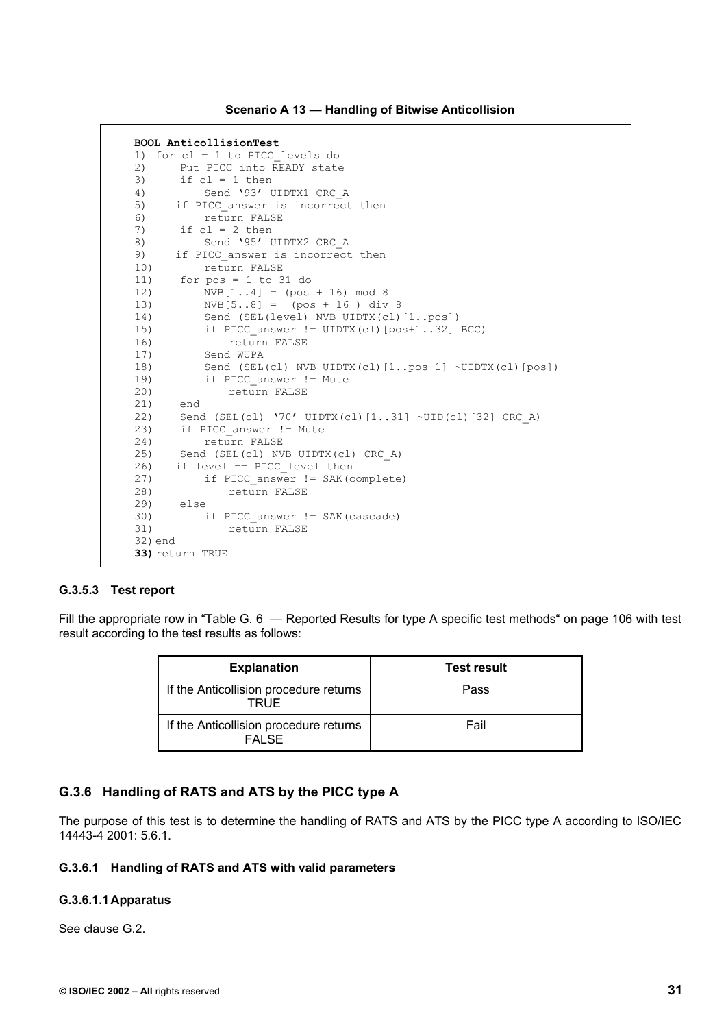**Scenario A 13 — Handling of Bitwise Anticollision**

```
BOOL AnticollisionTest
1) for cl = 1 to PICC_levels do
2)     Put PICC into READY state
3)     if cl = 1 then
4)         Send '93' UIDTX1 CRC_A
5)    if PICC_answer is incorrect then
6)         return FALSE
7)     if cl = 2 then
8)         Send '95' UIDTX2 CRC_A
9)    if PICC_answer is incorrect then
10)        return FALSE
11)    for pos = 1 to 31 do
12)        NVB[1..4] = (pos + 16) mod 8
13)        NVB[5..8] =  (pos + 16 ) div 8
14)        Send (SEL(level) NVB UIDTX(cl)[1..pos])
15)        if PICC_answer != UIDTX(cl)[pos+1..32] BCC)
16)            return FALSE
17)        Send WUPA
18)        Send (SEL(cl) NVB UIDTX(cl)[1..pos-1] ~UIDTX(cl)[pos])
19)        if PICC_answer != Mute
20)            return FALSE
21)    end
22)    Send (SEL(cl) '70' UIDTX(cl)[1..31] ~UID(cl)[32] CRC_A)
23)    if PICC_answer != Mute
24)        return FALSE
25)    Send (SEL(cl) NVB UIDTX(cl) CRC_A)
26)   if level == PICC_level then
27)        if PICC_answer != SAK(complete)
28)            return FALSE
29)    else
30)        if PICC_answer != SAK(cascade)
31)            return FALSE
32) end
33) return TRUE
```

#### G.3.5.3 Test report

Fill the appropriate row in "Table G. 6 — Reported Results for type A specific test methods" on page 106 with test result according to the test results as follows:

| Explanation | Test result |
|---|---|
| If the Anticollision procedure returns TRUE | Pass |
| If the Anticollision procedure returns FALSE | Fail |

### G.3.6 Handling of RATS and ATS by the PICC type A

The purpose of this test is to determine the handling of RATS and ATS by the PICC type A according to ISO/IEC 14443-4 2001: 5.6.1.

#### G.3.6.1 Handling of RATS and ATS with valid parameters

##### G.3.6.1.1 Apparatus

See clause G.2.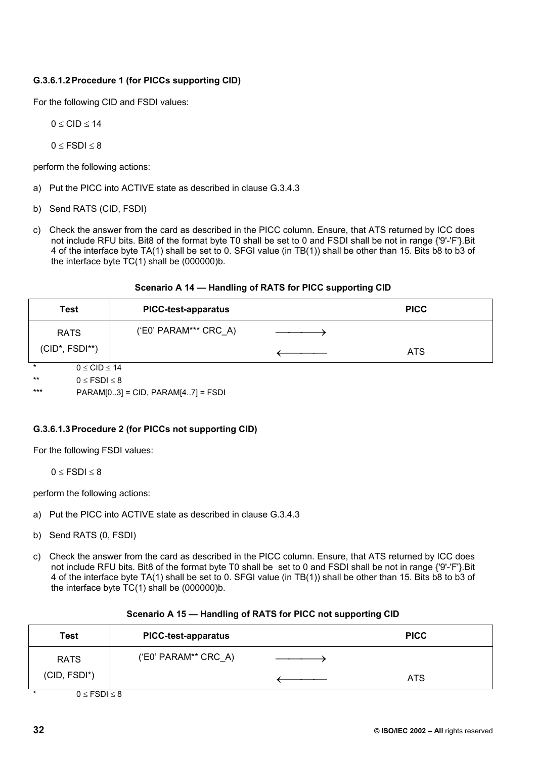#### G.3.6.1.2 Procedure 1 (for PICCs supporting CID)

For the following CID and FSDI values:

$0 \le CID \le 14$

$0 \le FSDI \le 8$

perform the following actions:

a) Put the PICC into ACTIVE state as described in clause G.3.4.3

b) Send RATS (CID, FSDI)

c) Check the answer from the card as described in the PICC column. Ensure, that ATS returned by ICC does not include RFU bits. Bit8 of the format byte T0 shall be set to 0 and FSDI shall be not in range {'9'-'F'}.Bit 4 of the interface byte TA(1) shall be set to 0. SFGI value (in TB(1)) shall be other than 15. Bits b8 to b3 of the interface byte TC(1) shall be (000000)b.

**Scenario A 14 — Handling of RATS for PICC supporting CID**

| Test | PICC-test-apparatus | | PICC |
|---|---|---|---|
| RATS (CID*, FSDI**) | ('E0' PARAM*** CRC_A) | ⟶ | |
| | | ⟵ | ATS |

\* $0 \le CID \le 14$

\*\* $0 \le FSDI \le 8$

\*\*\* PARAM[0..3] = CID, PARAM[4..7] = FSDI

#### G.3.6.1.3 Procedure 2 (for PICCs not supporting CID)

For the following FSDI values:

$0 \le FSDI \le 8$

perform the following actions:

a) Put the PICC into ACTIVE state as described in clause G.3.4.3

b) Send RATS (0, FSDI)

c) Check the answer from the card as described in the PICC column. Ensure, that ATS returned by ICC does not include RFU bits. Bit8 of the format byte T0 shall be set to 0 and FSDI shall be not in range {'9'-'F'}.Bit 4 of the interface byte TA(1) shall be set to 0. SFGI value (in TB(1)) shall be other than 15. Bits b8 to b3 of the interface byte TC(1) shall be (000000)b.

**Scenario A 15 — Handling of RATS for PICC not supporting CID**

| Test | PICC-test-apparatus | | PICC |
|---|---|---|---|
| RATS (CID, FSDI*) | ('E0' PARAM** CRC_A) | ⟶ | |
| | | ⟵ | ATS |

\* $0 \le FSDI \le 8$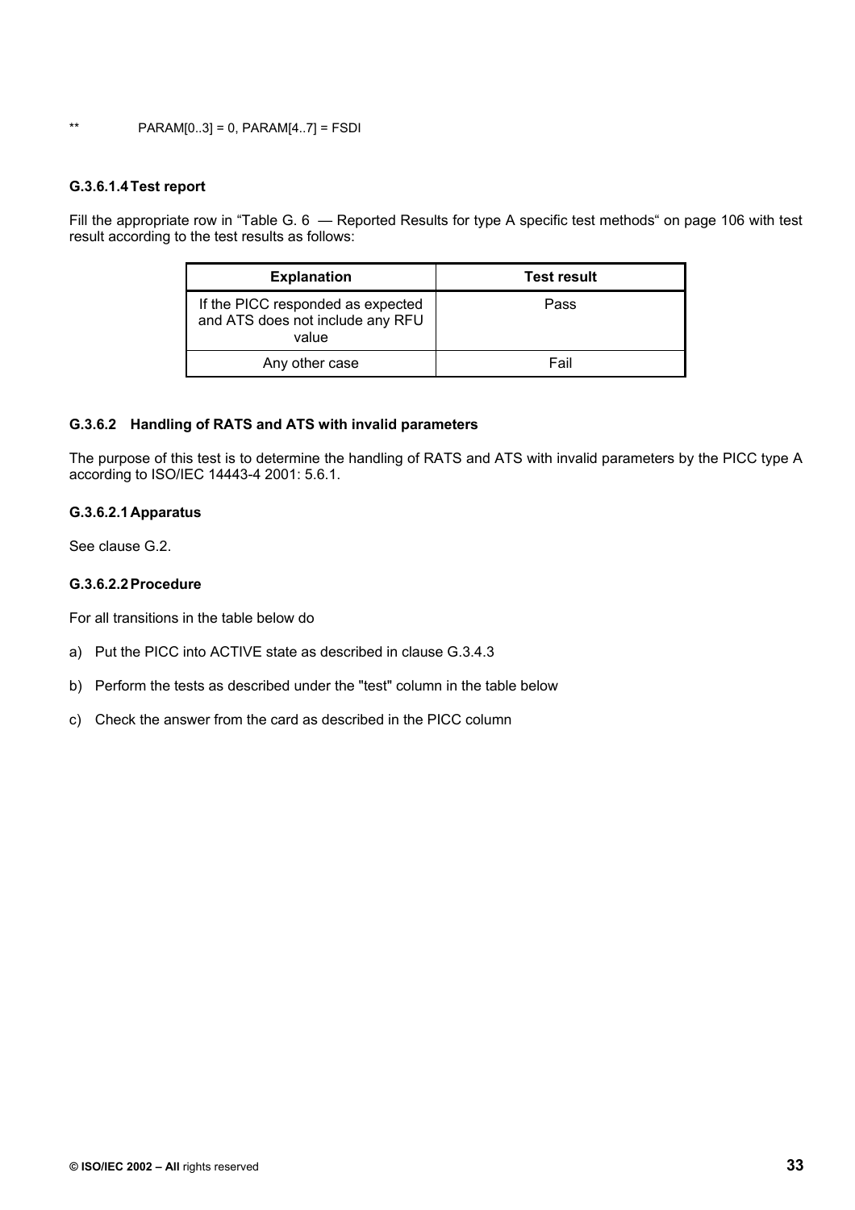** PARAM[0..3] = 0, PARAM[4..7] = FSDI

#### G.3.6.1.4 Test report

Fill the appropriate row in "Table G. 6 — Reported Results for type A specific test methods" on page 106 with test result according to the test results as follows:

| Explanation | Test result |
|---|---|
| If the PICC responded as expected and ATS does not include any RFU value | Pass |
| Any other case | Fail |

### G.3.6.2 Handling of RATS and ATS with invalid parameters

The purpose of this test is to determine the handling of RATS and ATS with invalid parameters by the PICC type A according to ISO/IEC 14443-4 2001: 5.6.1.

#### G.3.6.2.1 Apparatus

See clause G.2.

#### G.3.6.2.2 Procedure

For all transitions in the table below do

a) Put the PICC into ACTIVE state as described in clause G.3.4.3

b) Perform the tests as described under the "test" column in the table below

c) Check the answer from the card as described in the PICC column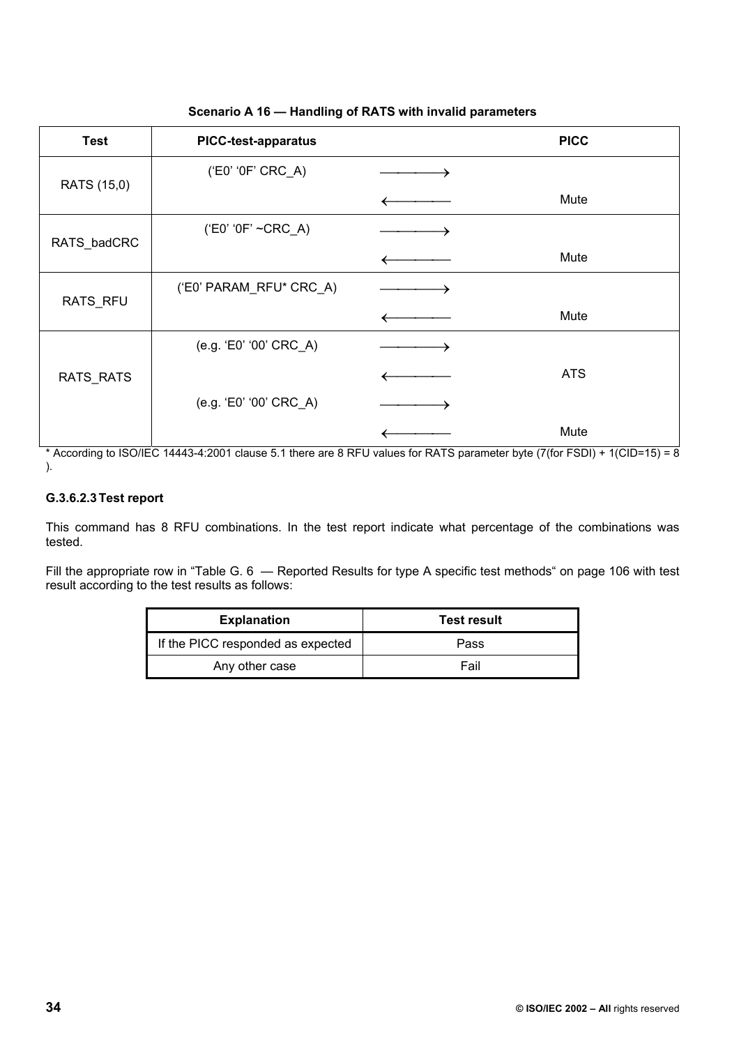**Scenario A 16 — Handling of RATS with invalid parameters**

| Test | PICC-test-apparatus | | PICC |
|---|---|---|---|
| RATS (15,0) | (‘E0’ ‘0F’ CRC_A) | ⟶ | |
| | | ⟵ | Mute |
| RATS_badCRC | (‘E0’ ‘0F’ ~CRC_A) | ⟶ | |
| | | ⟵ | Mute |
| RATS_RFU | (‘E0’ PARAM_RFU* CRC_A) | ⟶ | |
| | | ⟵ | Mute |
| RATS_RATS | (e.g. ‘E0’ ‘00’ CRC_A) | ⟶ | |
| | | ⟵ | ATS |
| | (e.g. ‘E0’ ‘00’ CRC_A) | ⟶ | |
| | | ⟵ | Mute |

* According to ISO/IEC 14443-4:2001 clause 5.1 there are 8 RFU values for RATS parameter byte (7(for FSDI) + 1(CID=15) = 8 ).

#### G.3.6.2.3 Test report

This command has 8 RFU combinations. In the test report indicate what percentage of the combinations was tested.

Fill the appropriate row in “Table G. 6 — Reported Results for type A specific test methods“ on page 106 with test result according to the test results as follows:

| Explanation | Test result |
|---|---|
| If the PICC responded as expected | Pass |
| Any other case | Fail |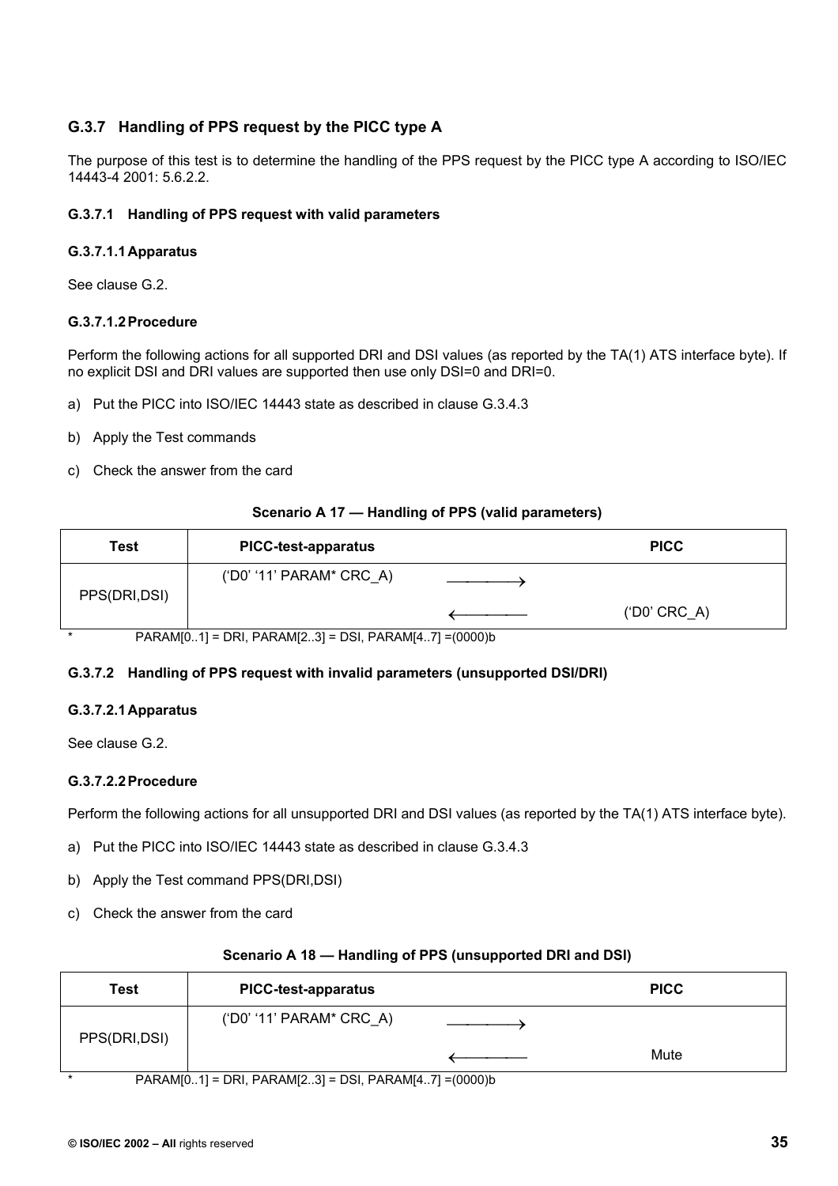### G.3.7 Handling of PPS request by the PICC type A

The purpose of this test is to determine the handling of the PPS request by the PICC type A according to ISO/IEC 14443-4 2001: 5.6.2.2.

#### G.3.7.1 Handling of PPS request with valid parameters

##### G.3.7.1.1 Apparatus

See clause G.2.

##### G.3.7.1.2 Procedure

Perform the following actions for all supported DRI and DSI values (as reported by the TA(1) ATS interface byte). If no explicit DSI and DRI values are supported then use only DSI=0 and DRI=0.

a) Put the PICC into ISO/IEC 14443 state as described in clause G.3.4.3

b) Apply the Test commands

c) Check the answer from the card

**Scenario A 17 — Handling of PPS (valid parameters)**

| Test | PICC-test-apparatus | | PICC |
|---|---|---|---|
| PPS(DRI,DSI) | ('D0' '11' PARAM* CRC_A) | ⟶ | |
| | | ⟵ | ('D0' CRC_A) |

\* PARAM[0..1] = DRI, PARAM[2..3] = DSI, PARAM[4..7] =(0000)b

#### G.3.7.2 Handling of PPS request with invalid parameters (unsupported DSI/DRI)

##### G.3.7.2.1 Apparatus

See clause G.2.

##### G.3.7.2.2 Procedure

Perform the following actions for all unsupported DRI and DSI values (as reported by the TA(1) ATS interface byte).

a) Put the PICC into ISO/IEC 14443 state as described in clause G.3.4.3

b) Apply the Test command PPS(DRI,DSI)

c) Check the answer from the card

**Scenario A 18 — Handling of PPS (unsupported DRI and DSI)**

| Test | PICC-test-apparatus | | PICC |
|---|---|---|---|
| PPS(DRI,DSI) | ('D0' '11' PARAM* CRC_A) | ⟶ | |
| | | ⟵ | Mute |

\* PARAM[0..1] = DRI, PARAM[2..3] = DSI, PARAM[4..7] =(0000)b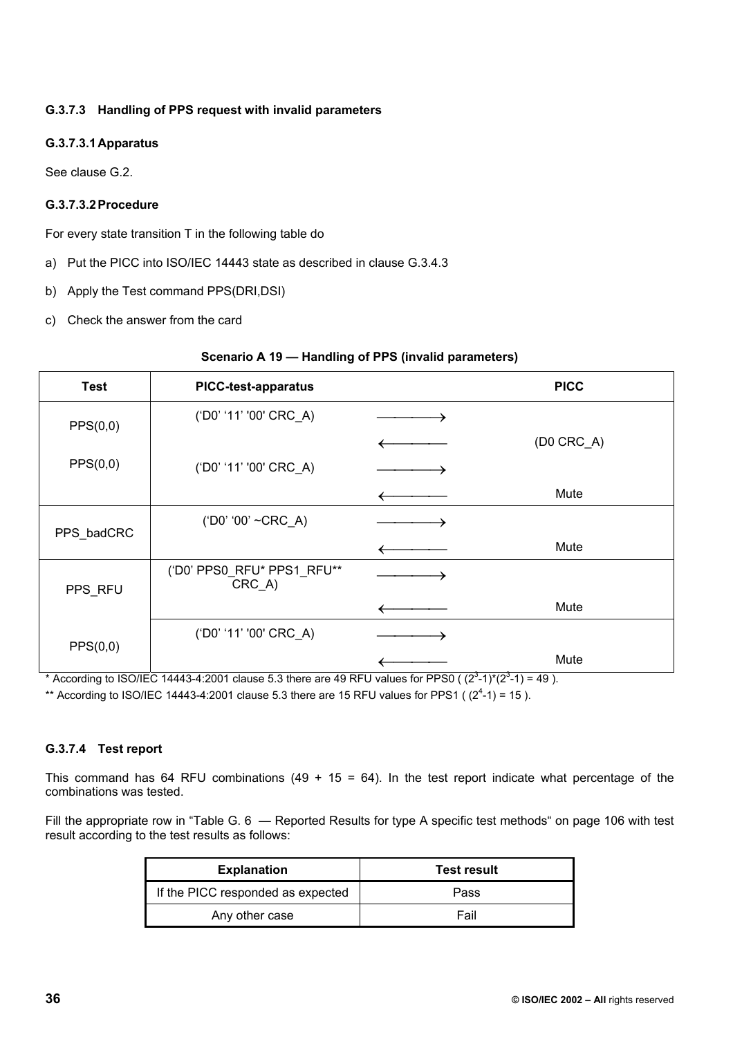#### G.3.7.3 Handling of PPS request with invalid parameters

##### G.3.7.3.1 Apparatus

See clause G.2.

##### G.3.7.3.2 Procedure

For every state transition T in the following table do

a) Put the PICC into ISO/IEC 14443 state as described in clause G.3.4.3

b) Apply the Test command PPS(DRI,DSI)

c) Check the answer from the card

**Scenario A 19 — Handling of PPS (invalid parameters)**

| Test | PICC-test-apparatus | | PICC |
|---|---|---|---|
| PPS(0,0) | ('D0' '11' '00' CRC_A) | ⟶ | |
| | | ⟵ | (D0 CRC_A) |
| PPS(0,0) | ('D0' '11' '00' CRC_A) | ⟶ | |
| | | ⟵ | Mute |
| PPS_badCRC | ('D0' '00' ~CRC_A) | ⟶ | |
| | | ⟵ | Mute |
| PPS_RFU | ('D0' PPS0_RFU* PPS1_RFU** CRC_A) | ⟶ | |
| | | ⟵ | Mute |
| PPS(0,0) | ('D0' '11' '00' CRC_A) | ⟶ | |
| | | ⟵ | Mute |

\* According to ISO/IEC 14443-4:2001 clause 5.3 there are 49 RFU values for PPS0 ( $(2^3-1)*(2^3-1) = 49$ ).

\** According to ISO/IEC 14443-4:2001 clause 5.3 there are 15 RFU values for PPS1 ( $(2^4-1) = 15$ ).

#### G.3.7.4 Test report

This command has 64 RFU combinations (49 + 15 = 64). In the test report indicate what percentage of the combinations was tested.

Fill the appropriate row in "Table G. 6 — Reported Results for type A specific test methods" on page 106 with test result according to the test results as follows:

| Explanation | Test result |
|---|---|
| If the PICC responded as expected | Pass |
| Any other case | Fail |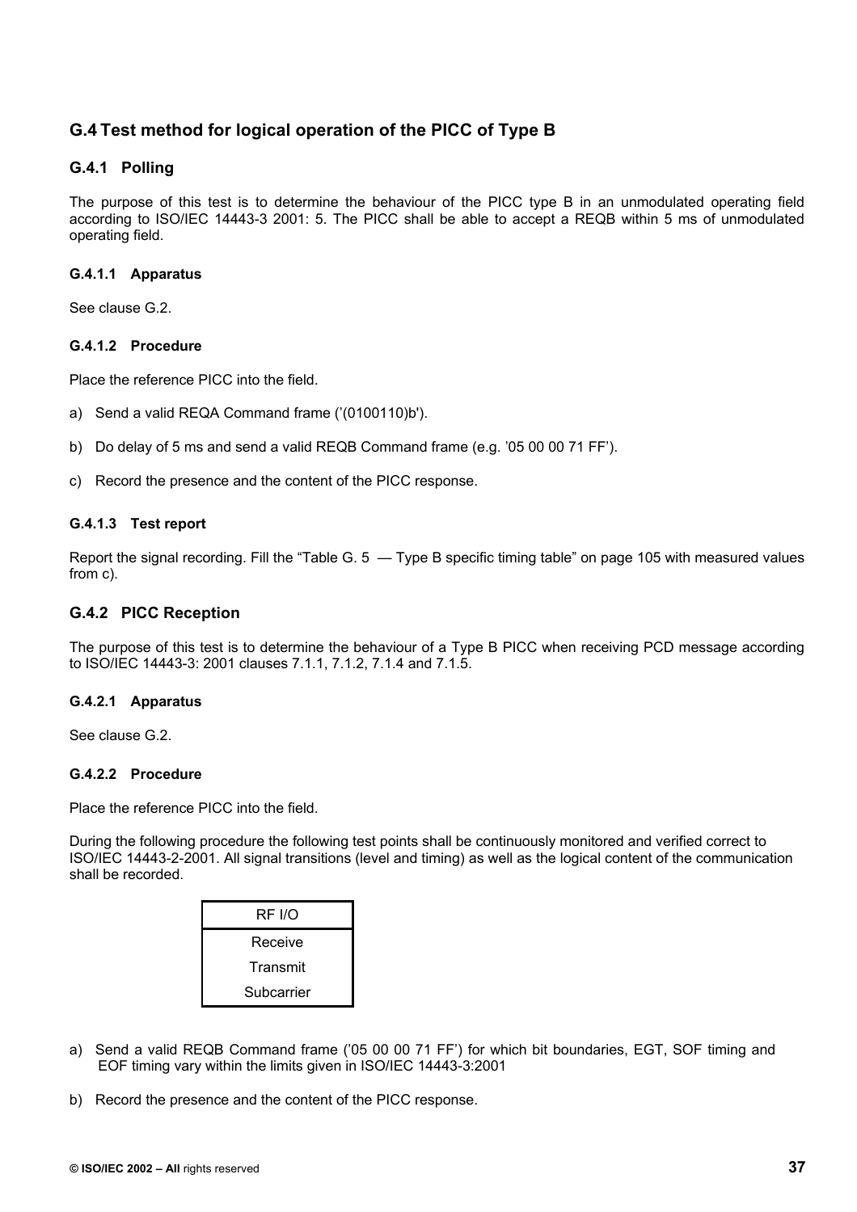## G.4 Test method for logical operation of the PICC of Type B

### G.4.1 Polling

The purpose of this test is to determine the behaviour of the PICC type B in an unmodulated operating field according to ISO/IEC 14443-3 2001: 5. The PICC shall be able to accept a REQB within 5 ms of unmodulated operating field.

#### G.4.1.1 Apparatus

See clause G.2.

#### G.4.1.2 Procedure

Place the reference PICC into the field.

a) Send a valid REQA Command frame ('(0100110)b').

b) Do delay of 5 ms and send a valid REQB Command frame (e.g. '05 00 00 71 FF').

c) Record the presence and the content of the PICC response.

#### G.4.1.3 Test report

Report the signal recording. Fill the "Table G. 5 — Type B specific timing table" on page 105 with measured values from c).

### G.4.2 PICC Reception

The purpose of this test is to determine the behaviour of a Type B PICC when receiving PCD message according to ISO/IEC 14443-3: 2001 clauses 7.1.1, 7.1.2, 7.1.4 and 7.1.5.

#### G.4.2.1 Apparatus

See clause G.2.

#### G.4.2.2 Procedure

Place the reference PICC into the field.

During the following procedure the following test points shall be continuously monitored and verified correct to ISO/IEC 14443-2-2001. All signal transitions (level and timing) as well as the logical content of the communication shall be recorded.

| RF I/O |
|---|
| Receive |
| Transmit |
| Subcarrier |

a) Send a valid REQB Command frame ('05 00 00 71 FF') for which bit boundaries, EGT, SOF timing and EOF timing vary within the limits given in ISO/IEC 14443-3:2001

b) Record the presence and the content of the PICC response.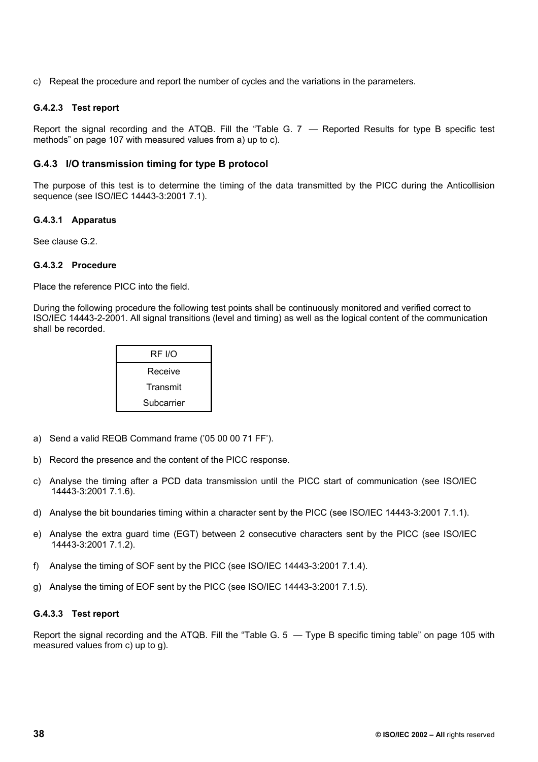c) Repeat the procedure and report the number of cycles and the variations in the parameters.

#### G.4.2.3 Test report

Report the signal recording and the ATQB. Fill the "Table G. 7 — Reported Results for type B specific test methods" on page 107 with measured values from a) up to c).

### G.4.3 I/O transmission timing for type B protocol

The purpose of this test is to determine the timing of the data transmitted by the PICC during the Anticollision sequence (see ISO/IEC 14443-3:2001 7.1).

#### G.4.3.1 Apparatus

See clause G.2.

#### G.4.3.2 Procedure

Place the reference PICC into the field.

During the following procedure the following test points shall be continuously monitored and verified correct to ISO/IEC 14443-2-2001. All signal transitions (level and timing) as well as the logical content of the communication shall be recorded.

| RF I/O |
|---|
| Receive |
| Transmit |
| Subcarrier |

a) Send a valid REQB Command frame ('05 00 00 71 FF').

b) Record the presence and the content of the PICC response.

c) Analyse the timing after a PCD data transmission until the PICC start of communication (see ISO/IEC 14443-3:2001 7.1.6).

d) Analyse the bit boundaries timing within a character sent by the PICC (see ISO/IEC 14443-3:2001 7.1.1).

e) Analyse the extra guard time (EGT) between 2 consecutive characters sent by the PICC (see ISO/IEC 14443-3:2001 7.1.2).

f) Analyse the timing of SOF sent by the PICC (see ISO/IEC 14443-3:2001 7.1.4).

g) Analyse the timing of EOF sent by the PICC (see ISO/IEC 14443-3:2001 7.1.5).

#### G.4.3.3 Test report

Report the signal recording and the ATQB. Fill the "Table G. 5 — Type B specific timing table" on page 105 with measured values from c) up to g).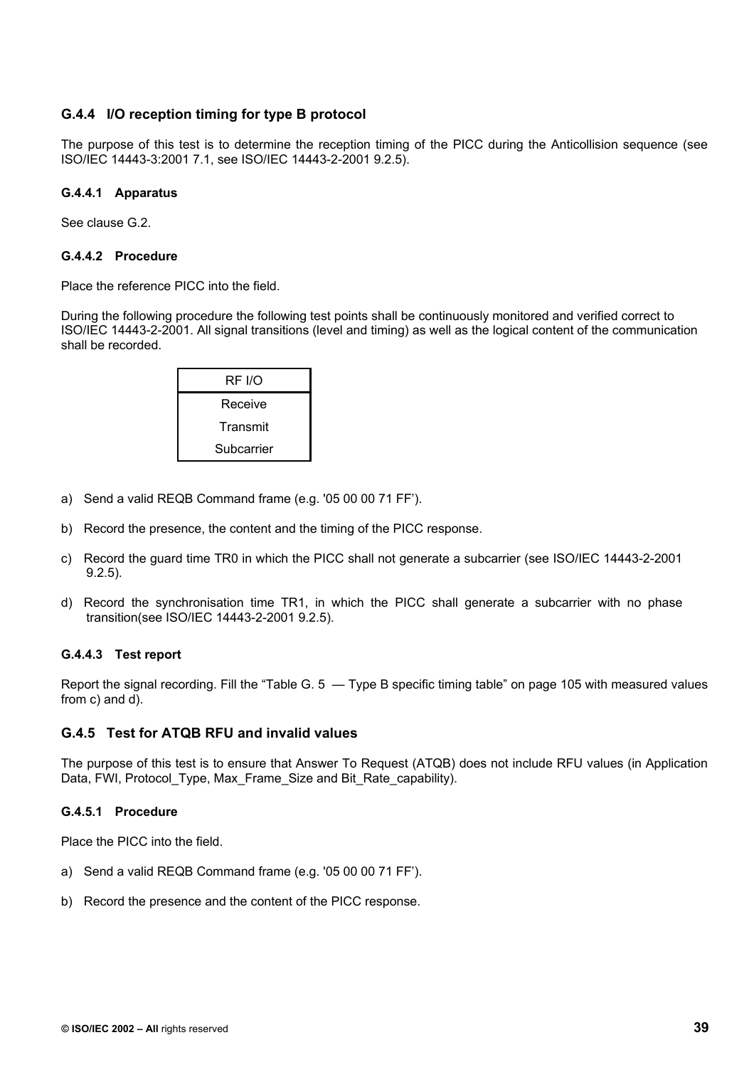### G.4.4 I/O reception timing for type B protocol

The purpose of this test is to determine the reception timing of the PICC during the Anticollision sequence (see ISO/IEC 14443-3:2001 7.1, see ISO/IEC 14443-2-2001 9.2.5).

#### G.4.4.1 Apparatus

See clause G.2.

#### G.4.4.2 Procedure

Place the reference PICC into the field.

During the following procedure the following test points shall be continuously monitored and verified correct to ISO/IEC 14443-2-2001. All signal transitions (level and timing) as well as the logical content of the communication shall be recorded.

| RF I/O |
| --- |
| Receive |
| Transmit |
| Subcarrier |

a) Send a valid REQB Command frame (e.g. '05 00 00 71 FF’).

b) Record the presence, the content and the timing of the PICC response.

c) Record the guard time TR0 in which the PICC shall not generate a subcarrier (see ISO/IEC 14443-2-2001 9.2.5).

d) Record the synchronisation time TR1, in which the PICC shall generate a subcarrier with no phase transition(see ISO/IEC 14443-2-2001 9.2.5).

#### G.4.4.3 Test report

Report the signal recording. Fill the “Table G. 5 — Type B specific timing table” on page 105 with measured values from c) and d).

### G.4.5 Test for ATQB RFU and invalid values

The purpose of this test is to ensure that Answer To Request (ATQB) does not include RFU values (in Application Data, FWI, Protocol_Type, Max_Frame_Size and Bit_Rate_capability).

#### G.4.5.1 Procedure

Place the PICC into the field.

a) Send a valid REQB Command frame (e.g. '05 00 00 71 FF’).

b) Record the presence and the content of the PICC response.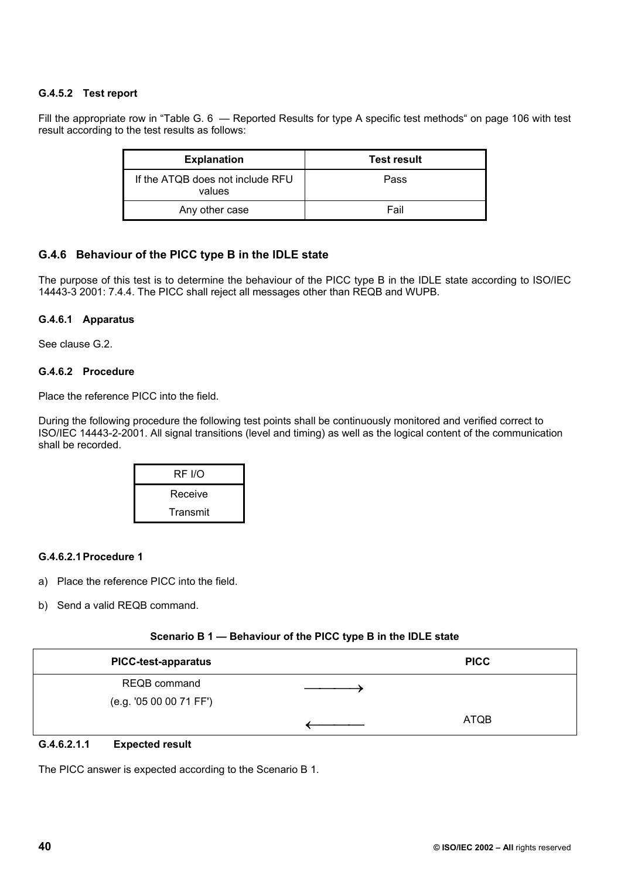#### G.4.5.2 Test report

Fill the appropriate row in "Table G. 6 — Reported Results for type A specific test methods" on page 106 with test result according to the test results as follows:

| Explanation | Test result |
|---|---|
| If the ATQB does not include RFU values | Pass |
| Any other case | Fail |

### G.4.6 Behaviour of the PICC type B in the IDLE state

The purpose of this test is to determine the behaviour of the PICC type B in the IDLE state according to ISO/IEC 14443-3 2001: 7.4.4. The PICC shall reject all messages other than REQB and WUPB.

#### G.4.6.1 Apparatus

See clause G.2.

#### G.4.6.2 Procedure

Place the reference PICC into the field.

During the following procedure the following test points shall be continuously monitored and verified correct to ISO/IEC 14443-2-2001. All signal transitions (level and timing) as well as the logical content of the communication shall be recorded.

| RF I/O |
|---|
| Receive<br>Transmit |

##### G.4.6.2.1 Procedure 1

a) Place the reference PICC into the field.

b) Send a valid REQB command.

**Scenario B 1 — Behaviour of the PICC type B in the IDLE state**

| PICC-test-apparatus | | PICC |
|---|---|---|
| REQB command<br>(e.g. '05 00 00 71 FF') | ⟶ | |
| | ⟵ | ATQB |

###### G.4.6.2.1.1 Expected result

The PICC answer is expected according to the Scenario B 1.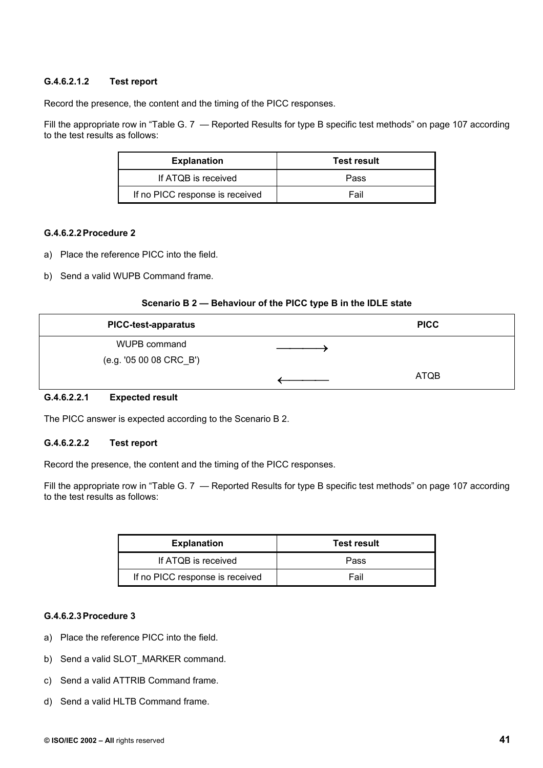#### G.4.6.2.1.2 Test report

Record the presence, the content and the timing of the PICC responses.

Fill the appropriate row in “Table G. 7 — Reported Results for type B specific test methods” on page 107 according to the test results as follows:

| Explanation | Test result |
|---|---|
| If ATQB is received | Pass |
| If no PICC response is received | Fail |

#### G.4.6.2.2 Procedure 2

a) Place the reference PICC into the field.

b) Send a valid WUPB Command frame.

**Scenario B 2 — Behaviour of the PICC type B in the IDLE state**

| PICC-test-apparatus | | PICC |
|---|---|---|
| WUPB command (e.g. '05 00 08 CRC_B') | ⟶ | |
| | ⟵ | ATQB |

#### G.4.6.2.2.1 Expected result

The PICC answer is expected according to the Scenario B 2.

#### G.4.6.2.2.2 Test report

Record the presence, the content and the timing of the PICC responses.

Fill the appropriate row in “Table G. 7 — Reported Results for type B specific test methods” on page 107 according to the test results as follows:

| Explanation | Test result |
|---|---|
| If ATQB is received | Pass |
| If no PICC response is received | Fail |

#### G.4.6.2.3 Procedure 3

a) Place the reference PICC into the field.

b) Send a valid SLOT_MARKER command.

c) Send a valid ATTRIB Command frame.

d) Send a valid HLTB Command frame.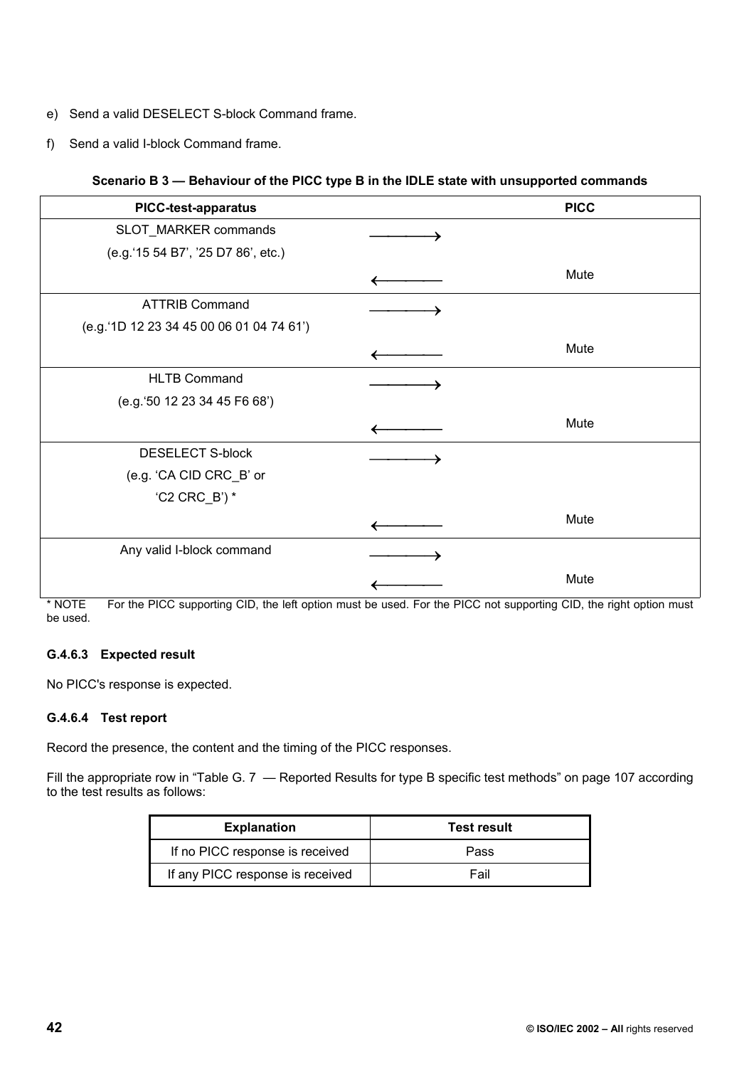e) Send a valid DESELECT S-block Command frame.

f) Send a valid I-block Command frame.

**Scenario B 3 — Behaviour of the PICC type B in the IDLE state with unsupported commands**

| PICC-test-apparatus | | PICC |
|---|---|---|
| SLOT_MARKER commands<br>(e.g.'15 54 B7', '25 D7 86', etc.) | ⟶ | |
| | ⟵ | Mute |
| ATTRIB Command<br>(e.g.'1D 12 23 34 45 00 06 01 04 74 61') | ⟶ | |
| | ⟵ | Mute |
| HLTB Command<br>(e.g.'50 12 23 34 45 F6 68') | ⟶ | |
| | ⟵ | Mute |
| DESELECT S-block<br>(e.g. 'CA CID CRC_B' or<br>'C2 CRC_B') * | ⟶ | |
| | ⟵ | Mute |
| Any valid I-block command | ⟶ | |
| | ⟵ | Mute |

\* NOTE For the PICC supporting CID, the left option must be used. For the PICC not supporting CID, the right option must be used.

### G.4.6.3 Expected result

No PICC's response is expected.

### G.4.6.4 Test report

Record the presence, the content and the timing of the PICC responses.

Fill the appropriate row in "Table G. 7 — Reported Results for type B specific test methods" on page 107 according to the test results as follows:

| Explanation | Test result |
|---|---|
| If no PICC response is received | Pass |
| If any PICC response is received | Fail |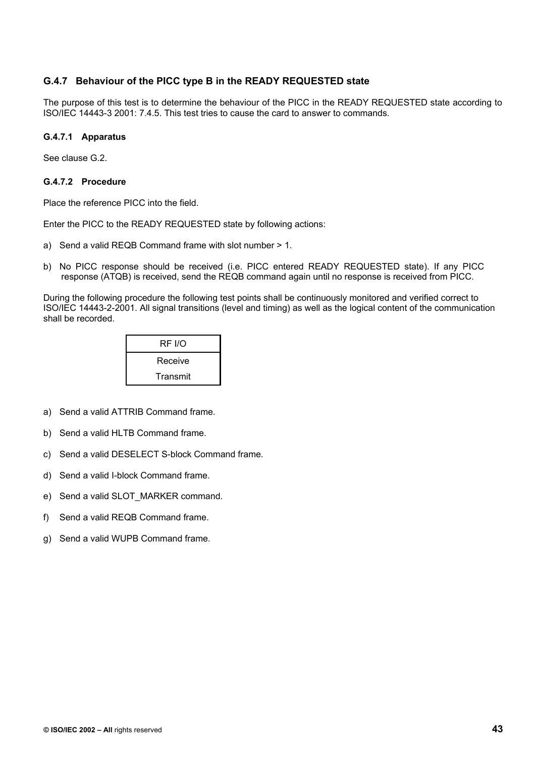### G.4.7 Behaviour of the PICC type B in the READY REQUESTED state

The purpose of this test is to determine the behaviour of the PICC in the READY REQUESTED state according to ISO/IEC 14443-3 2001: 7.4.5. This test tries to cause the card to answer to commands.

#### G.4.7.1 Apparatus

See clause G.2.

#### G.4.7.2 Procedure

Place the reference PICC into the field.

Enter the PICC to the READY REQUESTED state by following actions:

a) Send a valid REQB Command frame with slot number > 1.

b) No PICC response should be received (i.e. PICC entered READY REQUESTED state). If any PICC response (ATQB) is received, send the REQB command again until no response is received from PICC.

During the following procedure the following test points shall be continuously monitored and verified correct to ISO/IEC 14443-2-2001. All signal transitions (level and timing) as well as the logical content of the communication shall be recorded.

| RF I/O |
|---|
| Receive<br>Transmit |

a) Send a valid ATTRIB Command frame.

b) Send a valid HLTB Command frame.

c) Send a valid DESELECT S-block Command frame.

d) Send a valid I-block Command frame.

e) Send a valid SLOT_MARKER command.

f) Send a valid REQB Command frame.

g) Send a valid WUPB Command frame.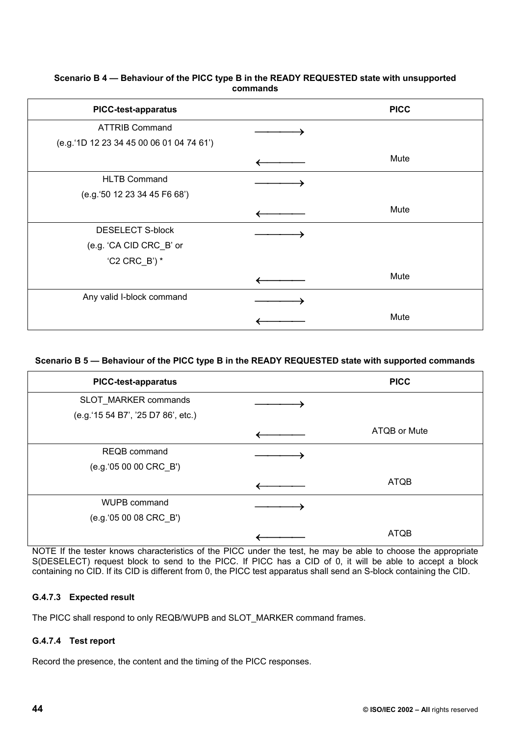**Scenario B 4 — Behaviour of the PICC type B in the READY REQUESTED state with unsupported commands**

| PICC-test-apparatus | | PICC |
|---|---|---|
| ATTRIB Command (e.g.'1D 12 23 34 45 00 06 01 04 74 61') | ⟶ | |
| | ⟵ | Mute |
| HLTB Command (e.g.'50 12 23 34 45 F6 68') | ⟶ | |
| | ⟵ | Mute |
| DESELECT S-block (e.g. 'CA CID CRC_B' or 'C2 CRC_B') * | ⟶ | |
| | ⟵ | Mute |
| Any valid I-block command | ⟶ | |
| | ⟵ | Mute |

**Scenario B 5 — Behaviour of the PICC type B in the READY REQUESTED state with supported commands**

| PICC-test-apparatus | | PICC |
|---|---|---|
| SLOT_MARKER commands (e.g.'15 54 B7', '25 D7 86', etc.) | ⟶ | |
| | ⟵ | ATQB or Mute |
| REQB command (e.g.'05 00 00 CRC_B') | ⟶ | |
| | ⟵ | ATQB |
| WUPB command (e.g.'05 00 08 CRC_B') | ⟶ | |
| | ⟵ | ATQB |

NOTE If the tester knows characteristics of the PICC under the test, he may be able to choose the appropriate S(DESELECT) request block to send to the PICC. If PICC has a CID of 0, it will be able to accept a block containing no CID. If its CID is different from 0, the PICC test apparatus shall send an S-block containing the CID.

#### G.4.7.3 Expected result

The PICC shall respond to only REQB/WUPB and SLOT_MARKER command frames.

#### G.4.7.4 Test report

Record the presence, the content and the timing of the PICC responses.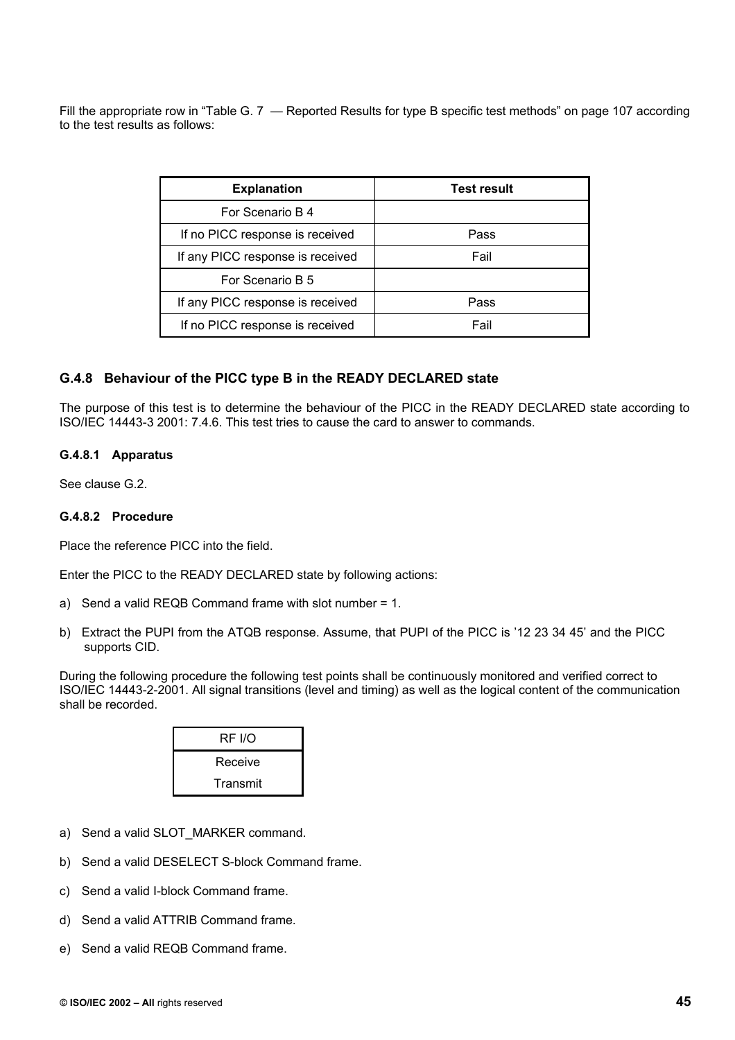Fill the appropriate row in “Table G. 7 — Reported Results for type B specific test methods” on page 107 according to the test results as follows:

| Explanation | Test result |
|---|---|
| For Scenario B 4 | |
| If no PICC response is received | Pass |
| If any PICC response is received | Fail |
| For Scenario B 5 | |
| If any PICC response is received | Pass |
| If no PICC response is received | Fail |

### G.4.8 Behaviour of the PICC type B in the READY DECLARED state

The purpose of this test is to determine the behaviour of the PICC in the READY DECLARED state according to ISO/IEC 14443-3 2001: 7.4.6. This test tries to cause the card to answer to commands.

#### G.4.8.1 Apparatus

See clause G.2.

#### G.4.8.2 Procedure

Place the reference PICC into the field.

Enter the PICC to the READY DECLARED state by following actions:

a) Send a valid REQB Command frame with slot number = 1.

b) Extract the PUPI from the ATQB response. Assume, that PUPI of the PICC is ’12 23 34 45’ and the PICC supports CID.

During the following procedure the following test points shall be continuously monitored and verified correct to ISO/IEC 14443-2-2001. All signal transitions (level and timing) as well as the logical content of the communication shall be recorded.

| RF I/O |
|---|
| Receive<br>Transmit |

a) Send a valid SLOT_MARKER command.

b) Send a valid DESELECT S-block Command frame.

c) Send a valid I-block Command frame.

d) Send a valid ATTRIB Command frame.

e) Send a valid REQB Command frame.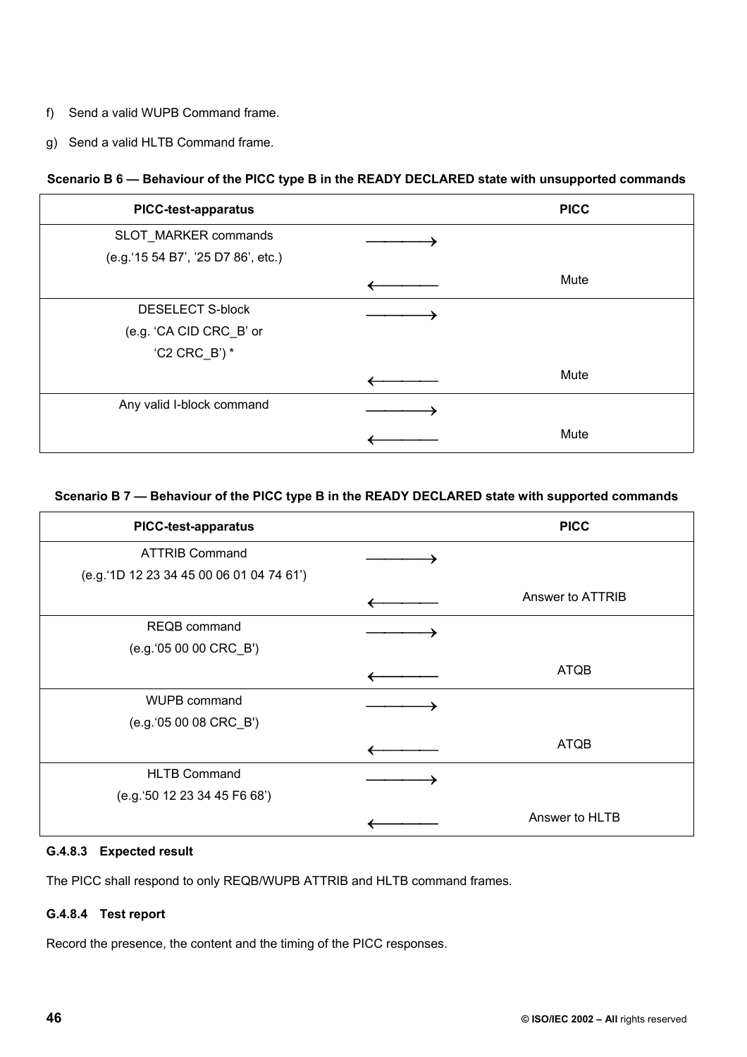f) Send a valid WUPB Command frame.

g) Send a valid HLTB Command frame.

**Scenario B 6 — Behaviour of the PICC type B in the READY DECLARED state with unsupported commands**

| PICC-test-apparatus | | PICC |
|---|---|---|
| SLOT_MARKER commands (e.g.'15 54 B7', '25 D7 86', etc.) | ⟶ | |
| | ⟵ | Mute |
| DESELECT S-block (e.g. 'CA CID CRC_B' or 'C2 CRC_B') * | ⟶ | |
| | ⟵ | Mute |
| Any valid I-block command | ⟶ | |
| | ⟵ | Mute |

**Scenario B 7 — Behaviour of the PICC type B in the READY DECLARED state with supported commands**

| PICC-test-apparatus | | PICC |
|---|---|---|
| ATTRIB Command (e.g.'1D 12 23 34 45 00 06 01 04 74 61') | ⟶ | |
| | ⟵ | Answer to ATTRIB |
| REQB command (e.g.'05 00 00 CRC_B') | ⟶ | |
| | ⟵ | ATQB |
| WUPB command (e.g.'05 00 08 CRC_B') | ⟶ | |
| | ⟵ | ATQB |
| HLTB Command (e.g.'50 12 23 34 45 F6 68') | ⟶ | |
| | ⟵ | Answer to HLTB |

#### G.4.8.3 Expected result

The PICC shall respond to only REQB/WUPB ATTRIB and HLTB command frames.

#### G.4.8.4 Test report

Record the presence, the content and the timing of the PICC responses.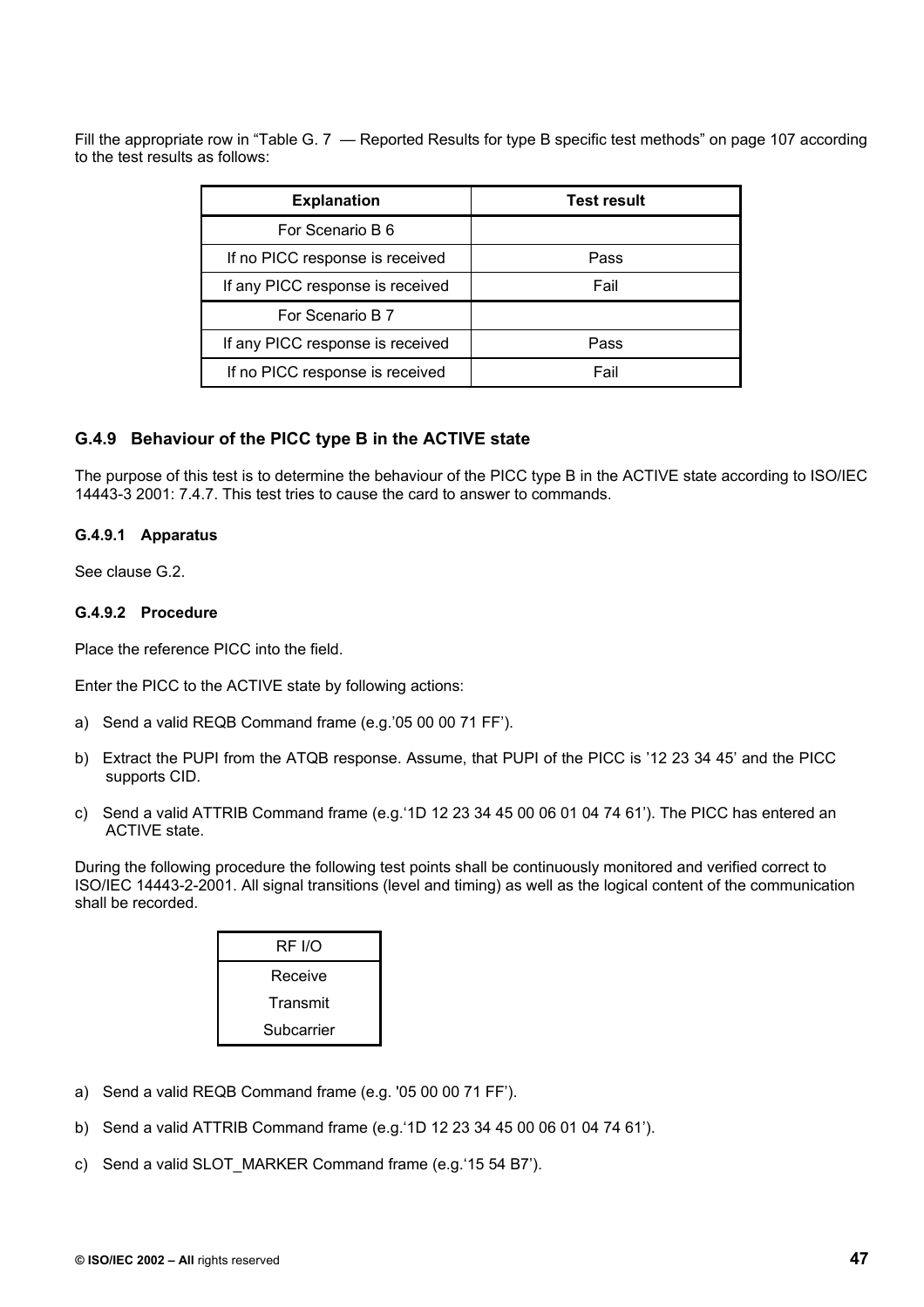Fill the appropriate row in "Table G. 7 — Reported Results for type B specific test methods" on page 107 according to the test results as follows:

| Explanation | Test result |
|---|---|
| For Scenario B 6 | |
| If no PICC response is received | Pass |
| If any PICC response is received | Fail |
| For Scenario B 7 | |
| If any PICC response is received | Pass |
| If no PICC response is received | Fail |

### G.4.9 Behaviour of the PICC type B in the ACTIVE state

The purpose of this test is to determine the behaviour of the PICC type B in the ACTIVE state according to ISO/IEC 14443-3 2001: 7.4.7. This test tries to cause the card to answer to commands.

#### G.4.9.1 Apparatus

See clause G.2.

#### G.4.9.2 Procedure

Place the reference PICC into the field.

Enter the PICC to the ACTIVE state by following actions:

a) Send a valid REQB Command frame (e.g.'05 00 00 71 FF').

b) Extract the PUPI from the ATQB response. Assume, that PUPI of the PICC is '12 23 34 45' and the PICC supports CID.

c) Send a valid ATTRIB Command frame (e.g.'1D 12 23 34 45 00 06 01 04 74 61'). The PICC has entered an ACTIVE state.

During the following procedure the following test points shall be continuously monitored and verified correct to ISO/IEC 14443-2-2001. All signal transitions (level and timing) as well as the logical content of the communication shall be recorded.

| RF I/O |
|---|
| Receive |
| Transmit |
| Subcarrier |

a) Send a valid REQB Command frame (e.g. '05 00 00 71 FF').

b) Send a valid ATTRIB Command frame (e.g.'1D 12 23 34 45 00 06 01 04 74 61').

c) Send a valid SLOT_MARKER Command frame (e.g.'15 54 B7').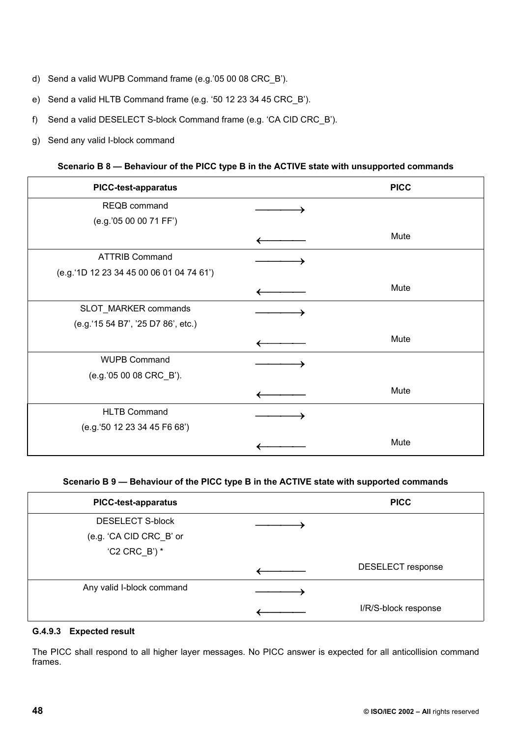d) Send a valid WUPB Command frame (e.g.'05 00 08 CRC_B').

e) Send a valid HLTB Command frame (e.g. '50 12 23 34 45 CRC_B').

f) Send a valid DESELECT S-block Command frame (e.g. 'CA CID CRC_B').

g) Send any valid I-block command

**Scenario B 8 — Behaviour of the PICC type B in the ACTIVE state with unsupported commands**

| PICC-test-apparatus | | PICC |
|---|---|---|
| REQB command (e.g.'05 00 00 71 FF') | ⟶ | |
| | ⟵ | Mute |
| ATTRIB Command (e.g.'1D 12 23 34 45 00 06 01 04 74 61') | ⟶ | |
| | ⟵ | Mute |
| SLOT_MARKER commands (e.g.'15 54 B7', '25 D7 86', etc.) | ⟶ | |
| | ⟵ | Mute |
| WUPB Command (e.g.'05 00 08 CRC_B'). | ⟶ | |
| | ⟵ | Mute |
| HLTB Command (e.g.'50 12 23 34 45 F6 68') | ⟶ | |
| | ⟵ | Mute |

**Scenario B 9 — Behaviour of the PICC type B in the ACTIVE state with supported commands**

| PICC-test-apparatus | | PICC |
|---|---|---|
| DESELECT S-block (e.g. 'CA CID CRC_B' or 'C2 CRC_B') * | ⟶ | |
| | ⟵ | DESELECT response |
| Any valid I-block command | ⟶ | |
| | ⟵ | I/R/S-block response |

#### G.4.9.3 Expected result

The PICC shall respond to all higher layer messages. No PICC answer is expected for all anticollision command frames.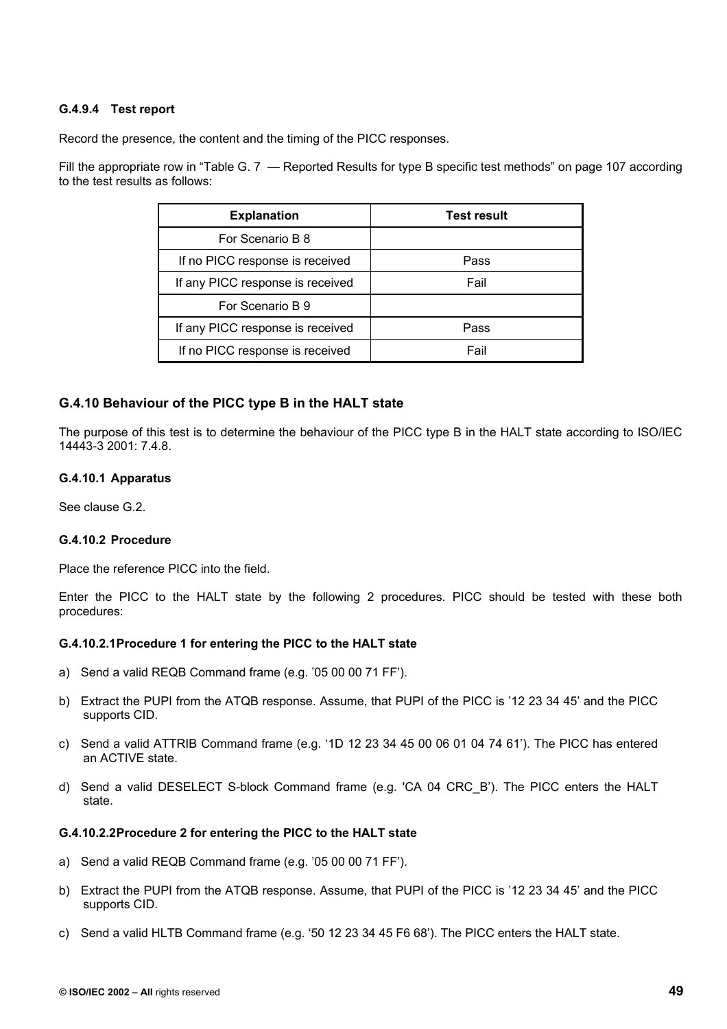#### G.4.9.4 Test report

Record the presence, the content and the timing of the PICC responses.

Fill the appropriate row in “Table G. 7 — Reported Results for type B specific test methods” on page 107 according to the test results as follows:

| Explanation | Test result |
|---|---|
| For Scenario B 8 | |
| If no PICC response is received | Pass |
| If any PICC response is received | Fail |
| For Scenario B 9 | |
| If any PICC response is received | Pass |
| If no PICC response is received | Fail |

### G.4.10 Behaviour of the PICC type B in the HALT state

The purpose of this test is to determine the behaviour of the PICC type B in the HALT state according to ISO/IEC 14443-3 2001: 7.4.8.

#### G.4.10.1 Apparatus

See clause G.2.

#### G.4.10.2 Procedure

Place the reference PICC into the field.

Enter the PICC to the HALT state by the following 2 procedures. PICC should be tested with these both procedures:

##### G.4.10.2.1Procedure 1 for entering the PICC to the HALT state

a) Send a valid REQB Command frame (e.g. ’05 00 00 71 FF’).

b) Extract the PUPI from the ATQB response. Assume, that PUPI of the PICC is ’12 23 34 45’ and the PICC supports CID.

c) Send a valid ATTRIB Command frame (e.g. ‘1D 12 23 34 45 00 06 01 04 74 61’). The PICC has entered an ACTIVE state.

d) Send a valid DESELECT S-block Command frame (e.g. 'CA 04 CRC_B’). The PICC enters the HALT state.

##### G.4.10.2.2Procedure 2 for entering the PICC to the HALT state

a) Send a valid REQB Command frame (e.g. ’05 00 00 71 FF’).

b) Extract the PUPI from the ATQB response. Assume, that PUPI of the PICC is ’12 23 34 45’ and the PICC supports CID.

c) Send a valid HLTB Command frame (e.g. ‘50 12 23 34 45 F6 68’). The PICC enters the HALT state.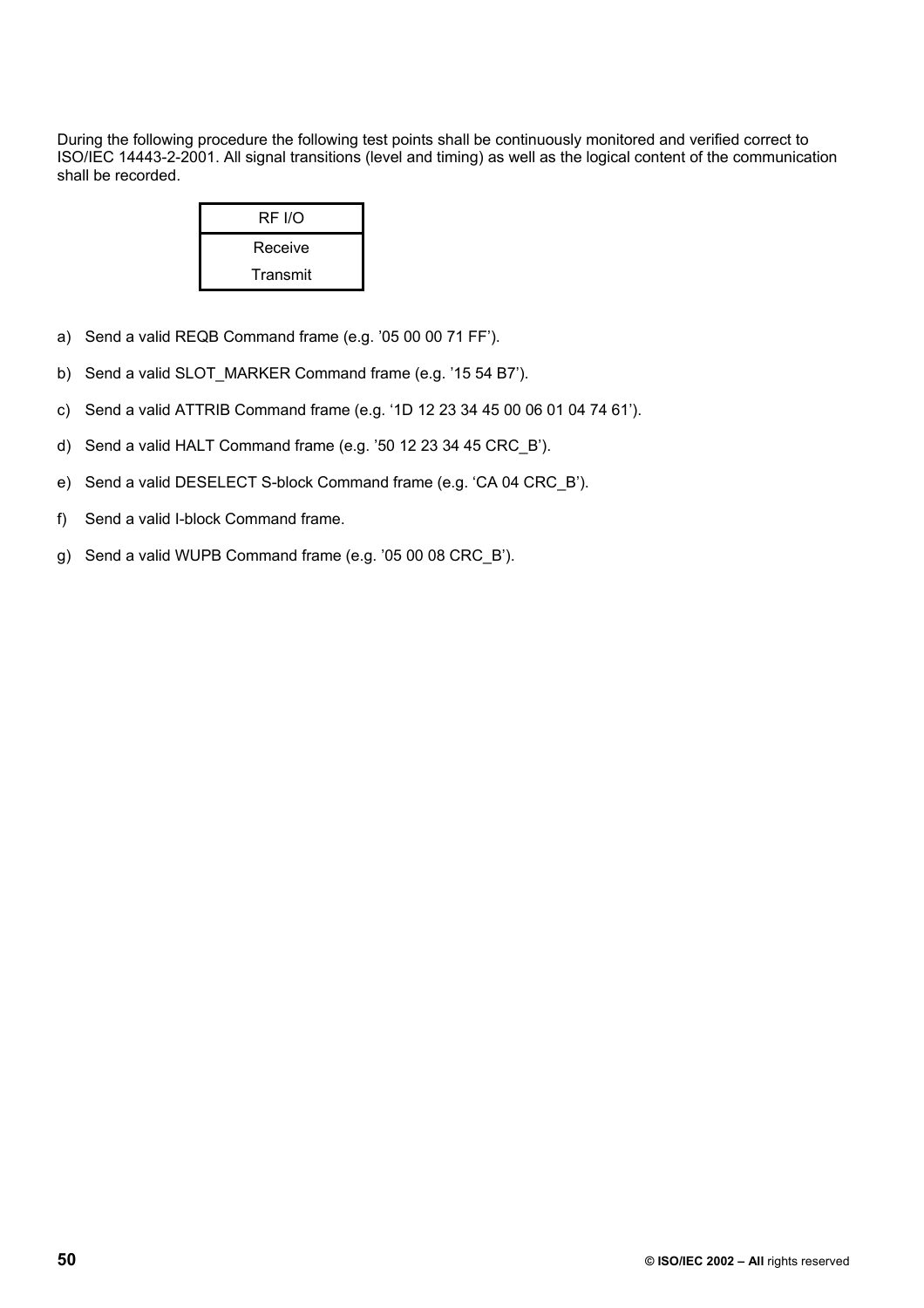During the following procedure the following test points shall be continuously monitored and verified correct to ISO/IEC 14443-2-2001. All signal transitions (level and timing) as well as the logical content of the communication shall be recorded.

| RF I/O |
|---|
| Receive |
| Transmit |

a) Send a valid REQB Command frame (e.g. '05 00 00 71 FF').

b) Send a valid SLOT_MARKER Command frame (e.g. '15 54 B7').

c) Send a valid ATTRIB Command frame (e.g. '1D 12 23 34 45 00 06 01 04 74 61').

d) Send a valid HALT Command frame (e.g. '50 12 23 34 45 CRC_B').

e) Send a valid DESELECT S-block Command frame (e.g. 'CA 04 CRC_B').

f) Send a valid I-block Command frame.

g) Send a valid WUPB Command frame (e.g. '05 00 08 CRC_B').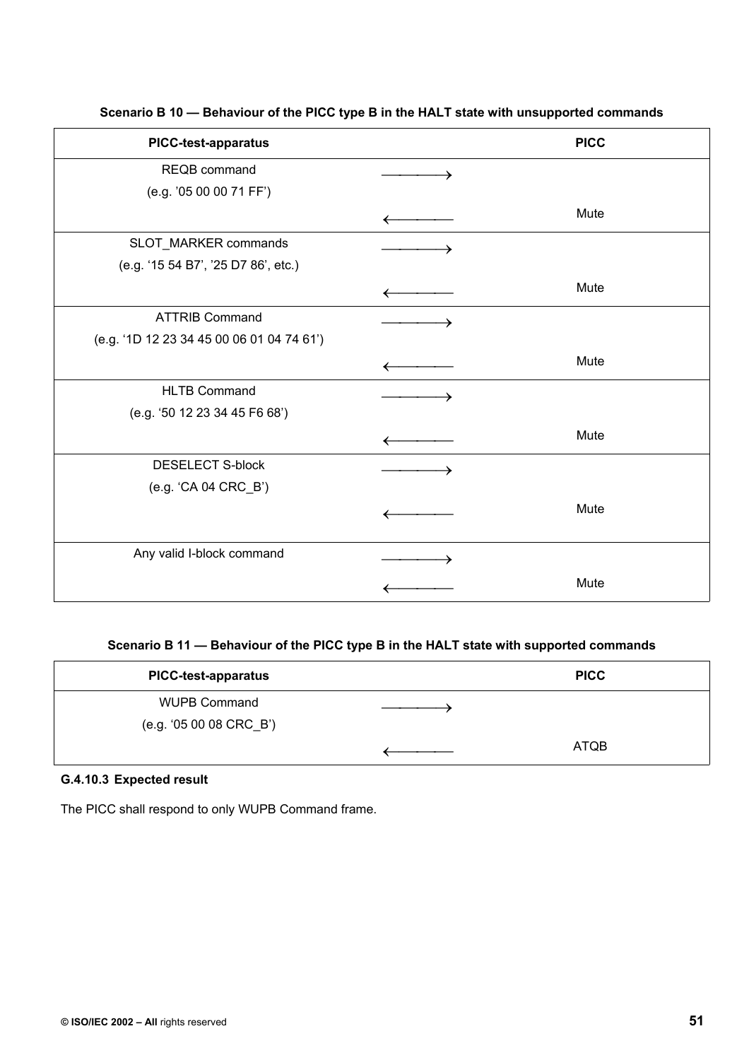**Scenario B 10 — Behaviour of the PICC type B in the HALT state with unsupported commands**

| PICC-test-apparatus | | PICC |
|---|---|---|
| REQB command<br>(e.g. '05 00 00 71 FF') | ⟶ | |
| | ⟵ | Mute |
| SLOT_MARKER commands<br>(e.g. '15 54 B7', '25 D7 86', etc.) | ⟶ | |
| | ⟵ | Mute |
| ATTRIB Command<br>(e.g. '1D 12 23 34 45 00 06 01 04 74 61') | ⟶ | |
| | ⟵ | Mute |
| HLTB Command<br>(e.g. '50 12 23 34 45 F6 68') | ⟶ | |
| | ⟵ | Mute |
| DESELECT S-block<br>(e.g. 'CA 04 CRC_B') | ⟶ | |
| | ⟵ | Mute |
| Any valid I-block command | ⟶ | |
| | ⟵ | Mute |

**Scenario B 11 — Behaviour of the PICC type B in the HALT state with supported commands**

| PICC-test-apparatus | | PICC |
|---|---|---|
| WUPB Command<br>(e.g. '05 00 08 CRC_B') | ⟶ | |
| | ⟵ | ATQB |

#### G.4.10.3 Expected result

The PICC shall respond to only WUPB Command frame.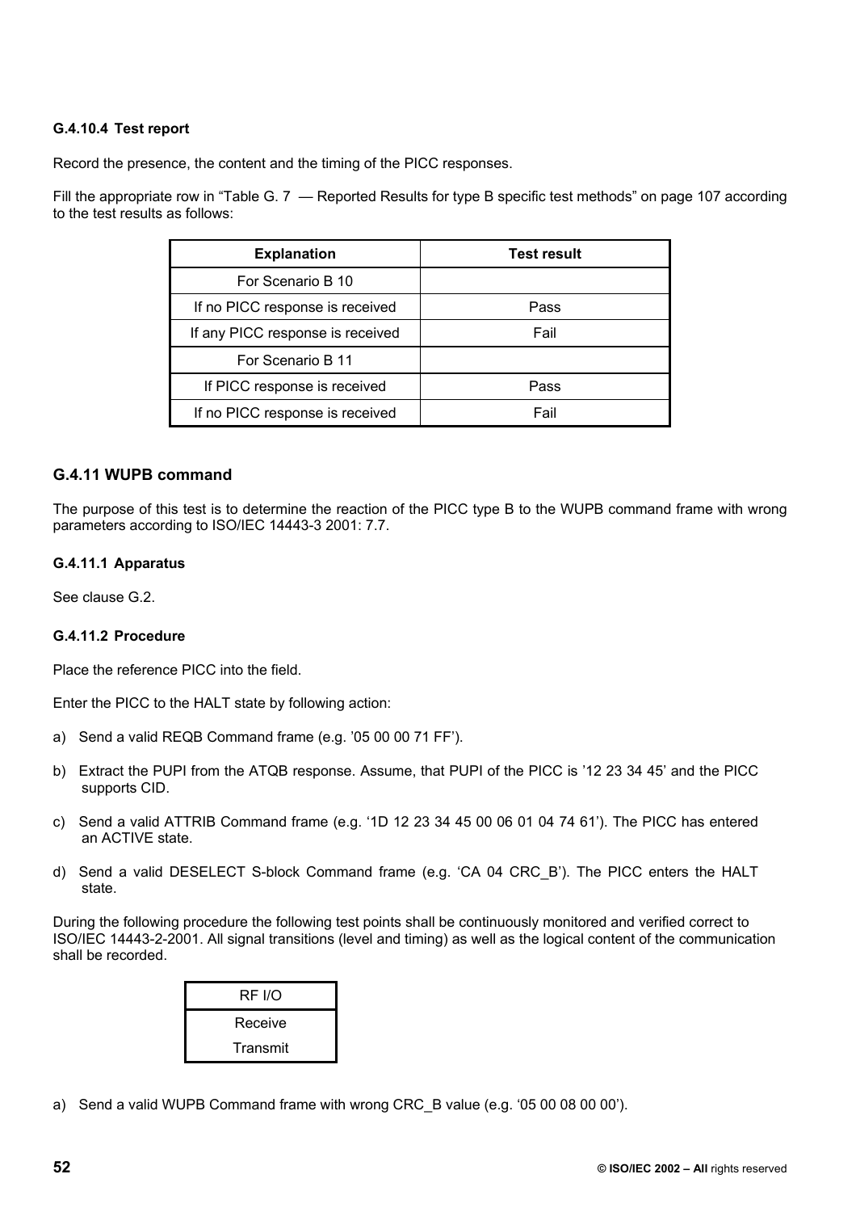#### G.4.10.4 Test report

Record the presence, the content and the timing of the PICC responses.

Fill the appropriate row in “Table G. 7 — Reported Results for type B specific test methods” on page 107 according to the test results as follows:

| Explanation | Test result |
|---|---|
| For Scenario B 10 | |
| If no PICC response is received | Pass |
| If any PICC response is received | Fail |
| For Scenario B 11 | |
| If PICC response is received | Pass |
| If no PICC response is received | Fail |

### G.4.11 WUPB command

The purpose of this test is to determine the reaction of the PICC type B to the WUPB command frame with wrong parameters according to ISO/IEC 14443-3 2001: 7.7.

#### G.4.11.1 Apparatus

See clause G.2.

#### G.4.11.2 Procedure

Place the reference PICC into the field.

Enter the PICC to the HALT state by following action:

a) Send a valid REQB Command frame (e.g. ’05 00 00 71 FF’).

b) Extract the PUPI from the ATQB response. Assume, that PUPI of the PICC is ’12 23 34 45’ and the PICC supports CID.

c) Send a valid ATTRIB Command frame (e.g. ‘1D 12 23 34 45 00 06 01 04 74 61’). The PICC has entered an ACTIVE state.

d) Send a valid DESELECT S-block Command frame (e.g. ‘CA 04 CRC_B’). The PICC enters the HALT state.

During the following procedure the following test points shall be continuously monitored and verified correct to ISO/IEC 14443-2-2001. All signal transitions (level and timing) as well as the logical content of the communication shall be recorded.

| RF I/O |
|---|
| Receive |
| Transmit |

a) Send a valid WUPB Command frame with wrong CRC_B value (e.g. ‘05 00 08 00 00’).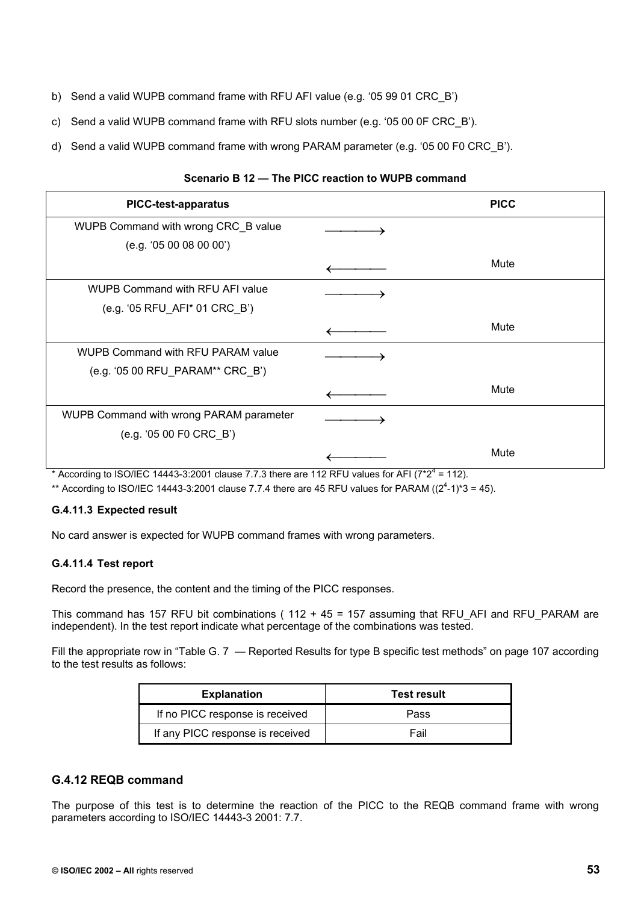b) Send a valid WUPB command frame with RFU AFI value (e.g. '05 99 01 CRC_B')

c) Send a valid WUPB command frame with RFU slots number (e.g. '05 00 0F CRC_B').

d) Send a valid WUPB command frame with wrong PARAM parameter (e.g. '05 00 F0 CRC_B').

**Scenario B 12 — The PICC reaction to WUPB command**

| PICC-test-apparatus | | PICC |
|---|---|---|
| WUPB Command with wrong CRC_B value (e.g. '05 00 08 00 00') | ⟶ | |
| | ⟵ | Mute |
| WUPB Command with RFU AFI value (e.g. '05 RFU_AFI* 01 CRC_B') | ⟶ | |
| | ⟵ | Mute |
| WUPB Command with RFU PARAM value (e.g. '05 00 RFU_PARAM** CRC_B') | ⟶ | |
| | ⟵ | Mute |
| WUPB Command with wrong PARAM parameter (e.g. '05 00 F0 CRC_B') | ⟶ | |
| | ⟵ | Mute |

* According to ISO/IEC 14443-3:2001 clause 7.7.3 there are 112 RFU values for AFI ($7*2^4 = 112$).

** According to ISO/IEC 14443-3:2001 clause 7.7.4 there are 45 RFU values for PARAM ($(2^4-1)*3 = 45$).

### G.4.11.3 Expected result

No card answer is expected for WUPB command frames with wrong parameters.

### G.4.11.4 Test report

Record the presence, the content and the timing of the PICC responses.

This command has 157 RFU bit combinations ( 112 + 45 = 157 assuming that RFU_AFI and RFU_PARAM are independent). In the test report indicate what percentage of the combinations was tested.

Fill the appropriate row in "Table G. 7 — Reported Results for type B specific test methods" on page 107 according to the test results as follows:

| Explanation | Test result |
|---|---|
| If no PICC response is received | Pass |
| If any PICC response is received | Fail |

## G.4.12 REQB command

The purpose of this test is to determine the reaction of the PICC to the REQB command frame with wrong parameters according to ISO/IEC 14443-3 2001: 7.7.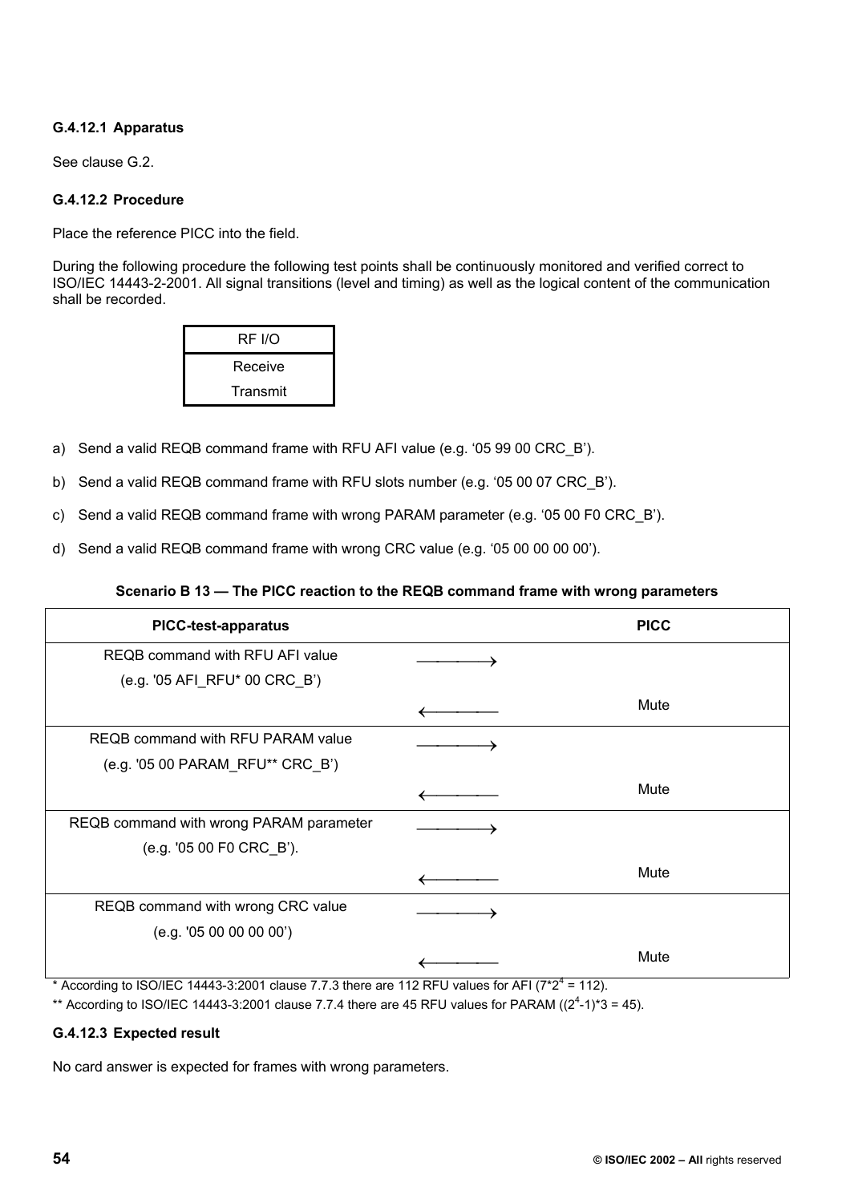#### G.4.12.1 Apparatus

See clause G.2.

#### G.4.12.2 Procedure

Place the reference PICC into the field.

During the following procedure the following test points shall be continuously monitored and verified correct to ISO/IEC 14443-2-2001. All signal transitions (level and timing) as well as the logical content of the communication shall be recorded.

| RF I/O |
|---|
| Receive<br>Transmit |

a) Send a valid REQB command frame with RFU AFI value (e.g. '05 99 00 CRC_B').

b) Send a valid REQB command frame with RFU slots number (e.g. '05 00 07 CRC_B').

c) Send a valid REQB command frame with wrong PARAM parameter (e.g. '05 00 F0 CRC_B').

d) Send a valid REQB command frame with wrong CRC value (e.g. '05 00 00 00 00').

**Scenario B 13 — The PICC reaction to the REQB command frame with wrong parameters**

| PICC-test-apparatus | | PICC |
|---|---|---|
| REQB command with RFU AFI value<br>(e.g. '05 AFI_RFU* 00 CRC_B') | ⟶ | |
| | ⟵ | Mute |
| REQB command with RFU PARAM value<br>(e.g. '05 00 PARAM_RFU** CRC_B') | ⟶ | |
| | ⟵ | Mute |
| REQB command with wrong PARAM parameter<br>(e.g. '05 00 F0 CRC_B'). | ⟶ | |
| | ⟵ | Mute |
| REQB command with wrong CRC value<br>(e.g. '05 00 00 00 00') | ⟶ | |
| | ⟵ | Mute |

* According to ISO/IEC 14443-3:2001 clause 7.7.3 there are 112 RFU values for AFI ($7*2^4 = 112$).

** According to ISO/IEC 14443-3:2001 clause 7.7.4 there are 45 RFU values for PARAM ($(2^4-1)*3 = 45$).

#### G.4.12.3 Expected result

No card answer is expected for frames with wrong parameters.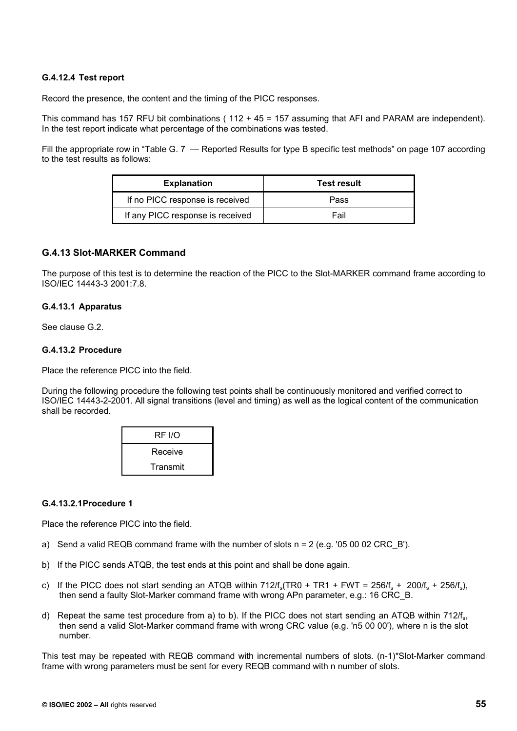#### G.4.12.4 Test report

Record the presence, the content and the timing of the PICC responses.

This command has 157 RFU bit combinations ( 112 + 45 = 157 assuming that AFI and PARAM are independent). In the test report indicate what percentage of the combinations was tested.

Fill the appropriate row in "Table G. 7 — Reported Results for type B specific test methods" on page 107 according to the test results as follows:

| Explanation | Test result |
|---|---|
| If no PICC response is received | Pass |
| If any PICC response is received | Fail |

### G.4.13 Slot-MARKER Command

The purpose of this test is to determine the reaction of the PICC to the Slot-MARKER command frame according to ISO/IEC 14443-3 2001:7.8.

#### G.4.13.1 Apparatus

See clause G.2.

#### G.4.13.2 Procedure

Place the reference PICC into the field.

During the following procedure the following test points shall be continuously monitored and verified correct to ISO/IEC 14443-2-2001. All signal transitions (level and timing) as well as the logical content of the communication shall be recorded.

| RF I/O |
|---|
| Receive<br>Transmit |

##### G.4.13.2.1Procedure 1

Place the reference PICC into the field.

a) Send a valid REQB command frame with the number of slots n = 2 (e.g. '05 00 02 CRC_B').

b) If the PICC sends ATQB, the test ends at this point and shall be done again.

c) If the PICC does not start sending an ATQB within $712/f_s$(TR0 + TR1 + FWT = $256/f_s$ + $200/f_s$ + $256/f_s$), then send a faulty Slot-Marker command frame with wrong APn parameter, e.g.: 16 CRC_B.

d) Repeat the same test procedure from a) to b). If the PICC does not start sending an ATQB within $712/f_s$, then send a valid Slot-Marker command frame with wrong CRC value (e.g. 'n5 00 00'), where n is the slot number.

This test may be repeated with REQB command with incremental numbers of slots. (n-1)*Slot-Marker command frame with wrong parameters must be sent for every REQB command with n number of slots.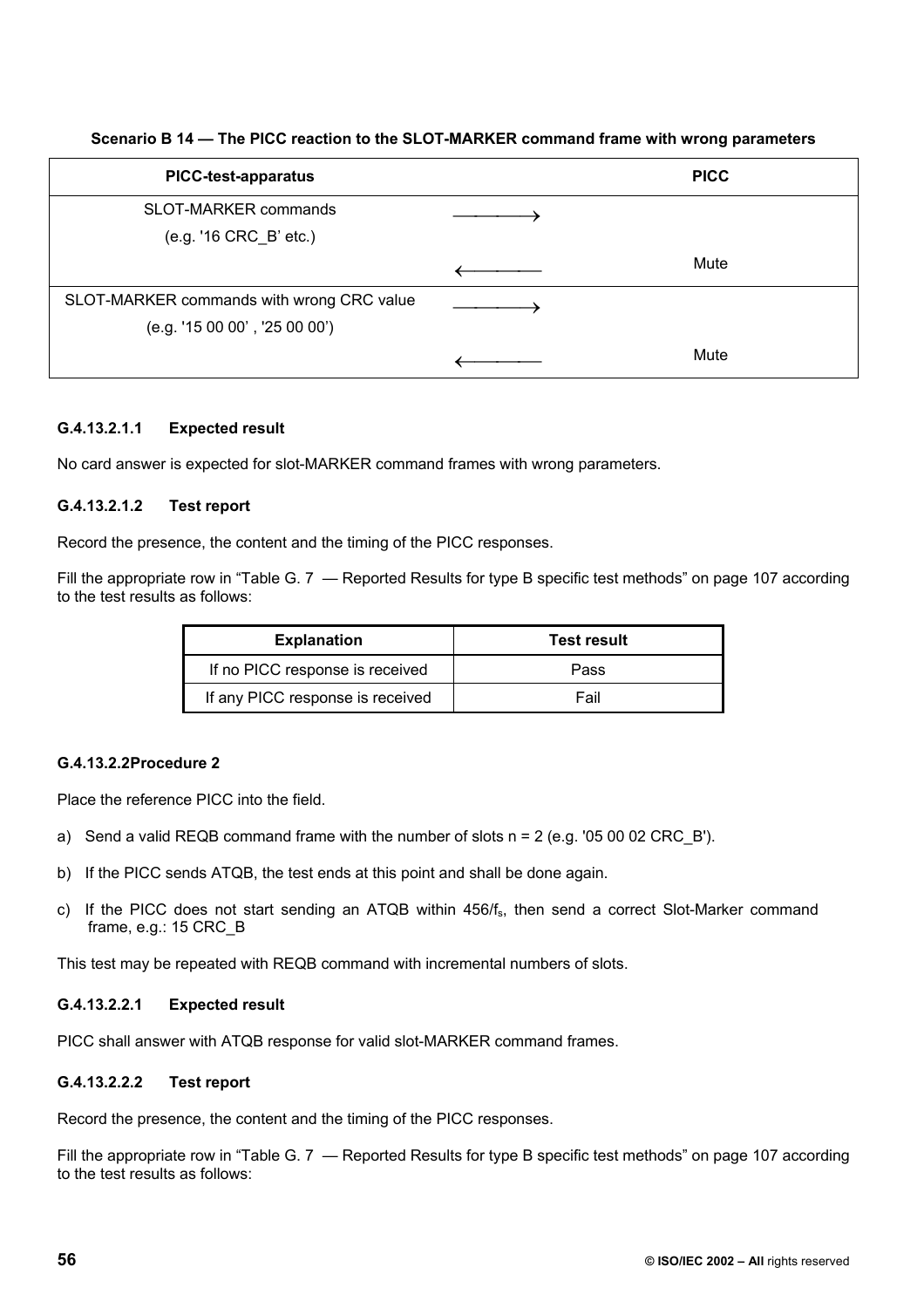**Scenario B 14 — The PICC reaction to the SLOT-MARKER command frame with wrong parameters**

| PICC-test-apparatus | | PICC |
|---|---|---|
| SLOT-MARKER commands (e.g. '16 CRC_B' etc.) | ⟶ | |
| | ⟵ | Mute |
| SLOT-MARKER commands with wrong CRC value (e.g. '15 00 00' , '25 00 00') | ⟶ | |
| | ⟵ | Mute |

#### G.4.13.2.1.1 Expected result

No card answer is expected for slot-MARKER command frames with wrong parameters.

#### G.4.13.2.1.2 Test report

Record the presence, the content and the timing of the PICC responses.

Fill the appropriate row in "Table G. 7 — Reported Results for type B specific test methods" on page 107 according to the test results as follows:

| Explanation | Test result |
|---|---|
| If no PICC response is received | Pass |
| If any PICC response is received | Fail |

#### G.4.13.2.2 Procedure 2

Place the reference PICC into the field.

a) Send a valid REQB command frame with the number of slots n = 2 (e.g. '05 00 02 CRC_B').

b) If the PICC sends ATQB, the test ends at this point and shall be done again.

c) If the PICC does not start sending an ATQB within $456/f_s$, then send a correct Slot-Marker command frame, e.g.: 15 CRC_B

This test may be repeated with REQB command with incremental numbers of slots.

#### G.4.13.2.2.1 Expected result

PICC shall answer with ATQB response for valid slot-MARKER command frames.

#### G.4.13.2.2.2 Test report

Record the presence, the content and the timing of the PICC responses.

Fill the appropriate row in "Table G. 7 — Reported Results for type B specific test methods" on page 107 according to the test results as follows: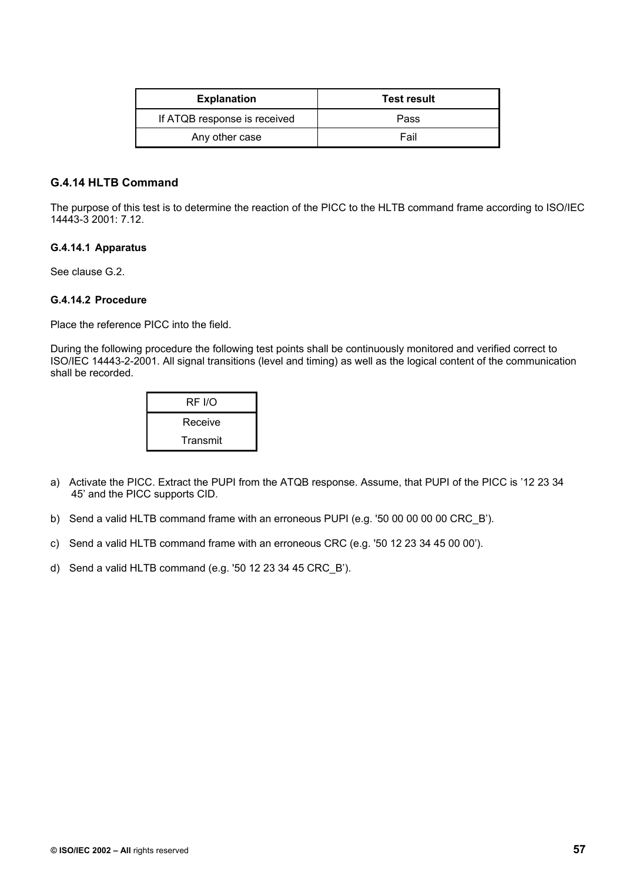| Explanation | Test result |
| --- | --- |
| If ATQB response is received | Pass |
| Any other case | Fail |

### G.4.14 HLTB Command

The purpose of this test is to determine the reaction of the PICC to the HLTB command frame according to ISO/IEC 14443-3 2001: 7.12.

#### G.4.14.1 Apparatus

See clause G.2.

#### G.4.14.2 Procedure

Place the reference PICC into the field.

During the following procedure the following test points shall be continuously monitored and verified correct to ISO/IEC 14443-2-2001. All signal transitions (level and timing) as well as the logical content of the communication shall be recorded.

| RF I/O |
| --- |
| Receive |
| Transmit |

a) Activate the PICC. Extract the PUPI from the ATQB response. Assume, that PUPI of the PICC is '12 23 34 45' and the PICC supports CID.

b) Send a valid HLTB command frame with an erroneous PUPI (e.g. '50 00 00 00 00 CRC_B').

c) Send a valid HLTB command frame with an erroneous CRC (e.g. '50 12 23 34 45 00 00').

d) Send a valid HLTB command (e.g. '50 12 23 34 45 CRC_B').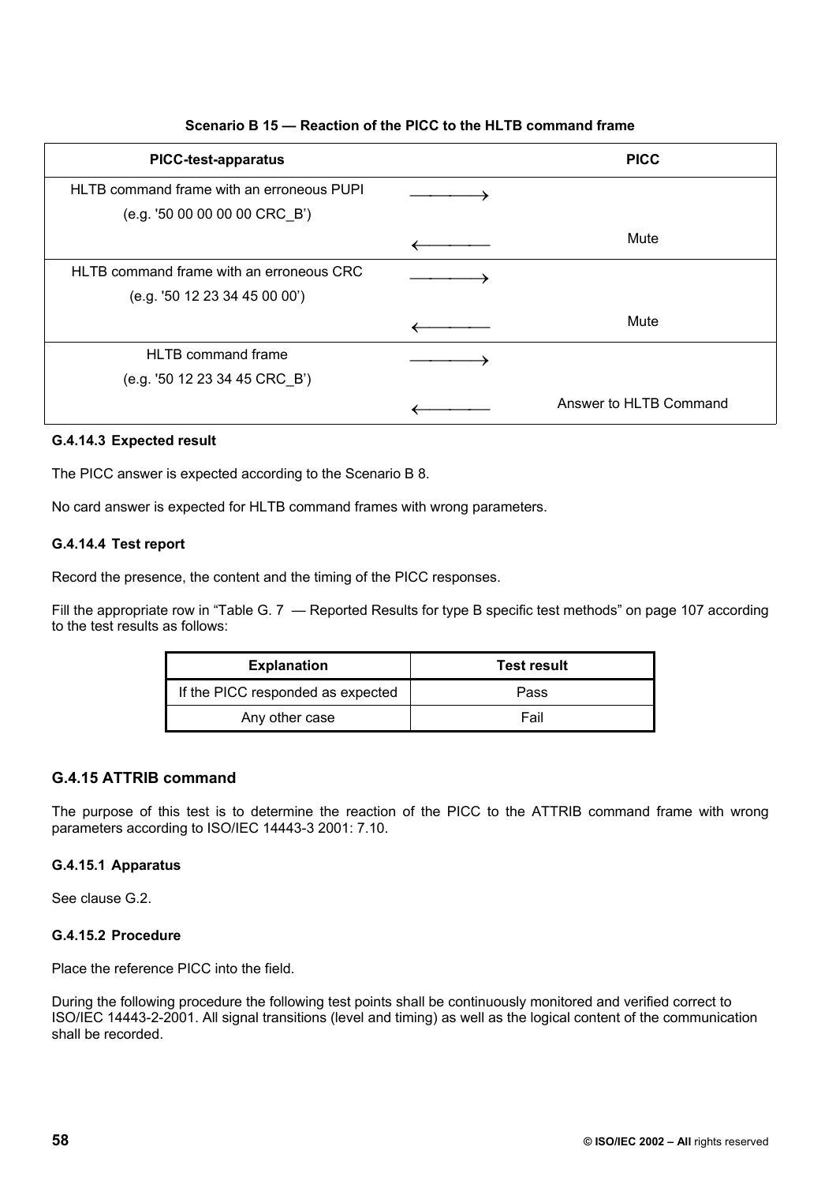**Scenario B 15 — Reaction of the PICC to the HLTB command frame**

| PICC-test-apparatus | | PICC |
|---|---|---|
| HLTB command frame with an erroneous PUPI (e.g. '50 00 00 00 00 CRC_B') | ⟶ | |
| | ⟵ | Mute |
| HLTB command frame with an erroneous CRC (e.g. '50 12 23 34 45 00 00') | ⟶ | |
| | ⟵ | Mute |
| HLTB command frame (e.g. '50 12 23 34 45 CRC_B') | ⟶ | |
| | ⟵ | Answer to HLTB Command |

#### G.4.14.3 Expected result

The PICC answer is expected according to the Scenario B 8.

No card answer is expected for HLTB command frames with wrong parameters.

#### G.4.14.4 Test report

Record the presence, the content and the timing of the PICC responses.

Fill the appropriate row in "Table G. 7 — Reported Results for type B specific test methods" on page 107 according to the test results as follows:

| Explanation | Test result |
|---|---|
| If the PICC responded as expected | Pass |
| Any other case | Fail |

### G.4.15 ATTRIB command

The purpose of this test is to determine the reaction of the PICC to the ATTRIB command frame with wrong parameters according to ISO/IEC 14443-3 2001: 7.10.

#### G.4.15.1 Apparatus

See clause G.2.

#### G.4.15.2 Procedure

Place the reference PICC into the field.

During the following procedure the following test points shall be continuously monitored and verified correct to ISO/IEC 14443-2-2001. All signal transitions (level and timing) as well as the logical content of the communication shall be recorded.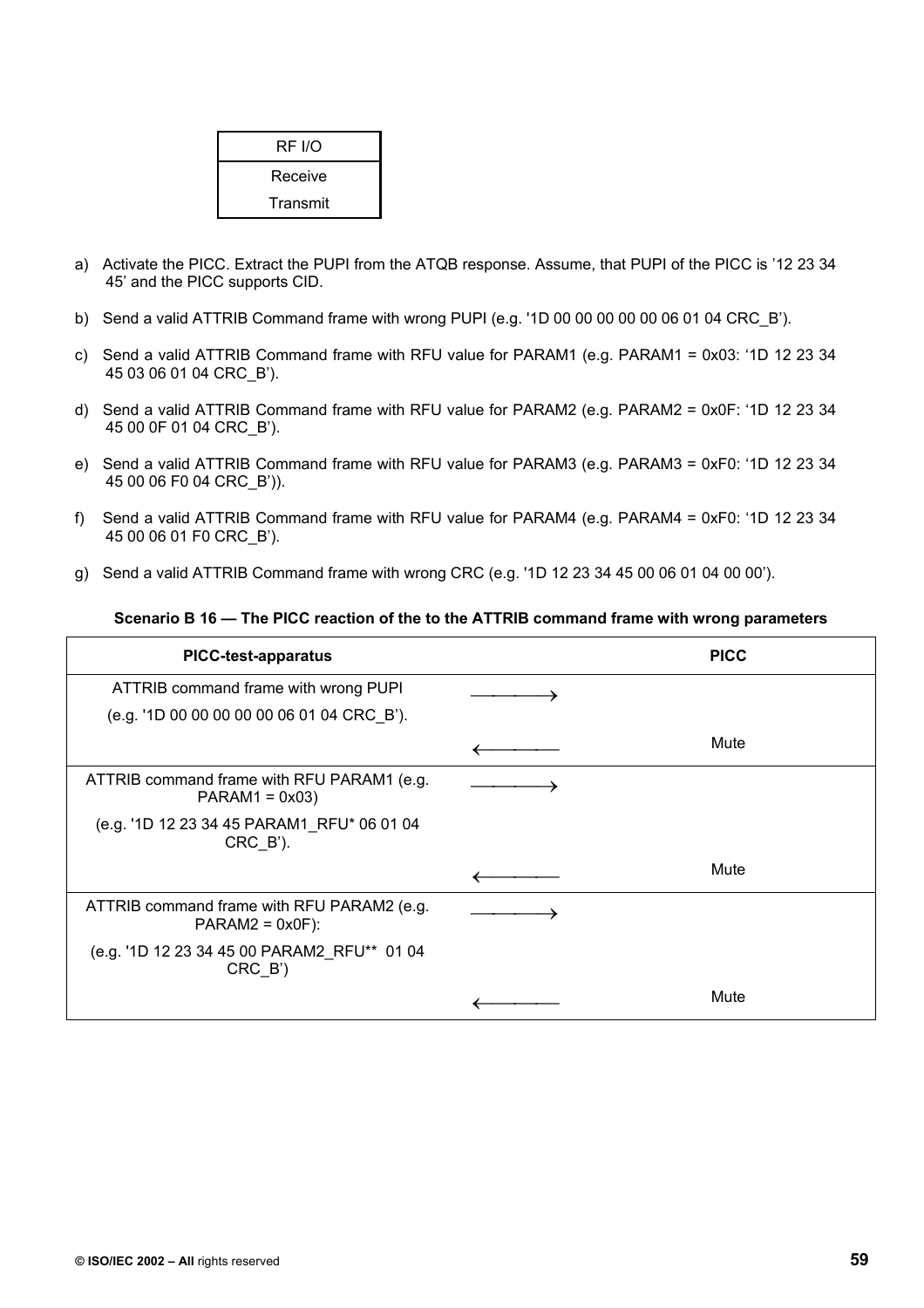| RF I/O |
|---|
| Receive<br>Transmit |

a) Activate the PICC. Extract the PUPI from the ATQB response. Assume, that PUPI of the PICC is '12 23 34 45' and the PICC supports CID.

b) Send a valid ATTRIB Command frame with wrong PUPI (e.g. '1D 00 00 00 00 00 06 01 04 CRC_B').

c) Send a valid ATTRIB Command frame with RFU value for PARAM1 (e.g. PARAM1 = 0x03: '1D 12 23 34 45 03 06 01 04 CRC_B').

d) Send a valid ATTRIB Command frame with RFU value for PARAM2 (e.g. PARAM2 = 0x0F: '1D 12 23 34 45 00 0F 01 04 CRC_B').

e) Send a valid ATTRIB Command frame with RFU value for PARAM3 (e.g. PARAM3 = 0xF0: '1D 12 23 34 45 00 06 F0 04 CRC_B')).

f) Send a valid ATTRIB Command frame with RFU value for PARAM4 (e.g. PARAM4 = 0xF0: '1D 12 23 34 45 00 06 01 F0 CRC_B').

g) Send a valid ATTRIB Command frame with wrong CRC (e.g. '1D 12 23 34 45 00 06 01 04 00 00').

**Scenario B 16 — The PICC reaction of the to the ATTRIB command frame with wrong parameters**

| PICC-test-apparatus | | PICC |
|---|---|---|
| ATTRIB command frame with wrong PUPI<br>(e.g. '1D 00 00 00 00 00 06 01 04 CRC_B'). | ⟶ | |
| | ⟵ | Mute |
| ATTRIB command frame with RFU PARAM1 (e.g. PARAM1 = 0x03)<br>(e.g. '1D 12 23 34 45 PARAM1_RFU* 06 01 04 CRC_B'). | ⟶ | |
| | ⟵ | Mute |
| ATTRIB command frame with RFU PARAM2 (e.g. PARAM2 = 0x0F):<br>(e.g. '1D 12 23 34 45 00 PARAM2_RFU** 01 04 CRC_B') | ⟶ | |
| | ⟵ | Mute |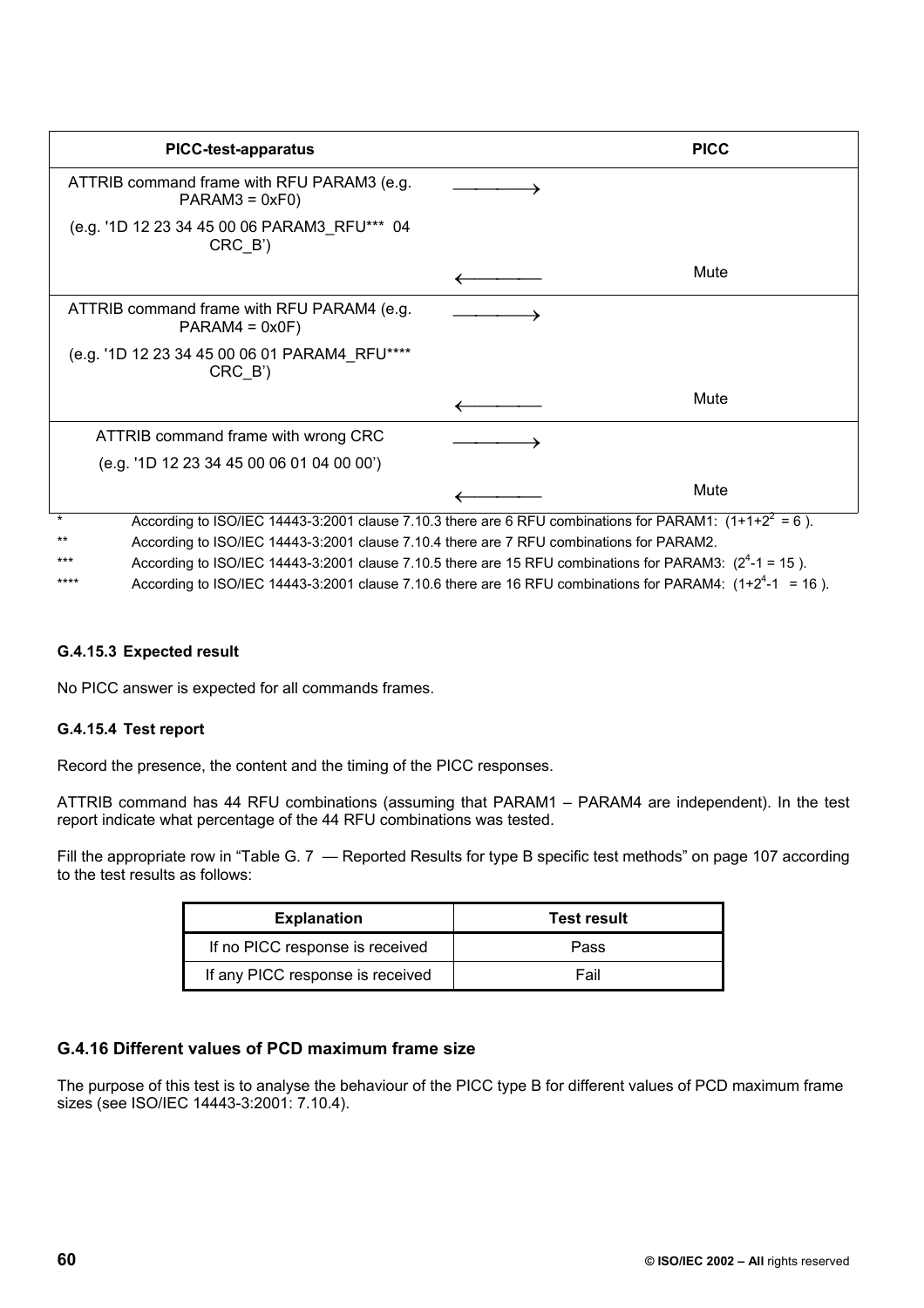| PICC-test-apparatus | | PICC |
| --- | --- | --- |
| ATTRIB command frame with RFU PARAM3 (e.g. PARAM3 = 0xF0) | ⟶ | |
| (e.g. '1D 12 23 34 45 00 06 PARAM3_RFU*** 04 CRC_B') | | |
| | ⟵ | Mute |
| ATTRIB command frame with RFU PARAM4 (e.g. PARAM4 = 0x0F) | ⟶ | |
| (e.g. '1D 12 23 34 45 00 06 01 PARAM4_RFU**** CRC_B') | | |
| | ⟵ | Mute |
| ATTRIB command frame with wrong CRC | ⟶ | |
| (e.g. '1D 12 23 34 45 00 06 01 04 00 00') | | |
| | ⟵ | Mute |

\* According to ISO/IEC 14443-3:2001 clause 7.10.3 there are 6 RFU combinations for PARAM1: $(1+1+2^2 = 6)$.

\** According to ISO/IEC 14443-3:2001 clause 7.10.4 there are 7 RFU combinations for PARAM2.

\*** According to ISO/IEC 14443-3:2001 clause 7.10.5 there are 15 RFU combinations for PARAM3: $(2^4-1 = 15)$.

\**** According to ISO/IEC 14443-3:2001 clause 7.10.6 there are 16 RFU combinations for PARAM4: $(1+2^4-1 = 16)$.

#### G.4.15.3 Expected result

No PICC answer is expected for all commands frames.

#### G.4.15.4 Test report

Record the presence, the content and the timing of the PICC responses.

ATTRIB command has 44 RFU combinations (assuming that PARAM1 – PARAM4 are independent). In the test report indicate what percentage of the 44 RFU combinations was tested.

Fill the appropriate row in "Table G. 7 — Reported Results for type B specific test methods" on page 107 according to the test results as follows:

| Explanation | Test result |
| --- | --- |
| If no PICC response is received | Pass |
| If any PICC response is received | Fail |

### G.4.16 Different values of PCD maximum frame size

The purpose of this test is to analyse the behaviour of the PICC type B for different values of PCD maximum frame sizes (see ISO/IEC 14443-3:2001: 7.10.4).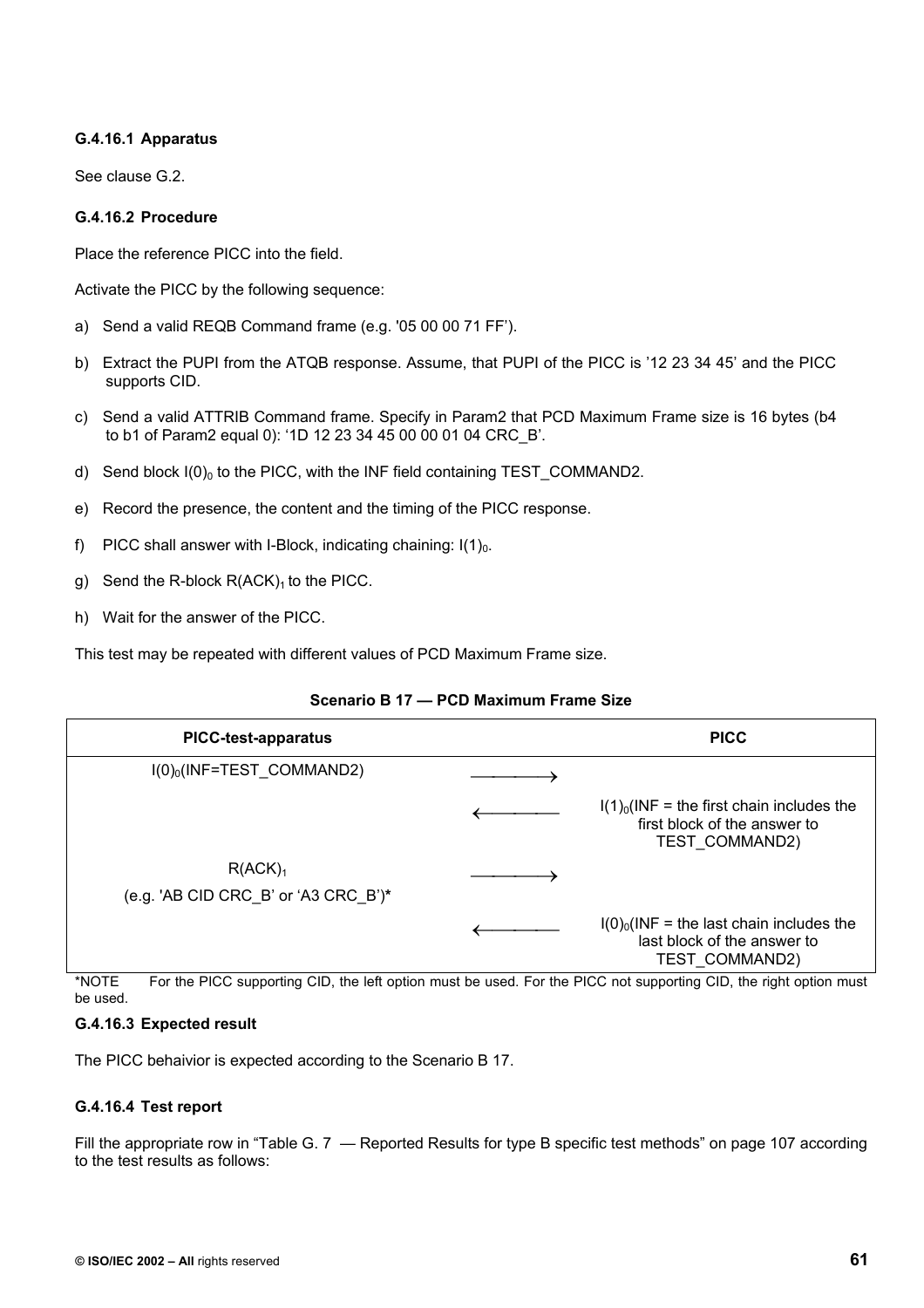### G.4.16.1 Apparatus

See clause G.2.

### G.4.16.2 Procedure

Place the reference PICC into the field.

Activate the PICC by the following sequence:

a) Send a valid REQB Command frame (e.g. '05 00 00 71 FF').

b) Extract the PUPI from the ATQB response. Assume, that PUPI of the PICC is '12 23 34 45' and the PICC supports CID.

c) Send a valid ATTRIB Command frame. Specify in Param2 that PCD Maximum Frame size is 16 bytes (b4 to b1 of Param2 equal 0): '1D 12 23 34 45 00 00 01 04 CRC_B'.

d) Send block $I(0)_0$ to the PICC, with the INF field containing TEST_COMMAND2.

e) Record the presence, the content and the timing of the PICC response.

f) PICC shall answer with I-Block, indicating chaining: $I(1)_0$.

g) Send the R-block $R(ACK)_1$ to the PICC.

h) Wait for the answer of the PICC.

This test may be repeated with different values of PCD Maximum Frame size.

**Scenario B 17 — PCD Maximum Frame Size**

| PICC-test-apparatus | | PICC |
|---|---|---|
| $I(0)_0$(INF=TEST_COMMAND2) | ⟶ | |
| | ⟵ | $I(1)_0$(INF = the first chain includes the first block of the answer to TEST_COMMAND2) |
| $R(ACK)_1$ (e.g. 'AB CID CRC_B' or 'A3 CRC_B')* | ⟶ | |
| | ⟵ | $I(0)_0$(INF = the last chain includes the last block of the answer to TEST_COMMAND2) |

*NOTE For the PICC supporting CID, the left option must be used. For the PICC not supporting CID, the right option must be used.

### G.4.16.3 Expected result

The PICC behaivior is expected according to the Scenario B 17.

### G.4.16.4 Test report

Fill the appropriate row in "Table G. 7 — Reported Results for type B specific test methods" on page 107 according to the test results as follows: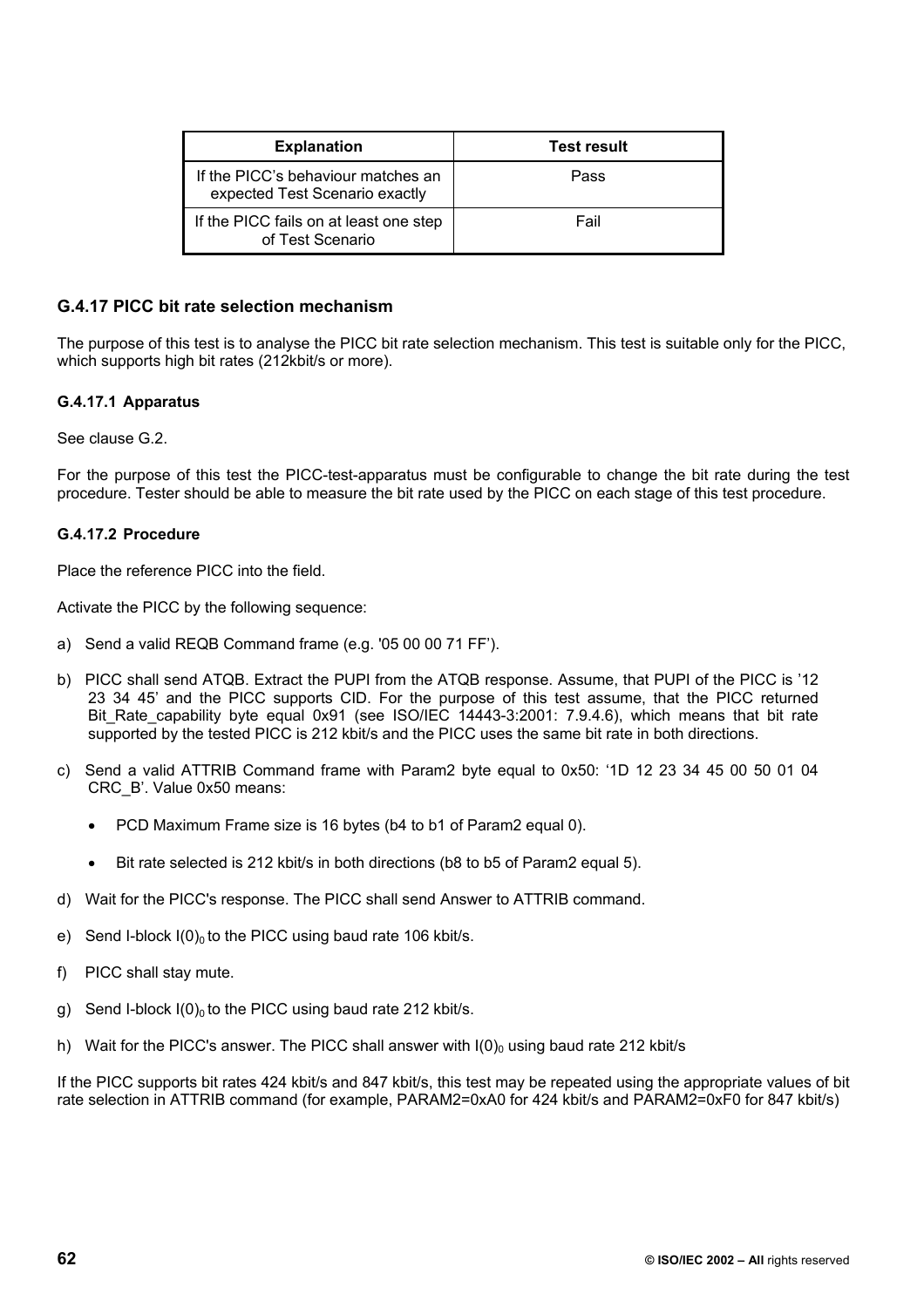| Explanation | Test result |
| --- | --- |
| If the PICC's behaviour matches an expected Test Scenario exactly | Pass |
| If the PICC fails on at least one step of Test Scenario | Fail |

### G.4.17 PICC bit rate selection mechanism

The purpose of this test is to analyse the PICC bit rate selection mechanism. This test is suitable only for the PICC, which supports high bit rates (212kbit/s or more).

#### G.4.17.1 Apparatus

See clause G.2.

For the purpose of this test the PICC-test-apparatus must be configurable to change the bit rate during the test procedure. Tester should be able to measure the bit rate used by the PICC on each stage of this test procedure.

#### G.4.17.2 Procedure

Place the reference PICC into the field.

Activate the PICC by the following sequence:

a) Send a valid REQB Command frame (e.g. '05 00 00 71 FF').

b) PICC shall send ATQB. Extract the PUPI from the ATQB response. Assume, that PUPI of the PICC is '12 23 34 45' and the PICC supports CID. For the purpose of this test assume, that the PICC returned Bit_Rate_capability byte equal 0x91 (see ISO/IEC 14443-3:2001: 7.9.4.6), which means that bit rate supported by the tested PICC is 212 kbit/s and the PICC uses the same bit rate in both directions.

c) Send a valid ATTRIB Command frame with Param2 byte equal to 0x50: '1D 12 23 34 45 00 50 01 04 CRC_B'. Value 0x50 means:

- PCD Maximum Frame size is 16 bytes (b4 to b1 of Param2 equal 0).
- Bit rate selected is 212 kbit/s in both directions (b8 to b5 of Param2 equal 5).

d) Wait for the PICC's response. The PICC shall send Answer to ATTRIB command.

e) Send I-block $I(0)_0$ to the PICC using baud rate 106 kbit/s.

f) PICC shall stay mute.

g) Send I-block $I(0)_0$ to the PICC using baud rate 212 kbit/s.

h) Wait for the PICC's answer. The PICC shall answer with $I(0)_0$ using baud rate 212 kbit/s

If the PICC supports bit rates 424 kbit/s and 847 kbit/s, this test may be repeated using the appropriate values of bit rate selection in ATTRIB command (for example, PARAM2=0xA0 for 424 kbit/s and PARAM2=0xF0 for 847 kbit/s)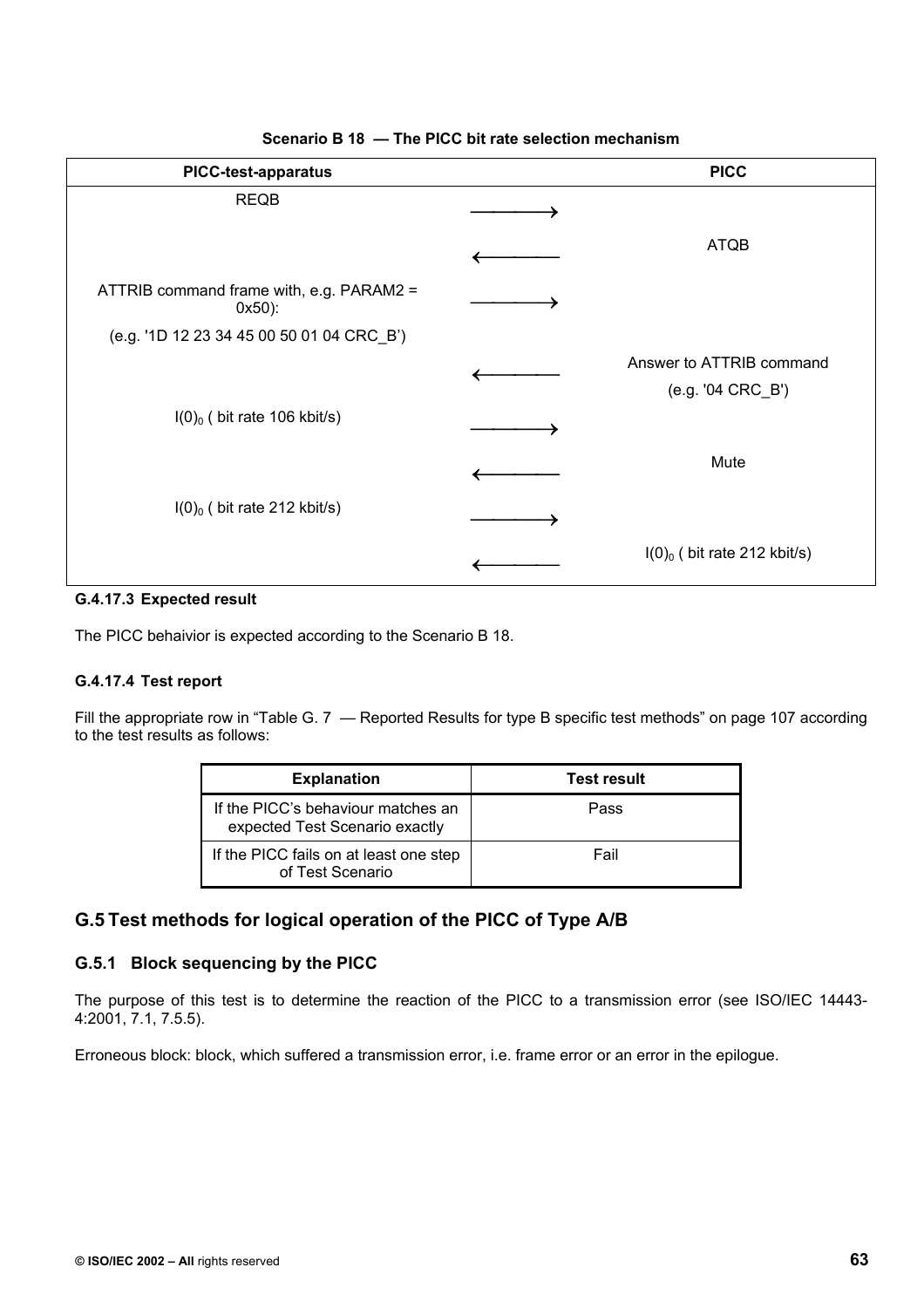**Scenario B 18 — The PICC bit rate selection mechanism**

| PICC-test-apparatus | | PICC |
|---|---|---|
| REQB | ⟶ | |
| | ⟵ | ATQB |
| ATTRIB command frame with, e.g. PARAM2 = 0x50):<br>(e.g. '1D 12 23 34 45 00 50 01 04 CRC_B') | ⟶ | |
| | ⟵ | Answer to ATTRIB command<br>(e.g. '04 CRC_B') |
| $I(0)_0$ ( bit rate 106 kbit/s) | ⟶ | |
| | ⟵ | Mute |
| $I(0)_0$ ( bit rate 212 kbit/s) | ⟶ | |
| | ⟵ | $I(0)_0$ ( bit rate 212 kbit/s) |

#### G.4.17.3 Expected result

The PICC behaivior is expected according to the Scenario B 18.

#### G.4.17.4 Test report

Fill the appropriate row in "Table G. 7 — Reported Results for type B specific test methods" on page 107 according to the test results as follows:

| Explanation | Test result |
|---|---|
| If the PICC's behaviour matches an expected Test Scenario exactly | Pass |
| If the PICC fails on at least one step of Test Scenario | Fail |

## G.5 Test methods for logical operation of the PICC of Type A/B

### G.5.1 Block sequencing by the PICC

The purpose of this test is to determine the reaction of the PICC to a transmission error (see ISO/IEC 14443-4:2001, 7.1, 7.5.5).

Erroneous block: block, which suffered a transmission error, i.e. frame error or an error in the epilogue.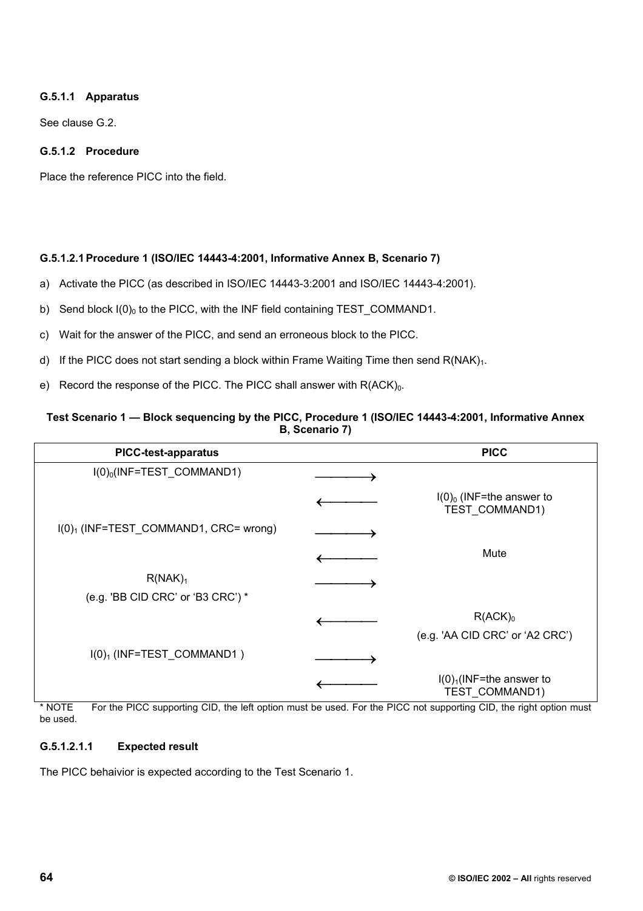#### G.5.1.1 Apparatus

See clause G.2.

#### G.5.1.2 Procedure

Place the reference PICC into the field.

##### G.5.1.2.1 Procedure 1 (ISO/IEC 14443-4:2001, Informative Annex B, Scenario 7)

a) Activate the PICC (as described in ISO/IEC 14443-3:2001 and ISO/IEC 14443-4:2001).

b) Send block $I(0)_0$ to the PICC, with the INF field containing TEST_COMMAND1.

c) Wait for the answer of the PICC, and send an erroneous block to the PICC.

d) If the PICC does not start sending a block within Frame Waiting Time then send $R(NAK)_1$.

e) Record the response of the PICC. The PICC shall answer with $R(ACK)_0$.

**Test Scenario 1 — Block sequencing by the PICC, Procedure 1 (ISO/IEC 14443-4:2001, Informative Annex B, Scenario 7)**

| PICC-test-apparatus | | PICC |
|---|---|---|
| $I(0)_0$(INF=TEST_COMMAND1) | ⟶ | |
| | ⟵ | $I(0)_0$ (INF=the answer to TEST_COMMAND1) |
| $I(0)_1$ (INF=TEST_COMMAND1, CRC= wrong) | ⟶ | |
| | ⟵ | Mute |
| $R(NAK)_1$ (e.g. 'BB CID CRC' or 'B3 CRC') * | ⟶ | |
| | ⟵ | $R(ACK)_0$ (e.g. 'AA CID CRC' or 'A2 CRC') |
| $I(0)_1$ (INF=TEST_COMMAND1 ) | ⟶ | |
| | ⟵ | $I(0)_1$(INF=the answer to TEST_COMMAND1) |

\* NOTE For the PICC supporting CID, the left option must be used. For the PICC not supporting CID, the right option must be used.

###### G.5.1.2.1.1 Expected result

The PICC behaivior is expected according to the Test Scenario 1.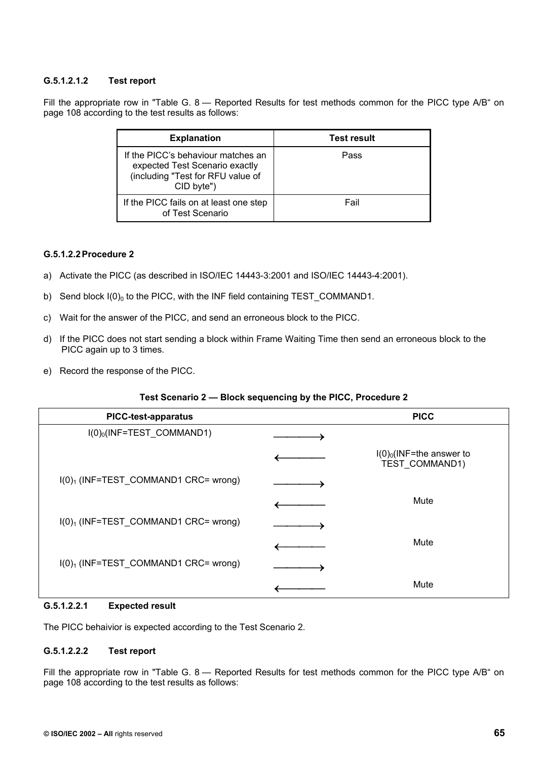#### G.5.1.2.1.2 Test report

Fill the appropriate row in "Table G. 8 — Reported Results for test methods common for the PICC type A/B" on page 108 according to the test results as follows:

| Explanation | Test result |
|---|---|
| If the PICC's behaviour matches an expected Test Scenario exactly (including "Test for RFU value of CID byte") | Pass |
| If the PICC fails on at least one step of Test Scenario | Fail |

### G.5.1.2.2 Procedure 2

a) Activate the PICC (as described in ISO/IEC 14443-3:2001 and ISO/IEC 14443-4:2001).

b) Send block $I(0)_0$ to the PICC, with the INF field containing TEST_COMMAND1.

c) Wait for the answer of the PICC, and send an erroneous block to the PICC.

d) If the PICC does not start sending a block within Frame Waiting Time then send an erroneous block to the PICC again up to 3 times.

e) Record the response of the PICC.

**Test Scenario 2 — Block sequencing by the PICC, Procedure 2**

| PICC-test-apparatus | | PICC |
|---|---|---|
| $I(0)_0$(INF=TEST_COMMAND1) | ⟶ | |
| | ⟵ | $I(0)_0$(INF=the answer to TEST_COMMAND1) |
| $I(0)_1$ (INF=TEST_COMMAND1 CRC= wrong) | ⟶ | |
| | ⟵ | Mute |
| $I(0)_1$ (INF=TEST_COMMAND1 CRC= wrong) | ⟶ | |
| | ⟵ | Mute |
| $I(0)_1$ (INF=TEST_COMMAND1 CRC= wrong) | ⟶ | |
| | ⟵ | Mute |

#### G.5.1.2.2.1 Expected result

The PICC behaivior is expected according to the Test Scenario 2.

#### G.5.1.2.2.2 Test report

Fill the appropriate row in "Table G. 8 — Reported Results for test methods common for the PICC type A/B" on page 108 according to the test results as follows: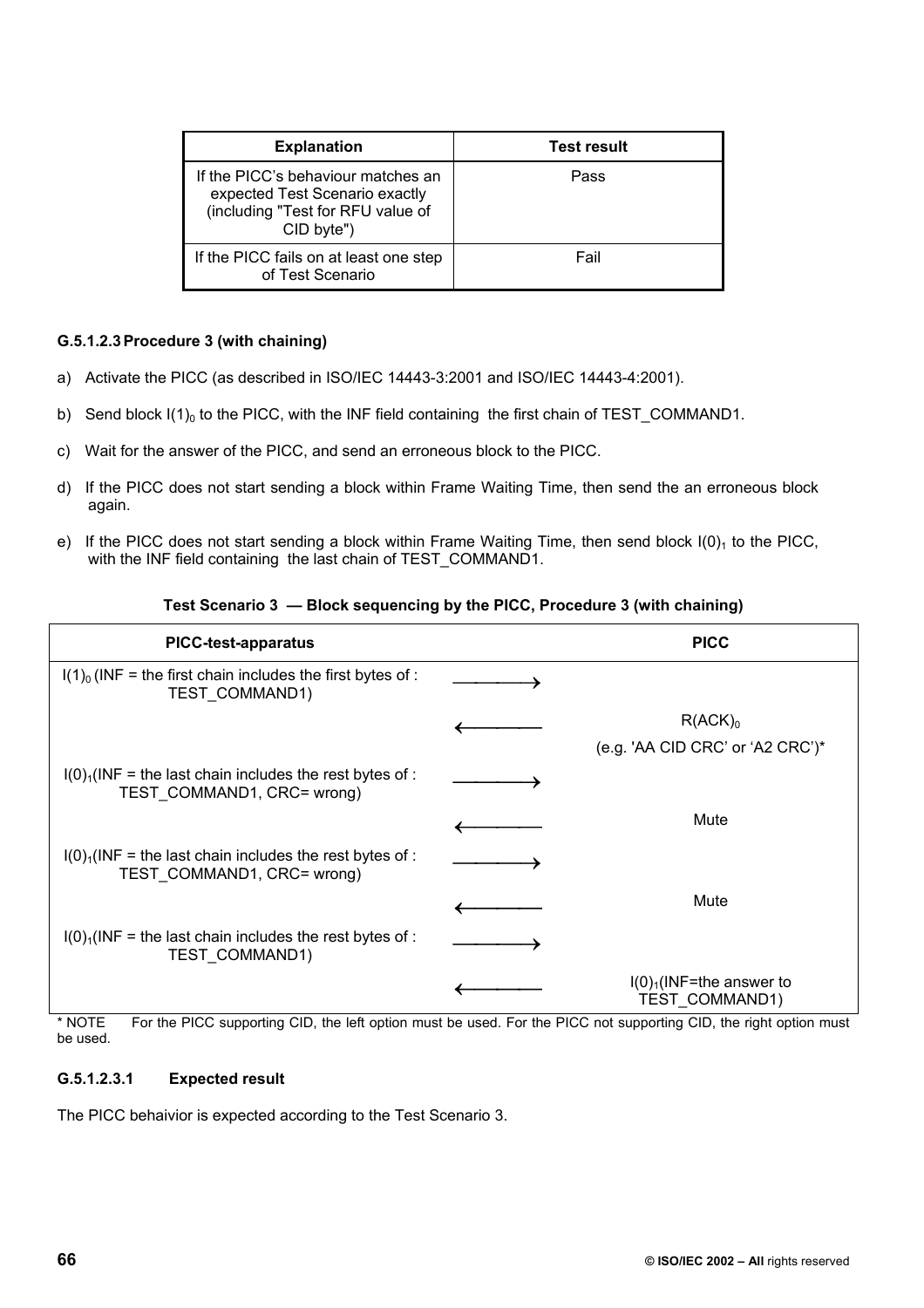| Explanation | Test result |
| --- | --- |
| If the PICC's behaviour matches an expected Test Scenario exactly (including "Test for RFU value of CID byte") | Pass |
| If the PICC fails on at least one step of Test Scenario | Fail |

#### G.5.1.2.3 Procedure 3 (with chaining)

a) Activate the PICC (as described in ISO/IEC 14443-3:2001 and ISO/IEC 14443-4:2001).

b) Send block $I(1)_0$ to the PICC, with the INF field containing the first chain of TEST_COMMAND1.

c) Wait for the answer of the PICC, and send an erroneous block to the PICC.

d) If the PICC does not start sending a block within Frame Waiting Time, then send the an erroneous block again.

e) If the PICC does not start sending a block within Frame Waiting Time, then send block $I(0)_1$ to the PICC, with the INF field containing the last chain of TEST_COMMAND1.

**Test Scenario 3 — Block sequencing by the PICC, Procedure 3 (with chaining)**

| PICC-test-apparatus | | PICC |
| --- | --- | --- |
| $I(1)_0$ (INF = the first chain includes the first bytes of : TEST_COMMAND1) | ⟶ | |
| | ⟵ | $R(ACK)_0$ (e.g. 'AA CID CRC' or 'A2 CRC')* |
| $I(0)_1$(INF = the last chain includes the rest bytes of : TEST_COMMAND1, CRC= wrong) | ⟶ | |
| | ⟵ | Mute |
| $I(0)_1$(INF = the last chain includes the rest bytes of : TEST_COMMAND1, CRC= wrong) | ⟶ | |
| | ⟵ | Mute |
| $I(0)_1$(INF = the last chain includes the rest bytes of : TEST_COMMAND1) | ⟶ | |
| | ⟵ | $I(0)_1$(INF=the answer to TEST_COMMAND1) |

* NOTE For the PICC supporting CID, the left option must be used. For the PICC not supporting CID, the right option must be used.

##### G.5.1.2.3.1 Expected result

The PICC behaivior is expected according to the Test Scenario 3.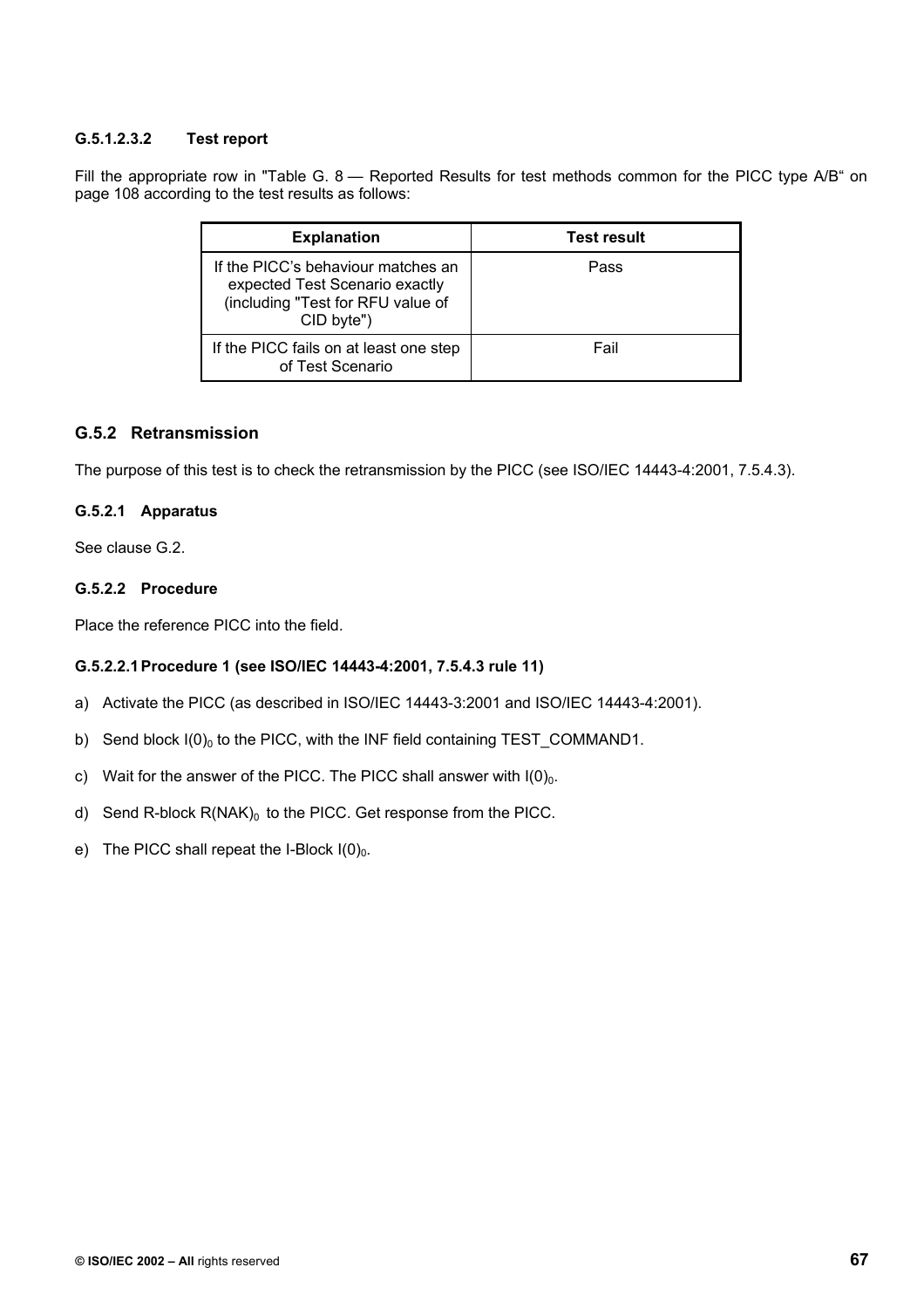#### G.5.1.2.3.2 Test report

Fill the appropriate row in "Table G. 8 — Reported Results for test methods common for the PICC type A/B" on page 108 according to the test results as follows:

| Explanation | Test result |
|---|---|
| If the PICC's behaviour matches an expected Test Scenario exactly (including "Test for RFU value of CID byte") | Pass |
| If the PICC fails on at least one step of Test Scenario | Fail |

### G.5.2 Retransmission

The purpose of this test is to check the retransmission by the PICC (see ISO/IEC 14443-4:2001, 7.5.4.3).

#### G.5.2.1 Apparatus

See clause G.2.

#### G.5.2.2 Procedure

Place the reference PICC into the field.

##### G.5.2.2.1 Procedure 1 (see ISO/IEC 14443-4:2001, 7.5.4.3 rule 11)

a) Activate the PICC (as described in ISO/IEC 14443-3:2001 and ISO/IEC 14443-4:2001).

b) Send block $I(0)_0$ to the PICC, with the INF field containing TEST_COMMAND1.

c) Wait for the answer of the PICC. The PICC shall answer with $I(0)_0$.

d) Send R-block $R(NAK)_0$ to the PICC. Get response from the PICC.

e) The PICC shall repeat the I-Block $I(0)_0$.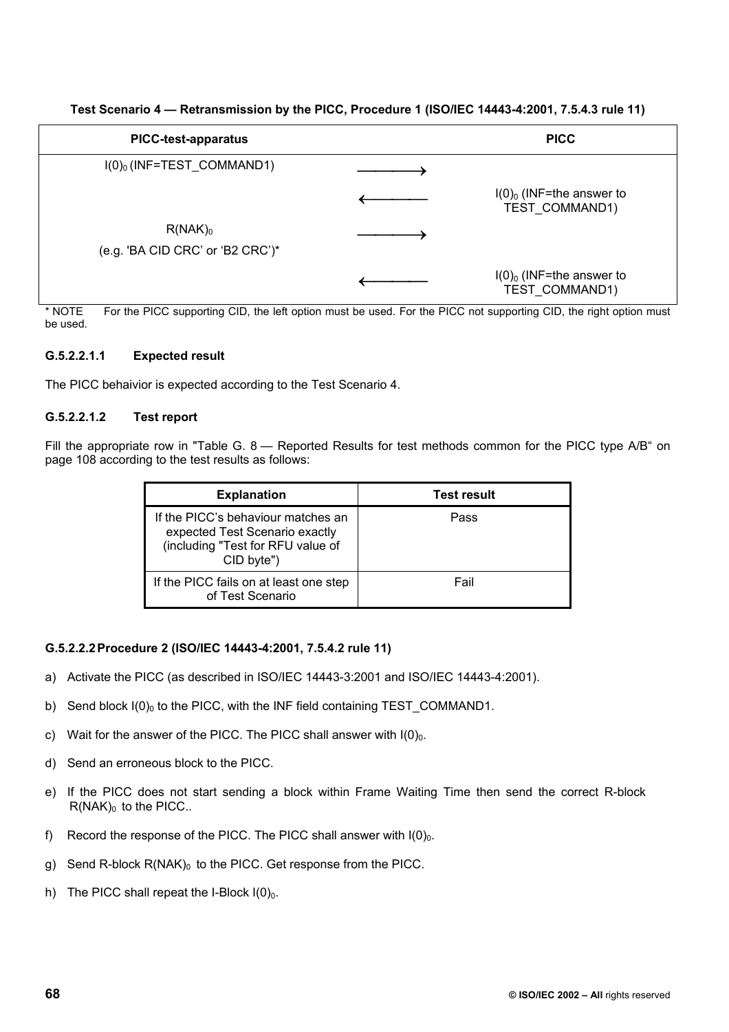**Test Scenario 4 — Retransmission by the PICC, Procedure 1 (ISO/IEC 14443-4:2001, 7.5.4.3 rule 11)**

| PICC-test-apparatus | | PICC |
|---|---|---|
| $I(0)_0$ (INF=TEST_COMMAND1) | ⟶ | |
| | ⟵ | $I(0)_0$ (INF=the answer to TEST_COMMAND1) |
| $R(NAK)_0$ (e.g. 'BA CID CRC' or 'B2 CRC')* | ⟶ | |
| | ⟵ | $I(0)_0$ (INF=the answer to TEST_COMMAND1) |

\* NOTE For the PICC supporting CID, the left option must be used. For the PICC not supporting CID, the right option must be used.

#### G.5.2.2.1.1 Expected result

The PICC behaivior is expected according to the Test Scenario 4.

#### G.5.2.2.1.2 Test report

Fill the appropriate row in "Table G. 8 — Reported Results for test methods common for the PICC type A/B" on page 108 according to the test results as follows:

| Explanation | Test result |
|---|---|
| If the PICC's behaviour matches an expected Test Scenario exactly (including "Test for RFU value of CID byte") | Pass |
| If the PICC fails on at least one step of Test Scenario | Fail |

#### G.5.2.2.2 Procedure 2 (ISO/IEC 14443-4:2001, 7.5.4.2 rule 11)

a) Activate the PICC (as described in ISO/IEC 14443-3:2001 and ISO/IEC 14443-4:2001).

b) Send block $I(0)_0$ to the PICC, with the INF field containing TEST_COMMAND1.

c) Wait for the answer of the PICC. The PICC shall answer with $I(0)_0$.

d) Send an erroneous block to the PICC.

e) If the PICC does not start sending a block within Frame Waiting Time then send the correct R-block $R(NAK)_0$ to the PICC..

f) Record the response of the PICC. The PICC shall answer with $I(0)_0$.

g) Send R-block $R(NAK)_0$ to the PICC. Get response from the PICC.

h) The PICC shall repeat the I-Block $I(0)_0$.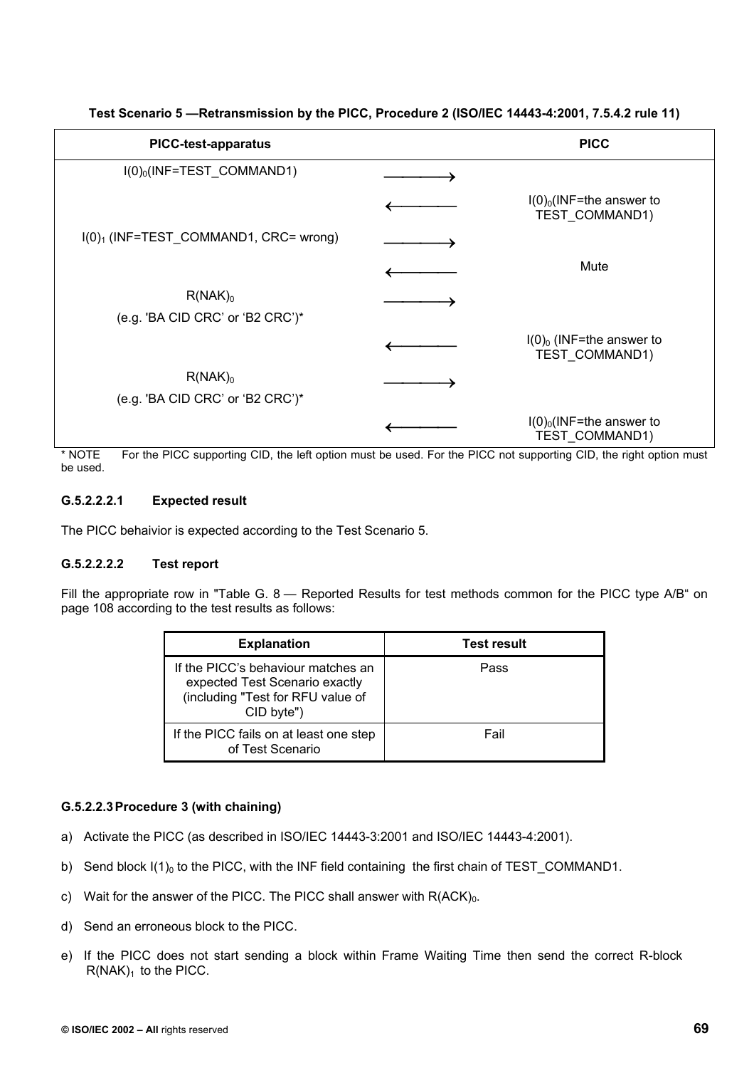**Test Scenario 5 —Retransmission by the PICC, Procedure 2 (ISO/IEC 14443-4:2001, 7.5.4.2 rule 11)**

| PICC-test-apparatus | | PICC |
|---|---|---|
| $I(0)_0$(INF=TEST_COMMAND1) | ⟶ | |
| | ⟵ | $I(0)_0$(INF=the answer to TEST_COMMAND1) |
| $I(0)_1$ (INF=TEST_COMMAND1, CRC= wrong) | ⟶ | |
| | ⟵ | Mute |
| $R(NAK)_0$ (e.g. 'BA CID CRC' or 'B2 CRC')* | ⟶ | |
| | ⟵ | $I(0)_0$ (INF=the answer to TEST_COMMAND1) |
| $R(NAK)_0$ (e.g. 'BA CID CRC' or 'B2 CRC')* | ⟶ | |
| | ⟵ | $I(0)_0$(INF=the answer to TEST_COMMAND1) |

\* NOTE For the PICC supporting CID, the left option must be used. For the PICC not supporting CID, the right option must be used.

#### G.5.2.2.2.1 Expected result

The PICC behaivior is expected according to the Test Scenario 5.

#### G.5.2.2.2.2 Test report

Fill the appropriate row in "Table G. 8 — Reported Results for test methods common for the PICC type A/B" on page 108 according to the test results as follows:

| Explanation | Test result |
|---|---|
| If the PICC's behaviour matches an expected Test Scenario exactly (including "Test for RFU value of CID byte") | Pass |
| If the PICC fails on at least one step of Test Scenario | Fail |

### G.5.2.2.3 Procedure 3 (with chaining)

a) Activate the PICC (as described in ISO/IEC 14443-3:2001 and ISO/IEC 14443-4:2001).

b) Send block $I(1)_0$ to the PICC, with the INF field containing the first chain of TEST_COMMAND1.

c) Wait for the answer of the PICC. The PICC shall answer with $R(ACK)_0$.

d) Send an erroneous block to the PICC.

e) If the PICC does not start sending a block within Frame Waiting Time then send the correct R-block $R(NAK)_1$ to the PICC.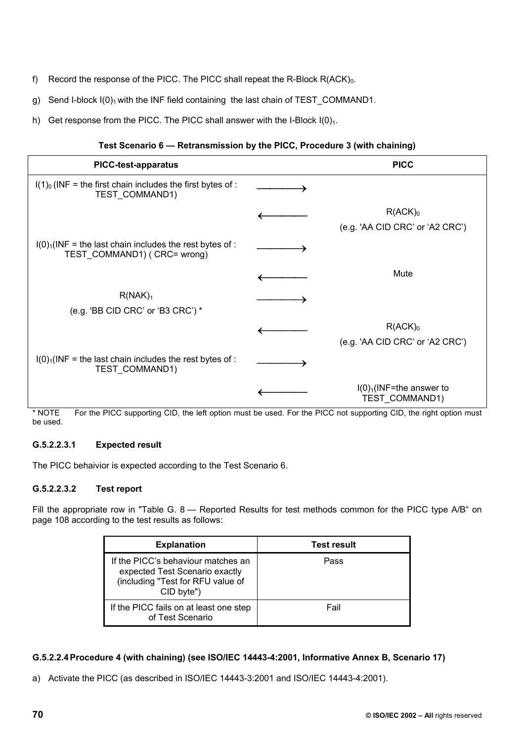f) Record the response of the PICC. The PICC shall repeat the R-Block $R(ACK)_0$.

g) Send I-block $I(0)_1$ with the INF field containing the last chain of TEST_COMMAND1.

h) Get response from the PICC. The PICC shall answer with the I-Block $I(0)_1$.

**Test Scenario 6 — Retransmission by the PICC, Procedure 3 (with chaining)**

| PICC-test-apparatus | | PICC |
|---|---|---|
| $I(1)_0$ (INF = the first chain includes the first bytes of : TEST_COMMAND1) | ⟶ | |
| | ⟵ | $R(ACK)_0$ (e.g. 'AA CID CRC' or 'A2 CRC') |
| $I(0)_1$(INF = the last chain includes the rest bytes of : TEST_COMMAND1) ( CRC= wrong) | ⟶ | |
| | ⟵ | Mute |
| $R(NAK)_1$ (e.g. 'BB CID CRC' or 'B3 CRC') * | ⟶ | |
| | ⟵ | $R(ACK)_0$ (e.g. 'AA CID CRC' or 'A2 CRC') |
| $I(0)_1$(INF = the last chain includes the rest bytes of : TEST_COMMAND1) | ⟶ | |
| | ⟵ | $I(0)_1$(INF=the answer to TEST_COMMAND1) |

\* NOTE For the PICC supporting CID, the left option must be used. For the PICC not supporting CID, the right option must be used.

#### G.5.2.2.3.1 Expected result

The PICC behaivior is expected according to the Test Scenario 6.

#### G.5.2.2.3.2 Test report

Fill the appropriate row in "Table G. 8 — Reported Results for test methods common for the PICC type A/B“ on page 108 according to the test results as follows:

| Explanation | Test result |
|---|---|
| If the PICC's behaviour matches an expected Test Scenario exactly (including "Test for RFU value of CID byte") | Pass |
| If the PICC fails on at least one step of Test Scenario | Fail |

### G.5.2.2.4 Procedure 4 (with chaining) (see ISO/IEC 14443-4:2001, Informative Annex B, Scenario 17)

a) Activate the PICC (as described in ISO/IEC 14443-3:2001 and ISO/IEC 14443-4:2001).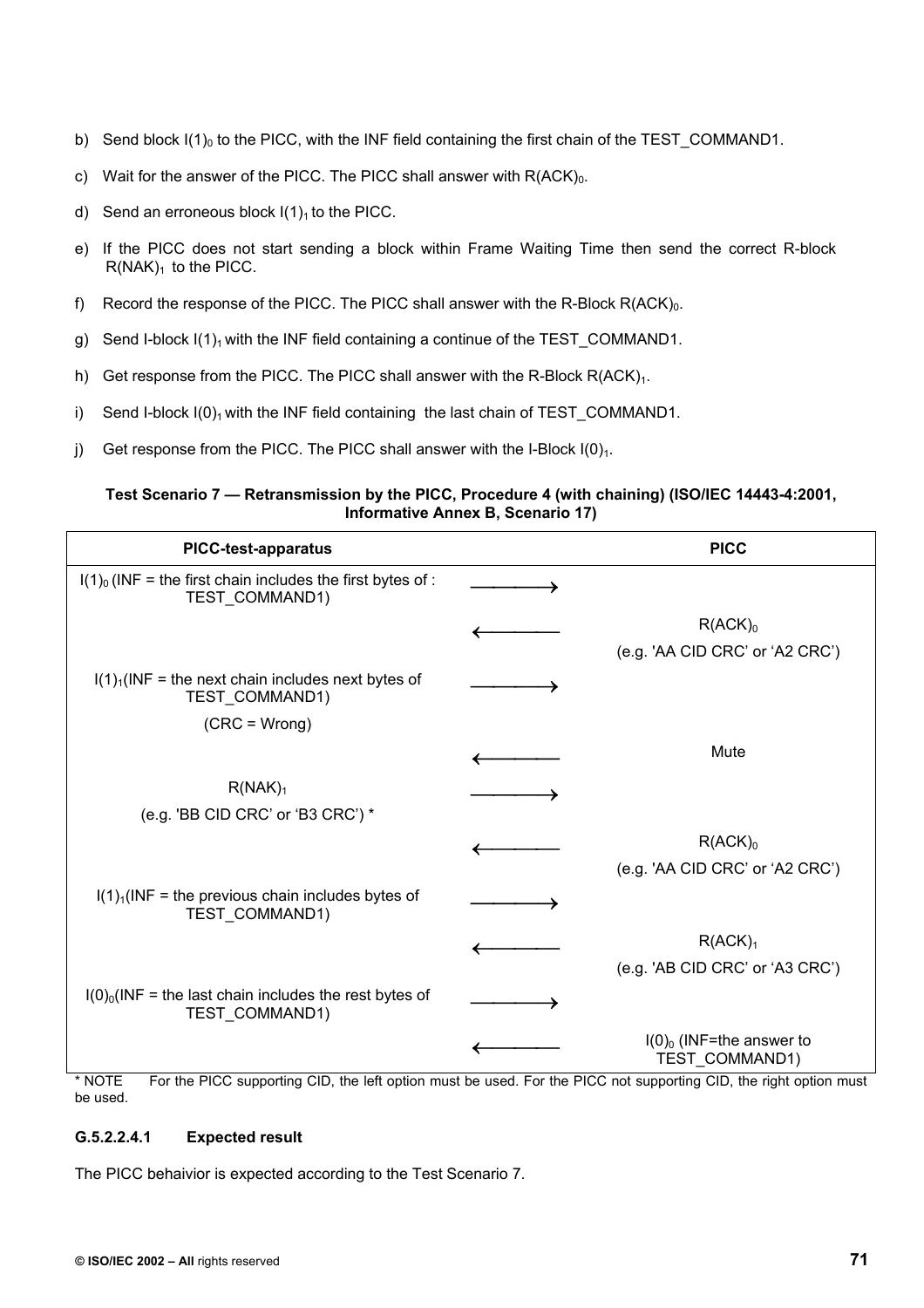b) Send block $I(1)_0$ to the PICC, with the INF field containing the first chain of the TEST_COMMAND1.

c) Wait for the answer of the PICC. The PICC shall answer with $R(ACK)_0$.

d) Send an erroneous block $I(1)_1$ to the PICC.

e) If the PICC does not start sending a block within Frame Waiting Time then send the correct R-block $R(NAK)_1$ to the PICC.

f) Record the response of the PICC. The PICC shall answer with the R-Block $R(ACK)_0$.

g) Send I-block $I(1)_1$ with the INF field containing a continue of the TEST_COMMAND1.

h) Get response from the PICC. The PICC shall answer with the R-Block $R(ACK)_1$.

i) Send I-block $I(0)_1$ with the INF field containing the last chain of TEST_COMMAND1.

j) Get response from the PICC. The PICC shall answer with the I-Block $I(0)_1$.

**Test Scenario 7 — Retransmission by the PICC, Procedure 4 (with chaining) (ISO/IEC 14443-4:2001, Informative Annex B, Scenario 17)**

| PICC-test-apparatus | | PICC |
|---|---|---|
| $I(1)_0$ (INF = the first chain includes the first bytes of : TEST_COMMAND1) | ⟶ | |
| | ⟵ | $R(ACK)_0$ (e.g. 'AA CID CRC' or 'A2 CRC') |
| $I(1)_1$(INF = the next chain includes next bytes of TEST_COMMAND1) (CRC = Wrong) | ⟶ | |
| | ⟵ | Mute |
| $R(NAK)_1$ (e.g. 'BB CID CRC' or 'B3 CRC') * | ⟶ | |
| | ⟵ | $R(ACK)_0$ (e.g. 'AA CID CRC' or 'A2 CRC') |
| $I(1)_1$(INF = the previous chain includes bytes of TEST_COMMAND1) | ⟶ | |
| | ⟵ | $R(ACK)_1$ (e.g. 'AB CID CRC' or 'A3 CRC') |
| $I(0)_0$(INF = the last chain includes the rest bytes of TEST_COMMAND1) | ⟶ | |
| | ⟵ | $I(0)_0$ (INF=the answer to TEST_COMMAND1) |

\* NOTE For the PICC supporting CID, the left option must be used. For the PICC not supporting CID, the right option must be used.

#### G.5.2.2.4.1 Expected result

The PICC behaivior is expected according to the Test Scenario 7.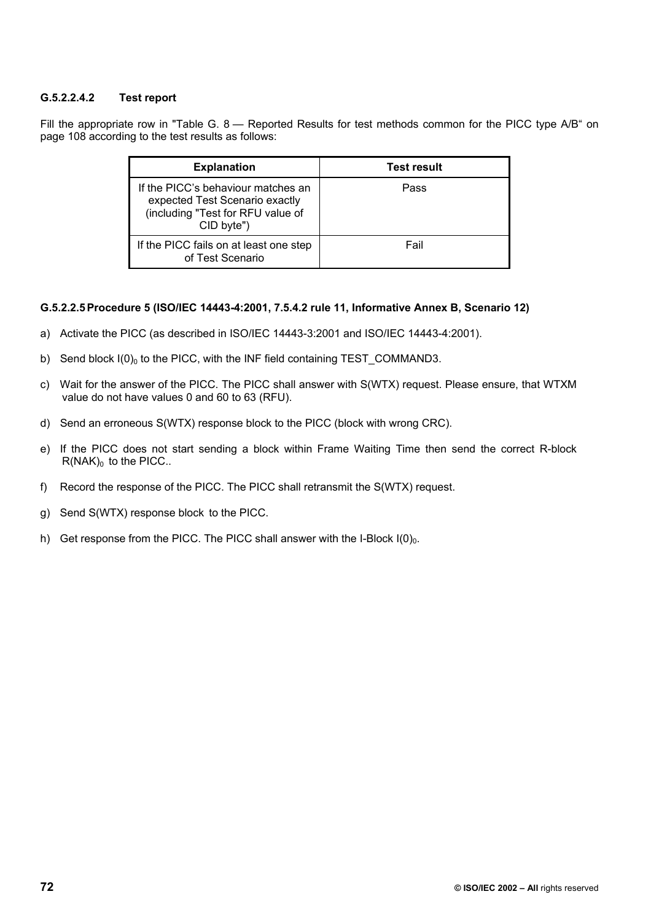#### G.5.2.2.4.2 Test report

Fill the appropriate row in "Table G. 8 — Reported Results for test methods common for the PICC type A/B" on page 108 according to the test results as follows:

| Explanation | Test result |
|---|---|
| If the PICC's behaviour matches an expected Test Scenario exactly (including "Test for RFU value of CID byte") | Pass |
| If the PICC fails on at least one step of Test Scenario | Fail |

#### G.5.2.2.5 Procedure 5 (ISO/IEC 14443-4:2001, 7.5.4.2 rule 11, Informative Annex B, Scenario 12)

a) Activate the PICC (as described in ISO/IEC 14443-3:2001 and ISO/IEC 14443-4:2001).

b) Send block $I(0)_0$ to the PICC, with the INF field containing TEST_COMMAND3.

c) Wait for the answer of the PICC. The PICC shall answer with S(WTX) request. Please ensure, that WTXM value do not have values 0 and 60 to 63 (RFU).

d) Send an erroneous S(WTX) response block to the PICC (block with wrong CRC).

e) If the PICC does not start sending a block within Frame Waiting Time then send the correct R-block $R(NAK)_0$ to the PICC..

f) Record the response of the PICC. The PICC shall retransmit the S(WTX) request.

g) Send S(WTX) response block to the PICC.

h) Get response from the PICC. The PICC shall answer with the I-Block $I(0)_0$.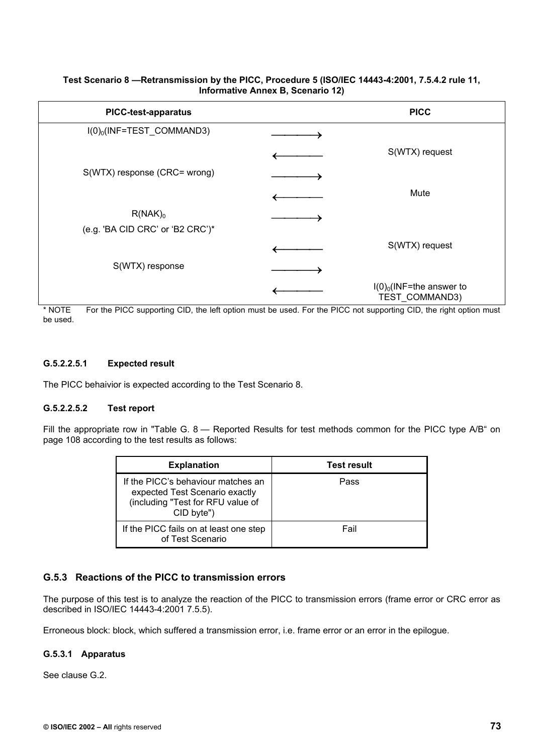**Test Scenario 8 —Retransmission by the PICC, Procedure 5 (ISO/IEC 14443-4:2001, 7.5.4.2 rule 11, Informative Annex B, Scenario 12)**

| PICC-test-apparatus | | PICC |
|---|---|---|
| $I(0)_0$(INF=TEST_COMMAND3) | ⟶ | |
| | ⟵ | S(WTX) request |
| S(WTX) response (CRC= wrong) | ⟶ | |
| | ⟵ | Mute |
| $R(NAK)_0$ (e.g. 'BA CID CRC' or 'B2 CRC')* | ⟶ | |
| | ⟵ | S(WTX) request |
| S(WTX) response | ⟶ | |
| | ⟵ | $I(0)_0$(INF=the answer to TEST_COMMAND3) |

\* NOTE  For the PICC supporting CID, the left option must be used. For the PICC not supporting CID, the right option must be used.

#### G.5.2.2.5.1 Expected result

The PICC behaivior is expected according to the Test Scenario 8.

#### G.5.2.2.5.2 Test report

Fill the appropriate row in "Table G. 8 — Reported Results for test methods common for the PICC type A/B" on page 108 according to the test results as follows:

| Explanation | Test result |
|---|---|
| If the PICC's behaviour matches an expected Test Scenario exactly (including "Test for RFU value of CID byte") | Pass |
| If the PICC fails on at least one step of Test Scenario | Fail |

### G.5.3 Reactions of the PICC to transmission errors

The purpose of this test is to analyze the reaction of the PICC to transmission errors (frame error or CRC error as described in ISO/IEC 14443-4:2001 7.5.5).

Erroneous block: block, which suffered a transmission error, i.e. frame error or an error in the epilogue.

#### G.5.3.1 Apparatus

See clause G.2.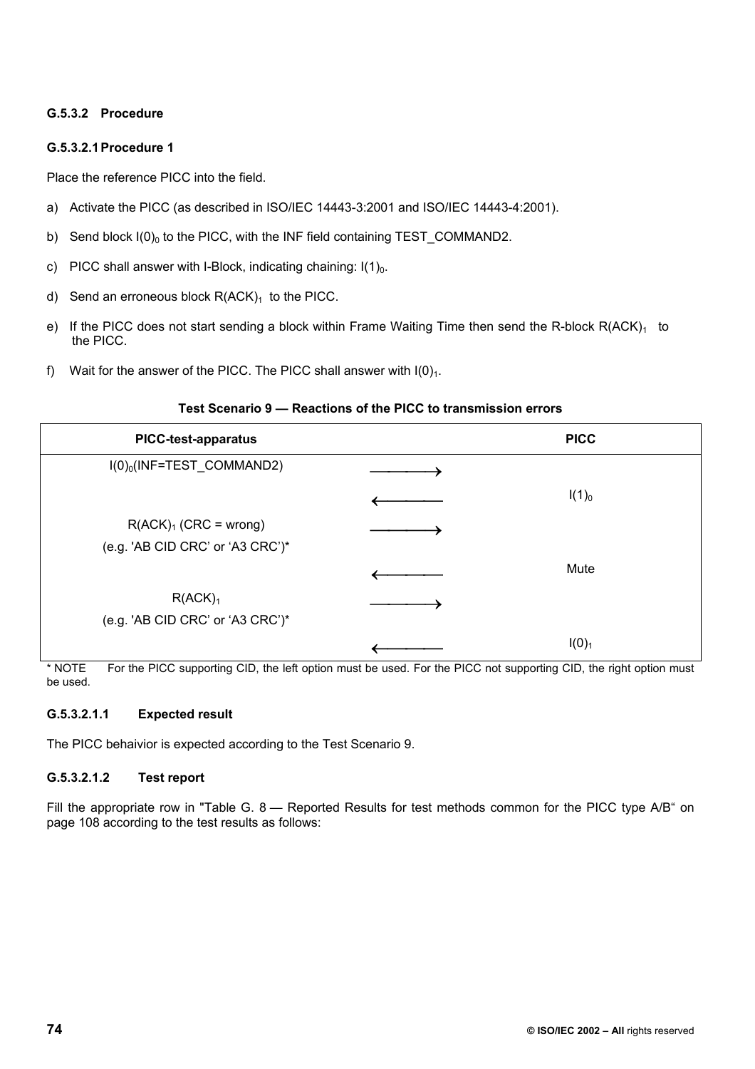#### G.5.3.2 Procedure

##### G.5.3.2.1 Procedure 1

Place the reference PICC into the field.

a) Activate the PICC (as described in ISO/IEC 14443-3:2001 and ISO/IEC 14443-4:2001).

b) Send block $I(0)_0$ to the PICC, with the INF field containing TEST_COMMAND2.

c) PICC shall answer with I-Block, indicating chaining: $I(1)_0$.

d) Send an erroneous block $R(ACK)_1$ to the PICC.

e) If the PICC does not start sending a block within Frame Waiting Time then send the R-block $R(ACK)_1$ to the PICC.

f) Wait for the answer of the PICC. The PICC shall answer with $I(0)_1$.

**Test Scenario 9 — Reactions of the PICC to transmission errors**

| PICC-test-apparatus | | PICC |
|---|---|---|
| $I(0)_0$(INF=TEST_COMMAND2) | ⟶ | |
| | ⟵ | $I(1)_0$ |
| $R(ACK)_1$ (CRC = wrong)<br>(e.g. 'AB CID CRC' or 'A3 CRC')* | ⟶ | |
| | ⟵ | Mute |
| $R(ACK)_1$<br>(e.g. 'AB CID CRC' or 'A3 CRC')* | ⟶ | |
| | ⟵ | $I(0)_1$ |

\* NOTE For the PICC supporting CID, the left option must be used. For the PICC not supporting CID, the right option must be used.

###### G.5.3.2.1.1 Expected result

The PICC behaivior is expected according to the Test Scenario 9.

###### G.5.3.2.1.2 Test report

Fill the appropriate row in "Table G. 8 — Reported Results for test methods common for the PICC type A/B" on page 108 according to the test results as follows: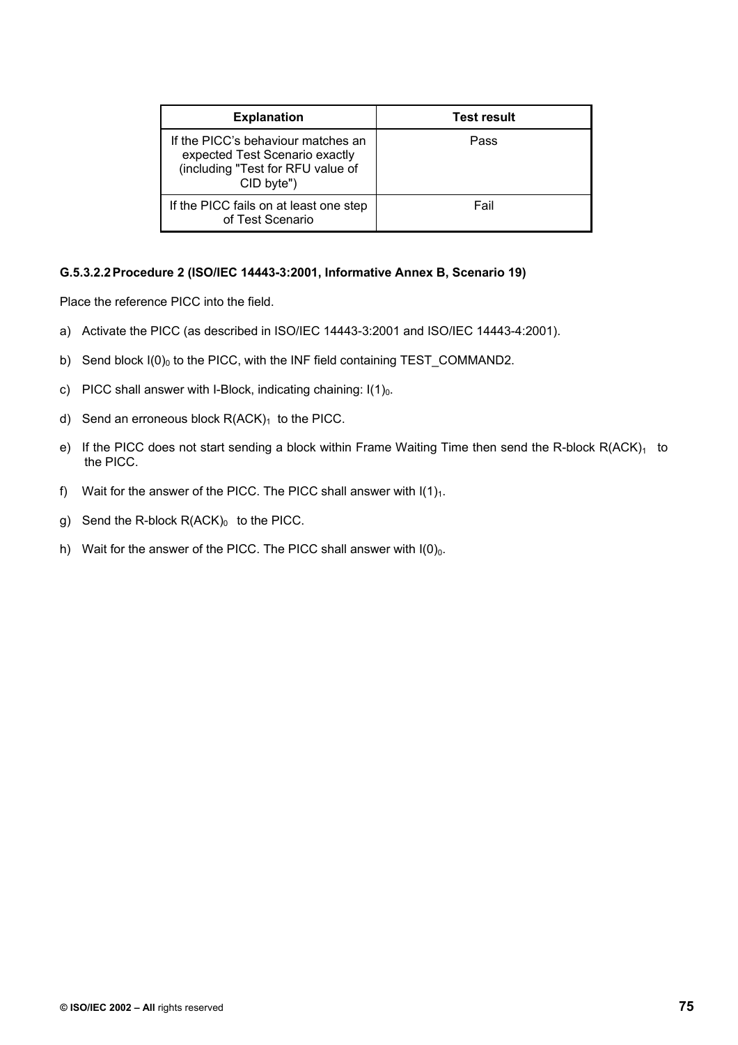| Explanation | Test result |
| --- | --- |
| If the PICC's behaviour matches an expected Test Scenario exactly (including "Test for RFU value of CID byte") | Pass |
| If the PICC fails on at least one step of Test Scenario | Fail |

#### G.5.3.2.2 Procedure 2 (ISO/IEC 14443-3:2001, Informative Annex B, Scenario 19)

Place the reference PICC into the field.

a) Activate the PICC (as described in ISO/IEC 14443-3:2001 and ISO/IEC 14443-4:2001).

b) Send block $I(0)_0$ to the PICC, with the INF field containing TEST_COMMAND2.

c) PICC shall answer with I-Block, indicating chaining: $I(1)_0$.

d) Send an erroneous block $R(ACK)_1$ to the PICC.

e) If the PICC does not start sending a block within Frame Waiting Time then send the R-block $R(ACK)_1$ to the PICC.

f) Wait for the answer of the PICC. The PICC shall answer with $I(1)_1$.

g) Send the R-block $R(ACK)_0$ to the PICC.

h) Wait for the answer of the PICC. The PICC shall answer with $I(0)_0$.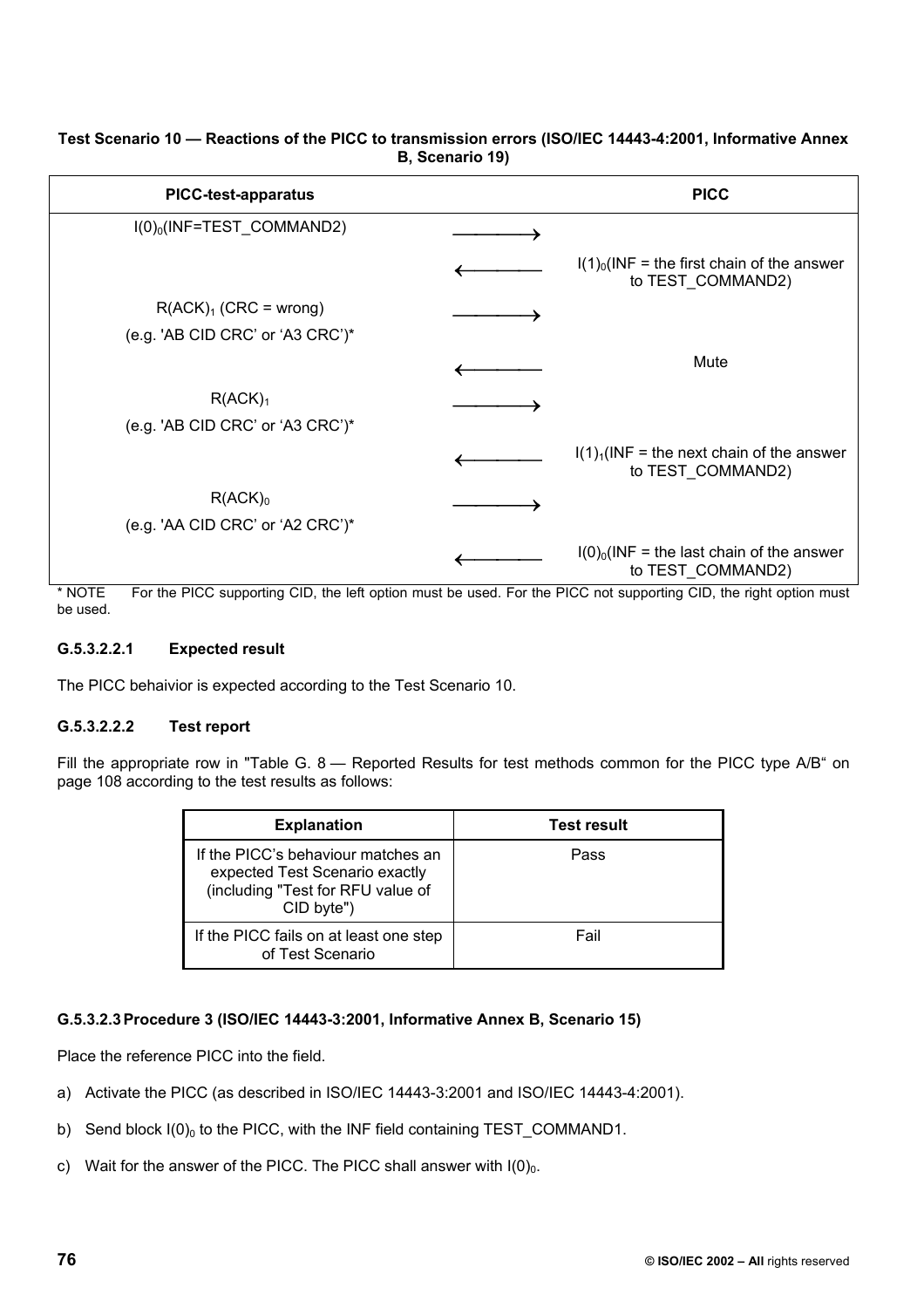**Test Scenario 10 — Reactions of the PICC to transmission errors (ISO/IEC 14443-4:2001, Informative Annex B, Scenario 19)**

| PICC-test-apparatus | | PICC |
|---|---|---|
| $I(0)_0$(INF=TEST_COMMAND2) | ⟶ | |
| | ⟵ | $I(1)_0$(INF = the first chain of the answer to TEST_COMMAND2) |
| $R(ACK)_1$ (CRC = wrong) (e.g. 'AB CID CRC' or 'A3 CRC')* | ⟶ | |
| | ⟵ | Mute |
| $R(ACK)_1$ (e.g. 'AB CID CRC' or 'A3 CRC')* | ⟶ | |
| | ⟵ | $I(1)_1$(INF = the next chain of the answer to TEST_COMMAND2) |
| $R(ACK)_0$ (e.g. 'AA CID CRC' or 'A2 CRC')* | ⟶ | |
| | ⟵ | $I(0)_0$(INF = the last chain of the answer to TEST_COMMAND2) |

\* NOTE For the PICC supporting CID, the left option must be used. For the PICC not supporting CID, the right option must be used.

#### G.5.3.2.2.1 Expected result

The PICC behaivior is expected according to the Test Scenario 10.

#### G.5.3.2.2.2 Test report

Fill the appropriate row in "Table G. 8 — Reported Results for test methods common for the PICC type A/B" on page 108 according to the test results as follows:

| Explanation | Test result |
|---|---|
| If the PICC's behaviour matches an expected Test Scenario exactly (including "Test for RFU value of CID byte") | Pass |
| If the PICC fails on at least one step of Test Scenario | Fail |

#### G.5.3.2.3 Procedure 3 (ISO/IEC 14443-3:2001, Informative Annex B, Scenario 15)

Place the reference PICC into the field.

a) Activate the PICC (as described in ISO/IEC 14443-3:2001 and ISO/IEC 14443-4:2001).

b) Send block $I(0)_0$ to the PICC, with the INF field containing TEST_COMMAND1.

c) Wait for the answer of the PICC. The PICC shall answer with $I(0)_0$.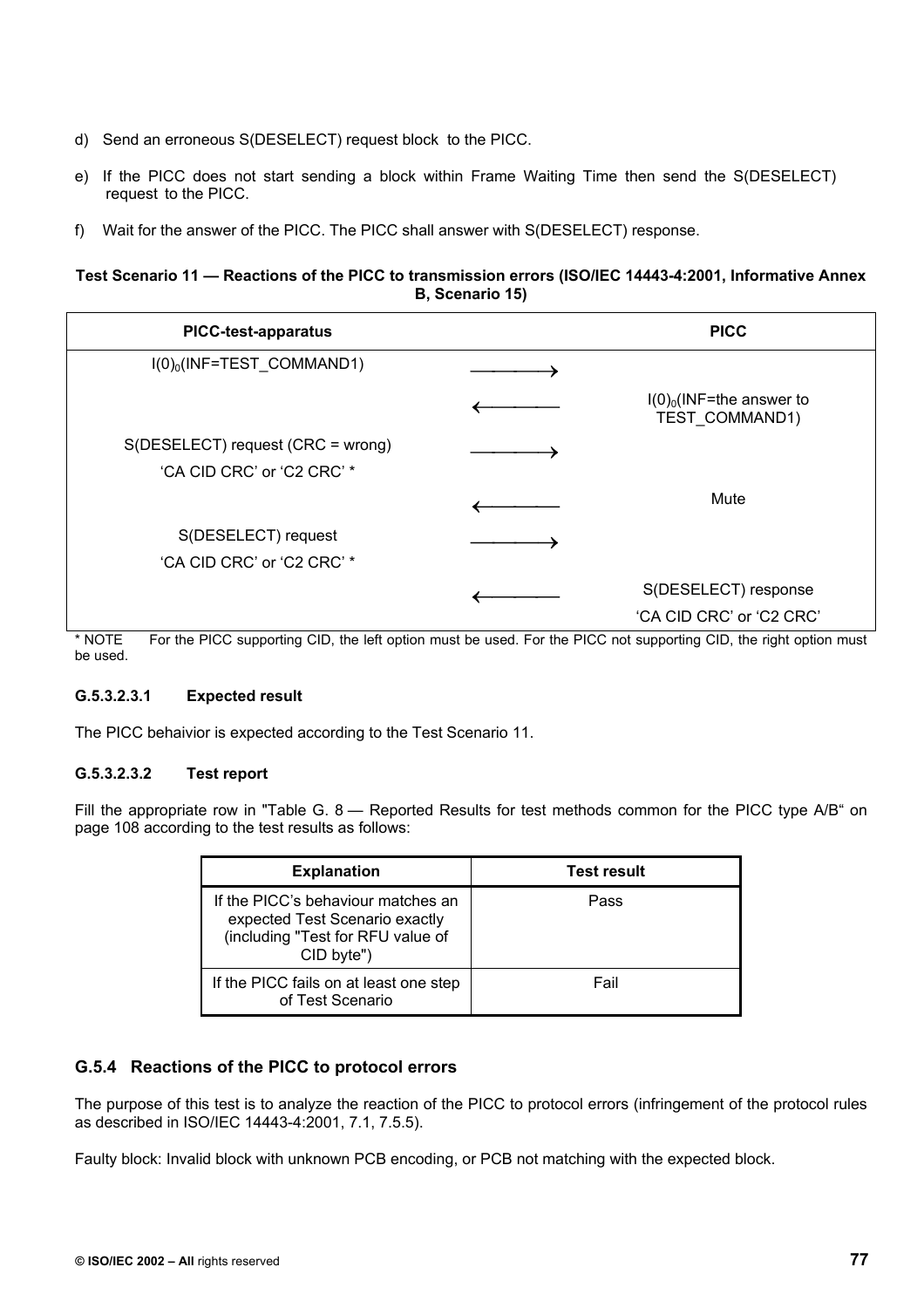d) Send an erroneous S(DESELECT) request block to the PICC.

e) If the PICC does not start sending a block within Frame Waiting Time then send the S(DESELECT) request to the PICC.

f) Wait for the answer of the PICC. The PICC shall answer with S(DESELECT) response.

**Test Scenario 11 — Reactions of the PICC to transmission errors (ISO/IEC 14443-4:2001, Informative Annex B, Scenario 15)**

| PICC-test-apparatus | | PICC |
|---|---|---|
| $I(0)_0$(INF=TEST_COMMAND1) | ⟶ | |
| | ⟵ | $I(0)_0$(INF=the answer to TEST_COMMAND1) |
| S(DESELECT) request (CRC = wrong) 'CA CID CRC' or 'C2 CRC' * | ⟶ | |
| | ⟵ | Mute |
| S(DESELECT) request 'CA CID CRC' or 'C2 CRC' * | ⟶ | |
| | ⟵ | S(DESELECT) response 'CA CID CRC' or 'C2 CRC' |

\* NOTE For the PICC supporting CID, the left option must be used. For the PICC not supporting CID, the right option must be used.

#### G.5.3.2.3.1 Expected result

The PICC behaivior is expected according to the Test Scenario 11.

#### G.5.3.2.3.2 Test report

Fill the appropriate row in "Table G. 8 — Reported Results for test methods common for the PICC type A/B" on page 108 according to the test results as follows:

| Explanation | Test result |
|---|---|
| If the PICC's behaviour matches an expected Test Scenario exactly (including "Test for RFU value of CID byte") | Pass |
| If the PICC fails on at least one step of Test Scenario | Fail |

### G.5.4 Reactions of the PICC to protocol errors

The purpose of this test is to analyze the reaction of the PICC to protocol errors (infringement of the protocol rules as described in ISO/IEC 14443-4:2001, 7.1, 7.5.5).

Faulty block: Invalid block with unknown PCB encoding, or PCB not matching with the expected block.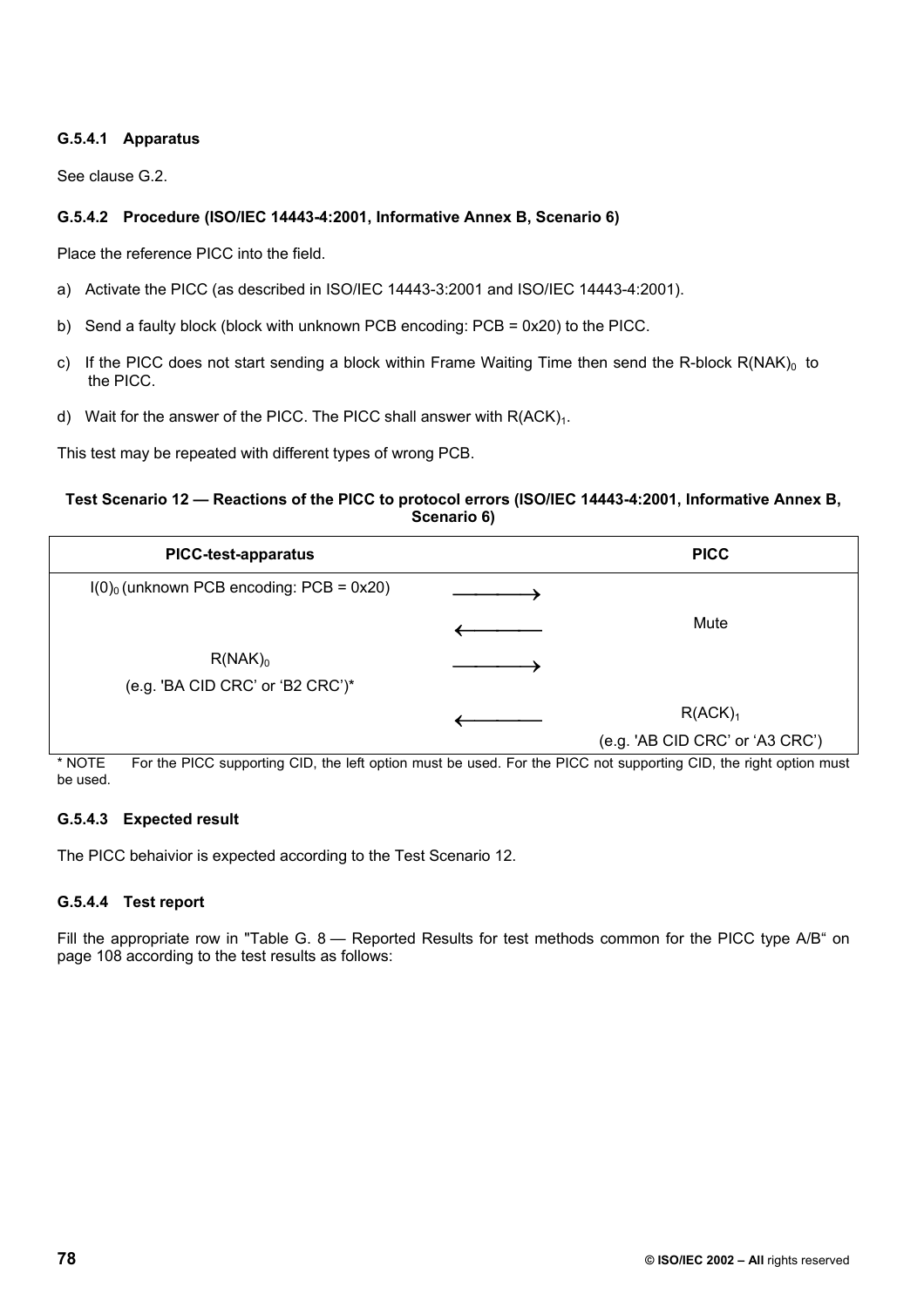#### G.5.4.1 Apparatus

See clause G.2.

#### G.5.4.2 Procedure (ISO/IEC 14443-4:2001, Informative Annex B, Scenario 6)

Place the reference PICC into the field.

a) Activate the PICC (as described in ISO/IEC 14443-3:2001 and ISO/IEC 14443-4:2001).

b) Send a faulty block (block with unknown PCB encoding: PCB = 0x20) to the PICC.

c) If the PICC does not start sending a block within Frame Waiting Time then send the R-block $R(NAK)_0$ to the PICC.

d) Wait for the answer of the PICC. The PICC shall answer with $R(ACK)_1$.

This test may be repeated with different types of wrong PCB.

**Test Scenario 12 — Reactions of the PICC to protocol errors (ISO/IEC 14443-4:2001, Informative Annex B, Scenario 6)**

| PICC-test-apparatus | | PICC |
|---|---|---|
| $I(0)_0$ (unknown PCB encoding: PCB = 0x20) | → | |
| | ← | Mute |
| $R(NAK)_0$ (e.g. 'BA CID CRC' or 'B2 CRC')* | → | |
| | ← | $R(ACK)_1$ (e.g. 'AB CID CRC' or 'A3 CRC') |

\* NOTE For the PICC supporting CID, the left option must be used. For the PICC not supporting CID, the right option must be used.

#### G.5.4.3 Expected result

The PICC behaivior is expected according to the Test Scenario 12.

#### G.5.4.4 Test report

Fill the appropriate row in "Table G. 8 — Reported Results for test methods common for the PICC type A/B" on page 108 according to the test results as follows: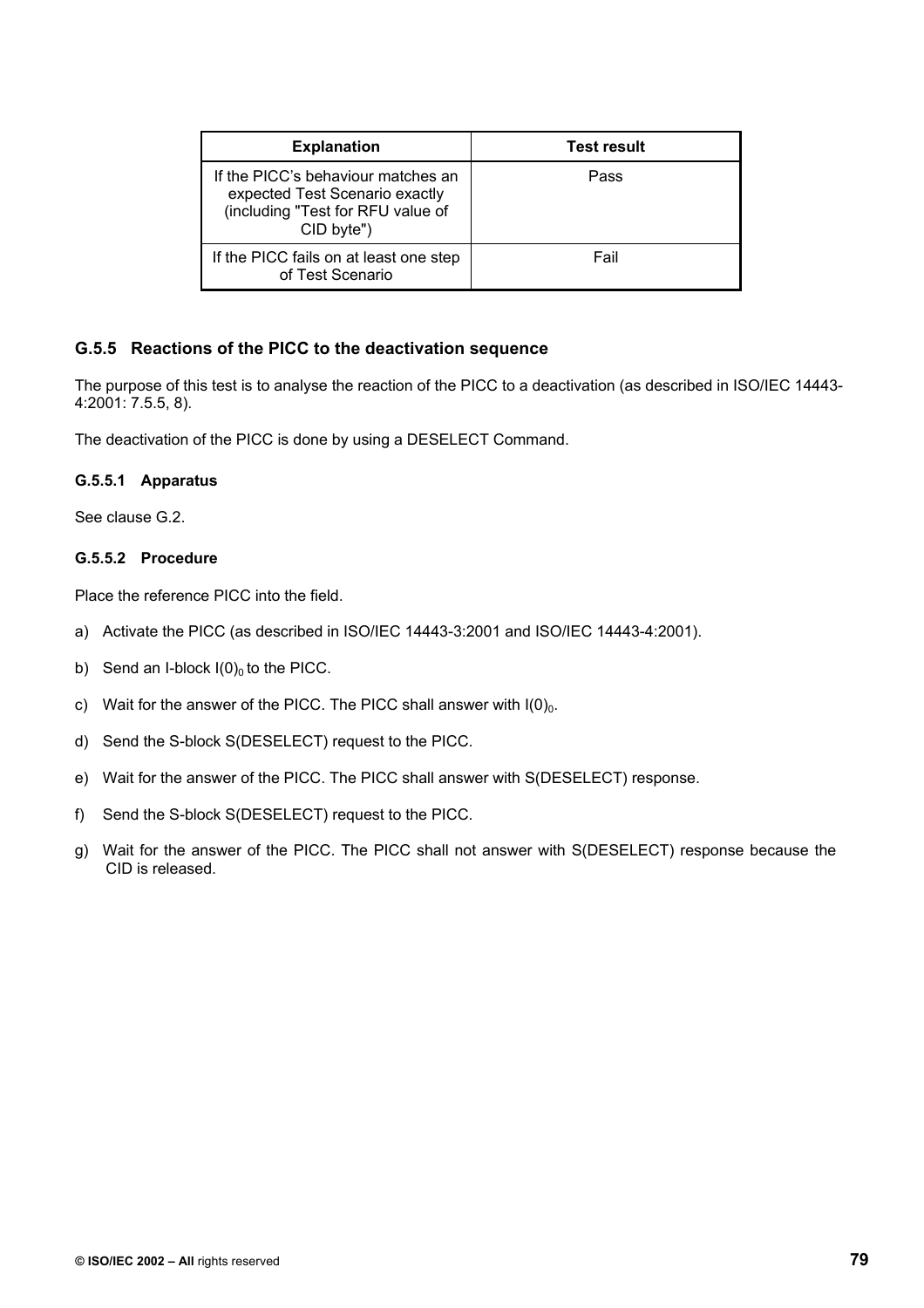| Explanation | Test result |
| --- | --- |
| If the PICC's behaviour matches an expected Test Scenario exactly (including "Test for RFU value of CID byte") | Pass |
| If the PICC fails on at least one step of Test Scenario | Fail |

### G.5.5 Reactions of the PICC to the deactivation sequence

The purpose of this test is to analyse the reaction of the PICC to a deactivation (as described in ISO/IEC 14443-4:2001: 7.5.5, 8).

The deactivation of the PICC is done by using a DESELECT Command.

#### G.5.5.1 Apparatus

See clause G.2.

#### G.5.5.2 Procedure

Place the reference PICC into the field.

a) Activate the PICC (as described in ISO/IEC 14443-3:2001 and ISO/IEC 14443-4:2001).

b) Send an I-block $I(0)_0$ to the PICC.

c) Wait for the answer of the PICC. The PICC shall answer with $I(0)_0$.

d) Send the S-block S(DESELECT) request to the PICC.

e) Wait for the answer of the PICC. The PICC shall answer with S(DESELECT) response.

f) Send the S-block S(DESELECT) request to the PICC.

g) Wait for the answer of the PICC. The PICC shall not answer with S(DESELECT) response because the CID is released.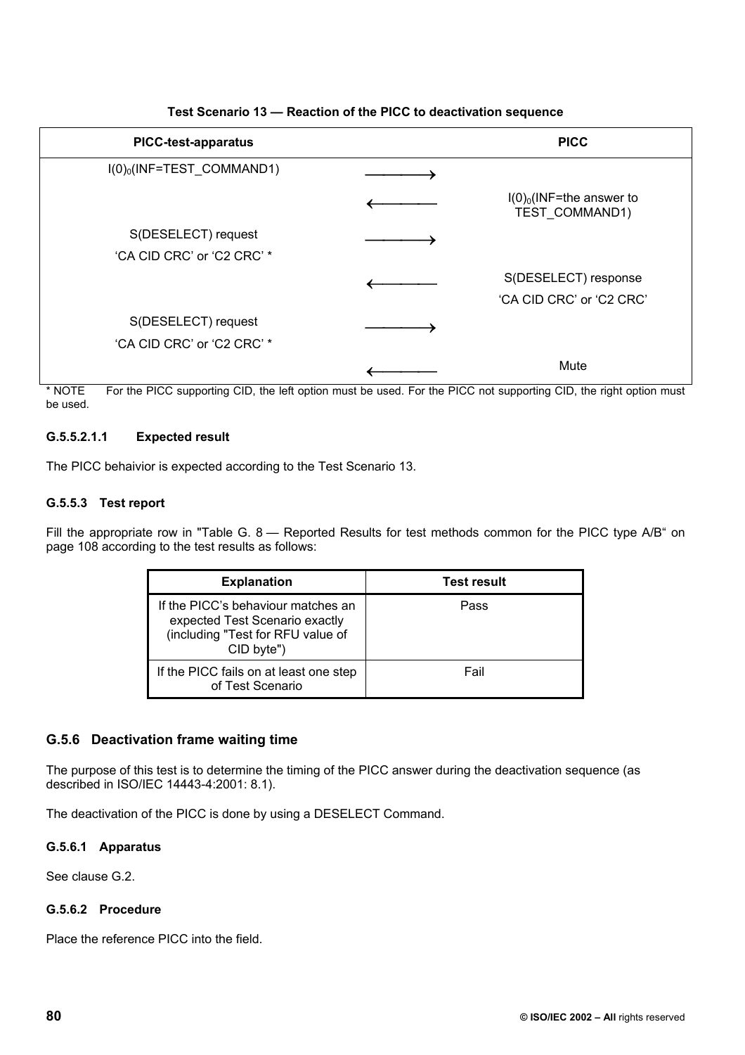**Test Scenario 13 — Reaction of the PICC to deactivation sequence**

| PICC-test-apparatus | | PICC |
|---|---|---|
| $I(0)_0$(INF=TEST_COMMAND1) | ⟶ | |
| | ⟵ | $I(0)_0$(INF=the answer to TEST_COMMAND1) |
| S(DESELECT) request<br>'CA CID CRC' or 'C2 CRC' * | ⟶ | |
| | ⟵ | S(DESELECT) response<br>'CA CID CRC' or 'C2 CRC' |
| S(DESELECT) request<br>'CA CID CRC' or 'C2 CRC' * | ⟶ | |
| | ⟵ | Mute |

\* NOTE For the PICC supporting CID, the left option must be used. For the PICC not supporting CID, the right option must be used.

#### G.5.5.2.1.1 Expected result

The PICC behaivior is expected according to the Test Scenario 13.

### G.5.5.3 Test report

Fill the appropriate row in "Table G. 8 — Reported Results for test methods common for the PICC type A/B“ on page 108 according to the test results as follows:

| Explanation | Test result |
|---|---|
| If the PICC's behaviour matches an expected Test Scenario exactly (including "Test for RFU value of CID byte") | Pass |
| If the PICC fails on at least one step of Test Scenario | Fail |

## G.5.6 Deactivation frame waiting time

The purpose of this test is to determine the timing of the PICC answer during the deactivation sequence (as described in ISO/IEC 14443-4:2001: 8.1).

The deactivation of the PICC is done by using a DESELECT Command.

### G.5.6.1 Apparatus

See clause G.2.

### G.5.6.2 Procedure

Place the reference PICC into the field.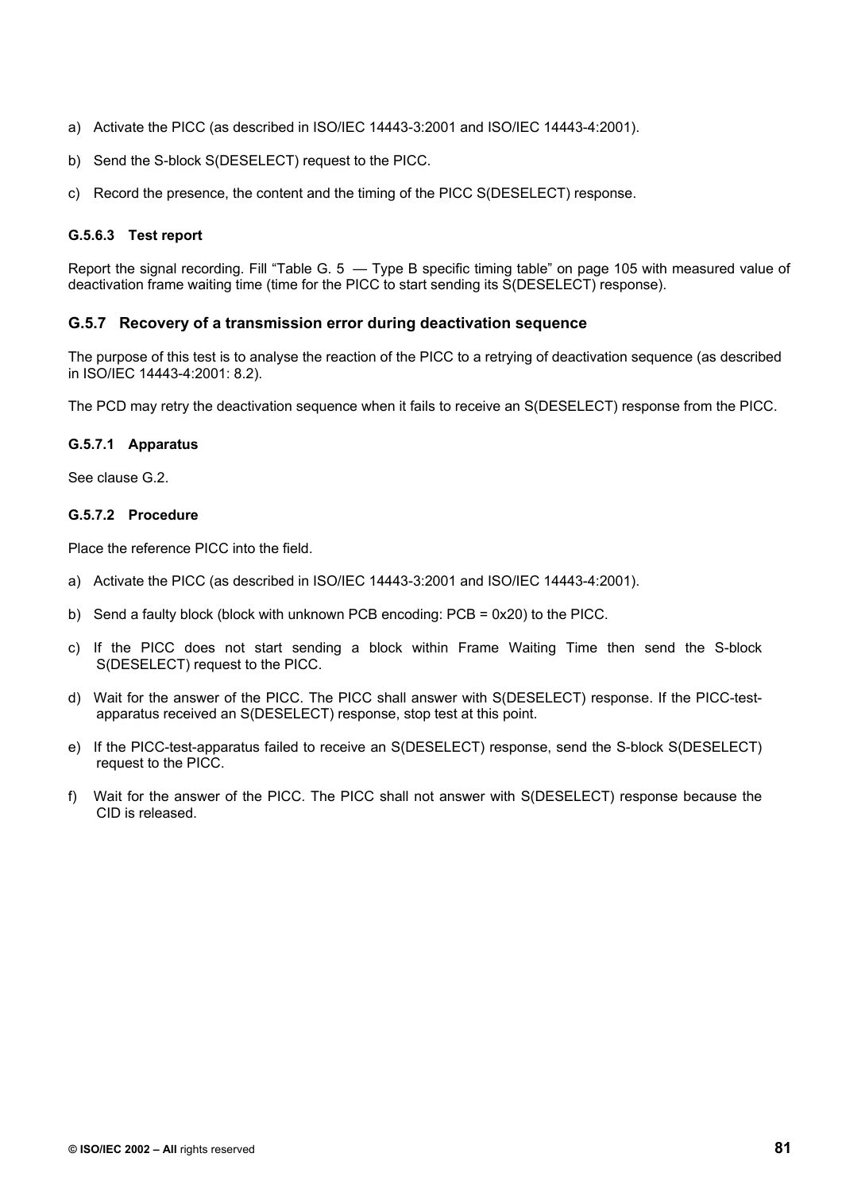a) Activate the PICC (as described in ISO/IEC 14443-3:2001 and ISO/IEC 14443-4:2001).

b) Send the S-block S(DESELECT) request to the PICC.

c) Record the presence, the content and the timing of the PICC S(DESELECT) response.

#### G.5.6.3 Test report

Report the signal recording. Fill “Table G. 5 — Type B specific timing table” on page 105 with measured value of deactivation frame waiting time (time for the PICC to start sending its S(DESELECT) response).

### G.5.7 Recovery of a transmission error during deactivation sequence

The purpose of this test is to analyse the reaction of the PICC to a retrying of deactivation sequence (as described in ISO/IEC 14443-4:2001: 8.2).

The PCD may retry the deactivation sequence when it fails to receive an S(DESELECT) response from the PICC.

#### G.5.7.1 Apparatus

See clause G.2.

#### G.5.7.2 Procedure

Place the reference PICC into the field.

a) Activate the PICC (as described in ISO/IEC 14443-3:2001 and ISO/IEC 14443-4:2001).

b) Send a faulty block (block with unknown PCB encoding: PCB = 0x20) to the PICC.

c) If the PICC does not start sending a block within Frame Waiting Time then send the S-block S(DESELECT) request to the PICC.

d) Wait for the answer of the PICC. The PICC shall answer with S(DESELECT) response. If the PICC-test-apparatus received an S(DESELECT) response, stop test at this point.

e) If the PICC-test-apparatus failed to receive an S(DESELECT) response, send the S-block S(DESELECT) request to the PICC.

f) Wait for the answer of the PICC. The PICC shall not answer with S(DESELECT) response because the CID is released.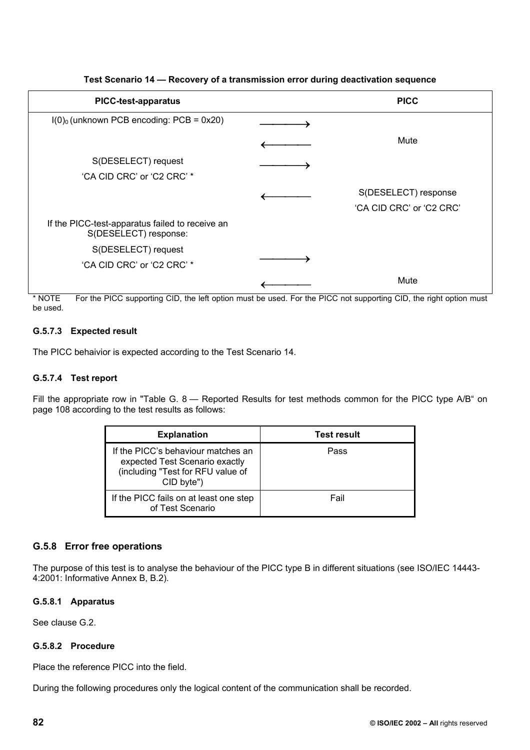**Test Scenario 14 — Recovery of a transmission error during deactivation sequence**

| PICC-test-apparatus | | PICC |
|---|---|---|
| $I(0)_0$ (unknown PCB encoding: PCB = 0x20) | ⟶ | |
| | ⟵ | Mute |
| S(DESELECT) request<br>‘CA CID CRC’ or ‘C2 CRC’ * | ⟶ | |
| | ⟵ | S(DESELECT) response<br>‘CA CID CRC’ or ‘C2 CRC’ |
| If the PICC-test-apparatus failed to receive an S(DESELECT) response: | | |
| S(DESELECT) request<br>‘CA CID CRC’ or ‘C2 CRC’ * | ⟶ | |
| | ⟵ | Mute |

* NOTE For the PICC supporting CID, the left option must be used. For the PICC not supporting CID, the right option must be used.

#### G.5.7.3 Expected result

The PICC behaivior is expected according to the Test Scenario 14.

#### G.5.7.4 Test report

Fill the appropriate row in "Table G. 8 — Reported Results for test methods common for the PICC type A/B“ on page 108 according to the test results as follows:

| Explanation | Test result |
|---|---|
| If the PICC’s behaviour matches an expected Test Scenario exactly (including "Test for RFU value of CID byte") | Pass |
| If the PICC fails on at least one step of Test Scenario | Fail |

### G.5.8 Error free operations

The purpose of this test is to analyse the behaviour of the PICC type B in different situations (see ISO/IEC 14443-4:2001: Informative Annex B, B.2).

#### G.5.8.1 Apparatus

See clause G.2.

#### G.5.8.2 Procedure

Place the reference PICC into the field.

During the following procedures only the logical content of the communication shall be recorded.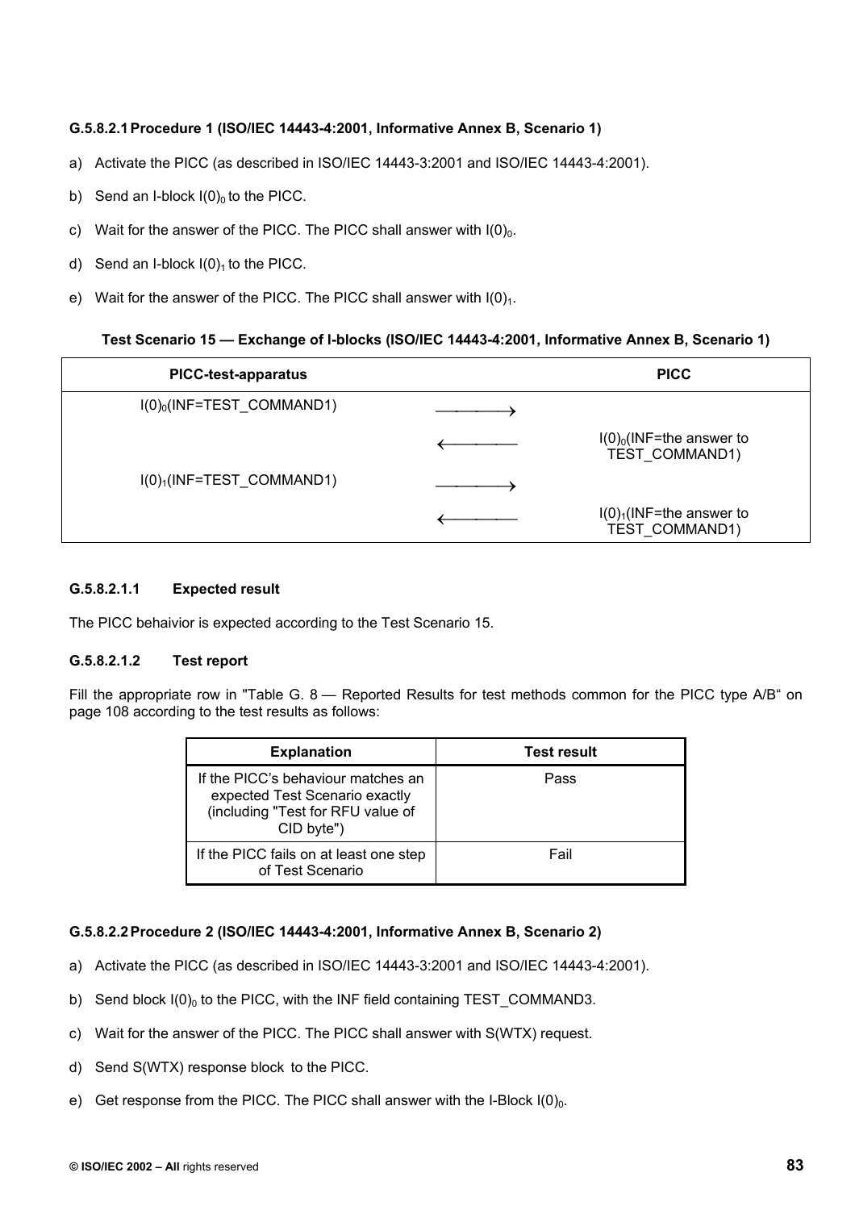#### G.5.8.2.1 Procedure 1 (ISO/IEC 14443-4:2001, Informative Annex B, Scenario 1)

a) Activate the PICC (as described in ISO/IEC 14443-3:2001 and ISO/IEC 14443-4:2001).

b) Send an I-block $I(0)_0$ to the PICC.

c) Wait for the answer of the PICC. The PICC shall answer with $I(0)_0$.

d) Send an I-block $I(0)_1$ to the PICC.

e) Wait for the answer of the PICC. The PICC shall answer with $I(0)_1$.

**Test Scenario 15 — Exchange of I-blocks (ISO/IEC 14443-4:2001, Informative Annex B, Scenario 1)**

| PICC-test-apparatus | | PICC |
|---|---|---|
| $I(0)_0$(INF=TEST_COMMAND1) | ⟶ | |
| | ⟵ | $I(0)_0$(INF=the answer to TEST_COMMAND1) |
| $I(0)_1$(INF=TEST_COMMAND1) | ⟶ | |
| | ⟵ | $I(0)_1$(INF=the answer to TEST_COMMAND1) |

##### G.5.8.2.1.1 Expected result

The PICC behaivior is expected according to the Test Scenario 15.

##### G.5.8.2.1.2 Test report

Fill the appropriate row in "Table G. 8 — Reported Results for test methods common for the PICC type A/B" on page 108 according to the test results as follows:

| Explanation | Test result |
|---|---|
| If the PICC's behaviour matches an expected Test Scenario exactly (including "Test for RFU value of CID byte") | Pass |
| If the PICC fails on at least one step of Test Scenario | Fail |

#### G.5.8.2.2 Procedure 2 (ISO/IEC 14443-4:2001, Informative Annex B, Scenario 2)

a) Activate the PICC (as described in ISO/IEC 14443-3:2001 and ISO/IEC 14443-4:2001).

b) Send block $I(0)_0$ to the PICC, with the INF field containing TEST_COMMAND3.

c) Wait for the answer of the PICC. The PICC shall answer with S(WTX) request.

d) Send S(WTX) response block to the PICC.

e) Get response from the PICC. The PICC shall answer with the I-Block $I(0)_0$.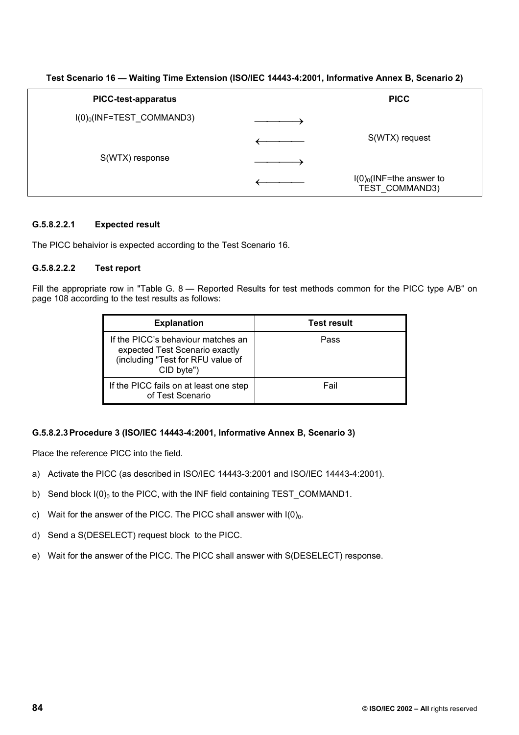**Test Scenario 16 — Waiting Time Extension (ISO/IEC 14443-4:2001, Informative Annex B, Scenario 2)**

| PICC-test-apparatus | | PICC |
|---|---|---|
| $I(0)_0$(INF=TEST_COMMAND3) | ⟶ | |
| | ⟵ | S(WTX) request |
| S(WTX) response | ⟶ | |
| | ⟵ | $I(0)_0$(INF=the answer to TEST_COMMAND3) |

#### G.5.8.2.2.1 Expected result

The PICC behaivior is expected according to the Test Scenario 16.

#### G.5.8.2.2.2 Test report

Fill the appropriate row in "Table G. 8 — Reported Results for test methods common for the PICC type A/B" on page 108 according to the test results as follows:

| Explanation | Test result |
|---|---|
| If the PICC's behaviour matches an expected Test Scenario exactly (including "Test for RFU value of CID byte") | Pass |
| If the PICC fails on at least one step of Test Scenario | Fail |

#### G.5.8.2.3 Procedure 3 (ISO/IEC 14443-4:2001, Informative Annex B, Scenario 3)

Place the reference PICC into the field.

a) Activate the PICC (as described in ISO/IEC 14443-3:2001 and ISO/IEC 14443-4:2001).

b) Send block $I(0)_0$ to the PICC, with the INF field containing TEST_COMMAND1.

c) Wait for the answer of the PICC. The PICC shall answer with $I(0)_0$.

d) Send a S(DESELECT) request block to the PICC.

e) Wait for the answer of the PICC. The PICC shall answer with S(DESELECT) response.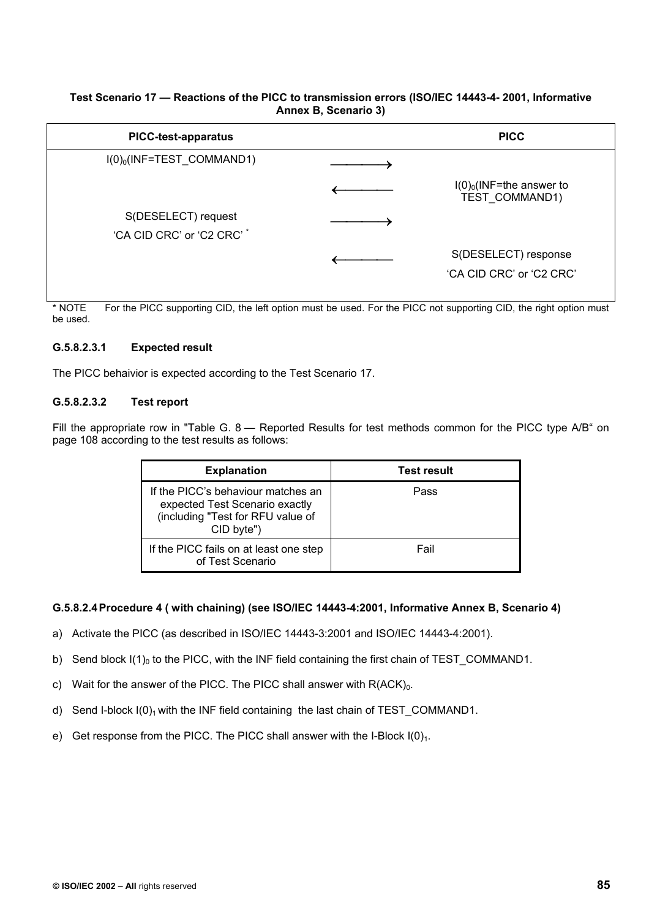**Test Scenario 17 — Reactions of the PICC to transmission errors (ISO/IEC 14443-4- 2001, Informative Annex B, Scenario 3)**

| PICC-test-apparatus | | PICC |
|---|---|---|
| $I(0)_0$(INF=TEST_COMMAND1) | ⟶ | |
| | ⟵ | $I(0)_0$(INF=the answer to TEST_COMMAND1) |
| S(DESELECT) request<br>'CA CID CRC' or 'C2 CRC' * | ⟶ | |
| | ⟵ | S(DESELECT) response<br>'CA CID CRC' or 'C2 CRC' |

\* NOTE For the PICC supporting CID, the left option must be used. For the PICC not supporting CID, the right option must be used.

#### G.5.8.2.3.1 Expected result

The PICC behaivior is expected according to the Test Scenario 17.

#### G.5.8.2.3.2 Test report

Fill the appropriate row in "Table G. 8 — Reported Results for test methods common for the PICC type A/B" on page 108 according to the test results as follows:

| Explanation | Test result |
|---|---|
| If the PICC's behaviour matches an expected Test Scenario exactly (including "Test for RFU value of CID byte") | Pass |
| If the PICC fails on at least one step of Test Scenario | Fail |

#### G.5.8.2.4 Procedure 4 ( with chaining) (see ISO/IEC 14443-4:2001, Informative Annex B, Scenario 4)

a) Activate the PICC (as described in ISO/IEC 14443-3:2001 and ISO/IEC 14443-4:2001).

b) Send block $I(1)_0$ to the PICC, with the INF field containing the first chain of TEST_COMMAND1.

c) Wait for the answer of the PICC. The PICC shall answer with $R(ACK)_0$.

d) Send I-block $I(0)_1$ with the INF field containing the last chain of TEST_COMMAND1.

e) Get response from the PICC. The PICC shall answer with the I-Block $I(0)_1$.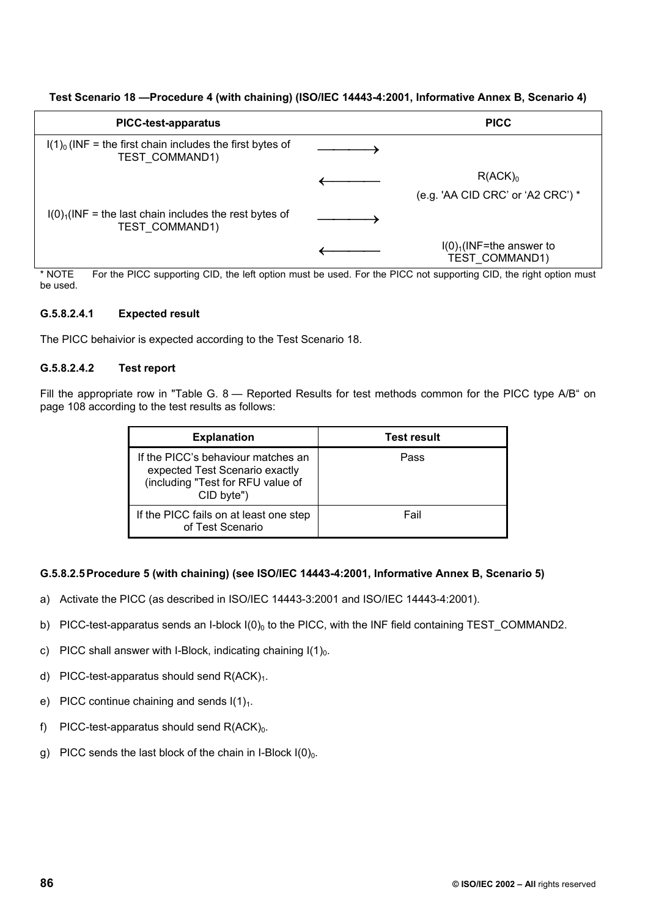**Test Scenario 18 —Procedure 4 (with chaining) (ISO/IEC 14443-4:2001, Informative Annex B, Scenario 4)**

| PICC-test-apparatus | | PICC |
|---|---|---|
| $I(1)_0$ (INF = the first chain includes the first bytes of TEST_COMMAND1) | ⟶ | |
| | ⟵ | $R(ACK)_0$ (e.g. 'AA CID CRC' or 'A2 CRC') * |
| $I(0)_1$(INF = the last chain includes the rest bytes of TEST_COMMAND1) | ⟶ | |
| | ⟵ | $I(0)_1$(INF=the answer to TEST_COMMAND1) |

\* NOTE For the PICC supporting CID, the left option must be used. For the PICC not supporting CID, the right option must be used.

#### G.5.8.2.4.1 Expected result

The PICC behaivior is expected according to the Test Scenario 18.

#### G.5.8.2.4.2 Test report

Fill the appropriate row in "Table G. 8 — Reported Results for test methods common for the PICC type A/B" on page 108 according to the test results as follows:

| Explanation | Test result |
|---|---|
| If the PICC's behaviour matches an expected Test Scenario exactly (including "Test for RFU value of CID byte") | Pass |
| If the PICC fails on at least one step of Test Scenario | Fail |

#### G.5.8.2.5 Procedure 5 (with chaining) (see ISO/IEC 14443-4:2001, Informative Annex B, Scenario 5)

a) Activate the PICC (as described in ISO/IEC 14443-3:2001 and ISO/IEC 14443-4:2001).

b) PICC-test-apparatus sends an I-block $I(0)_0$ to the PICC, with the INF field containing TEST_COMMAND2.

c) PICC shall answer with I-Block, indicating chaining $I(1)_0$.

d) PICC-test-apparatus should send $R(ACK)_1$.

e) PICC continue chaining and sends $I(1)_1$.

f) PICC-test-apparatus should send $R(ACK)_0$.

g) PICC sends the last block of the chain in I-Block $I(0)_0$.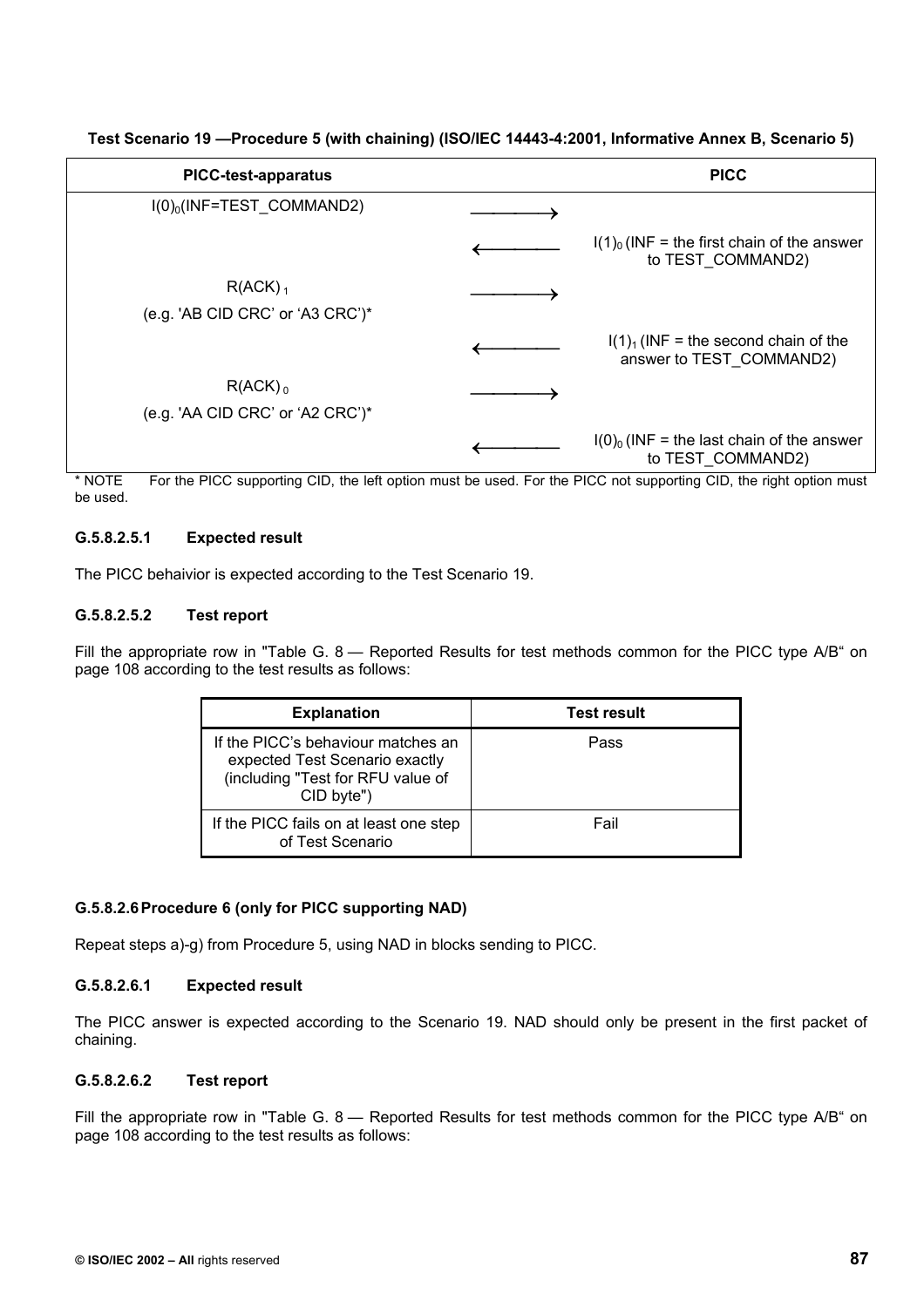**Test Scenario 19 —Procedure 5 (with chaining) (ISO/IEC 14443-4:2001, Informative Annex B, Scenario 5)**

| PICC-test-apparatus | | PICC |
|---|---|---|
| $I(0)_0$(INF=TEST_COMMAND2) | ⟶ | |
| | ⟵ | $I(1)_0$ (INF = the first chain of the answer to TEST_COMMAND2) |
| $R(ACK)_1$ (e.g. 'AB CID CRC' or 'A3 CRC')* | ⟶ | |
| | ⟵ | $I(1)_1$ (INF = the second chain of the answer to TEST_COMMAND2) |
| $R(ACK)_0$ (e.g. 'AA CID CRC' or 'A2 CRC')* | ⟶ | |
| | ⟵ | $I(0)_0$ (INF = the last chain of the answer to TEST_COMMAND2) |

\* NOTE For the PICC supporting CID, the left option must be used. For the PICC not supporting CID, the right option must be used.

#### G.5.8.2.5.1 Expected result

The PICC behaivior is expected according to the Test Scenario 19.

#### G.5.8.2.5.2 Test report

Fill the appropriate row in "Table G. 8 — Reported Results for test methods common for the PICC type A/B" on page 108 according to the test results as follows:

| Explanation | Test result |
|---|---|
| If the PICC's behaviour matches an expected Test Scenario exactly (including "Test for RFU value of CID byte") | Pass |
| If the PICC fails on at least one step of Test Scenario | Fail |

### G.5.8.2.6 Procedure 6 (only for PICC supporting NAD)

Repeat steps a)-g) from Procedure 5, using NAD in blocks sending to PICC.

#### G.5.8.2.6.1 Expected result

The PICC answer is expected according to the Scenario 19. NAD should only be present in the first packet of chaining.

#### G.5.8.2.6.2 Test report

Fill the appropriate row in "Table G. 8 — Reported Results for test methods common for the PICC type A/B" on page 108 according to the test results as follows: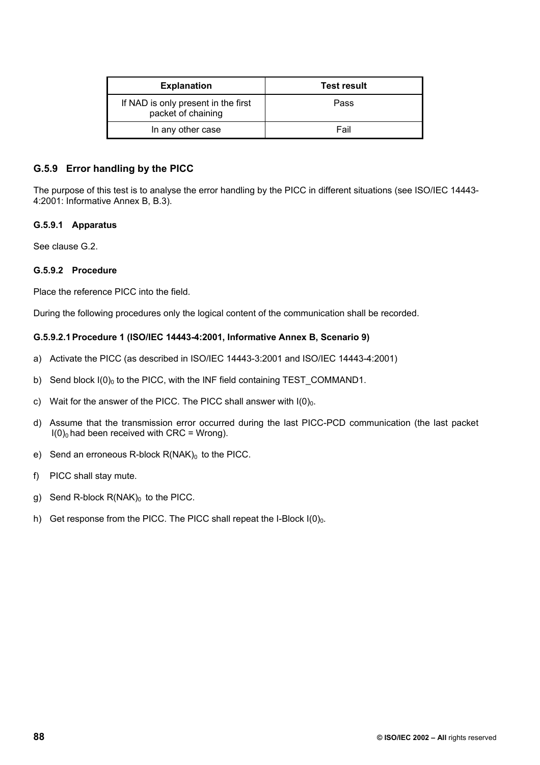| Explanation | Test result |
|---|---|
| If NAD is only present in the first packet of chaining | Pass |
| In any other case | Fail |

### G.5.9 Error handling by the PICC

The purpose of this test is to analyse the error handling by the PICC in different situations (see ISO/IEC 14443-4:2001: Informative Annex B, B.3).

#### G.5.9.1 Apparatus

See clause G.2.

#### G.5.9.2 Procedure

Place the reference PICC into the field.

During the following procedures only the logical content of the communication shall be recorded.

##### G.5.9.2.1 Procedure 1 (ISO/IEC 14443-4:2001, Informative Annex B, Scenario 9)

a) Activate the PICC (as described in ISO/IEC 14443-3:2001 and ISO/IEC 14443-4:2001)

b) Send block $I(0)_0$ to the PICC, with the INF field containing TEST_COMMAND1.

c) Wait for the answer of the PICC. The PICC shall answer with $I(0)_0$.

d) Assume that the transmission error occurred during the last PICC-PCD communication (the last packet $I(0)_0$ had been received with CRC = Wrong).

e) Send an erroneous R-block $R(NAK)_0$ to the PICC.

f) PICC shall stay mute.

g) Send R-block $R(NAK)_0$ to the PICC.

h) Get response from the PICC. The PICC shall repeat the I-Block $I(0)_0$.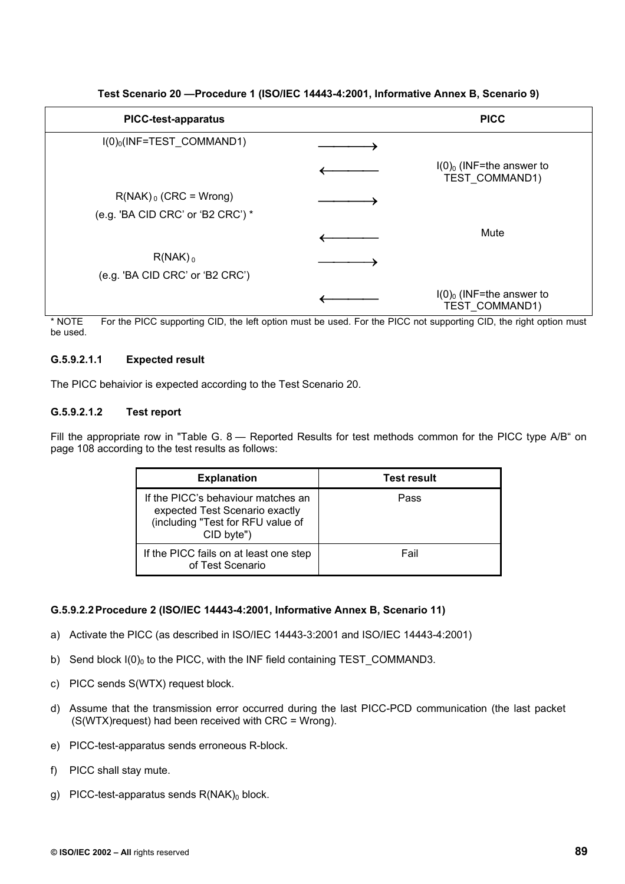**Test Scenario 20 —Procedure 1 (ISO/IEC 14443-4:2001, Informative Annex B, Scenario 9)**

| PICC-test-apparatus | | PICC |
|---|---|---|
| $I(0)_0$(INF=TEST_COMMAND1) | ⟶ | |
| | ⟵ | $I(0)_0$ (INF=the answer to TEST_COMMAND1) |
| $R(NAK)_0$ (CRC = Wrong) (e.g. 'BA CID CRC' or 'B2 CRC') * | ⟶ | |
| | ⟵ | Mute |
| $R(NAK)_0$ (e.g. 'BA CID CRC' or 'B2 CRC') | ⟶ | |
| | ⟵ | $I(0)_0$ (INF=the answer to TEST_COMMAND1) |

\* NOTE For the PICC supporting CID, the left option must be used. For the PICC not supporting CID, the right option must be used.

#### G.5.9.2.1.1 Expected result

The PICC behaivior is expected according to the Test Scenario 20.

#### G.5.9.2.1.2 Test report

Fill the appropriate row in "Table G. 8 — Reported Results for test methods common for the PICC type A/B" on page 108 according to the test results as follows:

| Explanation | Test result |
|---|---|
| If the PICC's behaviour matches an expected Test Scenario exactly (including "Test for RFU value of CID byte") | Pass |
| If the PICC fails on at least one step of Test Scenario | Fail |

#### G.5.9.2.2 Procedure 2 (ISO/IEC 14443-4:2001, Informative Annex B, Scenario 11)

a) Activate the PICC (as described in ISO/IEC 14443-3:2001 and ISO/IEC 14443-4:2001)

b) Send block $I(0)_0$ to the PICC, with the INF field containing TEST_COMMAND3.

c) PICC sends S(WTX) request block.

d) Assume that the transmission error occurred during the last PICC-PCD communication (the last packet (S(WTX)request) had been received with CRC = Wrong).

e) PICC-test-apparatus sends erroneous R-block.

f) PICC shall stay mute.

g) PICC-test-apparatus sends $R(NAK)_0$ block.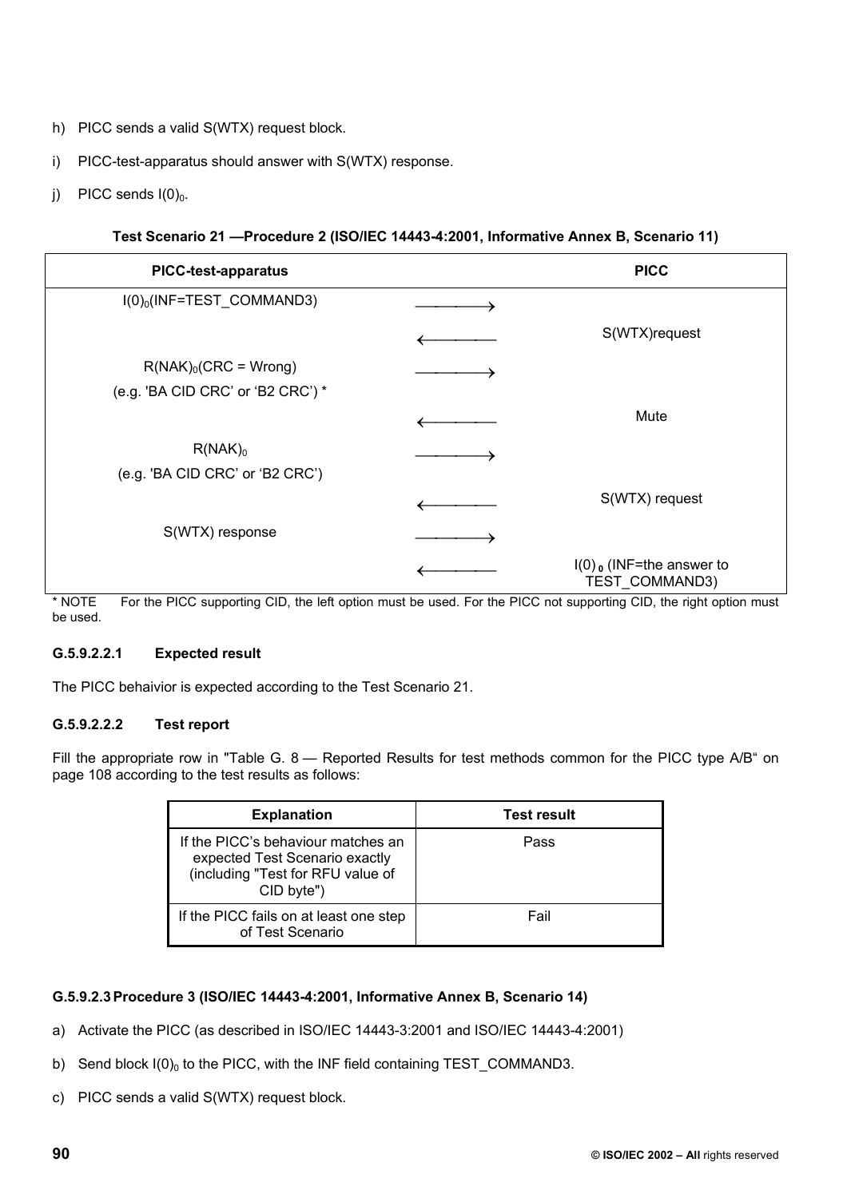h) PICC sends a valid S(WTX) request block.

i) PICC-test-apparatus should answer with S(WTX) response.

j) PICC sends $I(0)_0$.

**Test Scenario 21 —Procedure 2 (ISO/IEC 14443-4:2001, Informative Annex B, Scenario 11)**

| PICC-test-apparatus | | PICC |
|---|---|---|
| $I(0)_0$(INF=TEST_COMMAND3) | ⟶ | |
| | ⟵ | S(WTX)request |
| $R(NAK)_0$(CRC = Wrong) (e.g. 'BA CID CRC' or 'B2 CRC') * | ⟶ | |
| | ⟵ | Mute |
| $R(NAK)_0$ (e.g. 'BA CID CRC' or 'B2 CRC') | ⟶ | |
| | ⟵ | S(WTX) request |
| S(WTX) response | ⟶ | |
| | ⟵ | $I(0)_0$ (INF=the answer to TEST_COMMAND3) |

\* NOTE For the PICC supporting CID, the left option must be used. For the PICC not supporting CID, the right option must be used.

#### G.5.9.2.2.1 Expected result

The PICC behaivior is expected according to the Test Scenario 21.

#### G.5.9.2.2.2 Test report

Fill the appropriate row in "Table G. 8 — Reported Results for test methods common for the PICC type A/B" on page 108 according to the test results as follows:

| Explanation | Test result |
|---|---|
| If the PICC's behaviour matches an expected Test Scenario exactly (including "Test for RFU value of CID byte") | Pass |
| If the PICC fails on at least one step of Test Scenario | Fail |

#### G.5.9.2.3 Procedure 3 (ISO/IEC 14443-4:2001, Informative Annex B, Scenario 14)

a) Activate the PICC (as described in ISO/IEC 14443-3:2001 and ISO/IEC 14443-4:2001)

b) Send block $I(0)_0$ to the PICC, with the INF field containing TEST_COMMAND3.

c) PICC sends a valid S(WTX) request block.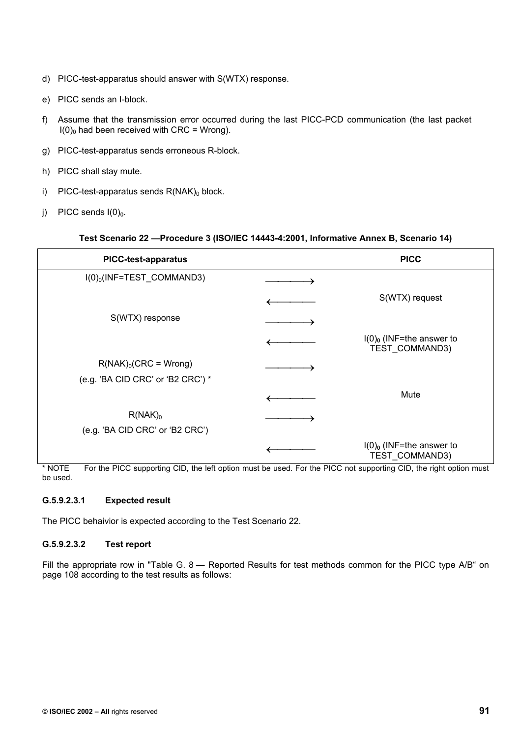d) PICC-test-apparatus should answer with S(WTX) response.

e) PICC sends an I-block.

f) Assume that the transmission error occurred during the last PICC-PCD communication (the last packet $I(0)_0$ had been received with CRC = Wrong).

g) PICC-test-apparatus sends erroneous R-block.

h) PICC shall stay mute.

i) PICC-test-apparatus sends $R(NAK)_0$ block.

j) PICC sends $I(0)_0$.

**Test Scenario 22 —Procedure 3 (ISO/IEC 14443-4:2001, Informative Annex B, Scenario 14)**

| PICC-test-apparatus | | PICC |
|---|---|---|
| $I(0)_0$(INF=TEST_COMMAND3) | ⟶ | |
| | ⟵ | S(WTX) request |
| S(WTX) response | ⟶ | |
| | ⟵ | $I(0)_0$ (INF=the answer to TEST_COMMAND3) |
| $R(NAK)_0$(CRC = Wrong) (e.g. 'BA CID CRC' or 'B2 CRC') * | ⟶ | |
| | ⟵ | Mute |
| $R(NAK)_0$ (e.g. 'BA CID CRC' or 'B2 CRC') | ⟶ | |
| | ⟵ | $I(0)_0$ (INF=the answer to TEST_COMMAND3) |

\* NOTE For the PICC supporting CID, the left option must be used. For the PICC not supporting CID, the right option must be used.

#### G.5.9.2.3.1 Expected result

The PICC behaivior is expected according to the Test Scenario 22.

#### G.5.9.2.3.2 Test report

Fill the appropriate row in "Table G. 8 — Reported Results for test methods common for the PICC type A/B" on page 108 according to the test results as follows: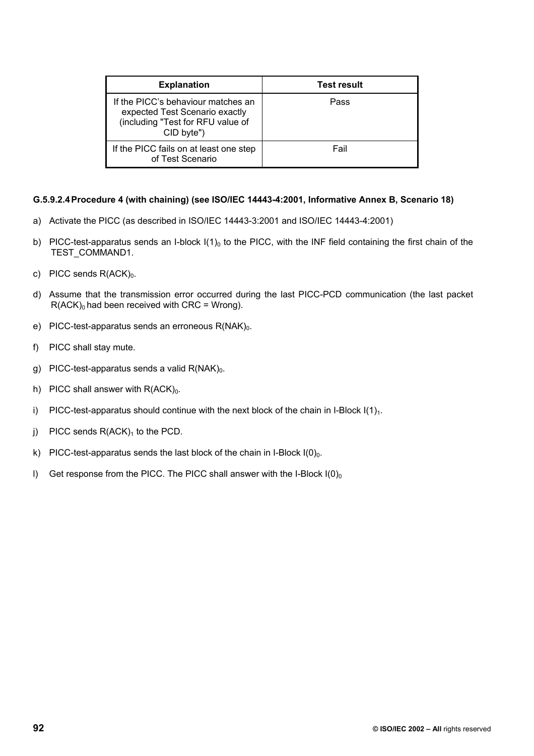| Explanation | Test result |
| --- | --- |
| If the PICC's behaviour matches an expected Test Scenario exactly (including "Test for RFU value of CID byte") | Pass |
| If the PICC fails on at least one step of Test Scenario | Fail |

#### G.5.9.2.4 Procedure 4 (with chaining) (see ISO/IEC 14443-4:2001, Informative Annex B, Scenario 18)

a) Activate the PICC (as described in ISO/IEC 14443-3:2001 and ISO/IEC 14443-4:2001)

b) PICC-test-apparatus sends an I-block $I(1)_0$ to the PICC, with the INF field containing the first chain of the TEST_COMMAND1.

c) PICC sends $R(ACK)_0$.

d) Assume that the transmission error occurred during the last PICC-PCD communication (the last packet $R(ACK)_0$ had been received with CRC = Wrong).

e) PICC-test-apparatus sends an erroneous $R(NAK)_0$.

f) PICC shall stay mute.

g) PICC-test-apparatus sends a valid $R(NAK)_0$.

h) PICC shall answer with $R(ACK)_0$.

i) PICC-test-apparatus should continue with the next block of the chain in I-Block $I(1)_1$.

j) PICC sends $R(ACK)_1$ to the PCD.

k) PICC-test-apparatus sends the last block of the chain in I-Block $I(0)_0$.

l) Get response from the PICC. The PICC shall answer with the I-Block $I(0)_0$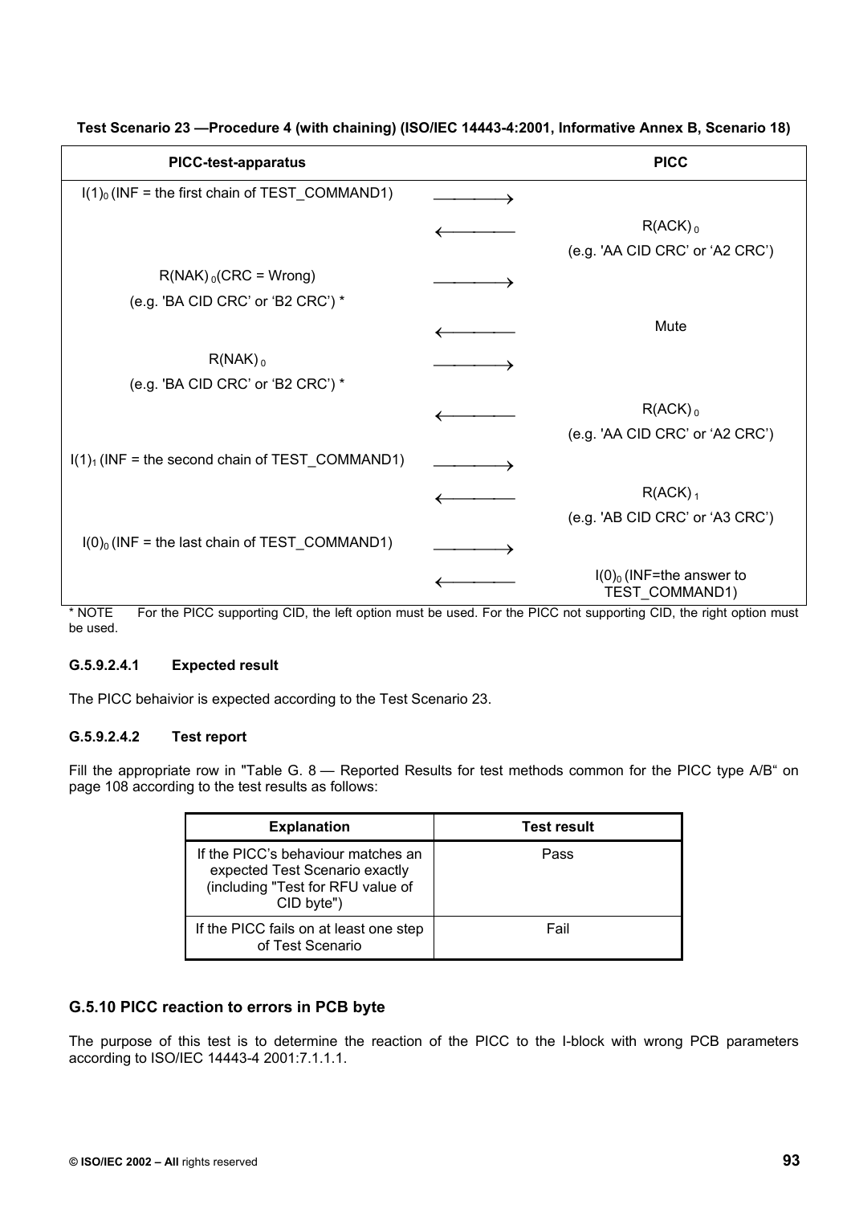**Test Scenario 23 —Procedure 4 (with chaining) (ISO/IEC 14443-4:2001, Informative Annex B, Scenario 18)**

| PICC-test-apparatus | | PICC |
| --- | --- | --- |
| $I(1)_0$ (INF = the first chain of TEST_COMMAND1) | ⟶ | |
| | ⟵ | $R(ACK)_0$ (e.g. 'AA CID CRC' or 'A2 CRC') |
| $R(NAK)_0$(CRC = Wrong) (e.g. 'BA CID CRC' or 'B2 CRC') * | ⟶ | |
| | ⟵ | Mute |
| $R(NAK)_0$ (e.g. 'BA CID CRC' or 'B2 CRC') * | ⟶ | |
| | ⟵ | $R(ACK)_0$ (e.g. 'AA CID CRC' or 'A2 CRC') |
| $I(1)_1$ (INF = the second chain of TEST_COMMAND1) | ⟶ | |
| | ⟵ | $R(ACK)_1$ (e.g. 'AB CID CRC' or 'A3 CRC') |
| $I(0)_0$ (INF = the last chain of TEST_COMMAND1) | ⟶ | |
| | ⟵ | $I(0)_0$ (INF=the answer to TEST_COMMAND1) |

\* NOTE For the PICC supporting CID, the left option must be used. For the PICC not supporting CID, the right option must be used.

#### G.5.9.2.4.1 Expected result

The PICC behaivior is expected according to the Test Scenario 23.

#### G.5.9.2.4.2 Test report

Fill the appropriate row in "Table G. 8 — Reported Results for test methods common for the PICC type A/B" on page 108 according to the test results as follows:

| Explanation | Test result |
| --- | --- |
| If the PICC's behaviour matches an expected Test Scenario exactly (including "Test for RFU value of CID byte") | Pass |
| If the PICC fails on at least one step of Test Scenario | Fail |

### G.5.10 PICC reaction to errors in PCB byte

The purpose of this test is to determine the reaction of the PICC to the I-block with wrong PCB parameters according to ISO/IEC 14443-4 2001:7.1.1.1.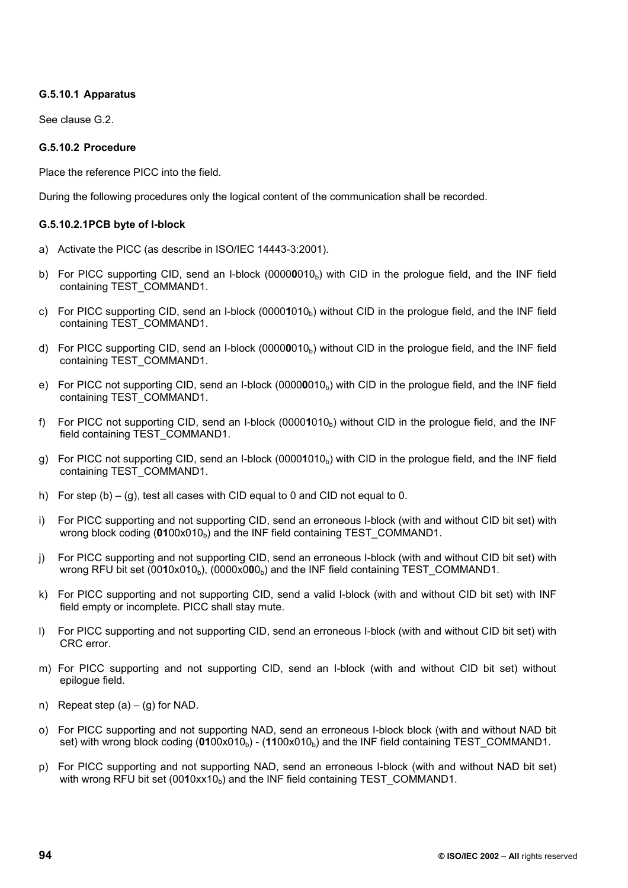#### G.5.10.1 Apparatus

See clause G.2.

#### G.5.10.2 Procedure

Place the reference PICC into the field.

During the following procedures only the logical content of the communication shall be recorded.

##### G.5.10.2.1 PCB byte of I-block

a) Activate the PICC (as describe in ISO/IEC 14443-3:2001).

b) For PICC supporting CID, send an I-block (0000**0**010$_b$) with CID in the prologue field, and the INF field containing TEST_COMMAND1.

c) For PICC supporting CID, send an I-block (0000**1**010$_b$) without CID in the prologue field, and the INF field containing TEST_COMMAND1.

d) For PICC supporting CID, send an I-block (0000**0**010$_b$) without CID in the prologue field, and the INF field containing TEST_COMMAND1.

e) For PICC not supporting CID, send an I-block (0000**0**010$_b$) with CID in the prologue field, and the INF field containing TEST_COMMAND1.

f) For PICC not supporting CID, send an I-block (0000**1**010$_b$) without CID in the prologue field, and the INF field containing TEST_COMMAND1.

g) For PICC not supporting CID, send an I-block (0000**1**010$_b$) with CID in the prologue field, and the INF field containing TEST_COMMAND1.

h) For step (b) – (g), test all cases with CID equal to 0 and CID not equal to 0.

i) For PICC supporting and not supporting CID, send an erroneous I-block (with and without CID bit set) with wrong block coding (**01**00x010$_b$) and the INF field containing TEST_COMMAND1.

j) For PICC supporting and not supporting CID, send an erroneous I-block (with and without CID bit set) with wrong RFU bit set (00**1**0x010$_b$), (0000x0**0**0$_b$) and the INF field containing TEST_COMMAND1.

k) For PICC supporting and not supporting CID, send a valid I-block (with and without CID bit set) with INF field empty or incomplete. PICC shall stay mute.

l) For PICC supporting and not supporting CID, send an erroneous I-block (with and without CID bit set) with CRC error.

m) For PICC supporting and not supporting CID, send an I-block (with and without CID bit set) without epilogue field.

n) Repeat step (a) – (g) for NAD.

o) For PICC supporting and not supporting NAD, send an erroneous I-block block (with and without NAD bit set) with wrong block coding (**01**00x010$_b$) - (**11**00x010$_b$) and the INF field containing TEST_COMMAND1.

p) For PICC supporting and not supporting NAD, send an erroneous I-block (with and without NAD bit set) with wrong RFU bit set (00**1**0xx10$_b$) and the INF field containing TEST_COMMAND1.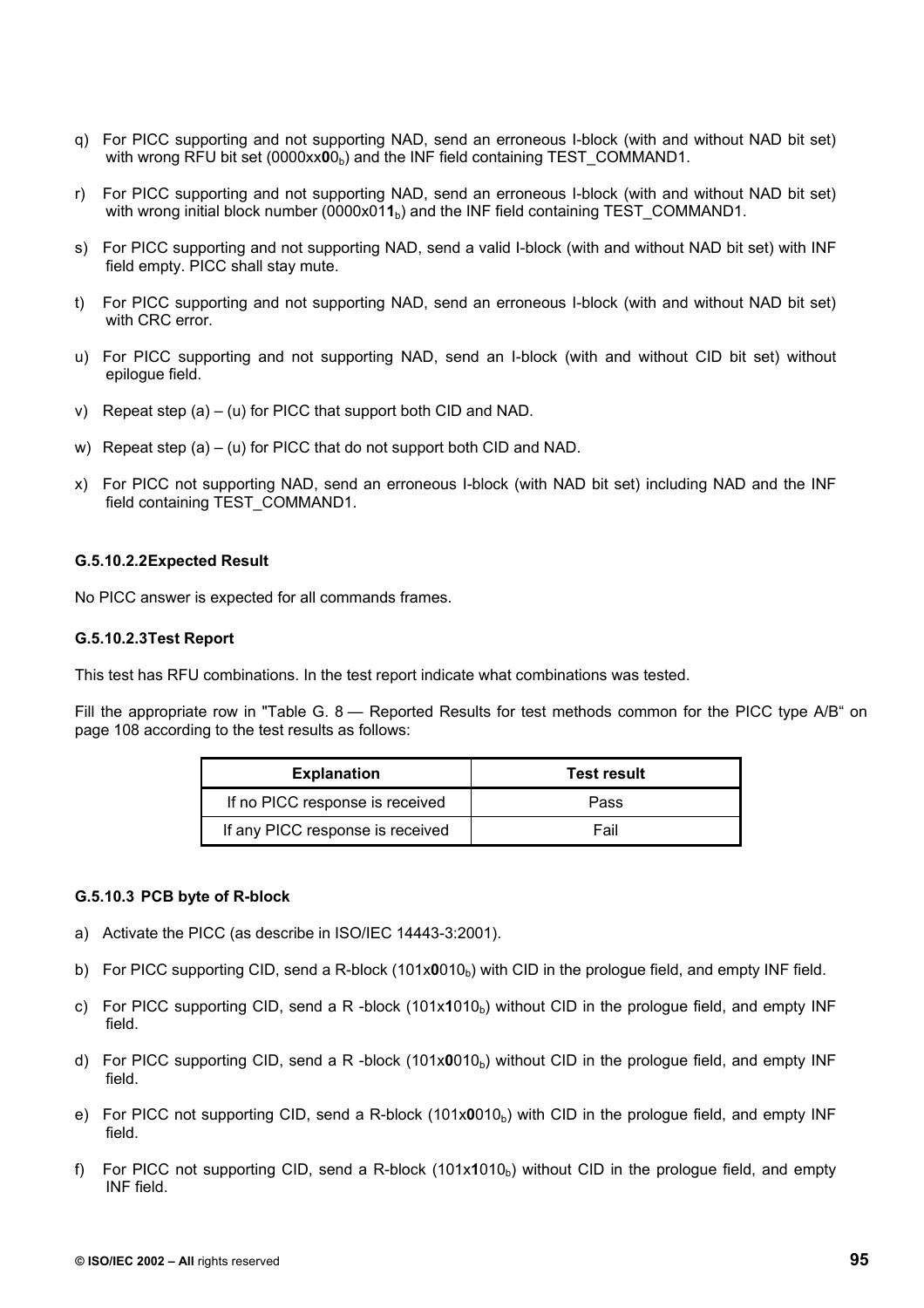q) For PICC supporting and not supporting NAD, send an erroneous I-block (with and without NAD bit set) with wrong RFU bit set (0000xx**0**0$_b$) and the INF field containing TEST_COMMAND1.

r) For PICC supporting and not supporting NAD, send an erroneous I-block (with and without NAD bit set) with wrong initial block number (0000x01**1**$_b$) and the INF field containing TEST_COMMAND1.

s) For PICC supporting and not supporting NAD, send a valid I-block (with and without NAD bit set) with INF field empty. PICC shall stay mute.

t) For PICC supporting and not supporting NAD, send an erroneous I-block (with and without NAD bit set) with CRC error.

u) For PICC supporting and not supporting NAD, send an I-block (with and without CID bit set) without epilogue field.

v) Repeat step (a) – (u) for PICC that support both CID and NAD.

w) Repeat step (a) – (u) for PICC that do not support both CID and NAD.

x) For PICC not supporting NAD, send an erroneous I-block (with NAD bit set) including NAD and the INF field containing TEST_COMMAND1.

#### G.5.10.2.2 Expected Result

No PICC answer is expected for all commands frames.

#### G.5.10.2.3 Test Report

This test has RFU combinations. In the test report indicate what combinations was tested.

Fill the appropriate row in "Table G. 8 — Reported Results for test methods common for the PICC type A/B" on page 108 according to the test results as follows:

| Explanation | Test result |
|---|---|
| If no PICC response is received | Pass |
| If any PICC response is received | Fail |

### G.5.10.3 PCB byte of R-block

a) Activate the PICC (as describe in ISO/IEC 14443-3:2001).

b) For PICC supporting CID, send a R-block (101x**0**010$_b$) with CID in the prologue field, and empty INF field.

c) For PICC supporting CID, send a R -block (101x**1**010$_b$) without CID in the prologue field, and empty INF field.

d) For PICC supporting CID, send a R -block (101x**0**010$_b$) without CID in the prologue field, and empty INF field.

e) For PICC not supporting CID, send a R-block (101x**0**010$_b$) with CID in the prologue field, and empty INF field.

f) For PICC not supporting CID, send a R-block (101x**1**010$_b$) without CID in the prologue field, and empty INF field.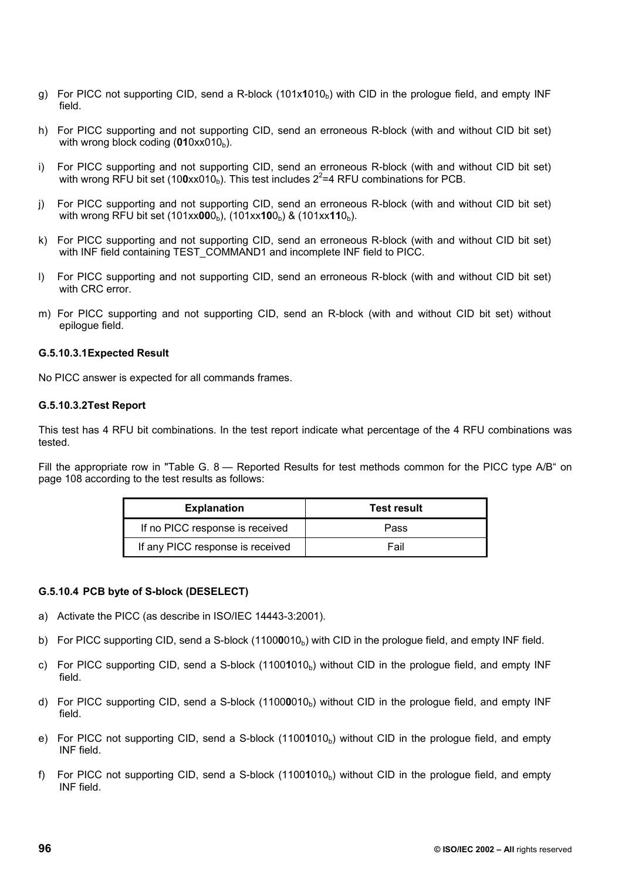g) For PICC not supporting CID, send a R-block (101x**1**010$_b$) with CID in the prologue field, and empty INF field.

h) For PICC supporting and not supporting CID, send an erroneous R-block (with and without CID bit set) with wrong block coding (**01**0xx010$_b$).

i) For PICC supporting and not supporting CID, send an erroneous R-block (with and without CID bit set) with wrong RFU bit set (10**0**xx010$_b$). This test includes $2^2$=4 RFU combinations for PCB.

j) For PICC supporting and not supporting CID, send an erroneous R-block (with and without CID bit set) with wrong RFU bit set (101xx**00**0$_b$), (101xx**10**0$_b$) & (101xx**11**0$_b$).

k) For PICC supporting and not supporting CID, send an erroneous R-block (with and without CID bit set) with INF field containing TEST_COMMAND1 and incomplete INF field to PICC.

l) For PICC supporting and not supporting CID, send an erroneous R-block (with and without CID bit set) with CRC error.

m) For PICC supporting and not supporting CID, send an R-block (with and without CID bit set) without epilogue field.

#### G.5.10.3.1 Expected Result

No PICC answer is expected for all commands frames.

#### G.5.10.3.2 Test Report

This test has 4 RFU bit combinations. In the test report indicate what percentage of the 4 RFU combinations was tested.

Fill the appropriate row in "Table G. 8 — Reported Results for test methods common for the PICC type A/B" on page 108 according to the test results as follows:

| Explanation | Test result |
|---|---|
| If no PICC response is received | Pass |
| If any PICC response is received | Fail |

### G.5.10.4 PCB byte of S-block (DESELECT)

a) Activate the PICC (as describe in ISO/IEC 14443-3:2001).

b) For PICC supporting CID, send a S-block (1100**0**010$_b$) with CID in the prologue field, and empty INF field.

c) For PICC supporting CID, send a S-block (1100**1**010$_b$) without CID in the prologue field, and empty INF field.

d) For PICC supporting CID, send a S-block (1100**0**010$_b$) without CID in the prologue field, and empty INF field.

e) For PICC not supporting CID, send a S-block (1100**1**010$_b$) without CID in the prologue field, and empty INF field.

f) For PICC not supporting CID, send a S-block (1100**1**010$_b$) without CID in the prologue field, and empty INF field.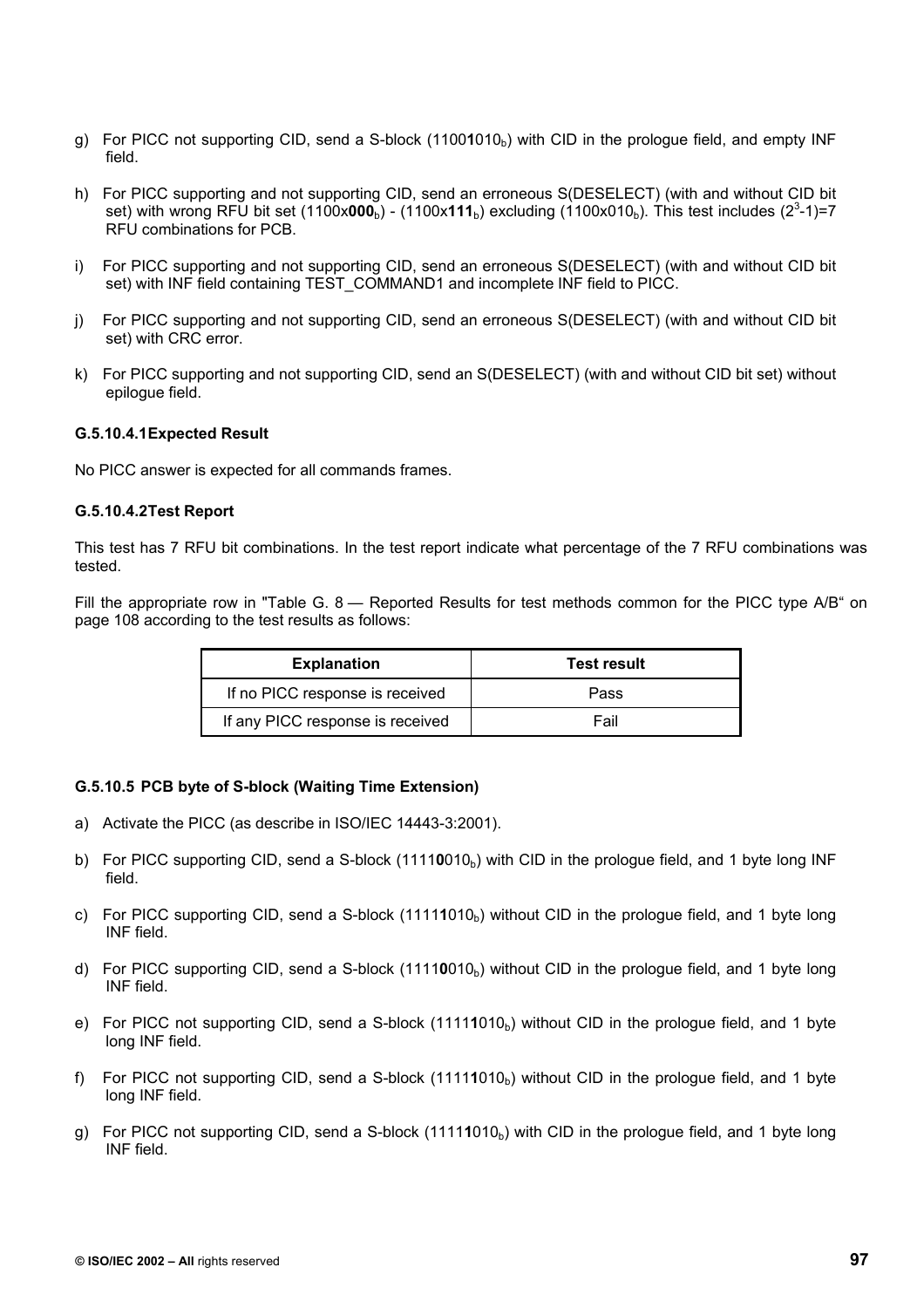g) For PICC not supporting CID, send a S-block (1100**1**010$_b$) with CID in the prologue field, and empty INF field.

h) For PICC supporting and not supporting CID, send an erroneous S(DESELECT) (with and without CID bit set) with wrong RFU bit set (1100x**000**$_b$) - (1100x**111**$_b$) excluding (1100x010$_b$). This test includes ($2^3$-1)=7 RFU combinations for PCB.

i) For PICC supporting and not supporting CID, send an erroneous S(DESELECT) (with and without CID bit set) with INF field containing TEST_COMMAND1 and incomplete INF field to PICC.

j) For PICC supporting and not supporting CID, send an erroneous S(DESELECT) (with and without CID bit set) with CRC error.

k) For PICC supporting and not supporting CID, send an S(DESELECT) (with and without CID bit set) without epilogue field.

#### G.5.10.4.1 Expected Result

No PICC answer is expected for all commands frames.

#### G.5.10.4.2 Test Report

This test has 7 RFU bit combinations. In the test report indicate what percentage of the 7 RFU combinations was tested.

Fill the appropriate row in "Table G. 8 — Reported Results for test methods common for the PICC type A/B" on page 108 according to the test results as follows:

| Explanation | Test result |
|---|---|
| If no PICC response is received | Pass |
| If any PICC response is received | Fail |

### G.5.10.5 PCB byte of S-block (Waiting Time Extension)

a) Activate the PICC (as describe in ISO/IEC 14443-3:2001).

b) For PICC supporting CID, send a S-block (1111**0**010$_b$) with CID in the prologue field, and 1 byte long INF field.

c) For PICC supporting CID, send a S-block (1111**1**010$_b$) without CID in the prologue field, and 1 byte long INF field.

d) For PICC supporting CID, send a S-block (1111**0**010$_b$) without CID in the prologue field, and 1 byte long INF field.

e) For PICC not supporting CID, send a S-block (1111**1**010$_b$) without CID in the prologue field, and 1 byte long INF field.

f) For PICC not supporting CID, send a S-block (1111**1**010$_b$) without CID in the prologue field, and 1 byte long INF field.

g) For PICC not supporting CID, send a S-block (1111**1**010$_b$) with CID in the prologue field, and 1 byte long INF field.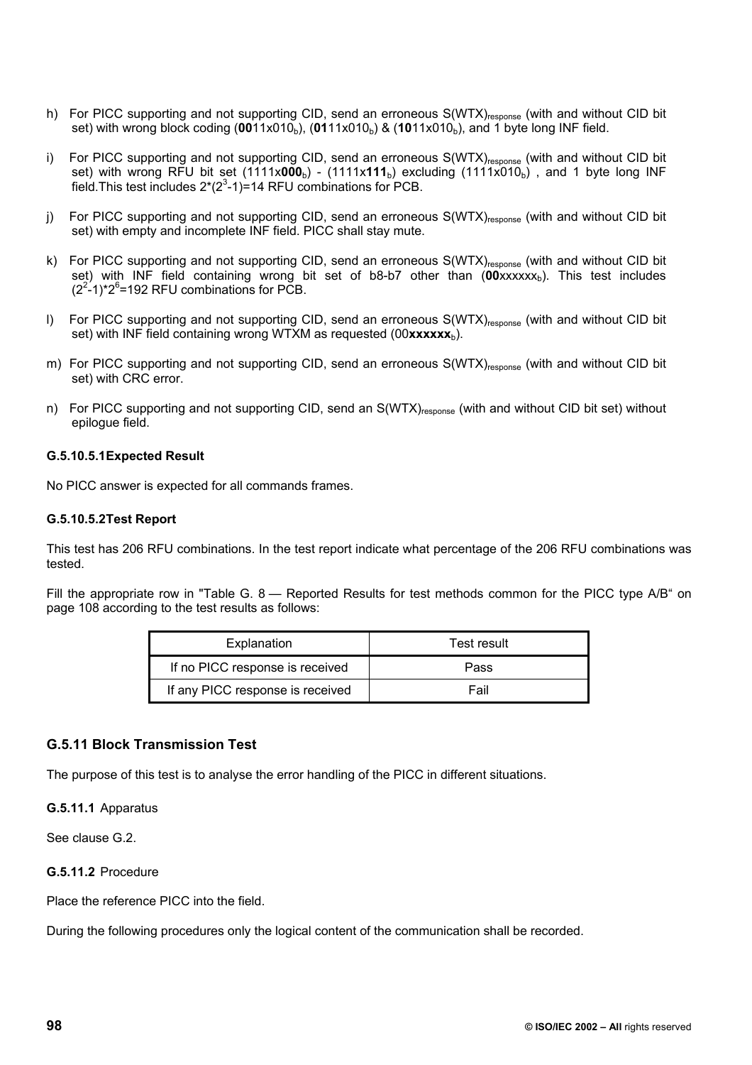h) For PICC supporting and not supporting CID, send an erroneous $S(WTX)_{response}$ (with and without CID bit set) with wrong block coding (**00**11x010$_b$), (**01**11x010$_b$) & (**10**11x010$_b$), and 1 byte long INF field.

i) For PICC supporting and not supporting CID, send an erroneous $S(WTX)_{response}$ (with and without CID bit set) with wrong RFU bit set (1111x**000**$_b$) - (1111x**111**$_b$) excluding (1111x010$_b$) , and 1 byte long INF field.This test includes $2*(2^3-1)=14$ RFU combinations for PCB.

j) For PICC supporting and not supporting CID, send an erroneous $S(WTX)_{response}$ (with and without CID bit set) with empty and incomplete INF field. PICC shall stay mute.

k) For PICC supporting and not supporting CID, send an erroneous $S(WTX)_{response}$ (with and without CID bit set) with INF field containing wrong bit set of b8-b7 other than (**00**xxxxxx$_b$). This test includes $(2^2-1)*2^6=192$ RFU combinations for PCB.

l) For PICC supporting and not supporting CID, send an erroneous $S(WTX)_{response}$ (with and without CID bit set) with INF field containing wrong WTXM as requested (00**xxxxxx**$_b$).

m) For PICC supporting and not supporting CID, send an erroneous $S(WTX)_{response}$ (with and without CID bit set) with CRC error.

n) For PICC supporting and not supporting CID, send an $S(WTX)_{response}$ (with and without CID bit set) without epilogue field.

#### G.5.10.5.1 Expected Result

No PICC answer is expected for all commands frames.

#### G.5.10.5.2 Test Report

This test has 206 RFU combinations. In the test report indicate what percentage of the 206 RFU combinations was tested.

Fill the appropriate row in "Table G. 8 — Reported Results for test methods common for the PICC type A/B" on page 108 according to the test results as follows:

| Explanation | Test result |
|---|---|
| If no PICC response is received | Pass |
| If any PICC response is received | Fail |

## G.5.11 Block Transmission Test

The purpose of this test is to analyse the error handling of the PICC in different situations.

**G.5.11.1** Apparatus

See clause G.2.

**G.5.11.2** Procedure

Place the reference PICC into the field.

During the following procedures only the logical content of the communication shall be recorded.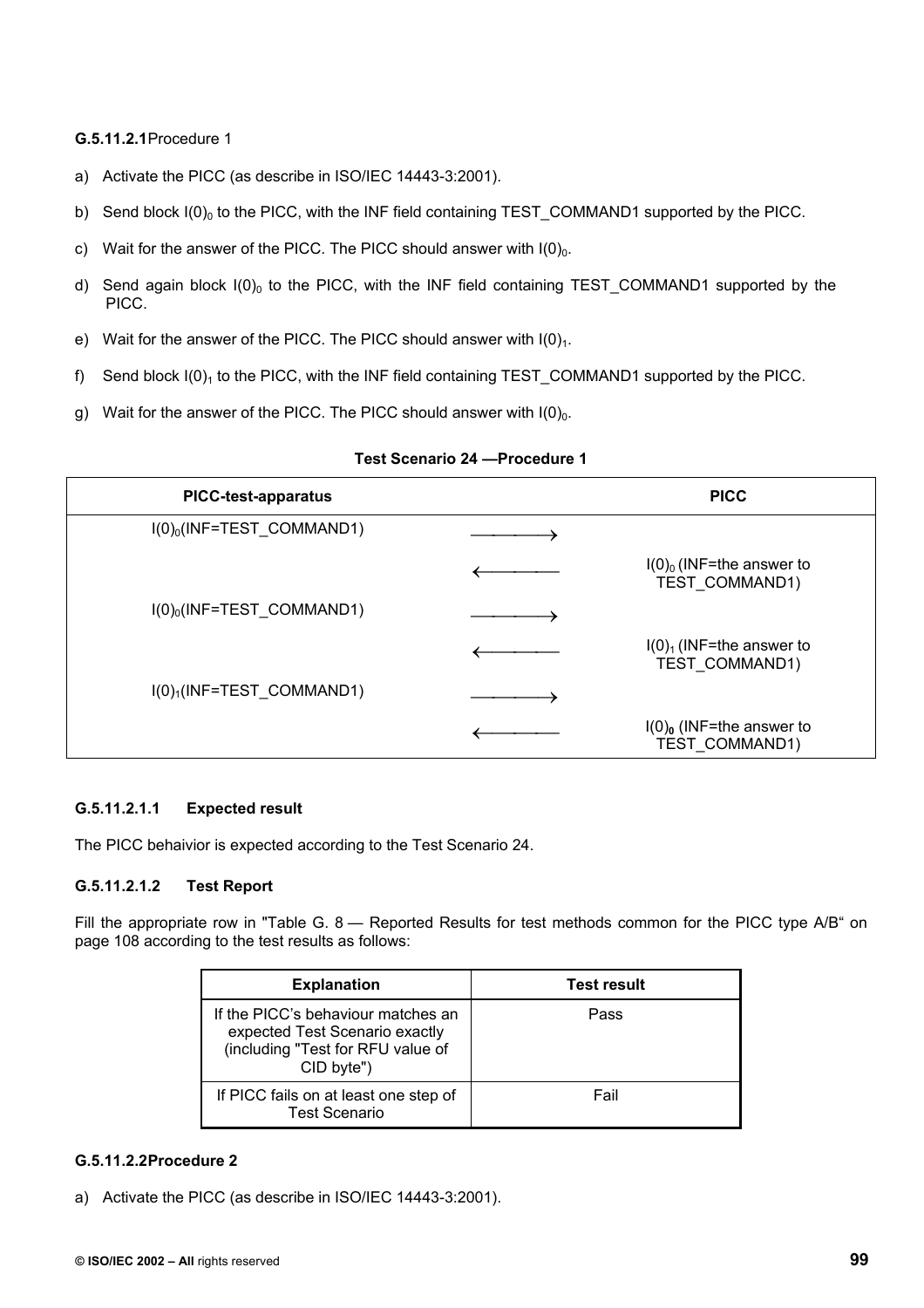#### G.5.11.2.1 Procedure 1

a) Activate the PICC (as describe in ISO/IEC 14443-3:2001).

b) Send block $I(0)_0$ to the PICC, with the INF field containing TEST_COMMAND1 supported by the PICC.

c) Wait for the answer of the PICC. The PICC should answer with $I(0)_0$.

d) Send again block $I(0)_0$ to the PICC, with the INF field containing TEST_COMMAND1 supported by the PICC.

e) Wait for the answer of the PICC. The PICC should answer with $I(0)_1$.

f) Send block $I(0)_1$ to the PICC, with the INF field containing TEST_COMMAND1 supported by the PICC.

g) Wait for the answer of the PICC. The PICC should answer with $I(0)_0$.

**Test Scenario 24 —Procedure 1**

| PICC-test-apparatus | | PICC |
|---|---|---|
| $I(0)_0$(INF=TEST_COMMAND1) | ⟶ | |
| | ⟵ | $I(0)_0$ (INF=the answer to TEST_COMMAND1) |
| $I(0)_0$(INF=TEST_COMMAND1) | ⟶ | |
| | ⟵ | $I(0)_1$ (INF=the answer to TEST_COMMAND1) |
| $I(0)_1$(INF=TEST_COMMAND1) | ⟶ | |
| | ⟵ | $I(0)_{\mathbf{0}}$ (INF=the answer to TEST_COMMAND1) |

##### G.5.11.2.1.1 Expected result

The PICC behaivior is expected according to the Test Scenario 24.

##### G.5.11.2.1.2 Test Report

Fill the appropriate row in "Table G. 8 — Reported Results for test methods common for the PICC type A/B" on page 108 according to the test results as follows:

| Explanation | Test result |
|---|---|
| If the PICC's behaviour matches an expected Test Scenario exactly (including "Test for RFU value of CID byte") | Pass |
| If PICC fails on at least one step of Test Scenario | Fail |

#### G.5.11.2.2 Procedure 2

a) Activate the PICC (as describe in ISO/IEC 14443-3:2001).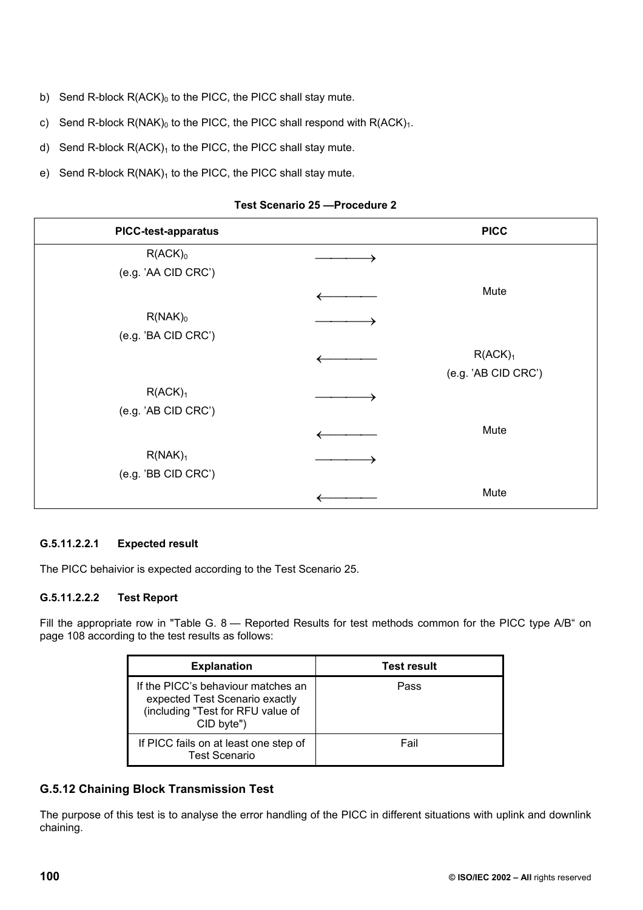b) Send R-block $R(ACK)_0$ to the PICC, the PICC shall stay mute.

c) Send R-block $R(NAK)_0$ to the PICC, the PICC shall respond with $R(ACK)_1$.

d) Send R-block $R(ACK)_1$ to the PICC, the PICC shall stay mute.

e) Send R-block $R(NAK)_1$ to the PICC, the PICC shall stay mute.

**Test Scenario 25 —Procedure 2**

| PICC-test-apparatus | | PICC |
|---|---|---|
| $R(ACK)_0$ (e.g. 'AA CID CRC') | ⟶ | |
| | ⟵ | Mute |
| $R(NAK)_0$ (e.g. 'BA CID CRC') | ⟶ | |
| | ⟵ | $R(ACK)_1$ (e.g. 'AB CID CRC') |
| $R(ACK)_1$ (e.g. 'AB CID CRC') | ⟶ | |
| | ⟵ | Mute |
| $R(NAK)_1$ (e.g. 'BB CID CRC') | ⟶ | |
| | ⟵ | Mute |

#### G.5.11.2.2.1 Expected result

The PICC behaivior is expected according to the Test Scenario 25.

#### G.5.11.2.2.2 Test Report

Fill the appropriate row in "Table G. 8 — Reported Results for test methods common for the PICC type A/B" on page 108 according to the test results as follows:

| Explanation | Test result |
|---|---|
| If the PICC's behaviour matches an expected Test Scenario exactly (including "Test for RFU value of CID byte") | Pass |
| If PICC fails on at least one step of Test Scenario | Fail |

### G.5.12 Chaining Block Transmission Test

The purpose of this test is to analyse the error handling of the PICC in different situations with uplink and downlink chaining.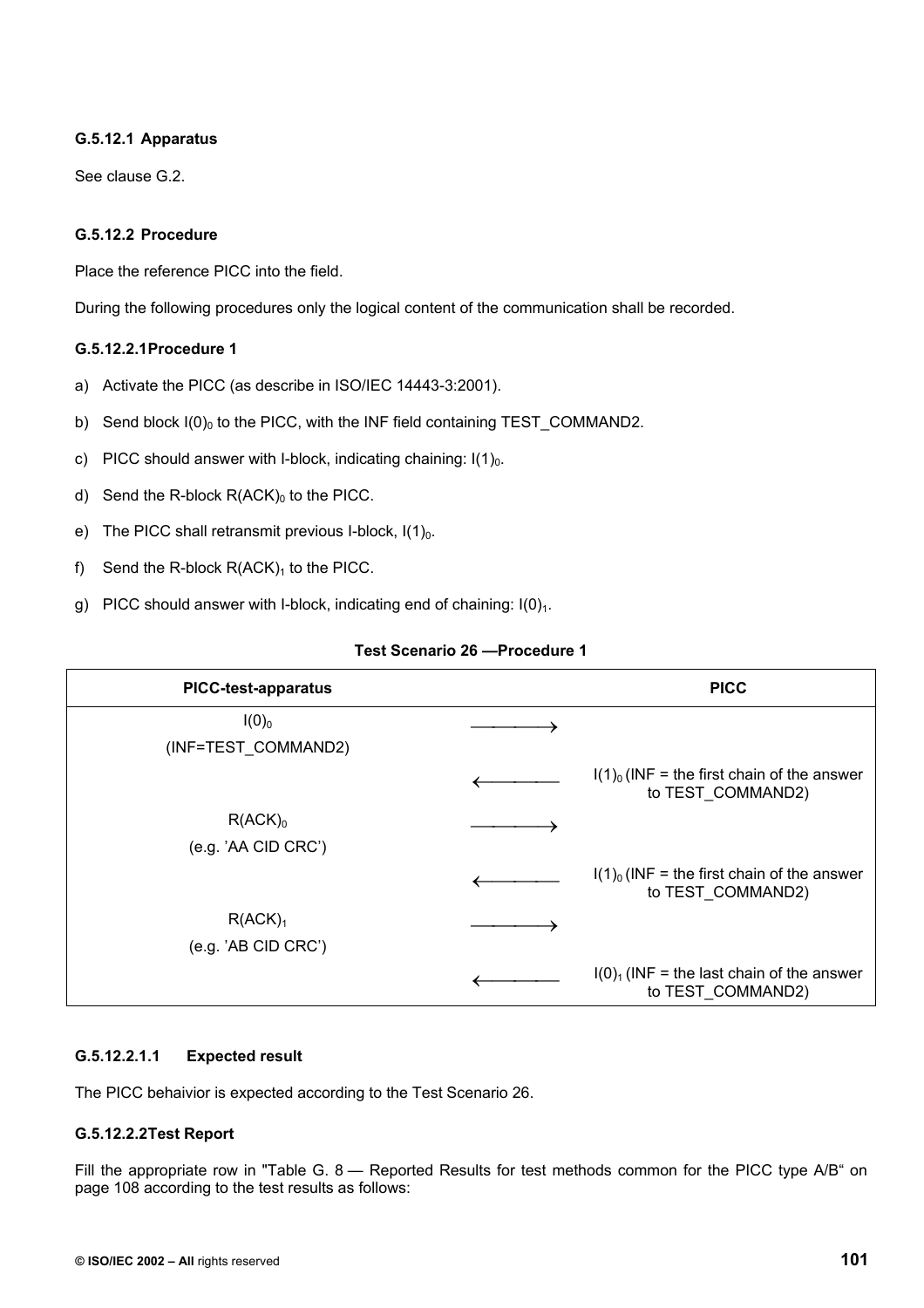#### G.5.12.1 Apparatus

See clause G.2.

#### G.5.12.2 Procedure

Place the reference PICC into the field.

During the following procedures only the logical content of the communication shall be recorded.

##### G.5.12.2.1Procedure 1

a) Activate the PICC (as describe in ISO/IEC 14443-3:2001).

b) Send block $I(0)_0$ to the PICC, with the INF field containing TEST_COMMAND2.

c) PICC should answer with I-block, indicating chaining: $I(1)_0$.

d) Send the R-block $R(ACK)_0$ to the PICC.

e) The PICC shall retransmit previous I-block, $I(1)_0$.

f) Send the R-block $R(ACK)_1$ to the PICC.

g) PICC should answer with I-block, indicating end of chaining: $I(0)_1$.

**Test Scenario 26 —Procedure 1**

| PICC-test-apparatus | | PICC |
|---|---|---|
| $I(0)_0$ (INF=TEST_COMMAND2) | ⟶ | |
| | ⟵ | $I(1)_0$ (INF = the first chain of the answer to TEST_COMMAND2) |
| $R(ACK)_0$ (e.g. 'AA CID CRC') | ⟶ | |
| | ⟵ | $I(1)_0$ (INF = the first chain of the answer to TEST_COMMAND2) |
| $R(ACK)_1$ (e.g. 'AB CID CRC') | ⟶ | |
| | ⟵ | $I(0)_1$ (INF = the last chain of the answer to TEST_COMMAND2) |

###### G.5.12.2.1.1 Expected result

The PICC behaivior is expected according to the Test Scenario 26.

##### G.5.12.2.2Test Report

Fill the appropriate row in "Table G. 8 — Reported Results for test methods common for the PICC type A/B" on page 108 according to the test results as follows: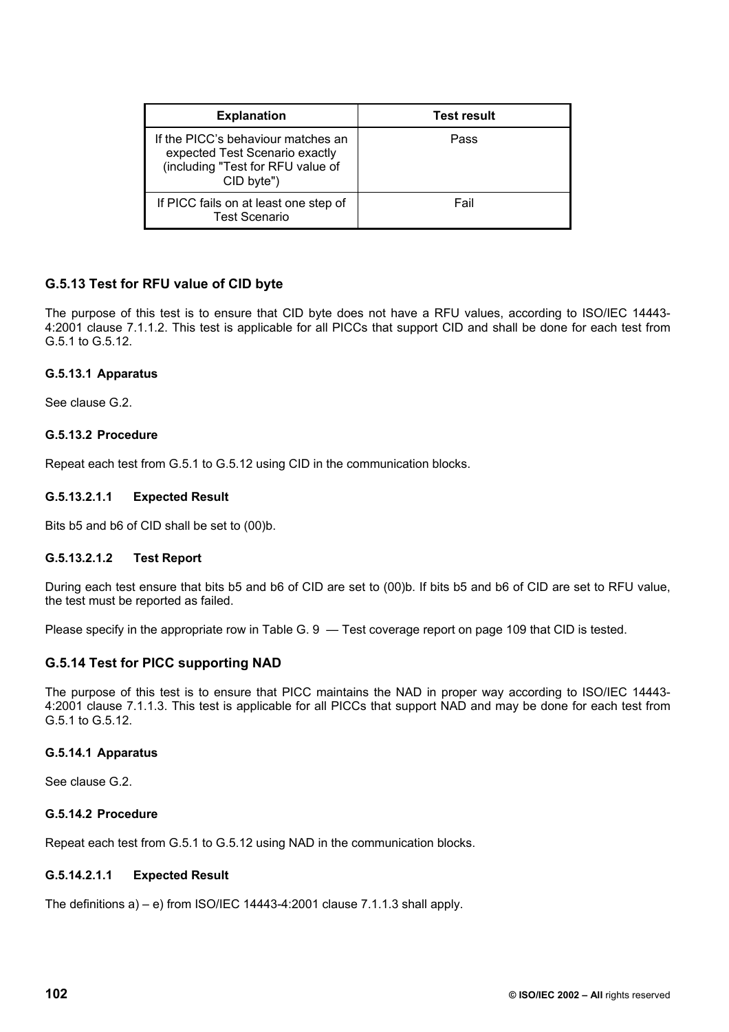| Explanation | Test result |
|---|---|
| If the PICC's behaviour matches an expected Test Scenario exactly (including "Test for RFU value of CID byte") | Pass |
| If PICC fails on at least one step of Test Scenario | Fail |

### G.5.13 Test for RFU value of CID byte

The purpose of this test is to ensure that CID byte does not have a RFU values, according to ISO/IEC 14443-4:2001 clause 7.1.1.2. This test is applicable for all PICCs that support CID and shall be done for each test from G.5.1 to G.5.12.

#### G.5.13.1 Apparatus

See clause G.2.

#### G.5.13.2 Procedure

Repeat each test from G.5.1 to G.5.12 using CID in the communication blocks.

##### G.5.13.2.1.1 Expected Result

Bits b5 and b6 of CID shall be set to (00)b.

##### G.5.13.2.1.2 Test Report

During each test ensure that bits b5 and b6 of CID are set to (00)b. If bits b5 and b6 of CID are set to RFU value, the test must be reported as failed.

Please specify in the appropriate row in Table G. 9 — Test coverage report on page 109 that CID is tested.

### G.5.14 Test for PICC supporting NAD

The purpose of this test is to ensure that PICC maintains the NAD in proper way according to ISO/IEC 14443-4:2001 clause 7.1.1.3. This test is applicable for all PICCs that support NAD and may be done for each test from G.5.1 to G.5.12.

#### G.5.14.1 Apparatus

See clause G.2.

#### G.5.14.2 Procedure

Repeat each test from G.5.1 to G.5.12 using NAD in the communication blocks.

##### G.5.14.2.1.1 Expected Result

The definitions a) – e) from ISO/IEC 14443-4:2001 clause 7.1.1.3 shall apply.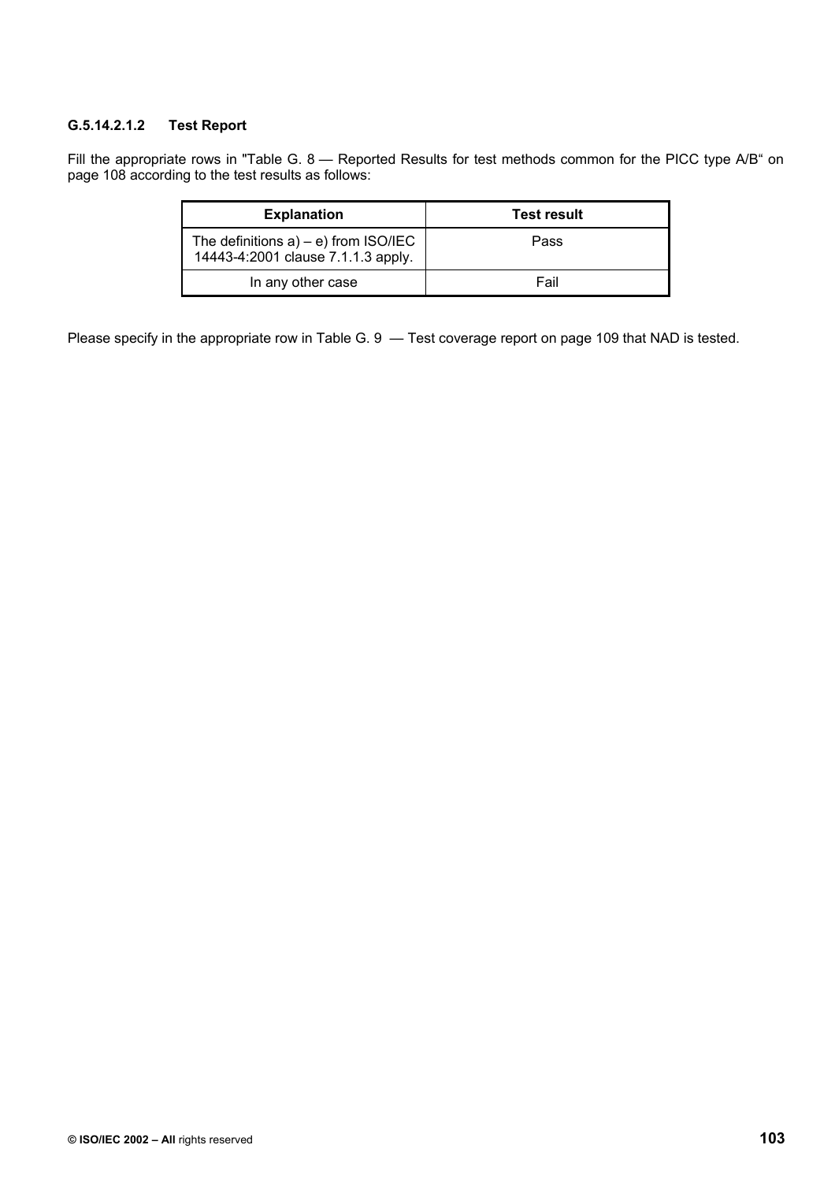#### G.5.14.2.1.2 Test Report

Fill the appropriate rows in "Table G. 8 — Reported Results for test methods common for the PICC type A/B" on page 108 according to the test results as follows:

| Explanation | Test result |
|---|---|
| The definitions a) – e) from ISO/IEC 14443-4:2001 clause 7.1.1.3 apply. | Pass |
| In any other case | Fail |

Please specify in the appropriate row in Table G. 9 — Test coverage report on page 109 that NAD is tested.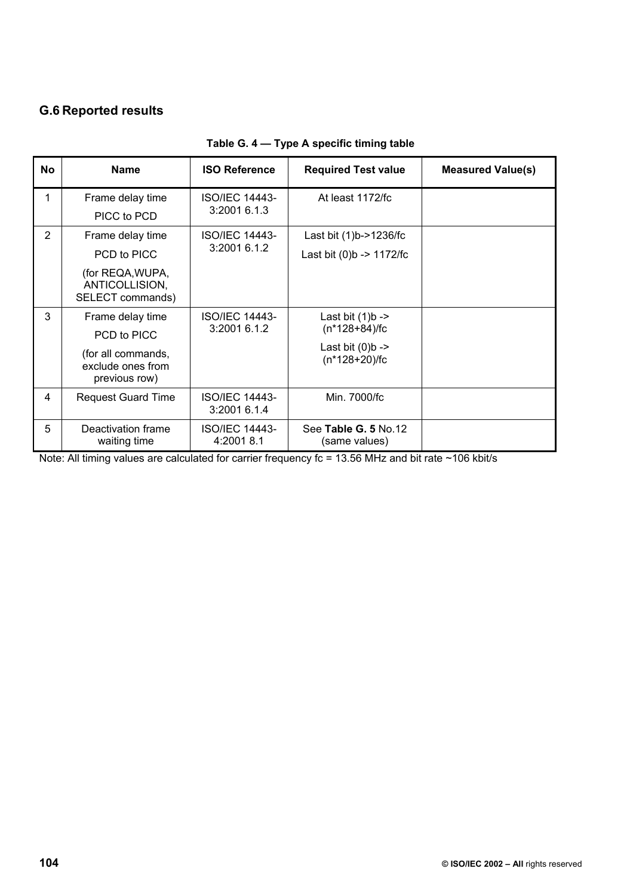## G.6 Reported results

**Table G. 4 — Type A specific timing table**

| No | Name | ISO Reference | Required Test value | Measured Value(s) |
|---|---|---|---|---|
| 1 | Frame delay time PICC to PCD | ISO/IEC 14443-3:2001 6.1.3 | At least 1172/fc | |
| 2 | Frame delay time PCD to PICC (for REQA,WUPA, ANTICOLLISION, SELECT commands) | ISO/IEC 14443-3:2001 6.1.2 | Last bit (1)b->1236/fc<br>Last bit (0)b -> 1172/fc | |
| 3 | Frame delay time PCD to PICC (for all commands, exclude ones from previous row) | ISO/IEC 14443-3:2001 6.1.2 | Last bit (1)b -> (n*128+84)/fc<br>Last bit (0)b -> (n*128+20)/fc | |
| 4 | Request Guard Time | ISO/IEC 14443-3:2001 6.1.4 | Min. 7000/fc | |
| 5 | Deactivation frame waiting time | ISO/IEC 14443-4:2001 8.1 | See **Table G. 5** No.12 (same values) | |

Note: All timing values are calculated for carrier frequency fc = 13.56 MHz and bit rate ~106 kbit/s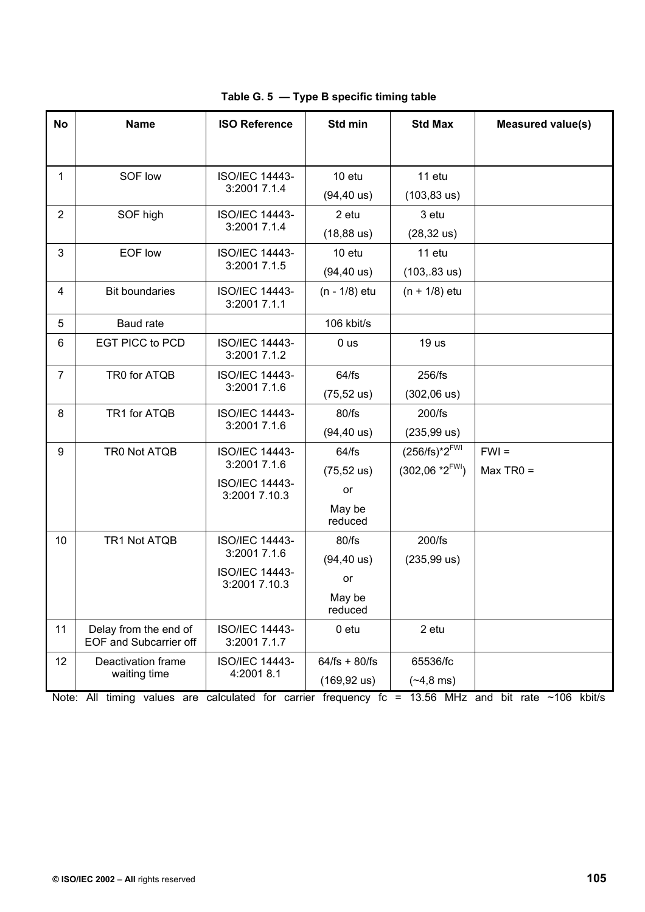**Table G. 5 — Type B specific timing table**

| No | Name | ISO Reference | Std min | Std Max | Measured value(s) |
|---|---|---|---|---|---|
| 1 | SOF low | ISO/IEC 14443-3:2001 7.1.4 | 10 etu (94,40 us) | 11 etu (103,83 us) | |
| 2 | SOF high | ISO/IEC 14443-3:2001 7.1.4 | 2 etu (18,88 us) | 3 etu (28,32 us) | |
| 3 | EOF low | ISO/IEC 14443-3:2001 7.1.5 | 10 etu (94,40 us) | 11 etu (103,.83 us) | |
| 4 | Bit boundaries | ISO/IEC 14443-3:2001 7.1.1 | (n - 1/8) etu | (n + 1/8) etu | |
| 5 | Baud rate | | 106 kbit/s | | |
| 6 | EGT PICC to PCD | ISO/IEC 14443-3:2001 7.1.2 | 0 us | 19 us | |
| 7 | TR0 for ATQB | ISO/IEC 14443-3:2001 7.1.6 | 64/fs (75,52 us) | 256/fs (302,06 us) | |
| 8 | TR1 for ATQB | ISO/IEC 14443-3:2001 7.1.6 | 80/fs (94,40 us) | 200/fs (235,99 us) | |
| 9 | TR0 Not ATQB | ISO/IEC 14443-3:2001 7.1.6<br>ISO/IEC 14443-3:2001 7.10.3 | 64/fs (75,52 us) or May be reduced | $(256/fs)*2^{FWI}$ $(302,06 *2^{FWI})$ | FWI =<br>Max TR0 = |
| 10 | TR1 Not ATQB | ISO/IEC 14443-3:2001 7.1.6<br>ISO/IEC 14443-3:2001 7.10.3 | 80/fs (94,40 us) or May be reduced | 200/fs (235,99 us) | |
| 11 | Delay from the end of EOF and Subcarrier off | ISO/IEC 14443-3:2001 7.1.7 | 0 etu | 2 etu | |
| 12 | Deactivation frame waiting time | ISO/IEC 14443-4:2001 8.1 | 64/fs + 80/fs (169,92 us) | 65536/fc (~4,8 ms) | |

Note: All timing values are calculated for carrier frequency fc = 13.56 MHz and bit rate ~106 kbit/s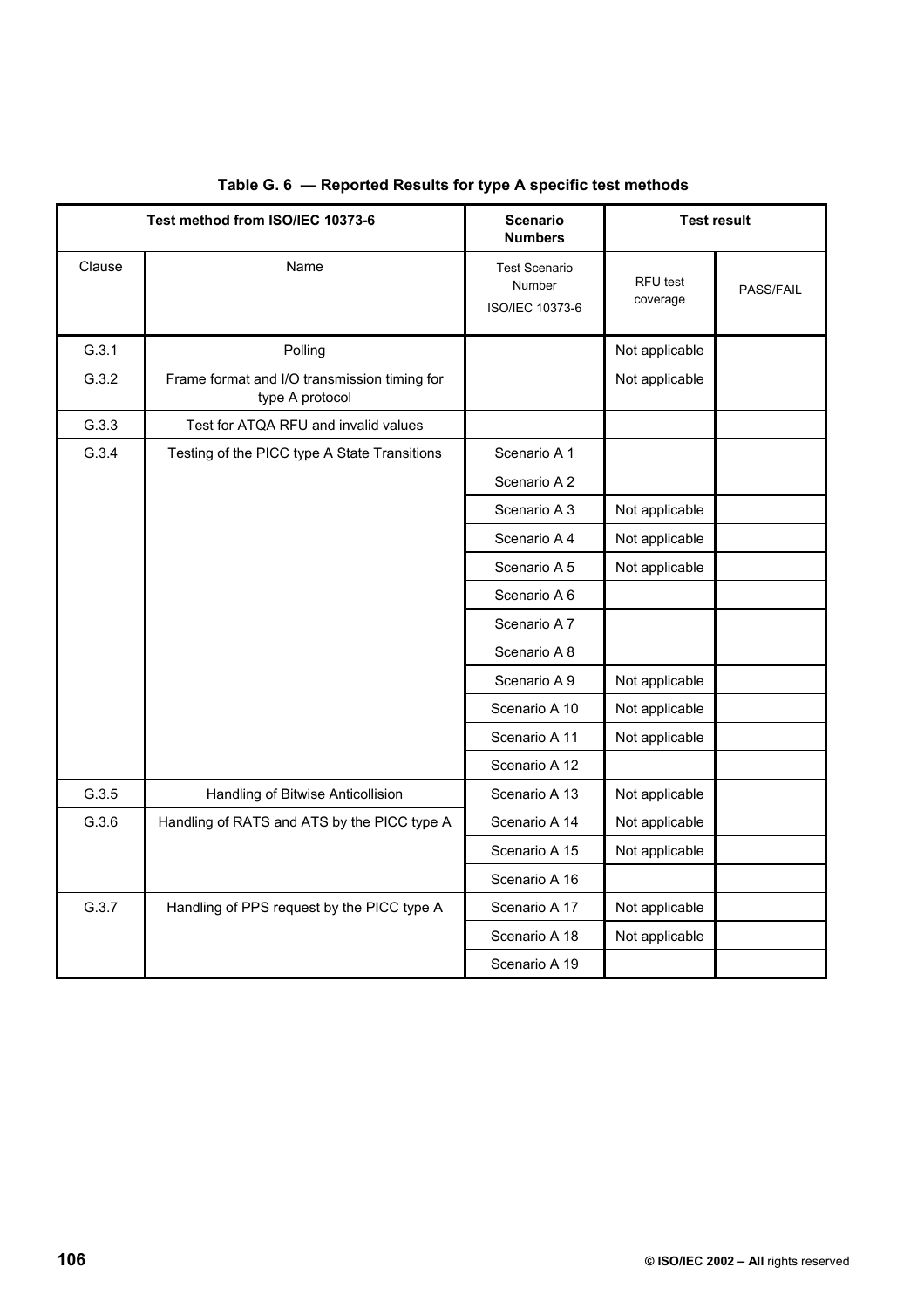**Table G. 6 — Reported Results for type A specific test methods**

| Test method from ISO/IEC 10373-6 | | Scenario Numbers | Test result | |
|---|---|---|---|---|
| Clause | Name | Test Scenario Number ISO/IEC 10373-6 | RFU test coverage | PASS/FAIL |
| G.3.1 | Polling | | Not applicable | |
| G.3.2 | Frame format and I/O transmission timing for type A protocol | | Not applicable | |
| G.3.3 | Test for ATQA RFU and invalid values | | | |
| G.3.4 | Testing of the PICC type A State Transitions | Scenario A 1 | | |
| | | Scenario A 2 | | |
| | | Scenario A 3 | Not applicable | |
| | | Scenario A 4 | Not applicable | |
| | | Scenario A 5 | Not applicable | |
| | | Scenario A 6 | | |
| | | Scenario A 7 | | |
| | | Scenario A 8 | | |
| | | Scenario A 9 | Not applicable | |
| | | Scenario A 10 | Not applicable | |
| | | Scenario A 11 | Not applicable | |
| | | Scenario A 12 | | |
| G.3.5 | Handling of Bitwise Anticollision | Scenario A 13 | Not applicable | |
| G.3.6 | Handling of RATS and ATS by the PICC type A | Scenario A 14 | Not applicable | |
| | | Scenario A 15 | Not applicable | |
| | | Scenario A 16 | | |
| G.3.7 | Handling of PPS request by the PICC type A | Scenario A 17 | Not applicable | |
| | | Scenario A 18 | Not applicable | |
| | | Scenario A 19 | | |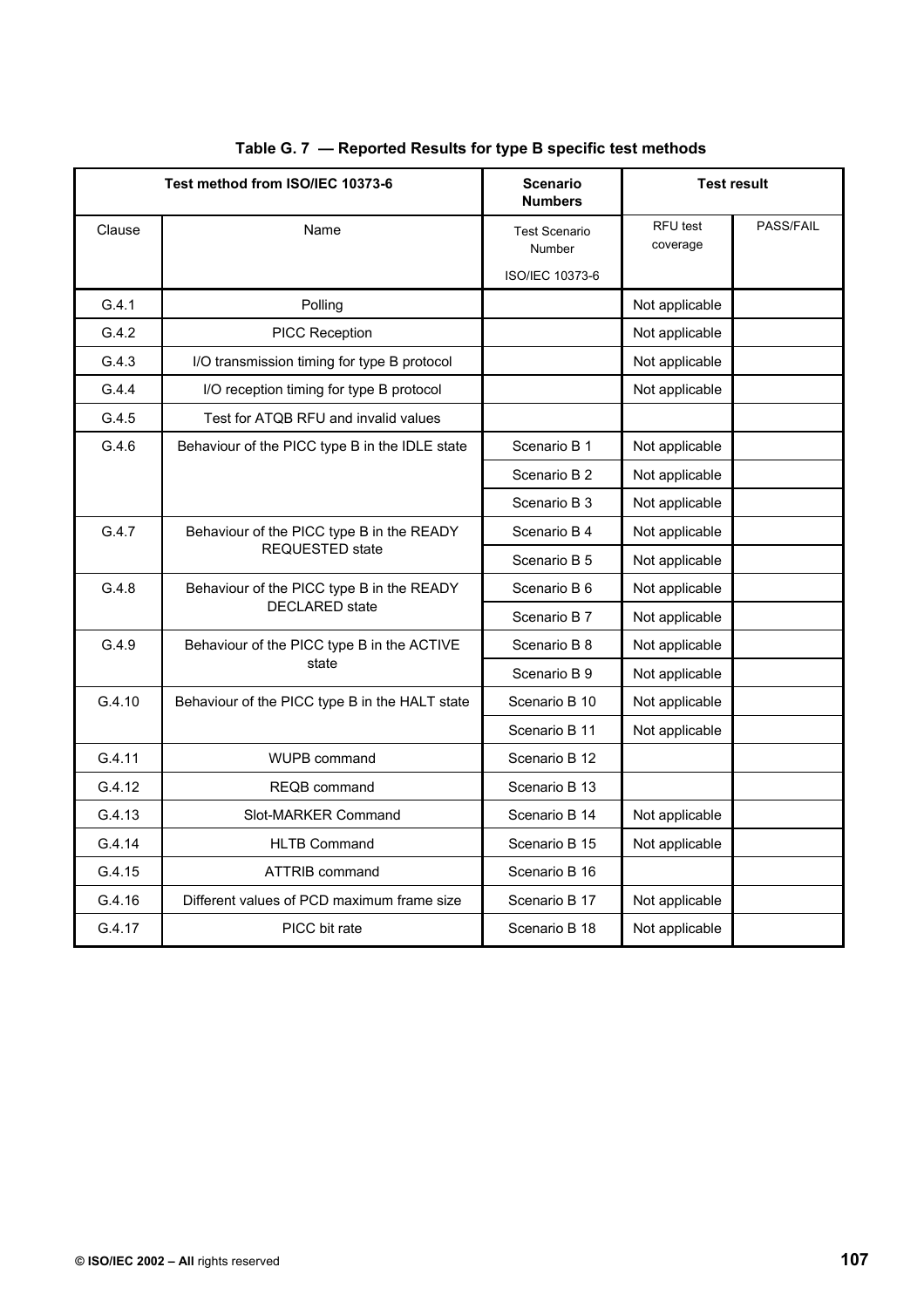**Table G. 7 — Reported Results for type B specific test methods**

| Test method from ISO/IEC 10373-6 | | Scenario Numbers | Test result | |
|---|---|---|---|---|
| Clause | Name | Test Scenario Number ISO/IEC 10373-6 | RFU test coverage | PASS/FAIL |
| G.4.1 | Polling | | Not applicable | |
| G.4.2 | PICC Reception | | Not applicable | |
| G.4.3 | I/O transmission timing for type B protocol | | Not applicable | |
| G.4.4 | I/O reception timing for type B protocol | | Not applicable | |
| G.4.5 | Test for ATQB RFU and invalid values | | | |
| G.4.6 | Behaviour of the PICC type B in the IDLE state | Scenario B 1 | Not applicable | |
| | | Scenario B 2 | Not applicable | |
| | | Scenario B 3 | Not applicable | |
| G.4.7 | Behaviour of the PICC type B in the READY REQUESTED state | Scenario B 4 | Not applicable | |
| | | Scenario B 5 | Not applicable | |
| G.4.8 | Behaviour of the PICC type B in the READY DECLARED state | Scenario B 6 | Not applicable | |
| | | Scenario B 7 | Not applicable | |
| G.4.9 | Behaviour of the PICC type B in the ACTIVE state | Scenario B 8 | Not applicable | |
| | | Scenario B 9 | Not applicable | |
| G.4.10 | Behaviour of the PICC type B in the HALT state | Scenario B 10 | Not applicable | |
| | | Scenario B 11 | Not applicable | |
| G.4.11 | WUPB command | Scenario B 12 | | |
| G.4.12 | REQB command | Scenario B 13 | | |
| G.4.13 | Slot-MARKER Command | Scenario B 14 | Not applicable | |
| G.4.14 | HLTB Command | Scenario B 15 | Not applicable | |
| G.4.15 | ATTRIB command | Scenario B 16 | | |
| G.4.16 | Different values of PCD maximum frame size | Scenario B 17 | Not applicable | |
| G.4.17 | PICC bit rate | Scenario B 18 | Not applicable | |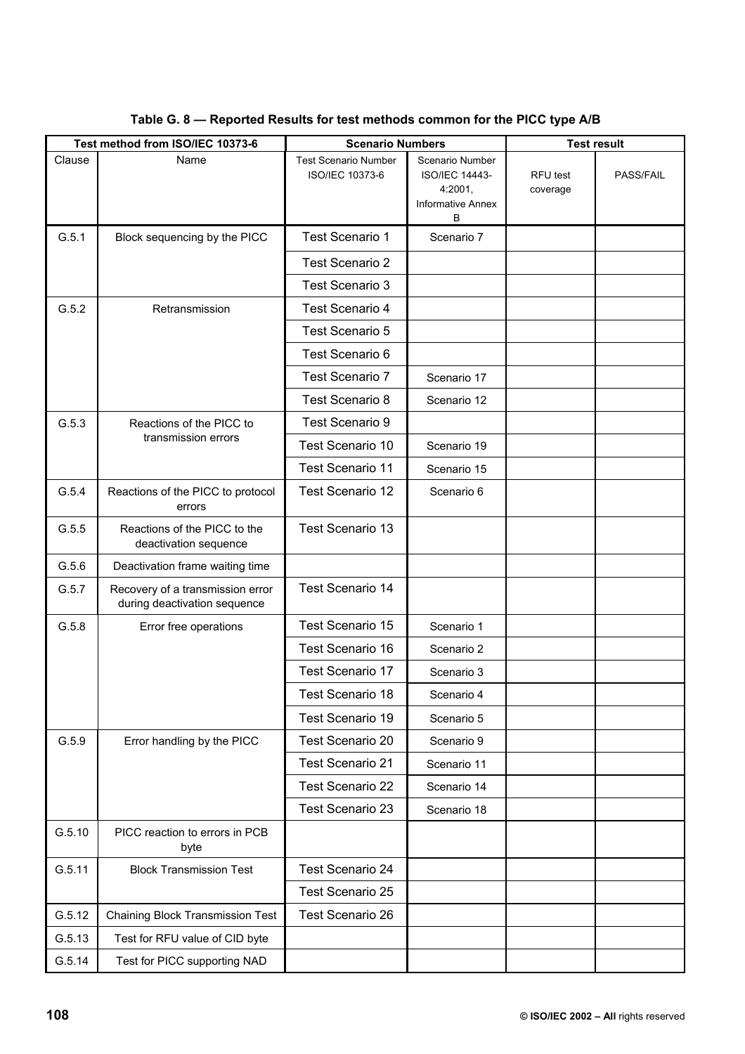**Table G. 8 — Reported Results for test methods common for the PICC type A/B**

| Test method from ISO/IEC 10373-6 | | Scenario Numbers | | Test result | |
|---|---|---|---|---|---|
| Clause | Name | Test Scenario Number ISO/IEC 10373-6 | Scenario Number ISO/IEC 14443-4:2001, Informative Annex B | RFU test coverage | PASS/FAIL |
| G.5.1 | Block sequencing by the PICC | Test Scenario 1 | Scenario 7 | | |
| | | Test Scenario 2 | | | |
| | | Test Scenario 3 | | | |
| G.5.2 | Retransmission | Test Scenario 4 | | | |
| | | Test Scenario 5 | | | |
| | | Test Scenario 6 | | | |
| | | Test Scenario 7 | Scenario 17 | | |
| | | Test Scenario 8 | Scenario 12 | | |
| G.5.3 | Reactions of the PICC to transmission errors | Test Scenario 9 | | | |
| | | Test Scenario 10 | Scenario 19 | | |
| | | Test Scenario 11 | Scenario 15 | | |
| G.5.4 | Reactions of the PICC to protocol errors | Test Scenario 12 | Scenario 6 | | |
| G.5.5 | Reactions of the PICC to the deactivation sequence | Test Scenario 13 | | | |
| G.5.6 | Deactivation frame waiting time | | | | |
| G.5.7 | Recovery of a transmission error during deactivation sequence | Test Scenario 14 | | | |
| G.5.8 | Error free operations | Test Scenario 15 | Scenario 1 | | |
| | | Test Scenario 16 | Scenario 2 | | |
| | | Test Scenario 17 | Scenario 3 | | |
| | | Test Scenario 18 | Scenario 4 | | |
| | | Test Scenario 19 | Scenario 5 | | |
| G.5.9 | Error handling by the PICC | Test Scenario 20 | Scenario 9 | | |
| | | Test Scenario 21 | Scenario 11 | | |
| | | Test Scenario 22 | Scenario 14 | | |
| | | Test Scenario 23 | Scenario 18 | | |
| G.5.10 | PICC reaction to errors in PCB byte | | | | |
| G.5.11 | Block Transmission Test | Test Scenario 24 | | | |
| | | Test Scenario 25 | | | |
| G.5.12 | Chaining Block Transmission Test | Test Scenario 26 | | | |
| G.5.13 | Test for RFU value of CID byte | | | | |
| G.5.14 | Test for PICC supporting NAD | | | | |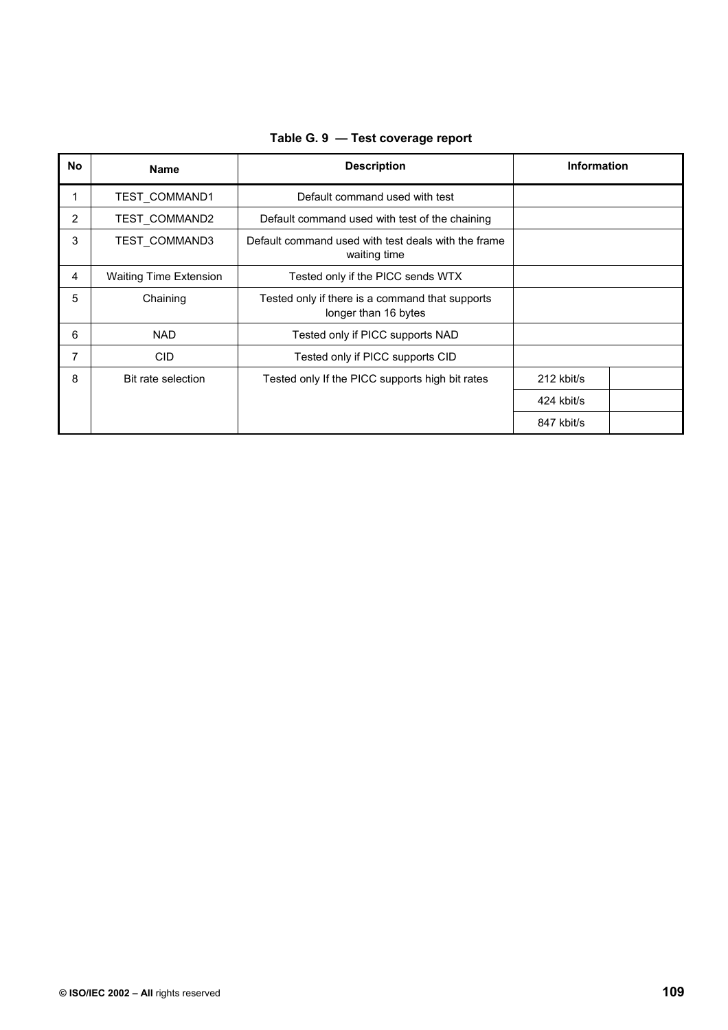**Table G. 9 — Test coverage report**

| No | Name | Description | Information | |
|---|---|---|---|---|
| 1 | TEST_COMMAND1 | Default command used with test | | |
| 2 | TEST_COMMAND2 | Default command used with test of the chaining | | |
| 3 | TEST_COMMAND3 | Default command used with test deals with the frame waiting time | | |
| 4 | Waiting Time Extension | Tested only if the PICC sends WTX | | |
| 5 | Chaining | Tested only if there is a command that supports longer than 16 bytes | | |
| 6 | NAD | Tested only if PICC supports NAD | | |
| 7 | CID | Tested only if PICC supports CID | | |
| 8 | Bit rate selection | Tested only If the PICC supports high bit rates | 212 kbit/s | |
| | | | 424 kbit/s | |
| | | | 847 kbit/s | |